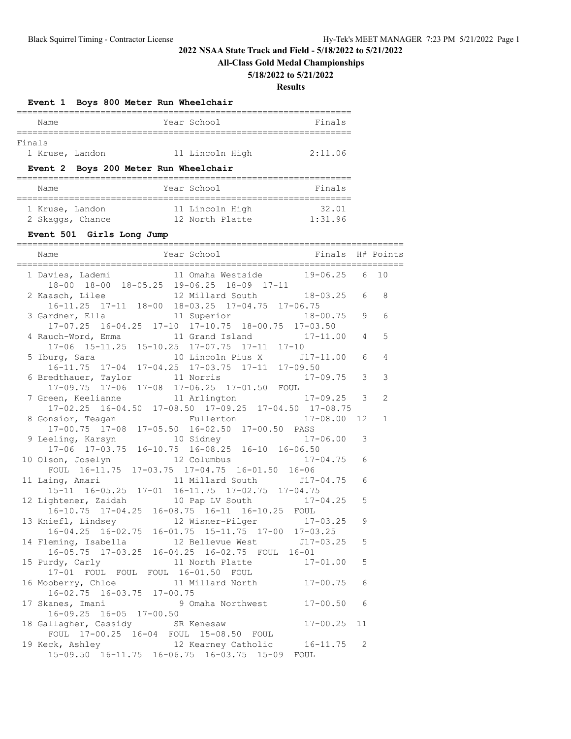## 2022 NSAA State Track and Field - 5/18/2022 to 5/21/2022

### All-Class Gold Medal Championships

### 5/18/2022 to 5/21/2022

### Results

#### Event 1 Boys 800 Meter Run Wheelchair

| Name | Year | School | Finals |
|---|---|---|---|
| **Finals** | | | |
| 1 Kruse, Landon | 11 | Lincoln High | 2:11.06 |

#### Event 2 Boys 200 Meter Run Wheelchair

| Name | Year | School | Finals |
|---|---|---|---|
| 1 Kruse, Landon | 11 | Lincoln High | 32.01 |
| 2 Skaggs, Chance | 12 | North Platte | 1:31.96 |

#### Event 501 Girls Long Jump

| Name | Year | School | Finals | H# | Points |
|---|---|---|---|---|---|
| 1 Davies, Lademi | 11 | Omaha Westside | 19-06.25 | 6 | 10 |
| 18-00 18-00 18-05.25 19-06.25 18-09 17-11 | | | | | |
| 2 Kaasch, Lilee | 12 | Millard South | 18-03.25 | 6 | 8 |
| 16-11.25 17-11 18-00 18-03.25 17-04.75 17-06.75 | | | | | |
| 3 Gardner, Ella | 11 | Superior | 18-00.75 | 9 | 6 |
| 17-07.25 16-04.25 17-10 17-10.75 18-00.75 17-03.50 | | | | | |
| 4 Rauch-Word, Emma | 11 | Grand Island | 17-11.00 | 4 | 5 |
| 17-06 15-11.25 15-10.25 17-07.75 17-11 17-10 | | | | | |
| 5 Iburg, Sara | 10 | Lincoln Pius X | J17-11.00 | 6 | 4 |
| 16-11.75 17-04 17-04.25 17-03.75 17-11 17-09.50 | | | | | |
| 6 Bredthauer, Taylor | 11 | Norris | 17-09.75 | 3 | 3 |
| 17-09.75 17-06 17-08 17-06.25 17-01.50 FOUL | | | | | |
| 7 Green, Keelianne | 11 | Arlington | 17-09.25 | 3 | 2 |
| 17-02.25 16-04.50 17-08.50 17-09.25 17-04.50 17-08.75 | | | | | |
| 8 Gonsior, Teagan | | Fullerton | 17-08.00 | 12 | 1 |
| 17-00.75 17-08 17-05.50 16-02.50 17-00.50 PASS | | | | | |
| 9 Leeling, Karsyn | 10 | Sidney | 17-06.00 | 3 | |
| 17-06 17-03.75 16-10.75 16-08.25 16-10 16-06.50 | | | | | |
| 10 Olson, Joselyn | 12 | Columbus | 17-04.75 | 6 | |
| FOUL 16-11.75 17-03.75 17-04.75 16-01.50 16-06 | | | | | |
| 11 Laing, Amari | 11 | Millard South | J17-04.75 | 6 | |
| 15-11 16-05.25 17-01 16-11.75 17-02.75 17-04.75 | | | | | |
| 12 Lightener, Zaidah | 10 | Pap LV South | 17-04.25 | 5 | |
| 16-10.75 17-04.25 16-08.75 16-11 16-10.25 FOUL | | | | | |
| 13 Kniefl, Lindsey | 12 | Wisner-Pilger | 17-03.25 | 9 | |
| 16-04.25 16-02.75 16-01.75 15-11.75 17-00 17-03.25 | | | | | |
| 14 Fleming, Isabella | 12 | Bellevue West | J17-03.25 | 5 | |
| 16-05.75 17-03.25 16-04.25 16-02.75 FOUL 16-01 | | | | | |
| 15 Purdy, Carly | 11 | North Platte | 17-01.00 | 5 | |
| 17-01 FOUL FOUL FOUL 16-01.50 FOUL | | | | | |
| 16 Mooberry, Chloe | 11 | Millard North | 17-00.75 | 6 | |
| 16-02.75 16-03.75 17-00.75 | | | | | |
| 17 Skanes, Imani | 9 | Omaha Northwest | 17-00.50 | 6 | |
| 16-09.25 16-05 17-00.50 | | | | | |
| 18 Gallagher, Cassidy | SR | Kenesaw | 17-00.25 | 11 | |
| FOUL 17-00.25 16-04 FOUL 15-08.50 FOUL | | | | | |
| 19 Keck, Ashley | 12 | Kearney Catholic | 16-11.75 | 2 | |
| 15-09.50 16-11.75 16-06.75 16-03.75 15-09 FOUL | | | | | |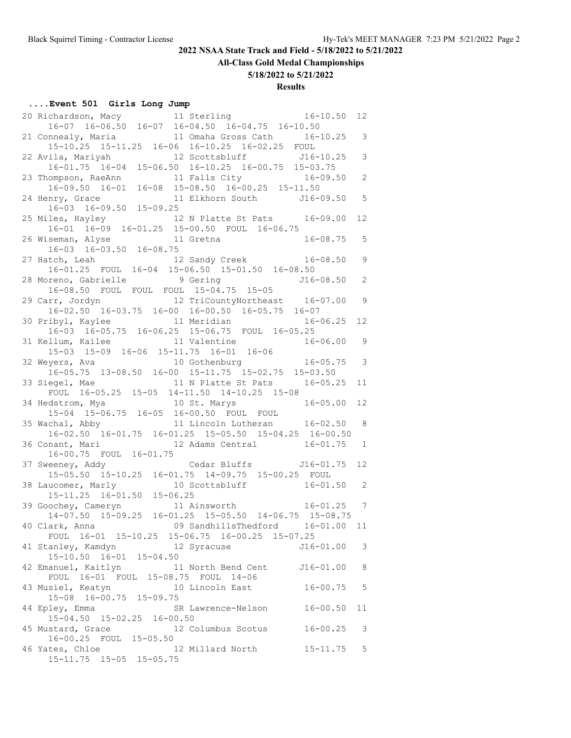# 2022 NSAA State Track and Field - 5/18/2022 to 5/21/2022

## All-Class Gold Medal Championships

### 5/18/2022 to 5/21/2022

### Results

#### ....Event 501 Girls Long Jump

```
 20 Richardson, Macy          11 Sterling              16-10.50  12
     16-07  16-06.50  16-07  16-04.50  16-04.75  16-10.50
 21 Connealy, Maria           11 Omaha Gross Cath      16-10.25   3
     15-10.25  15-11.25  16-06  16-10.25  16-02.25  FOUL
 22 Avila, Mariyah            12 Scottsbluff          J16-10.25   3
     16-01.75  16-04  15-06.50  16-10.25  16-00.75  15-03.75
 23 Thompson, RaeAnn          11 Falls City            16-09.50   2
     16-09.50  16-01  16-08  15-08.50  16-00.25  15-11.50
 24 Henry, Grace              11 Elkhorn South        J16-09.50   5
     16-03  16-09.50  15-09.25
 25 Miles, Hayley             12 N Platte St Pats      16-09.00  12
     16-01  16-09  16-01.25  15-00.50  FOUL  16-06.75
 26 Wiseman, Alyse            11 Gretna                16-08.75   5
     16-03  16-03.50  16-08.75
 27 Hatch, Leah               12 Sandy Creek           16-08.50   9
     16-01.25  FOUL  16-04  15-06.50  15-01.50  16-08.50
 28 Moreno, Gabrielle          9 Gering               J16-08.50   2
     16-08.50  FOUL  FOUL  FOUL  15-04.75  15-05
 29 Carr, Jordyn              12 TriCountyNortheast    16-07.00   9
     16-02.50  16-03.75  16-00  16-00.50  16-05.75  16-07
 30 Pribyl, Kaylee            11 Meridian              16-06.25  12
     16-03  16-05.75  16-06.25  15-06.75  FOUL  16-05.25
 31 Kellum, Kailee            11 Valentine             16-06.00   9
     15-03  15-09  16-06  15-11.75  16-01  16-06
 32 Weyers, Ava               10 Gothenburg            16-05.75   3
     16-05.75  13-08.50  16-00  15-11.75  15-02.75  15-03.50
 33 Siegel, Mae               11 N Platte St Pats      16-05.25  11
     FOUL  16-05.25  15-05  14-11.50  14-10.25  15-08
 34 Hedstrom, Mya             10 St. Marys             16-05.00  12
     15-04  15-06.75  16-05  16-00.50  FOUL  FOUL
 35 Wachal, Abby              11 Lincoln Lutheran      16-02.50   8
     16-02.50  16-01.75  16-01.25  15-05.50  15-04.25  16-00.50
 36 Conant, Mari              12 Adams Central         16-01.75   1
     16-00.75  FOUL  16-01.75
 37 Sweeney, Addy                Cedar Bluffs         J16-01.75  12
     15-05.50  15-10.25  16-01.75  14-09.75  15-00.25  FOUL
 38 Laucomer, Marly           10 Scottsbluff           16-01.50   2
     15-11.25  16-01.50  15-06.25
 39 Goochey, Cameryn          11 Ainsworth             16-01.25   7
     14-07.50  15-09.25  16-01.25  15-05.50  14-06.75  15-08.75
 40 Clark, Anna               09 SandhillsThedford     16-01.00  11
     FOUL  16-01  15-10.25  15-06.75  16-00.25  15-07.25
 41 Stanley, Kamdyn           12 Syracuse             J16-01.00   3
     15-10.50  16-01  15-04.50
 42 Emanuel, Kaitlyn          11 North Bend Cent      J16-01.00   8
     FOUL  16-01  FOUL  15-08.75  FOUL  14-06
 43 Musiel, Keatyn            10 Lincoln East          16-00.75   5
     15-08  16-00.75  15-09.75
 44 Epley, Emma               SR Lawrence-Nelson       16-00.50  11
     15-04.50  15-02.25  16-00.50
 45 Mustard, Grace            12 Columbus Scotus       16-00.25   3
     16-00.25  FOUL  15-05.50
 46 Yates, Chloe              12 Millard North         15-11.75   5
     15-11.75  15-05  15-05.75
```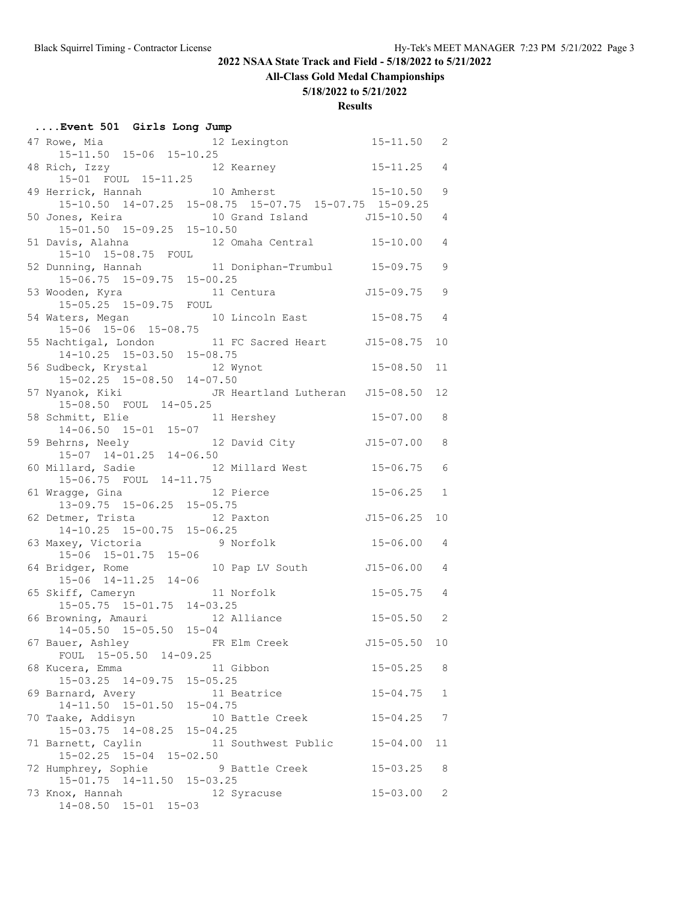## 2022 NSAA State Track and Field - 5/18/2022 to 5/21/2022

### All-Class Gold Medal Championships

### 5/18/2022 to 5/21/2022

### Results

#### ....Event 501 Girls Long Jump

```
 47 Rowe, Mia                 12 Lexington              15-11.50   2 
     15-11.50  15-06  15-10.25
 48 Rich, Izzy                12 Kearney                15-11.25   4 
     15-01  FOUL  15-11.25
 49 Herrick, Hannah           10 Amherst                15-10.50   9 
     15-10.50  14-07.25  15-08.75  15-07.75  15-07.75  15-09.25
 50 Jones, Keira              10 Grand Island          J15-10.50   4 
     15-01.50  15-09.25  15-10.50
 51 Davis, Alahna             12 Omaha Central          15-10.00   4 
     15-10  15-08.75  FOUL
 52 Dunning, Hannah           11 Doniphan-Trumbul       15-09.75   9 
     15-06.75  15-09.75  15-00.25
 53 Wooden, Kyra              11 Centura               J15-09.75   9 
     15-05.25  15-09.75  FOUL
 54 Waters, Megan             10 Lincoln East           15-08.75   4 
     15-06  15-06  15-08.75
 55 Nachtigal, London         11 FC Sacred Heart       J15-08.75  10 
     14-10.25  15-03.50  15-08.75
 56 Sudbeck, Krystal          12 Wynot                  15-08.50  11 
     15-02.25  15-08.50  14-07.50
 57 Nyanok, Kiki              JR Heartland Lutheran    J15-08.50  12 
     15-08.50  FOUL  14-05.25
 58 Schmitt, Elie             11 Hershey                15-07.00   8 
     14-06.50  15-01  15-07
 59 Behrns, Neely             12 David City            J15-07.00   8 
     15-07  14-01.25  14-06.50
 60 Millard, Sadie            12 Millard West           15-06.75   6 
     15-06.75  FOUL  14-11.75
 61 Wragge, Gina              12 Pierce                 15-06.25   1 
     13-09.75  15-06.25  15-05.75
 62 Detmer, Trista            12 Paxton                J15-06.25  10 
     14-10.25  15-00.75  15-06.25
 63 Maxey, Victoria            9 Norfolk                15-06.00   4 
     15-06  15-01.75  15-06
 64 Bridger, Rome             10 Pap LV South          J15-06.00   4 
     15-06  14-11.25  14-06
 65 Skiff, Cameryn            11 Norfolk                15-05.75   4 
     15-05.75  15-01.75  14-03.25
 66 Browning, Amauri          12 Alliance               15-05.50   2 
     14-05.50  15-05.50  15-04
 67 Bauer, Ashley             FR Elm Creek             J15-05.50  10 
     FOUL  15-05.50  14-09.25
 68 Kucera, Emma              11 Gibbon                 15-05.25   8 
     15-03.25  14-09.75  15-05.25
 69 Barnard, Avery            11 Beatrice               15-04.75   1 
     14-11.50  15-01.50  15-04.75
 70 Taake, Addisyn            10 Battle Creek           15-04.25   7 
     15-03.75  14-08.25  15-04.25
 71 Barnett, Caylin           11 Southwest Public       15-04.00  11 
     15-02.25  15-04  15-02.50
 72 Humphrey, Sophie           9 Battle Creek           15-03.25   8 
     15-01.75  14-11.50  15-03.25
 73 Knox, Hannah              12 Syracuse               15-03.00   2 
     14-08.50  15-01  15-03
```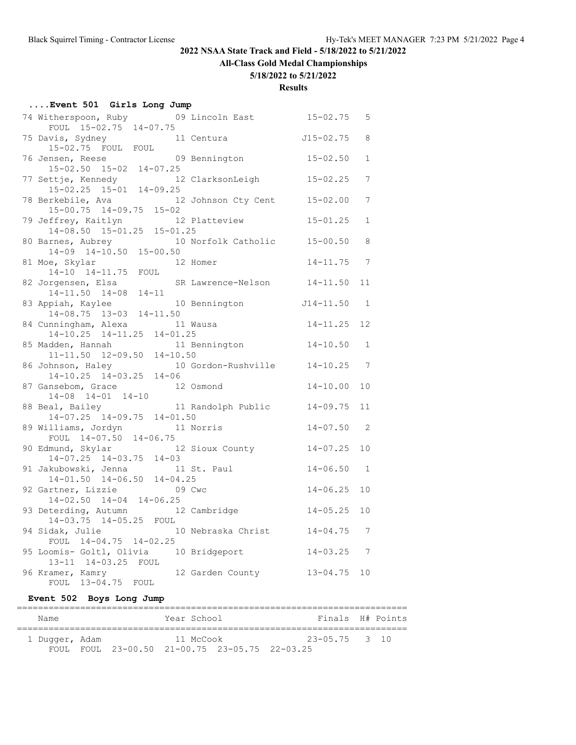## 2022 NSAA State Track and Field - 5/18/2022 to 5/21/2022

### All-Class Gold Medal Championships

### 5/18/2022 to 5/21/2022

### Results

### ....Event 501 Girls Long Jump

```
 74 Witherspoon, Ruby          09 Lincoln East           15-02.75   5
      FOUL  15-02.75  14-07.75
 75 Davis, Sydney              11 Centura               J15-02.75   8
      15-02.75  FOUL  FOUL
 76 Jensen, Reese              09 Bennington             15-02.50   1
      15-02.50  15-02  14-07.25
 77 Settje, Kennedy            12 ClarksonLeigh          15-02.25   7
      15-02.25  15-01  14-09.25
 78 Berkebile, Ava             12 Johnson Cty Cent       15-02.00   7
      15-00.75  14-09.75  15-02
 79 Jeffrey, Kaitlyn           12 Platteview             15-01.25   1
      14-08.50  15-01.25  15-01.25
 80 Barnes, Aubrey             10 Norfolk Catholic       15-00.50   8
      14-09  14-10.50  15-00.50
 81 Moe, Skylar                12 Homer                  14-11.75   7
      14-10  14-11.75  FOUL
 82 Jorgensen, Elsa            SR Lawrence-Nelson        14-11.50  11
      14-11.50  14-08  14-11
 83 Appiah, Kaylee             10 Bennington            J14-11.50   1
      14-08.75  13-03  14-11.50
 84 Cunningham, Alexa          11 Wausa                  14-11.25  12
      14-10.25  14-11.25  14-01.25
 85 Madden, Hannah             11 Bennington             14-10.50   1
      11-11.50  12-09.50  14-10.50
 86 Johnson, Haley             10 Gordon-Rushville       14-10.25   7
      14-10.25  14-03.25  14-06
 87 Gansebom, Grace            12 Osmond                 14-10.00  10
      14-08  14-01  14-10
 88 Beal, Bailey               11 Randolph Public        14-09.75  11
      14-07.25  14-09.75  14-01.50
 89 Williams, Jordyn           11 Norris                 14-07.50   2
      FOUL  14-07.50  14-06.75
 90 Edmund, Skylar             12 Sioux County           14-07.25  10
      14-07.25  14-03.75  14-03
 91 Jakubowski, Jenna          11 St. Paul               14-06.50   1
      14-01.50  14-06.50  14-04.25
 92 Gartner, Lizzie            09 Cwc                    14-06.25  10
      14-02.50  14-04  14-06.25
 93 Deterding, Autumn          12 Cambridge              14-05.25  10
      14-03.75  14-05.25  FOUL
 94 Sidak, Julie               10 Nebraska Christ        14-04.75   7
      FOUL  14-04.75  14-02.25
 95 Loomis- Goltl, Olivia      10 Bridgeport             14-03.25   7
      13-11  14-03.25  FOUL
 96 Kramer, Kamry              12 Garden County          13-04.75  10
      FOUL  13-04.75  FOUL
```

### Event 502 Boys Long Jump

```
=========================================================================
    Name                    Year School               Finals  H# Points
=========================================================================
  1 Dugger, Adam               11 McCook                 23-05.75   3  10
      FOUL  FOUL  23-00.50  21-00.75  23-05.75  22-03.25
```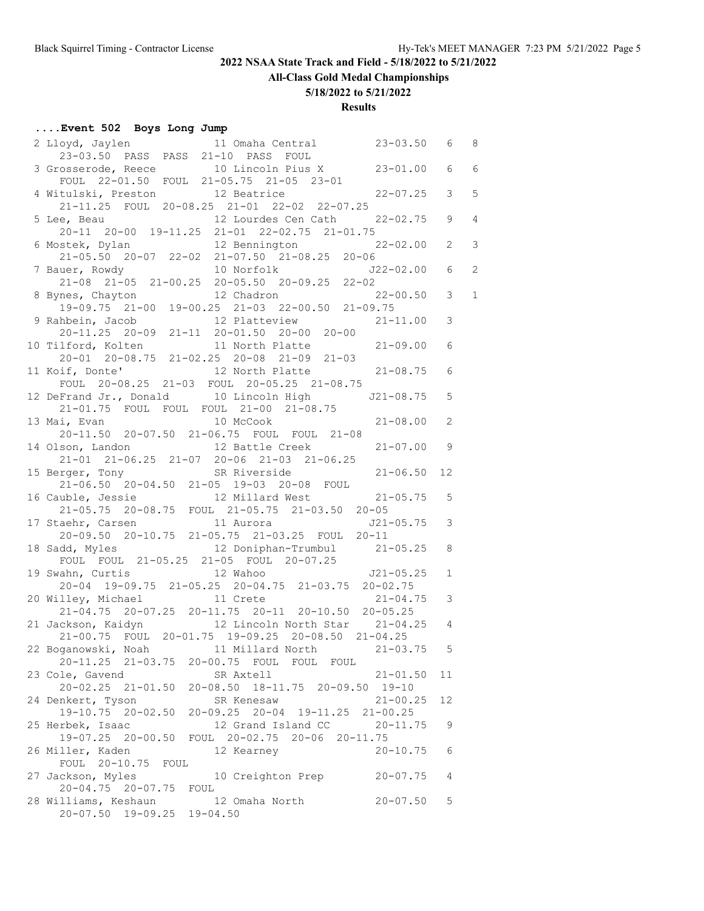## 2022 NSAA State Track and Field - 5/18/2022 to 5/21/2022

### All-Class Gold Medal Championships

### 5/18/2022 to 5/21/2022

### Results

**....Event 502 Boys Long Jump**

```
  2 Lloyd, Jaylen             11 Omaha Central         23-03.50   6   8 
     23-03.50  PASS  PASS  21-10  PASS  FOUL
  3 Grosserode, Reece         10 Lincoln Pius X        23-01.00   6   6 
     FOUL  22-01.50  FOUL  21-05.75  21-05  23-01
  4 Witulski, Preston         12 Beatrice              22-07.25   3   5 
     21-11.25  FOUL  20-08.25  21-01  22-02  22-07.25
  5 Lee, Beau                 12 Lourdes Cen Cath      22-02.75   9   4 
     20-11  20-00  19-11.25  21-01  22-02.75  21-01.75
  6 Mostek, Dylan             12 Bennington            22-02.00   2   3 
     21-05.50  20-07  22-02  21-07.50  21-08.25  20-06
  7 Bauer, Rowdy              10 Norfolk              J22-02.00   6   2 
     21-08  21-05  21-00.25  20-05.50  20-09.25  22-02
  8 Bynes, Chayton            12 Chadron               22-00.50   3   1 
     19-09.75  21-00  19-00.25  21-03  22-00.50  21-09.75
  9 Rahbein, Jacob            12 Platteview            21-11.00   3 
     20-11.25  20-09  21-11  20-01.50  20-00  20-00
 10 Tilford, Kolten           11 North Platte          21-09.00   6 
     20-01  20-08.75  21-02.25  20-08  21-09  21-03
 11 Koif, Donte'              12 North Platte          21-08.75   6 
     FOUL  20-08.25  21-03  FOUL  20-05.25  21-08.75
 12 DeFrand Jr., Donald       10 Lincoln High         J21-08.75   5 
     21-01.75  FOUL  FOUL  FOUL  21-00  21-08.75
 13 Mai, Evan                 10 McCook                21-08.00   2 
     20-11.50  20-07.50  21-06.75  FOUL  FOUL  21-08
 14 Olson, Landon             12 Battle Creek          21-07.00   9 
     21-01  21-06.25  21-07  20-06  21-03  21-06.25
 15 Berger, Tony              SR Riverside             21-06.50  12 
     21-06.50  20-04.50  21-05  19-03  20-08  FOUL
 16 Cauble, Jessie            12 Millard West          21-05.75   5 
     21-05.75  20-08.75  FOUL  21-05.75  21-03.50  20-05
 17 Staehr, Carsen            11 Aurora               J21-05.75   3 
     20-09.50  20-10.75  21-05.75  21-03.25  FOUL  20-11
 18 Sadd, Myles               12 Doniphan-Trumbul      21-05.25   8 
     FOUL  FOUL  21-05.25  21-05  FOUL  20-07.25
 19 Swahn, Curtis             12 Wahoo                J21-05.25   1 
     20-04  19-09.75  21-05.25  20-04.75  21-03.75  20-02.75
 20 Willey, Michael           11 Crete                 21-04.75   3 
     21-04.75  20-07.25  20-11.75  20-11  20-10.50  20-05.25
 21 Jackson, Kaidyn           12 Lincoln North Star    21-04.25   4 
     21-00.75  FOUL  20-01.75  19-09.25  20-08.50  21-04.25
 22 Boganowski, Noah          11 Millard North         21-03.75   5 
     20-11.25  21-03.75  20-00.75  FOUL  FOUL  FOUL
 23 Cole, Gavend              SR Axtell                21-01.50  11 
     20-02.25  21-01.50  20-08.50  18-11.75  20-09.50  19-10
 24 Denkert, Tyson            SR Kenesaw               21-00.25  12 
     19-10.75  20-02.50  20-09.25  20-04  19-11.25  21-00.25
 25 Herbek, Isaac             12 Grand Island CC       20-11.75   9 
     19-07.25  20-00.50  FOUL  20-02.75  20-06  20-11.75
 26 Miller, Kaden             12 Kearney               20-10.75   6 
     FOUL  20-10.75  FOUL
 27 Jackson, Myles            10 Creighton Prep        20-07.75   4 
     20-04.75  20-07.75  FOUL
 28 Williams, Keshaun         12 Omaha North           20-07.50   5 
     20-07.50  19-09.25  19-04.50
```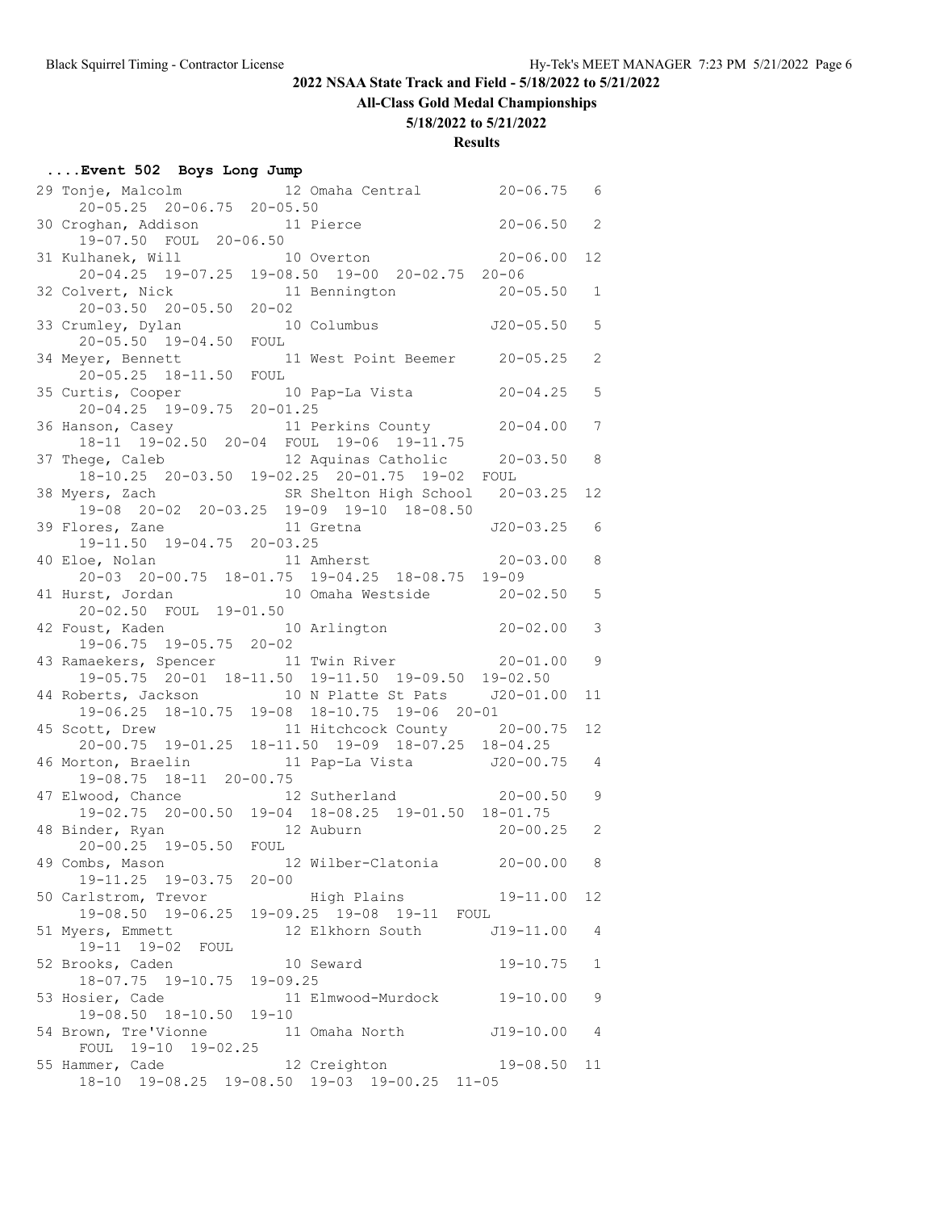## 2022 NSAA State Track and Field - 5/18/2022 to 5/21/2022

### All-Class Gold Medal Championships

**5/18/2022 to 5/21/2022**

**Results**

### ....Event 502 Boys Long Jump

```
 29 Tonje, Malcolm              12 Omaha Central          20-06.75   6
      20-05.25  20-06.75  20-05.50
 30 Croghan, Addison            11 Pierce                 20-06.50   2
      19-07.50  FOUL  20-06.50
 31 Kulhanek, Will              10 Overton                20-06.00  12
      20-04.25  19-07.25  19-08.50  19-00  20-02.75  20-06
 32 Colvert, Nick               11 Bennington             20-05.50   1
      20-03.50  20-05.50  20-02
 33 Crumley, Dylan              10 Columbus              J20-05.50   5
      20-05.50  19-04.50  FOUL
 34 Meyer, Bennett              11 West Point Beemer      20-05.25   2
      20-05.25  18-11.50  FOUL
 35 Curtis, Cooper              10 Pap-La Vista           20-04.25   5
      20-04.25  19-09.75  20-01.25
 36 Hanson, Casey               11 Perkins County         20-04.00   7
      18-11  19-02.50  20-04  FOUL  19-06  19-11.75
 37 Thege, Caleb                12 Aquinas Catholic       20-03.50   8
      18-10.25  20-03.50  19-02.25  20-01.75  19-02  FOUL
 38 Myers, Zach                 SR Shelton High School    20-03.25  12
      19-08  20-02  20-03.25  19-09  19-10  18-08.50
 39 Flores, Zane                11 Gretna                J20-03.25   6
      19-11.50  19-04.75  20-03.25
 40 Eloe, Nolan                 11 Amherst                20-03.00   8
      20-03  20-00.75  18-01.75  19-04.25  18-08.75  19-09
 41 Hurst, Jordan               10 Omaha Westside         20-02.50   5
      20-02.50  FOUL  19-01.50
 42 Foust, Kaden                10 Arlington              20-02.00   3
      19-06.75  19-05.75  20-02
 43 Ramaekers, Spencer          11 Twin River             20-01.00   9
      19-05.75  20-01  18-11.50  19-11.50  19-09.50  19-02.50
 44 Roberts, Jackson            10 N Platte St Pats      J20-01.00  11
      19-06.25  18-10.75  19-08  18-10.75  19-06  20-01
 45 Scott, Drew                 11 Hitchcock County       20-00.75  12
      20-00.75  19-01.25  18-11.50  19-09  18-07.25  18-04.25
 46 Morton, Braelin             11 Pap-La Vista          J20-00.75   4
      19-08.75  18-11  20-00.75
 47 Elwood, Chance              12 Sutherland             20-00.50   9
      19-02.75  20-00.50  19-04  18-08.25  19-01.50  18-01.75
 48 Binder, Ryan                12 Auburn                 20-00.25   2
      20-00.25  19-05.50  FOUL
 49 Combs, Mason                12 Wilber-Clatonia        20-00.00   8
      19-11.25  19-03.75  20-00
 50 Carlstrom, Trevor              High Plains            19-11.00  12
      19-08.50  19-06.25  19-09.25  19-08  19-11  FOUL
 51 Myers, Emmett               12 Elkhorn South         J19-11.00   4
      19-11  19-02  FOUL
 52 Brooks, Caden               10 Seward                 19-10.75   1
      18-07.75  19-10.75  19-09.25
 53 Hosier, Cade                11 Elmwood-Murdock        19-10.00   9
      19-08.50  18-10.50  19-10
 54 Brown, Tre'Vionne           11 Omaha North           J19-10.00   4
      FOUL  19-10  19-02.25
 55 Hammer, Cade                12 Creighton              19-08.50  11
      18-10  19-08.25  19-08.50  19-03  19-00.25  11-05
```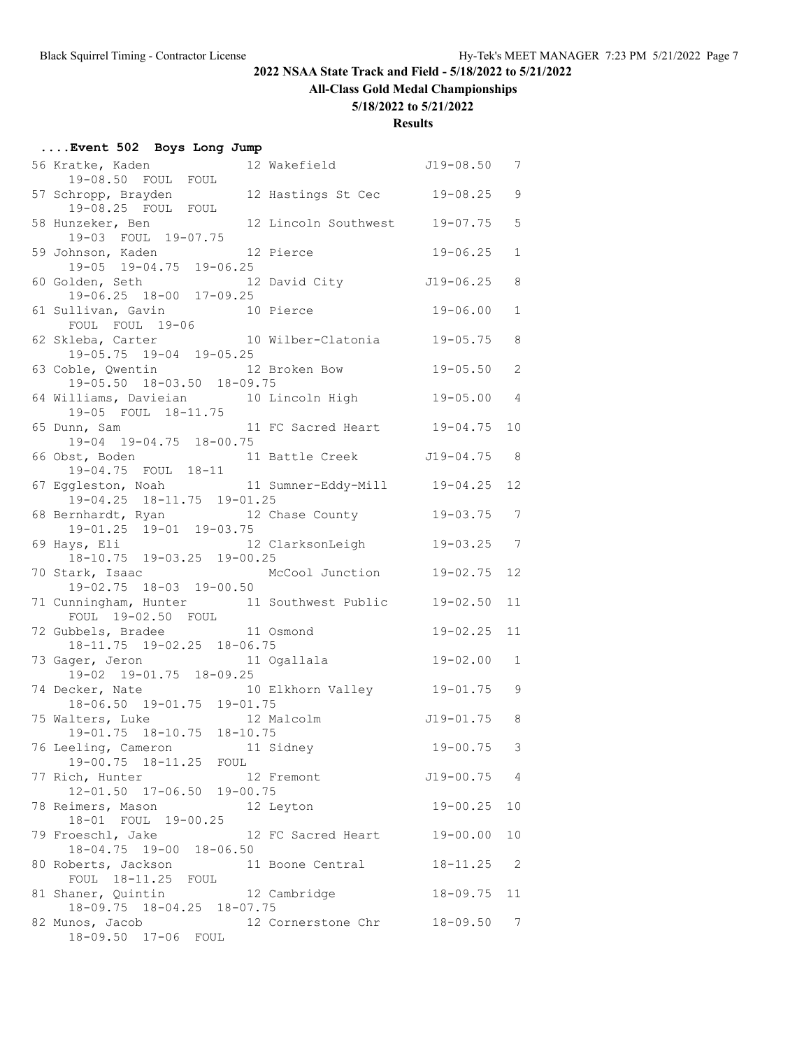## 2022 NSAA State Track and Field - 5/18/2022 to 5/21/2022

### All-Class Gold Medal Championships

### 5/18/2022 to 5/21/2022

### Results

#### ....Event 502 Boys Long Jump

| Place | Name | Yr | School | Mark | Class |
|---|---|---|---|---|---|
| 56 | Kratke, Kaden | 12 | Wakefield | J19-08.50 | 7 |
| | 19-08.50 FOUL FOUL | | | | |
| 57 | Schropp, Brayden | 12 | Hastings St Cec | 19-08.25 | 9 |
| | 19-08.25 FOUL FOUL | | | | |
| 58 | Hunzeker, Ben | 12 | Lincoln Southwest | 19-07.75 | 5 |
| | 19-03 FOUL 19-07.75 | | | | |
| 59 | Johnson, Kaden | 12 | Pierce | 19-06.25 | 1 |
| | 19-05 19-04.75 19-06.25 | | | | |
| 60 | Golden, Seth | 12 | David City | J19-06.25 | 8 |
| | 19-06.25 18-00 17-09.25 | | | | |
| 61 | Sullivan, Gavin | 10 | Pierce | 19-06.00 | 1 |
| | FOUL FOUL 19-06 | | | | |
| 62 | Skleba, Carter | 10 | Wilber-Clatonia | 19-05.75 | 8 |
| | 19-05.75 19-04 19-05.25 | | | | |
| 63 | Coble, Qwentin | 12 | Broken Bow | 19-05.50 | 2 |
| | 19-05.50 18-03.50 18-09.75 | | | | |
| 64 | Williams, Davieian | 10 | Lincoln High | 19-05.00 | 4 |
| | 19-05 FOUL 18-11.75 | | | | |
| 65 | Dunn, Sam | 11 | FC Sacred Heart | 19-04.75 | 10 |
| | 19-04 19-04.75 18-00.75 | | | | |
| 66 | Obst, Boden | 11 | Battle Creek | J19-04.75 | 8 |
| | 19-04.75 FOUL 18-11 | | | | |
| 67 | Eggleston, Noah | 11 | Sumner-Eddy-Mill | 19-04.25 | 12 |
| | 19-04.25 18-11.75 19-01.25 | | | | |
| 68 | Bernhardt, Ryan | 12 | Chase County | 19-03.75 | 7 |
| | 19-01.25 19-01 19-03.75 | | | | |
| 69 | Hays, Eli | 12 | ClarksonLeigh | 19-03.25 | 7 |
| | 18-10.75 19-03.25 19-00.25 | | | | |
| 70 | Stark, Isaac | | McCool Junction | 19-02.75 | 12 |
| | 19-02.75 18-03 19-00.50 | | | | |
| 71 | Cunningham, Hunter | 11 | Southwest Public | 19-02.50 | 11 |
| | FOUL 19-02.50 FOUL | | | | |
| 72 | Gubbels, Bradee | 11 | Osmond | 19-02.25 | 11 |
| | 18-11.75 19-02.25 18-06.75 | | | | |
| 73 | Gager, Jeron | 11 | Ogallala | 19-02.00 | 1 |
| | 19-02 19-01.75 18-09.25 | | | | |
| 74 | Decker, Nate | 10 | Elkhorn Valley | 19-01.75 | 9 |
| | 18-06.50 19-01.75 19-01.75 | | | | |
| 75 | Walters, Luke | 12 | Malcolm | J19-01.75 | 8 |
| | 19-01.75 18-10.75 18-10.75 | | | | |
| 76 | Leeling, Cameron | 11 | Sidney | 19-00.75 | 3 |
| | 19-00.75 18-11.25 FOUL | | | | |
| 77 | Rich, Hunter | 12 | Fremont | J19-00.75 | 4 |
| | 12-01.50 17-06.50 19-00.75 | | | | |
| 78 | Reimers, Mason | 12 | Leyton | 19-00.25 | 10 |
| | 18-01 FOUL 19-00.25 | | | | |
| 79 | Froeschl, Jake | 12 | FC Sacred Heart | 19-00.00 | 10 |
| | 18-04.75 19-00 18-06.50 | | | | |
| 80 | Roberts, Jackson | 11 | Boone Central | 18-11.25 | 2 |
| | FOUL 18-11.25 FOUL | | | | |
| 81 | Shaner, Quintin | 12 | Cambridge | 18-09.75 | 11 |
| | 18-09.75 18-04.25 18-07.75 | | | | |
| 82 | Munos, Jacob | 12 | Cornerstone Chr | 18-09.50 | 7 |
| | 18-09.50 17-06 FOUL | | | | |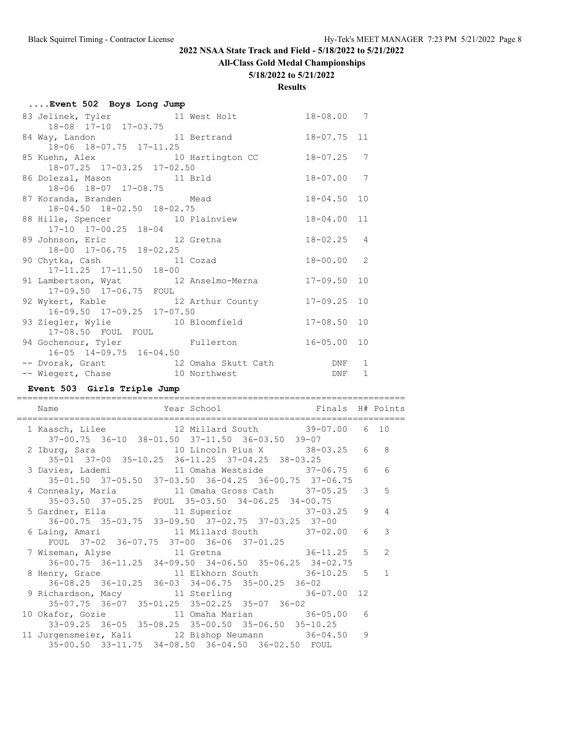# 2022 NSAA State Track and Field - 5/18/2022 to 5/21/2022

## All-Class Gold Medal Championships

### 5/18/2022 to 5/21/2022

### Results

#### ....Event 502 Boys Long Jump

```
 83 Jelinek, Tyler             11 West Holt              18-08.00   7
     18-08  17-10  17-03.75
 84 Way, Landon                11 Bertrand               18-07.75  11
     18-06  18-07.75  17-11.25
 85 Kuehn, Alex                10 Hartington CC          18-07.25   7
     18-07.25  17-03.25  17-02.50
 86 Dolezal, Mason             11 Brld                   18-07.00   7
     18-06  18-07  17-08.75
 87 Koranda, Branden              Mead                   18-04.50  10
     18-04.50  18-02.50  18-02.75
 88 Hille, Spencer             10 Plainview              18-04.00  11
     17-10  17-00.25  18-04
 89 Johnson, Eric              12 Gretna                 18-02.25   4
     18-00  17-06.75  18-02.25
 90 Chytka, Cash               11 Cozad                  18-00.00   2
     17-11.25  17-11.50  18-00
 91 Lambertson, Wyat           12 Anselmo-Merna          17-09.50  10
     17-09.50  17-06.75  FOUL
 92 Wykert, Kable              12 Arthur County          17-09.25  10
     16-09.50  17-09.25  17-07.50
 93 Ziegler, Wylie             10 Bloomfield             17-08.50  10
     17-08.50  FOUL  FOUL
 94 Gochenour, Tyler              Fullerton              16-05.00  10
     16-05  14-09.75  16-04.50
 -- Dvorak, Grant              12 Omaha Skutt Cath            DNF   1
 -- Wiegert, Chase             10 Northwest                   DNF   1
```

#### Event 503 Girls Triple Jump

```
=========================================================================
    Name                    Year School                Finals  H# Points
=========================================================================
  1 Kaasch, Lilee            12 Millard South         39-07.00   6  10
     37-00.75  36-10  38-01.50  37-11.50  36-03.50  39-07
  2 Iburg, Sara              10 Lincoln Pius X        38-03.25   6   8
     35-01  37-00  35-10.25  36-11.25  37-04.25  38-03.25
  3 Davies, Lademi           11 Omaha Westside        37-06.75   6   6
     35-01.50  37-05.50  37-03.50  36-04.25  36-00.75  37-06.75
  4 Connealy, Maria          11 Omaha Gross Cath      37-05.25   3   5
     35-03.50  37-05.25  FOUL  35-03.50  34-06.25  34-00.75
  5 Gardner, Ella            11 Superior              37-03.25   9   4
     36-00.75  35-03.75  33-09.50  37-02.75  37-03.25  37-00
  6 Laing, Amari             11 Millard South         37-02.00   6   3
     FOUL  37-02  36-07.75  37-00  36-06  37-01.25
  7 Wiseman, Alyse           11 Gretna                36-11.25   5   2
     36-00.75  36-11.25  34-09.50  34-06.50  35-06.25  34-02.75
  8 Henry, Grace             11 Elkhorn South         36-10.25   5   1
     36-08.25  36-10.25  36-03  34-06.75  35-00.25  36-02
  9 Richardson, Macy         11 Sterling              36-07.00  12
     35-07.75  36-07  35-01.25  35-02.25  35-07  36-02
 10 Okafor, Gozie            11 Omaha Marian          36-05.00   6
     33-09.25  36-05  35-08.25  35-00.50  35-06.50  35-10.25
 11 Jurgensmeier, Kali       12 Bishop Neumann        36-04.50   9
     35-00.50  33-11.75  34-08.50  36-04.50  36-02.50  FOUL
```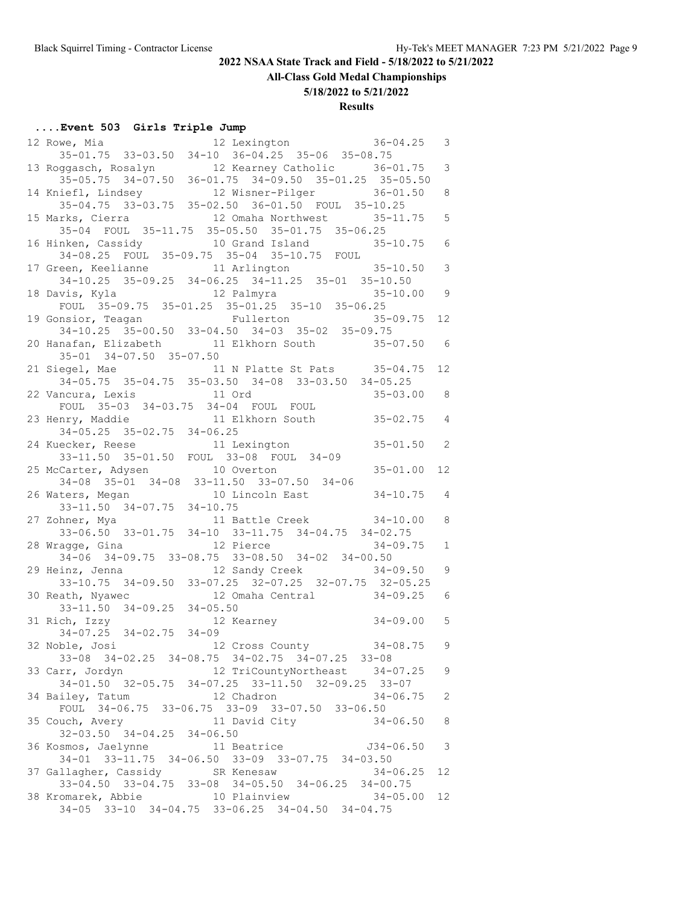## 2022 NSAA State Track and Field - 5/18/2022 to 5/21/2022

**All-Class Gold Medal Championships**

**5/18/2022 to 5/21/2022**

**Results**

### ....Event 503 Girls Triple Jump

```
12 Rowe, Mia                 12 Lexington            36-04.25   3
     35-01.75  33-03.50  34-10  36-04.25  35-06  35-08.75
13 Roggasch, Rosalyn         12 Kearney Catholic     36-01.75   3
     35-05.75  34-07.50  36-01.75  34-09.50  35-01.25  35-05.50
14 Kniefl, Lindsey           12 Wisner-Pilger        36-01.50   8
     35-04.75  33-03.75  35-02.50  36-01.50  FOUL  35-10.25
15 Marks, Cierra             12 Omaha Northwest      35-11.75   5
     35-04  FOUL  35-11.75  35-05.50  35-01.75  35-06.25
16 Hinken, Cassidy           10 Grand Island         35-10.75   6
     34-08.25  FOUL  35-09.75  35-04  35-10.75  FOUL
17 Green, Keelianne          11 Arlington            35-10.50   3
     34-10.25  35-09.25  34-06.25  34-11.25  35-01  35-10.50
18 Davis, Kyla               12 Palmyra              35-10.00   9
     FOUL  35-09.75  35-01.25  35-01.25  35-10  35-06.25
19 Gonsior, Teagan              Fullerton            35-09.75  12
     34-10.25  35-00.50  33-04.50  34-03  35-02  35-09.75
20 Hanafan, Elizabeth        11 Elkhorn South        35-07.50   6
     35-01  34-07.50  35-07.50
21 Siegel, Mae               11 N Platte St Pats     35-04.75  12
     34-05.75  35-04.75  35-03.50  34-08  33-03.50  34-05.25
22 Vancura, Lexis            11 Ord                  35-03.00   8
     FOUL  35-03  34-03.75  34-04  FOUL  FOUL
23 Henry, Maddie             11 Elkhorn South        35-02.75   4
     34-05.25  35-02.75  34-06.25
24 Kuecker, Reese            11 Lexington            35-01.50   2
     33-11.50  35-01.50  FOUL  33-08  FOUL  34-09
25 McCarter, Adysen          10 Overton              35-01.00  12
     34-08  35-01  34-08  33-11.50  33-07.50  34-06
26 Waters, Megan             10 Lincoln East         34-10.75   4
     33-11.50  34-07.75  34-10.75
27 Zohner, Mya               11 Battle Creek         34-10.00   8
     33-06.50  33-01.75  34-10  33-11.75  34-04.75  34-02.75
28 Wragge, Gina              12 Pierce               34-09.75   1
     34-06  34-09.75  33-08.75  33-08.50  34-02  34-00.50
29 Heinz, Jenna              12 Sandy Creek          34-09.50   9
     33-10.75  34-09.50  33-07.25  32-07.25  32-07.75  32-05.25
30 Reath, Nyawec             12 Omaha Central        34-09.25   6
     33-11.50  34-09.25  34-05.50
31 Rich, Izzy                12 Kearney              34-09.00   5
     34-07.25  34-02.75  34-09
32 Noble, Josi               12 Cross County         34-08.75   9
     33-08  34-02.25  34-08.75  34-02.75  34-07.25  33-08
33 Carr, Jordyn              12 TriCountyNortheast   34-07.25   9
     34-01.50  32-05.75  34-07.25  33-11.50  32-09.25  33-07
34 Bailey, Tatum             12 Chadron              34-06.75   2
     FOUL  34-06.75  33-06.75  33-09  33-07.50  33-06.50
35 Couch, Avery              11 David City           34-06.50   8
     32-03.50  34-04.25  34-06.50
36 Kosmos, Jaelynne          11 Beatrice            J34-06.50   3
     34-01  33-11.75  34-06.50  33-09  33-07.75  34-03.50
37 Gallagher, Cassidy        SR Kenesaw              34-06.25  12
     33-04.50  33-04.75  33-08  34-05.50  34-06.25  34-00.75
38 Kromarek, Abbie           10 Plainview            34-05.00  12
     34-05  33-10  34-04.75  33-06.25  34-04.50  34-04.75
```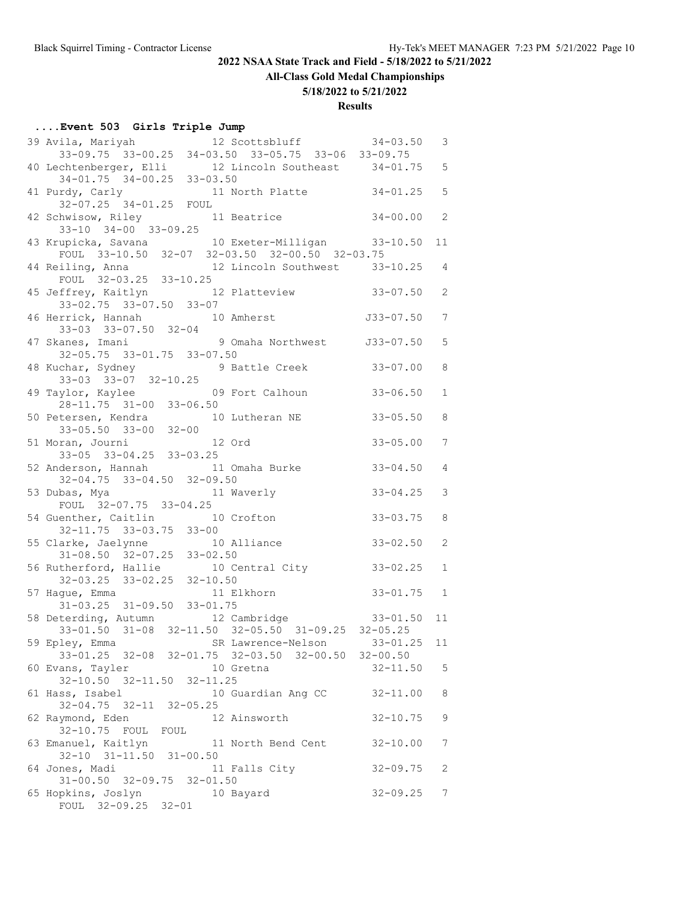## 2022 NSAA State Track and Field - 5/18/2022 to 5/21/2022

### All-Class Gold Medal Championships

### 5/18/2022 to 5/21/2022

### Results

#### ....Event 503 Girls Triple Jump

```
 39 Avila, Mariyah             12 Scottsbluff           34-03.50   3
      33-09.75  33-00.25  34-03.50  33-05.75  33-06  33-09.75
 40 Lechtenberger, Elli        12 Lincoln Southeast     34-01.75   5
      34-01.75  34-00.25  33-03.50
 41 Purdy, Carly               11 North Platte          34-01.25   5
      32-07.25  34-01.25  FOUL
 42 Schwisow, Riley            11 Beatrice              34-00.00   2
      33-10  34-00  33-09.25
 43 Krupicka, Savana           10 Exeter-Milligan       33-10.50  11
      FOUL  33-10.50  32-07  32-03.50  32-00.50  32-03.75
 44 Reiling, Anna              12 Lincoln Southwest     33-10.25   4
      FOUL  32-03.25  33-10.25
 45 Jeffrey, Kaitlyn           12 Platteview            33-07.50   2
      33-02.75  33-07.50  33-07
 46 Herrick, Hannah            10 Amherst              J33-07.50   7
      33-03  33-07.50  32-04
 47 Skanes, Imani               9 Omaha Northwest      J33-07.50   5
      32-05.75  33-01.75  33-07.50
 48 Kuchar, Sydney              9 Battle Creek          33-07.00   8
      33-03  33-07  32-10.25
 49 Taylor, Kaylee             09 Fort Calhoun          33-06.50   1
      28-11.75  31-00  33-06.50
 50 Petersen, Kendra           10 Lutheran NE           33-05.50   8
      33-05.50  33-00  32-00
 51 Moran, Journi              12 Ord                   33-05.00   7
      33-05  33-04.25  33-03.25
 52 Anderson, Hannah           11 Omaha Burke           33-04.50   4
      32-04.75  33-04.50  32-09.50
 53 Dubas, Mya                 11 Waverly               33-04.25   3
      FOUL  32-07.75  33-04.25
 54 Guenther, Caitlin          10 Crofton               33-03.75   8
      32-11.75  33-03.75  33-00
 55 Clarke, Jaelynne           10 Alliance              33-02.50   2
      31-08.50  32-07.25  33-02.50
 56 Rutherford, Hallie         10 Central City          33-02.25   1
      32-03.25  33-02.25  32-10.50
 57 Hague, Emma                11 Elkhorn               33-01.75   1
      31-03.25  31-09.50  33-01.75
 58 Deterding, Autumn          12 Cambridge             33-01.50  11
      33-01.50  31-08  32-11.50  32-05.50  31-09.25  32-05.25
 59 Epley, Emma                SR Lawrence-Nelson       33-01.25  11
      33-01.25  32-08  32-01.75  32-03.50  32-00.50  32-00.50
 60 Evans, Tayler              10 Gretna                32-11.50   5
      32-10.50  32-11.50  32-11.25
 61 Hass, Isabel               10 Guardian Ang CC       32-11.00   8
      32-04.75  32-11  32-05.25
 62 Raymond, Eden              12 Ainsworth             32-10.75   9
      32-10.75  FOUL  FOUL
 63 Emanuel, Kaitlyn           11 North Bend Cent       32-10.00   7
      32-10  31-11.50  31-00.50
 64 Jones, Madi                11 Falls City            32-09.75   2
      31-00.50  32-09.75  32-01.50
 65 Hopkins, Joslyn            10 Bayard                32-09.25   7
      FOUL  32-09.25  32-01
```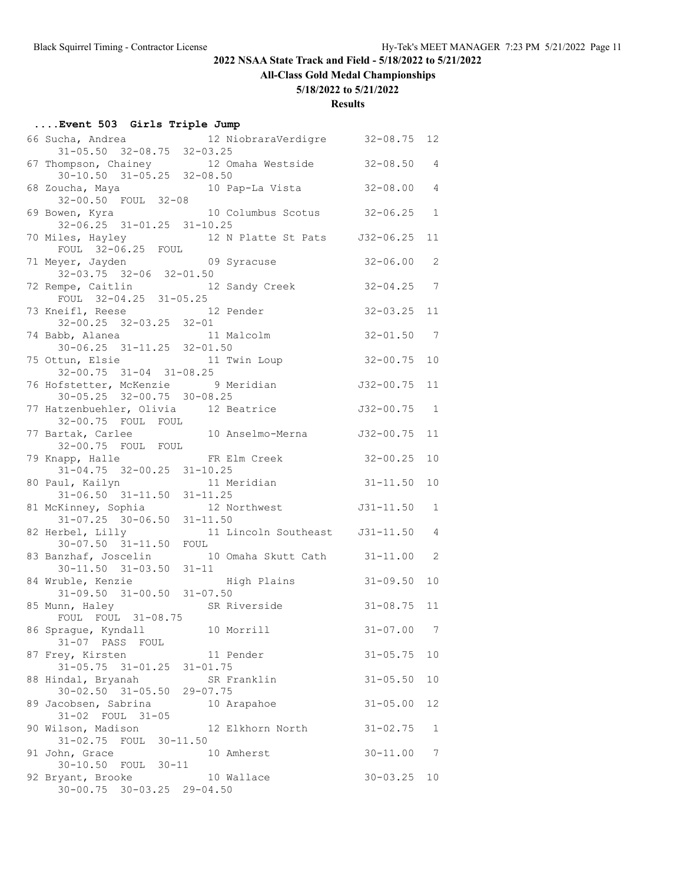## 2022 NSAA State Track and Field - 5/18/2022 to 5/21/2022

### All-Class Gold Medal Championships

### 5/18/2022 to 5/21/2022

### Results

#### ....Event 503 Girls Triple Jump

```
 66 Sucha, Andrea             12 NiobraraVerdigre      32-08.75  12
      31-05.50  32-08.75  32-03.25
 67 Thompson, Chainey         12 Omaha Westside        32-08.50   4
      30-10.50  31-05.25  32-08.50
 68 Zoucha, Maya              10 Pap-La Vista          32-08.00   4
      32-00.50  FOUL  32-08
 69 Bowen, Kyra               10 Columbus Scotus       32-06.25   1
      32-06.25  31-01.25  31-10.25
 70 Miles, Hayley             12 N Platte St Pats     J32-06.25  11
      FOUL  32-06.25  FOUL
 71 Meyer, Jayden             09 Syracuse              32-06.00   2
      32-03.75  32-06  32-01.50
 72 Rempe, Caitlin            12 Sandy Creek           32-04.25   7
      FOUL  32-04.25  31-05.25
 73 Kneifl, Reese             12 Pender                32-03.25  11
      32-00.25  32-03.25  32-01
 74 Babb, Alanea              11 Malcolm               32-01.50   7
      30-06.25  31-11.25  32-01.50
 75 Ottun, Elsie              11 Twin Loup             32-00.75  10
      32-00.75  31-04  31-08.25
 76 Hofstetter, McKenzie       9 Meridian             J32-00.75  11
      30-05.25  32-00.75  30-08.25
 77 Hatzenbuehler, Olivia     12 Beatrice             J32-00.75   1
      32-00.75  FOUL  FOUL
 77 Bartak, Carlee            10 Anselmo-Merna        J32-00.75  11
      32-00.75  FOUL  FOUL
 79 Knapp, Halle              FR Elm Creek             32-00.25  10
      31-04.75  32-00.25  31-10.25
 80 Paul, Kailyn              11 Meridian              31-11.50  10
      31-06.50  31-11.50  31-11.25
 81 McKinney, Sophia          12 Northwest            J31-11.50   1
      31-07.25  30-06.50  31-11.50
 82 Herbel, Lilly             11 Lincoln Southeast    J31-11.50   4
      30-07.50  31-11.50  FOUL
 83 Banzhaf, Joscelin         10 Omaha Skutt Cath      31-11.00   2
      30-11.50  31-03.50  31-11
 84 Wruble, Kenzie               High Plains           31-09.50  10
      31-09.50  31-00.50  31-07.50
 85 Munn, Haley               SR Riverside             31-08.75  11
      FOUL  FOUL  31-08.75
 86 Sprague, Kyndall          10 Morrill               31-07.00   7
      31-07  PASS  FOUL
 87 Frey, Kirsten             11 Pender                31-05.75  10
      31-05.75  31-01.25  31-01.75
 88 Hindal, Bryanah           SR Franklin              31-05.50  10
      30-02.50  31-05.50  29-07.75
 89 Jacobsen, Sabrina         10 Arapahoe              31-05.00  12
      31-02  FOUL  31-05
 90 Wilson, Madison           12 Elkhorn North         31-02.75   1
      31-02.75  FOUL  30-11.50
 91 John, Grace               10 Amherst               30-11.00   7
      30-10.50  FOUL  30-11
 92 Bryant, Brooke            10 Wallace               30-03.25  10
      30-00.75  30-03.25  29-04.50
```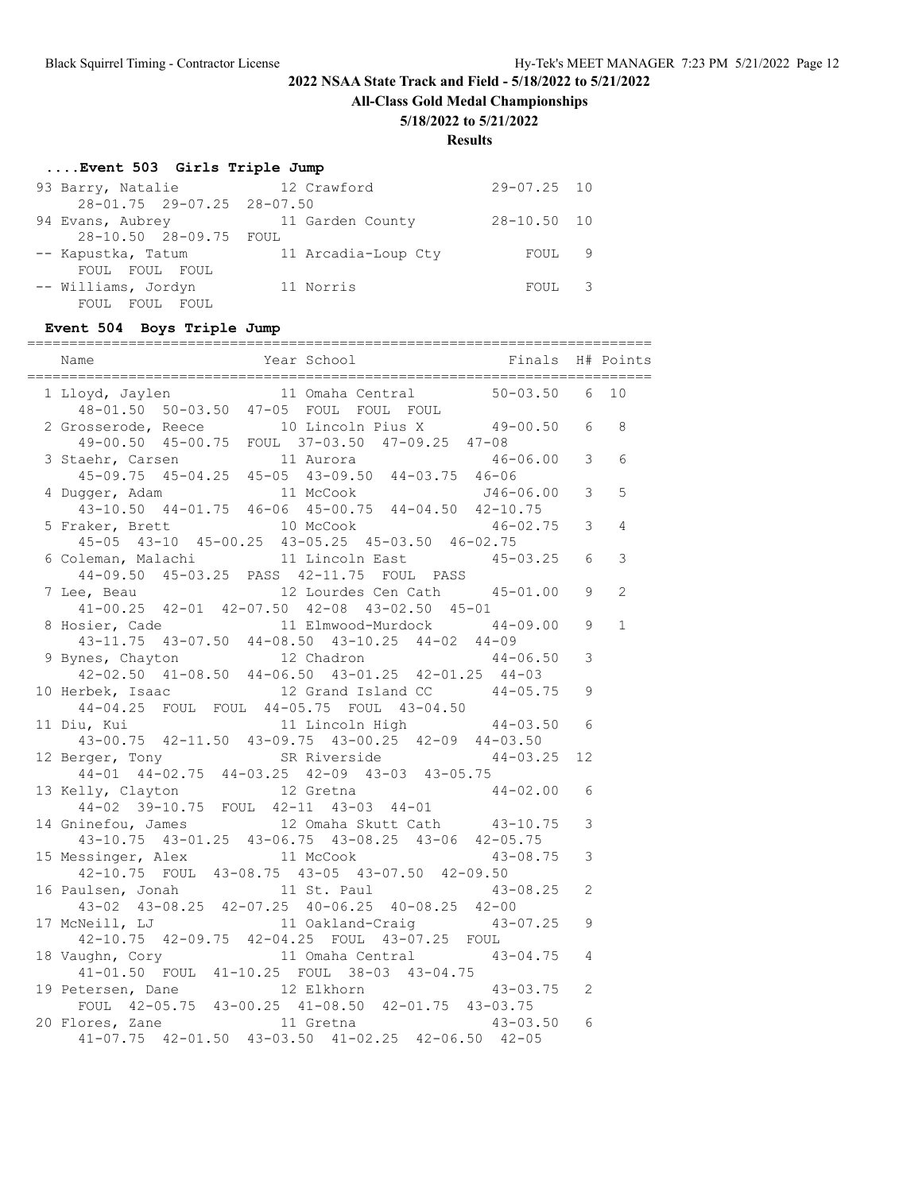# 2022 NSAA State Track and Field - 5/18/2022 to 5/21/2022

## All-Class Gold Medal Championships

### 5/18/2022 to 5/21/2022

### Results

### ....Event 503 Girls Triple Jump

| Place | Name | Year | School | Finals | H# | Points |
|---|---|---|---|---|---|---|
| 93 | Barry, Natalie | 12 | Crawford | 29-07.25 | 10 | |
| | 28-01.75 29-07.25 28-07.50 | | | | | |
| 94 | Evans, Aubrey | 11 | Garden County | 28-10.50 | 10 | |
| | 28-10.50 28-09.75 FOUL | | | | | |
| -- | Kapustka, Tatum | 11 | Arcadia-Loup Cty | FOUL | 9 | |
| | FOUL FOUL FOUL | | | | | |
| -- | Williams, Jordyn | 11 | Norris | FOUL | 3 | |
| | FOUL FOUL FOUL | | | | | |

### Event 504 Boys Triple Jump

| Place | Name | Year | School | Finals | H# | Points |
|---|---|---|---|---|---|---|
| 1 | Lloyd, Jaylen | 11 | Omaha Central | 50-03.50 | 6 | 10 |
| | 48-01.50 50-03.50 47-05 FOUL FOUL FOUL | | | | | |
| 2 | Grosserode, Reece | 10 | Lincoln Pius X | 49-00.50 | 6 | 8 |
| | 49-00.50 45-00.75 FOUL 37-03.50 47-09.25 47-08 | | | | | |
| 3 | Staehr, Carsen | 11 | Aurora | 46-06.00 | 3 | 6 |
| | 45-09.75 45-04.25 45-05 43-09.50 44-03.75 46-06 | | | | | |
| 4 | Dugger, Adam | 11 | McCook | J46-06.00 | 3 | 5 |
| | 43-10.50 44-01.75 46-06 45-00.75 44-04.50 42-10.75 | | | | | |
| 5 | Fraker, Brett | 10 | McCook | 46-02.75 | 3 | 4 |
| | 45-05 43-10 45-00.25 43-05.25 45-03.50 46-02.75 | | | | | |
| 6 | Coleman, Malachi | 11 | Lincoln East | 45-03.25 | 6 | 3 |
| | 44-09.50 45-03.25 PASS 42-11.75 FOUL PASS | | | | | |
| 7 | Lee, Beau | 12 | Lourdes Cen Cath | 45-01.00 | 9 | 2 |
| | 41-00.25 42-01 42-07.50 42-08 43-02.50 45-01 | | | | | |
| 8 | Hosier, Cade | 11 | Elmwood-Murdock | 44-09.00 | 9 | 1 |
| | 43-11.75 43-07.50 44-08.50 43-10.25 44-02 44-09 | | | | | |
| 9 | Bynes, Chayton | 12 | Chadron | 44-06.50 | 3 | |
| | 42-02.50 41-08.50 44-06.50 43-01.25 42-01.25 44-03 | | | | | |
| 10 | Herbek, Isaac | 12 | Grand Island CC | 44-05.75 | 9 | |
| | 44-04.25 FOUL FOUL 44-05.75 FOUL 43-04.50 | | | | | |
| 11 | Diu, Kui | 11 | Lincoln High | 44-03.50 | 6 | |
| | 43-00.75 42-11.50 43-09.75 43-00.25 42-09 44-03.50 | | | | | |
| 12 | Berger, Tony | SR | Riverside | 44-03.25 | 12 | |
| | 44-01 44-02.75 44-03.25 42-09 43-03 43-05.75 | | | | | |
| 13 | Kelly, Clayton | 12 | Gretna | 44-02.00 | 6 | |
| | 44-02 39-10.75 FOUL 42-11 43-03 44-01 | | | | | |
| 14 | Gninefou, James | 12 | Omaha Skutt Cath | 43-10.75 | 3 | |
| | 43-10.75 43-01.25 43-06.75 43-08.25 43-06 42-05.75 | | | | | |
| 15 | Messinger, Alex | 11 | McCook | 43-08.75 | 3 | |
| | 42-10.75 FOUL 43-08.75 43-05 43-07.50 42-09.50 | | | | | |
| 16 | Paulsen, Jonah | 11 | St. Paul | 43-08.25 | 2 | |
| | 43-02 43-08.25 42-07.25 40-06.25 40-08.25 42-00 | | | | | |
| 17 | McNeill, LJ | 11 | Oakland-Craig | 43-07.25 | 9 | |
| | 42-10.75 42-09.75 42-04.25 FOUL 43-07.25 FOUL | | | | | |
| 18 | Vaughn, Cory | 11 | Omaha Central | 43-04.75 | 4 | |
| | 41-01.50 FOUL 41-10.25 FOUL 38-03 43-04.75 | | | | | |
| 19 | Petersen, Dane | 12 | Elkhorn | 43-03.75 | 2 | |
| | FOUL 42-05.75 43-00.25 41-08.50 42-01.75 43-03.75 | | | | | |
| 20 | Flores, Zane | 11 | Gretna | 43-03.50 | 6 | |
| | 41-07.75 42-01.50 43-03.50 41-02.25 42-06.50 42-05 | | | | | |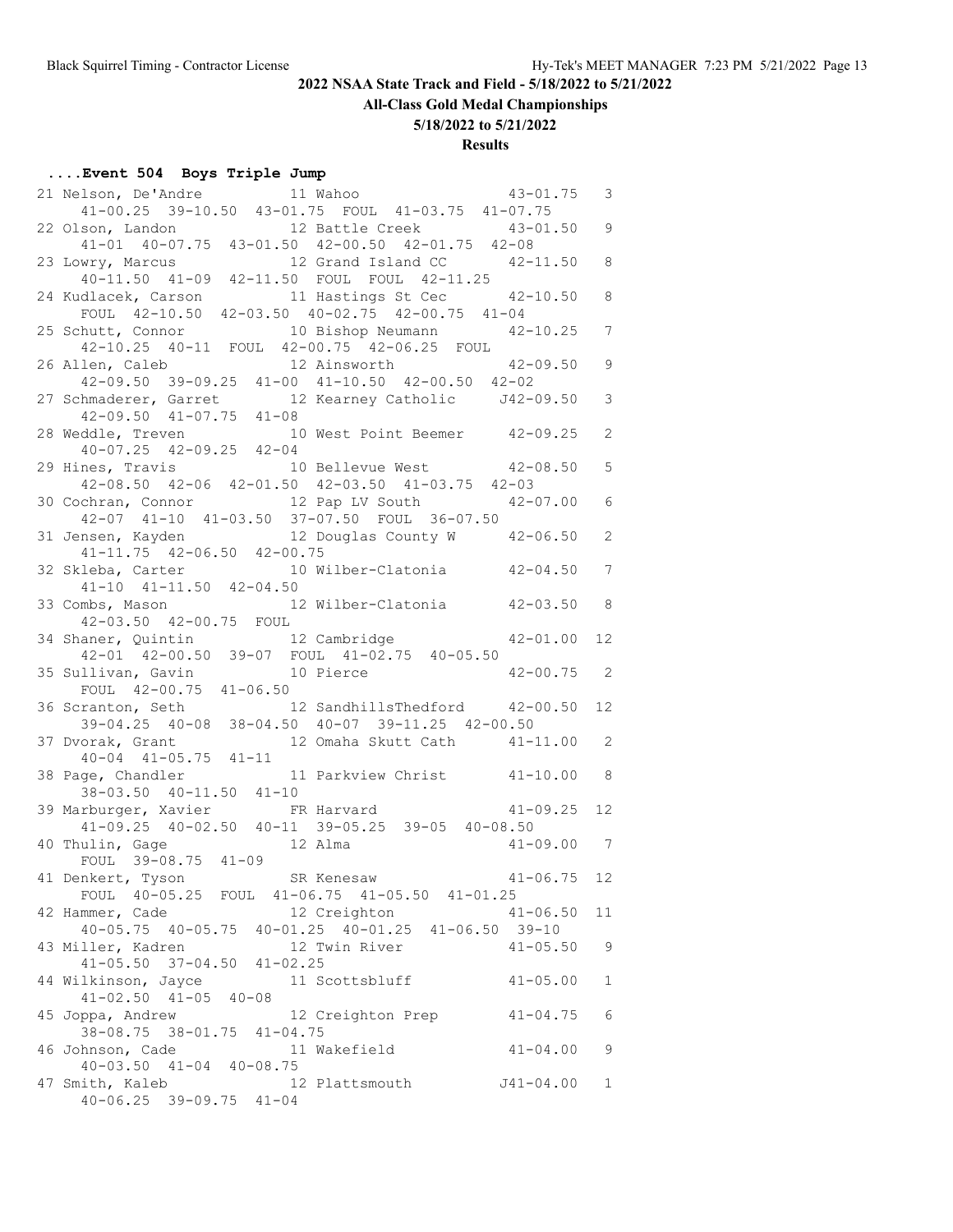## 2022 NSAA State Track and Field - 5/18/2022 to 5/21/2022

### All-Class Gold Medal Championships

### 5/18/2022 to 5/21/2022

### Results

#### ....Event 504 Boys Triple Jump

```
 21 Nelson, De'Andre          11 Wahoo                  43-01.75   3
     41-00.25  39-10.50  43-01.75  FOUL  41-03.75  41-07.75
 22 Olson, Landon             12 Battle Creek           43-01.50   9
     41-01  40-07.75  43-01.50  42-00.50  42-01.75  42-08
 23 Lowry, Marcus             12 Grand Island CC        42-11.50   8
     40-11.50  41-09  42-11.50  FOUL  FOUL  42-11.25
 24 Kudlacek, Carson          11 Hastings St Cec        42-10.50   8
     FOUL  42-10.50  42-03.50  40-02.75  42-00.75  41-04
 25 Schutt, Connor            10 Bishop Neumann         42-10.25   7
     42-10.25  40-11  FOUL  42-00.75  42-06.25  FOUL
 26 Allen, Caleb              12 Ainsworth              42-09.50   9
     42-09.50  39-09.25  41-00  41-10.50  42-00.50  42-02
 27 Schmaderer, Garret        12 Kearney Catholic      J42-09.50   3
     42-09.50  41-07.75  41-08
 28 Weddle, Treven            10 West Point Beemer      42-09.25   2
     40-07.25  42-09.25  42-04
 29 Hines, Travis             10 Bellevue West          42-08.50   5
     42-08.50  42-06  42-01.50  42-03.50  41-03.75  42-03
 30 Cochran, Connor           12 Pap LV South           42-07.00   6
     42-07  41-10  41-03.50  37-07.50  FOUL  36-07.50
 31 Jensen, Kayden            12 Douglas County W       42-06.50   2
     41-11.75  42-06.50  42-00.75
 32 Skleba, Carter            10 Wilber-Clatonia        42-04.50   7
     41-10  41-11.50  42-04.50
 33 Combs, Mason              12 Wilber-Clatonia        42-03.50   8
     42-03.50  42-00.75  FOUL
 34 Shaner, Quintin           12 Cambridge              42-01.00  12
     42-01  42-00.50  39-07  FOUL  41-02.75  40-05.50
 35 Sullivan, Gavin           10 Pierce                 42-00.75   2
     FOUL  42-00.75  41-06.50
 36 Scranton, Seth            12 SandhillsThedford      42-00.50  12
     39-04.25  40-08  38-04.50  40-07  39-11.25  42-00.50
 37 Dvorak, Grant             12 Omaha Skutt Cath       41-11.00   2
     40-04  41-05.75  41-11
 38 Page, Chandler            11 Parkview Christ        41-10.00   8
     38-03.50  40-11.50  41-10
 39 Marburger, Xavier         FR Harvard                41-09.25  12
     41-09.25  40-02.50  40-11  39-05.25  39-05  40-08.50
 40 Thulin, Gage              12 Alma                   41-09.00   7
     FOUL  39-08.75  41-09
 41 Denkert, Tyson            SR Kenesaw                41-06.75  12
     FOUL  40-05.25  FOUL  41-06.75  41-05.50  41-01.25
 42 Hammer, Cade              12 Creighton              41-06.50  11
     40-05.75  40-05.75  40-01.25  40-01.25  41-06.50  39-10
 43 Miller, Kadren            12 Twin River             41-05.50   9
     41-05.50  37-04.50  41-02.25
 44 Wilkinson, Jayce          11 Scottsbluff            41-05.00   1
     41-02.50  41-05  40-08
 45 Joppa, Andrew             12 Creighton Prep         41-04.75   6
     38-08.75  38-01.75  41-04.75
 46 Johnson, Cade             11 Wakefield              41-04.00   9
     40-03.50  41-04  40-08.75
 47 Smith, Kaleb              12 Plattsmouth           J41-04.00   1
     40-06.25  39-09.75  41-04
```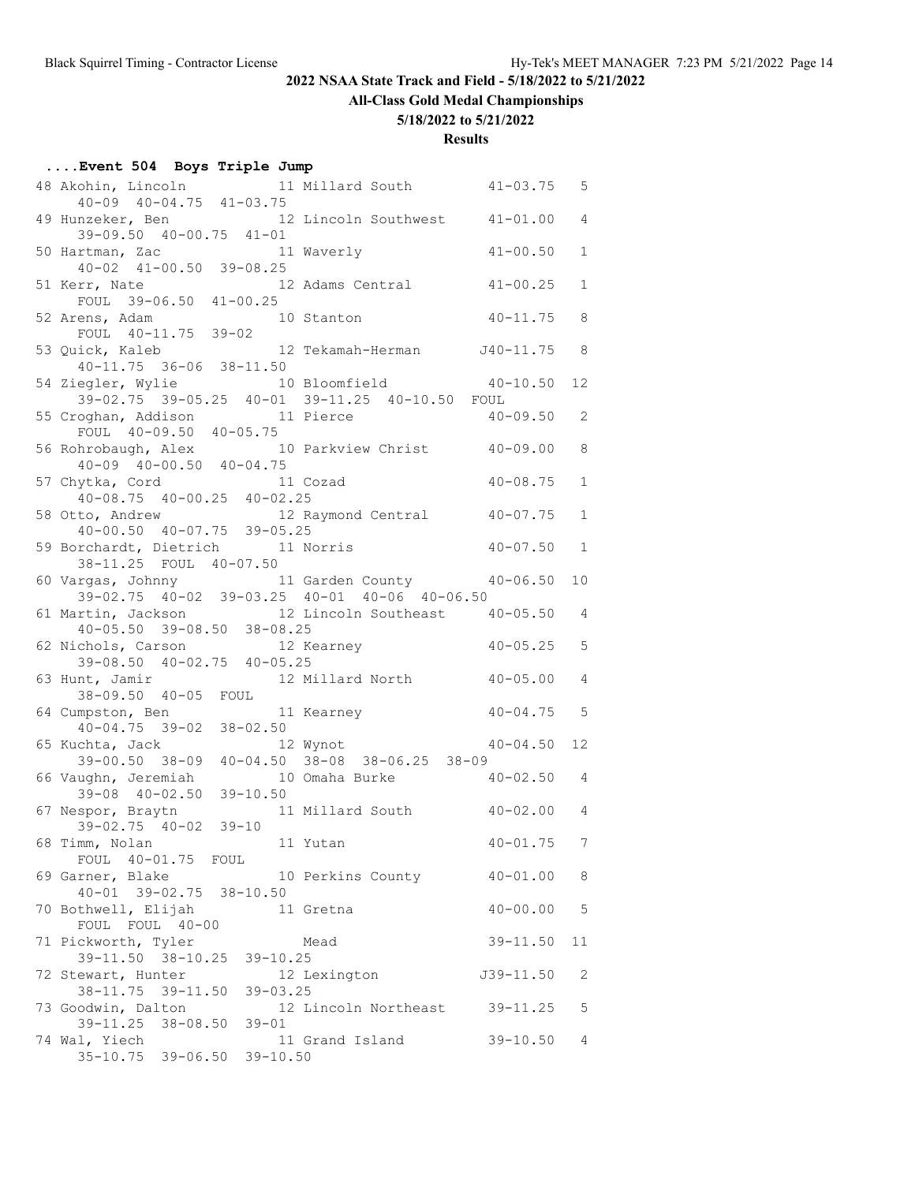## 2022 NSAA State Track and Field - 5/18/2022 to 5/21/2022

### All-Class Gold Medal Championships

### 5/18/2022 to 5/21/2022

### Results

#### ....Event 504 Boys Triple Jump

```
 48 Akohin, Lincoln            11 Millard South         41-03.75   5
      40-09  40-04.75  41-03.75
 49 Hunzeker, Ben              12 Lincoln Southwest     41-01.00   4
      39-09.50  40-00.75  41-01
 50 Hartman, Zac               11 Waverly               41-00.50   1
      40-02  41-00.50  39-08.25
 51 Kerr, Nate                 12 Adams Central         41-00.25   1
      FOUL  39-06.50  41-00.25
 52 Arens, Adam                10 Stanton               40-11.75   8
      FOUL  40-11.75  39-02
 53 Quick, Kaleb               12 Tekamah-Herman       J40-11.75   8
      40-11.75  36-06  38-11.50
 54 Ziegler, Wylie             10 Bloomfield            40-10.50  12
      39-02.75  39-05.25  40-01  39-11.25  40-10.50  FOUL
 55 Croghan, Addison           11 Pierce                40-09.50   2
      FOUL  40-09.50  40-05.75
 56 Rohrobaugh, Alex           10 Parkview Christ       40-09.00   8
      40-09  40-00.50  40-04.75
 57 Chytka, Cord               11 Cozad                 40-08.75   1
      40-08.75  40-00.25  40-02.25
 58 Otto, Andrew               12 Raymond Central       40-07.75   1
      40-00.50  40-07.75  39-05.25
 59 Borchardt, Dietrich        11 Norris                40-07.50   1
      38-11.25  FOUL  40-07.50
 60 Vargas, Johnny             11 Garden County         40-06.50  10
      39-02.75  40-02  39-03.25  40-01  40-06  40-06.50
 61 Martin, Jackson            12 Lincoln Southeast     40-05.50   4
      40-05.50  39-08.50  38-08.25
 62 Nichols, Carson            12 Kearney               40-05.25   5
      39-08.50  40-02.75  40-05.25
 63 Hunt, Jamir                12 Millard North         40-05.00   4
      38-09.50  40-05  FOUL
 64 Cumpston, Ben              11 Kearney               40-04.75   5
      40-04.75  39-02  38-02.50
 65 Kuchta, Jack               12 Wynot                 40-04.50  12
      39-00.50  38-09  40-04.50  38-08  38-06.25  38-09
 66 Vaughn, Jeremiah           10 Omaha Burke           40-02.50   4
      39-08  40-02.50  39-10.50
 67 Nespor, Braytn             11 Millard South         40-02.00   4
      39-02.75  40-02  39-10
 68 Timm, Nolan                11 Yutan                 40-01.75   7
      FOUL  40-01.75  FOUL
 69 Garner, Blake              10 Perkins County        40-01.00   8
      40-01  39-02.75  38-10.50
 70 Bothwell, Elijah           11 Gretna                40-00.00   5
      FOUL  FOUL  40-00
 71 Pickworth, Tyler              Mead                  39-11.50  11
      39-11.50  38-10.25  39-10.25
 72 Stewart, Hunter            12 Lexington            J39-11.50   2
      38-11.75  39-11.50  39-03.25
 73 Goodwin, Dalton            12 Lincoln Northeast     39-11.25   5
      39-11.25  38-08.50  39-01
 74 Wal, Yiech                 11 Grand Island          39-10.50   4
      35-10.75  39-06.50  39-10.50
```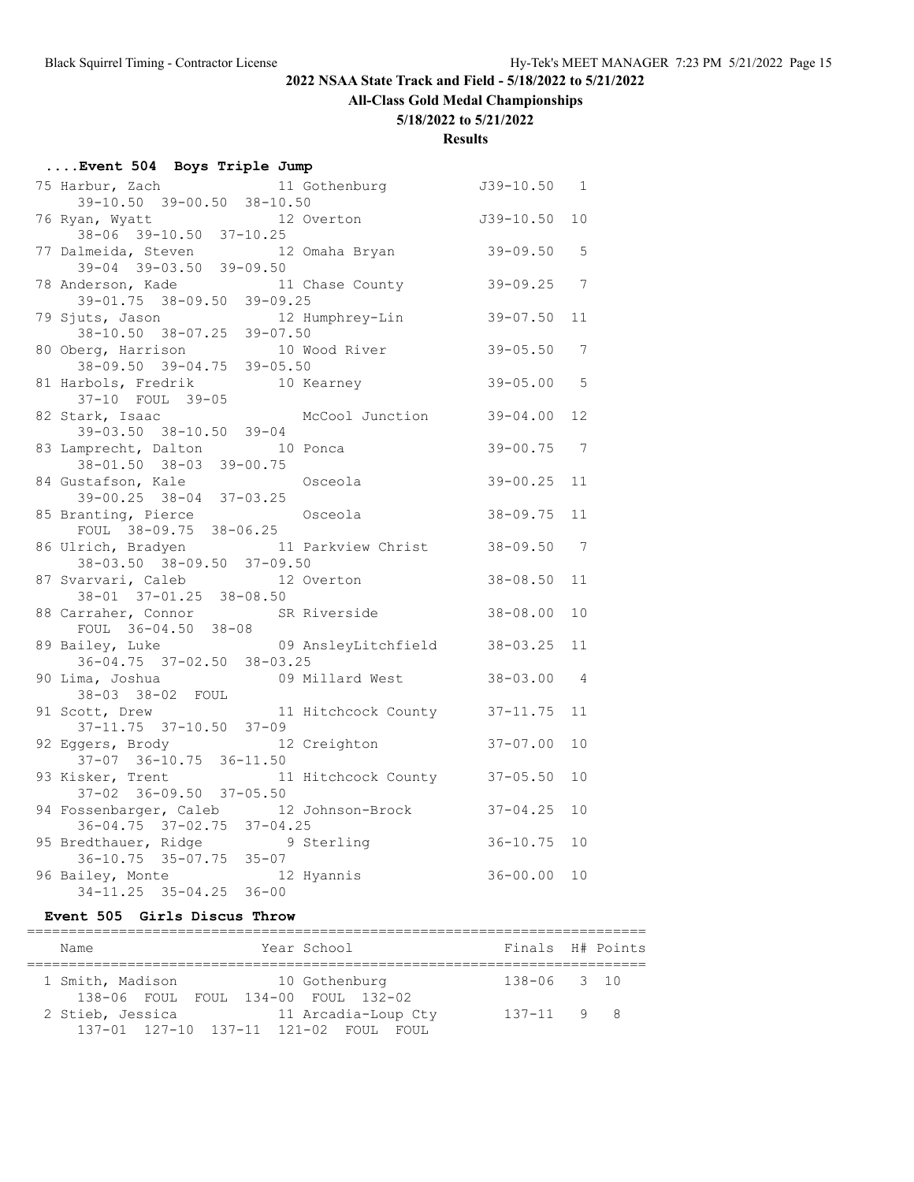## 2022 NSAA State Track and Field - 5/18/2022 to 5/21/2022

### All-Class Gold Medal Championships

### 5/18/2022 to 5/21/2022

### Results

#### ....Event 504 Boys Triple Jump

| Place | Name | Year | School | Finals | H# |
|---|---|---|---|---|---|
| 75 | Harbur, Zach | 11 | Gothenburg | J39-10.50 | 1 |
| | 39-10.50 39-00.50 38-10.50 | | | | |
| 76 | Ryan, Wyatt | 12 | Overton | J39-10.50 | 10 |
| | 38-06 39-10.50 37-10.25 | | | | |
| 77 | Dalmeida, Steven | 12 | Omaha Bryan | 39-09.50 | 5 |
| | 39-04 39-03.50 39-09.50 | | | | |
| 78 | Anderson, Kade | 11 | Chase County | 39-09.25 | 7 |
| | 39-01.75 38-09.50 39-09.25 | | | | |
| 79 | Sjuts, Jason | 12 | Humphrey-Lin | 39-07.50 | 11 |
| | 38-10.50 38-07.25 39-07.50 | | | | |
| 80 | Oberg, Harrison | 10 | Wood River | 39-05.50 | 7 |
| | 38-09.50 39-04.75 39-05.50 | | | | |
| 81 | Harbols, Fredrik | 10 | Kearney | 39-05.00 | 5 |
| | 37-10 FOUL 39-05 | | | | |
| 82 | Stark, Isaac | | McCool Junction | 39-04.00 | 12 |
| | 39-03.50 38-10.50 39-04 | | | | |
| 83 | Lamprecht, Dalton | 10 | Ponca | 39-00.75 | 7 |
| | 38-01.50 38-03 39-00.75 | | | | |
| 84 | Gustafson, Kale | | Osceola | 39-00.25 | 11 |
| | 39-00.25 38-04 37-03.25 | | | | |
| 85 | Branting, Pierce | | Osceola | 38-09.75 | 11 |
| | FOUL 38-09.75 38-06.25 | | | | |
| 86 | Ulrich, Bradyen | 11 | Parkview Christ | 38-09.50 | 7 |
| | 38-03.50 38-09.50 37-09.50 | | | | |
| 87 | Svarvari, Caleb | 12 | Overton | 38-08.50 | 11 |
| | 38-01 37-01.25 38-08.50 | | | | |
| 88 | Carraher, Connor | SR | Riverside | 38-08.00 | 10 |
| | FOUL 36-04.50 38-08 | | | | |
| 89 | Bailey, Luke | 09 | AnsleyLitchfield | 38-03.25 | 11 |
| | 36-04.75 37-02.50 38-03.25 | | | | |
| 90 | Lima, Joshua | 09 | Millard West | 38-03.00 | 4 |
| | 38-03 38-02 FOUL | | | | |
| 91 | Scott, Drew | 11 | Hitchcock County | 37-11.75 | 11 |
| | 37-11.75 37-10.50 37-09 | | | | |
| 92 | Eggers, Brody | 12 | Creighton | 37-07.00 | 10 |
| | 37-07 36-10.75 36-11.50 | | | | |
| 93 | Kisker, Trent | 11 | Hitchcock County | 37-05.50 | 10 |
| | 37-02 36-09.50 37-05.50 | | | | |
| 94 | Fossenbarger, Caleb | 12 | Johnson-Brock | 37-04.25 | 10 |
| | 36-04.75 37-02.75 37-04.25 | | | | |
| 95 | Bredthauer, Ridge | 9 | Sterling | 36-10.75 | 10 |
| | 36-10.75 35-07.75 35-07 | | | | |
| 96 | Bailey, Monte | 12 | Hyannis | 36-00.00 | 10 |
| | 34-11.25 35-04.25 36-00 | | | | |

#### Event 505 Girls Discus Throw

| Place | Name | Year | School | Finals | H# | Points |
|---|---|---|---|---|---|---|
| 1 | Smith, Madison | 10 | Gothenburg | 138-06 | 3 | 10 |
| | 138-06 FOUL FOUL 134-00 FOUL 132-02 | | | | | |
| 2 | Stieb, Jessica | 11 | Arcadia-Loup Cty | 137-11 | 9 | 8 |
| | 137-01 127-10 137-11 121-02 FOUL FOUL | | | | | |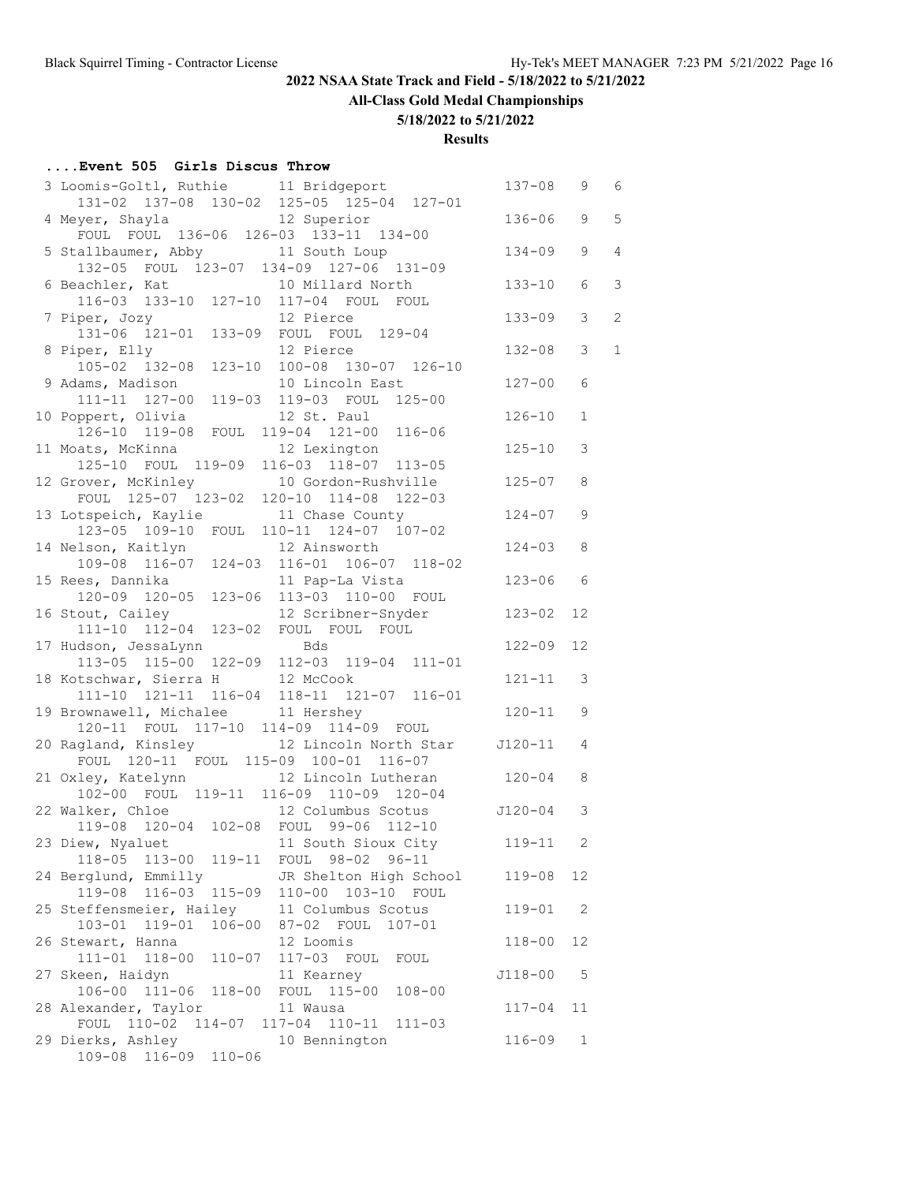# 2022 NSAA State Track and Field - 5/18/2022 to 5/21/2022

## All-Class Gold Medal Championships

### 5/18/2022 to 5/21/2022

### Results

**....Event 505 Girls Discus Throw**

| Place | Name | Yr | School | Mark | Class | Points |
|---|---|---|---|---|---|---|
| 3 | Loomis-Goltl, Ruthie | 11 | Bridgeport | 137-08 | 9 | 6 |
| | 131-02 137-08 130-02 125-05 125-04 127-01 | | | | | |
| 4 | Meyer, Shayla | 12 | Superior | 136-06 | 9 | 5 |
| | FOUL FOUL 136-06 126-03 133-11 134-00 | | | | | |
| 5 | Stallbaumer, Abby | 11 | South Loup | 134-09 | 9 | 4 |
| | 132-05 FOUL 123-07 134-09 127-06 131-09 | | | | | |
| 6 | Beachler, Kat | 10 | Millard North | 133-10 | 6 | 3 |
| | 116-03 133-10 127-10 117-04 FOUL FOUL | | | | | |
| 7 | Piper, Jozy | 12 | Pierce | 133-09 | 3 | 2 |
| | 131-06 121-01 133-09 FOUL FOUL 129-04 | | | | | |
| 8 | Piper, Elly | 12 | Pierce | 132-08 | 3 | 1 |
| | 105-02 132-08 123-10 100-08 130-07 126-10 | | | | | |
| 9 | Adams, Madison | 10 | Lincoln East | 127-00 | 6 | |
| | 111-11 127-00 119-03 119-03 FOUL 125-00 | | | | | |
| 10 | Poppert, Olivia | 12 | St. Paul | 126-10 | 1 | |
| | 126-10 119-08 FOUL 119-04 121-00 116-06 | | | | | |
| 11 | Moats, McKinna | 12 | Lexington | 125-10 | 3 | |
| | 125-10 FOUL 119-09 116-03 118-07 113-05 | | | | | |
| 12 | Grover, McKinley | 10 | Gordon-Rushville | 125-07 | 8 | |
| | FOUL 125-07 123-02 120-10 114-08 122-03 | | | | | |
| 13 | Lotspeich, Kaylie | 11 | Chase County | 124-07 | 9 | |
| | 123-05 109-10 FOUL 110-11 124-07 107-02 | | | | | |
| 14 | Nelson, Kaitlyn | 12 | Ainsworth | 124-03 | 8 | |
| | 109-08 116-07 124-03 116-01 106-07 118-02 | | | | | |
| 15 | Rees, Dannika | 11 | Pap-La Vista | 123-06 | 6 | |
| | 120-09 120-05 123-06 113-03 110-00 FOUL | | | | | |
| 16 | Stout, Cailey | 12 | Scribner-Snyder | 123-02 | 12 | |
| | 111-10 112-04 123-02 FOUL FOUL FOUL | | | | | |
| 17 | Hudson, JessaLynn | | Bds | 122-09 | 12 | |
| | 113-05 115-00 122-09 112-03 119-04 111-01 | | | | | |
| 18 | Kotschwar, Sierra H | 12 | McCook | 121-11 | 3 | |
| | 111-10 121-11 116-04 118-11 121-07 116-01 | | | | | |
| 19 | Brownawell, Michalee | 11 | Hershey | 120-11 | 9 | |
| | 120-11 FOUL 117-10 114-09 114-09 FOUL | | | | | |
| 20 | Ragland, Kinsley | 12 | Lincoln North Star | J120-11 | 4 | |
| | FOUL 120-11 FOUL 115-09 100-01 116-07 | | | | | |
| 21 | Oxley, Katelynn | 12 | Lincoln Lutheran | 120-04 | 8 | |
| | 102-00 FOUL 119-11 116-09 110-09 120-04 | | | | | |
| 22 | Walker, Chloe | 12 | Columbus Scotus | J120-04 | 3 | |
| | 119-08 120-04 102-08 FOUL 99-06 112-10 | | | | | |
| 23 | Diew, Nyaluet | 11 | South Sioux City | 119-11 | 2 | |
| | 118-05 113-00 119-11 FOUL 98-02 96-11 | | | | | |
| 24 | Berglund, Emmilly | JR | Shelton High School | 119-08 | 12 | |
| | 119-08 116-03 115-09 110-00 103-10 FOUL | | | | | |
| 25 | Steffensmeier, Hailey | 11 | Columbus Scotus | 119-01 | 2 | |
| | 103-01 119-01 106-00 87-02 FOUL 107-01 | | | | | |
| 26 | Stewart, Hanna | 12 | Loomis | 118-00 | 12 | |
| | 111-01 118-00 110-07 117-03 FOUL FOUL | | | | | |
| 27 | Skeen, Haidyn | 11 | Kearney | J118-00 | 5 | |
| | 106-00 111-06 118-00 FOUL 115-00 108-00 | | | | | |
| 28 | Alexander, Taylor | 11 | Wausa | 117-04 | 11 | |
| | FOUL 110-02 114-07 117-04 110-11 111-03 | | | | | |
| 29 | Dierks, Ashley | 10 | Bennington | 116-09 | 1 | |
| | 109-08 116-09 110-06 | | | | | |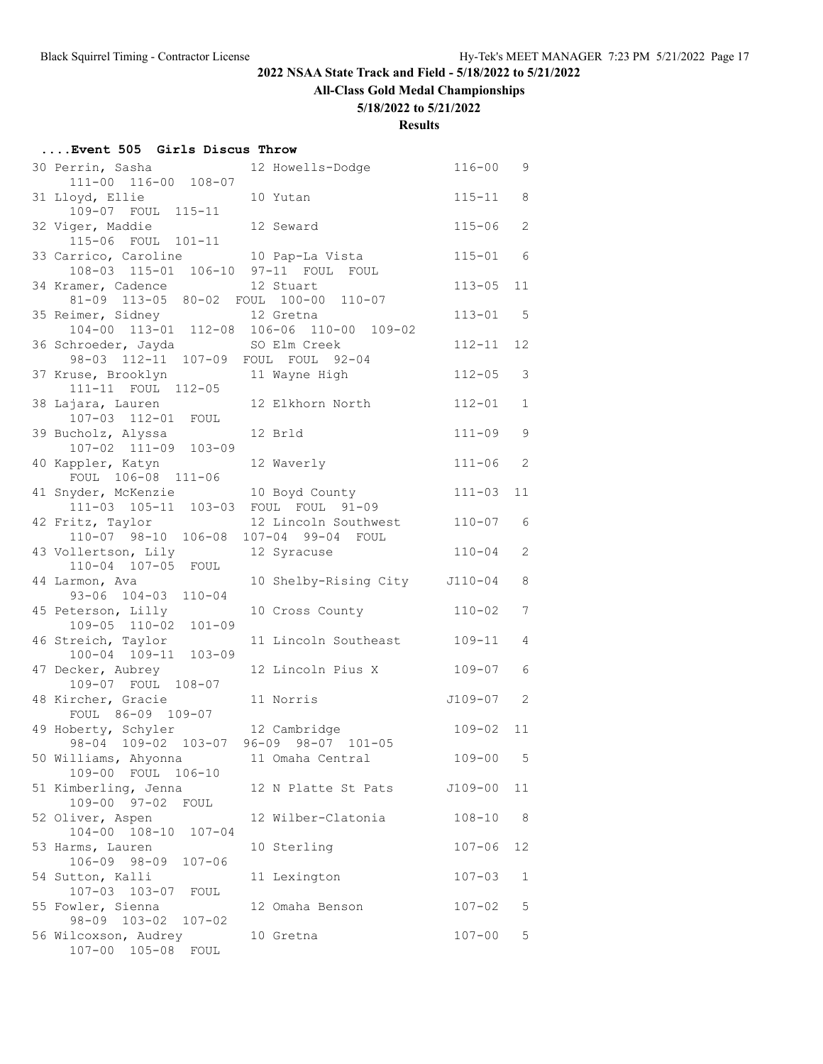## 2022 NSAA State Track and Field - 5/18/2022 to 5/21/2022

### All-Class Gold Medal Championships

### 5/18/2022 to 5/21/2022

### Results

#### ....Event 505 Girls Discus Throw

```
30 Perrin, Sasha            12 Howells-Dodge          116-00   9
    111-00  116-00  108-07
31 Lloyd, Ellie             10 Yutan                  115-11   8
    109-07  FOUL  115-11
32 Viger, Maddie            12 Seward                 115-06   2
    115-06  FOUL  101-11
33 Carrico, Caroline        10 Pap-La Vista           115-01   6
    108-03  115-01  106-10  97-11  FOUL  FOUL
34 Kramer, Cadence          12 Stuart                 113-05  11
    81-09  113-05  80-02  FOUL  100-00  110-07
35 Reimer, Sidney           12 Gretna                 113-01   5
    104-00  113-01  112-08  106-06  110-00  109-02
36 Schroeder, Jayda         SO Elm Creek              112-11  12
    98-03  112-11  107-09  FOUL  FOUL  92-04
37 Kruse, Brooklyn          11 Wayne High             112-05   3
    111-11  FOUL  112-05
38 Lajara, Lauren           12 Elkhorn North          112-01   1
    107-03  112-01  FOUL
39 Bucholz, Alyssa          12 Brld                   111-09   9
    107-02  111-09  103-09
40 Kappler, Katyn           12 Waverly                111-06   2
    FOUL  106-08  111-06
41 Snyder, McKenzie         10 Boyd County            111-03  11
    111-03  105-11  103-03  FOUL  FOUL  91-09
42 Fritz, Taylor            12 Lincoln Southwest      110-07   6
    110-07  98-10  106-08  107-04  99-04  FOUL
43 Vollertson, Lily         12 Syracuse               110-04   2
    110-04  107-05  FOUL
44 Larmon, Ava              10 Shelby-Rising City    J110-04   8
    93-06  104-03  110-04
45 Peterson, Lilly          10 Cross County           110-02   7
    109-05  110-02  101-09
46 Streich, Taylor          11 Lincoln Southeast      109-11   4
    100-04  109-11  103-09
47 Decker, Aubrey           12 Lincoln Pius X         109-07   6
    109-07  FOUL  108-07
48 Kircher, Gracie          11 Norris                J109-07   2
    FOUL  86-09  109-07
49 Hoberty, Schyler         12 Cambridge              109-02  11
    98-04  109-02  103-07  96-09  98-07  101-05
50 Williams, Ahyonna        11 Omaha Central          109-00   5
    109-00  FOUL  106-10
51 Kimberling, Jenna        12 N Platte St Pats      J109-00  11
    109-00  97-02  FOUL
52 Oliver, Aspen            12 Wilber-Clatonia        108-10   8
    104-00  108-10  107-04
53 Harms, Lauren            10 Sterling               107-06  12
    106-09  98-09  107-06
54 Sutton, Kalli            11 Lexington              107-03   1
    107-03  103-07  FOUL
55 Fowler, Sienna           12 Omaha Benson           107-02   5
    98-09  103-02  107-02
56 Wilcoxson, Audrey        10 Gretna                 107-00   5
    107-00  105-08  FOUL
```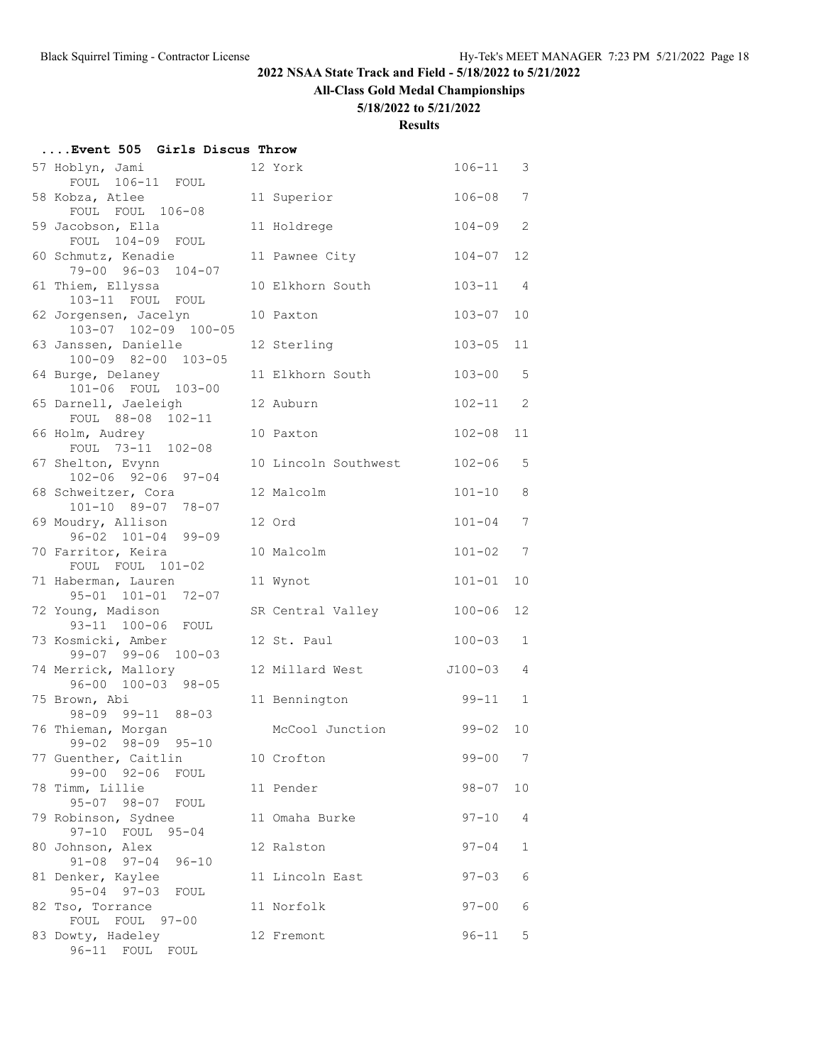## 2022 NSAA State Track and Field - 5/18/2022 to 5/21/2022

### All-Class Gold Medal Championships

### 5/18/2022 to 5/21/2022

### Results

#### ....Event 505 Girls Discus Throw

| Place | Name | Year | School | Mark | Class | Attempts |
|---|---|---|---|---|---|---|
| 57 | Hoblyn, Jami | 12 | York | 106-11 | 3 | FOUL 106-11 FOUL |
| 58 | Kobza, Atlee | 11 | Superior | 106-08 | 7 | FOUL FOUL 106-08 |
| 59 | Jacobson, Ella | 11 | Holdrege | 104-09 | 2 | FOUL 104-09 FOUL |
| 60 | Schmutz, Kenadie | 11 | Pawnee City | 104-07 | 12 | 79-00 96-03 104-07 |
| 61 | Thiem, Ellyssa | 10 | Elkhorn South | 103-11 | 4 | 103-11 FOUL FOUL |
| 62 | Jorgensen, Jacelyn | 10 | Paxton | 103-07 | 10 | 103-07 102-09 100-05 |
| 63 | Janssen, Danielle | 12 | Sterling | 103-05 | 11 | 100-09 82-00 103-05 |
| 64 | Burge, Delaney | 11 | Elkhorn South | 103-00 | 5 | 101-06 FOUL 103-00 |
| 65 | Darnell, Jaeleigh | 12 | Auburn | 102-11 | 2 | FOUL 88-08 102-11 |
| 66 | Holm, Audrey | 10 | Paxton | 102-08 | 11 | FOUL 73-11 102-08 |
| 67 | Shelton, Evynn | 10 | Lincoln Southwest | 102-06 | 5 | 102-06 92-06 97-04 |
| 68 | Schweitzer, Cora | 12 | Malcolm | 101-10 | 8 | 101-10 89-07 78-07 |
| 69 | Moudry, Allison | 12 | Ord | 101-04 | 7 | 96-02 101-04 99-09 |
| 70 | Farritor, Keira | 10 | Malcolm | 101-02 | 7 | FOUL FOUL 101-02 |
| 71 | Haberman, Lauren | 11 | Wynot | 101-01 | 10 | 95-01 101-01 72-07 |
| 72 | Young, Madison | SR | Central Valley | 100-06 | 12 | 93-11 100-06 FOUL |
| 73 | Kosmicki, Amber | 12 | St. Paul | 100-03 | 1 | 99-07 99-06 100-03 |
| 74 | Merrick, Mallory | 12 | Millard West | J100-03 | 4 | 96-00 100-03 98-05 |
| 75 | Brown, Abi | 11 | Bennington | 99-11 | 1 | 98-09 99-11 88-03 |
| 76 | Thieman, Morgan | | McCool Junction | 99-02 | 10 | 99-02 98-09 95-10 |
| 77 | Guenther, Caitlin | 10 | Crofton | 99-00 | 7 | 99-00 92-06 FOUL |
| 78 | Timm, Lillie | 11 | Pender | 98-07 | 10 | 95-07 98-07 FOUL |
| 79 | Robinson, Sydnee | 11 | Omaha Burke | 97-10 | 4 | 97-10 FOUL 95-04 |
| 80 | Johnson, Alex | 12 | Ralston | 97-04 | 1 | 91-08 97-04 96-10 |
| 81 | Denker, Kaylee | 11 | Lincoln East | 97-03 | 6 | 95-04 97-03 FOUL |
| 82 | Tso, Torrance | 11 | Norfolk | 97-00 | 6 | FOUL FOUL 97-00 |
| 83 | Dowty, Hadeley | 12 | Fremont | 96-11 | 5 | 96-11 FOUL FOUL |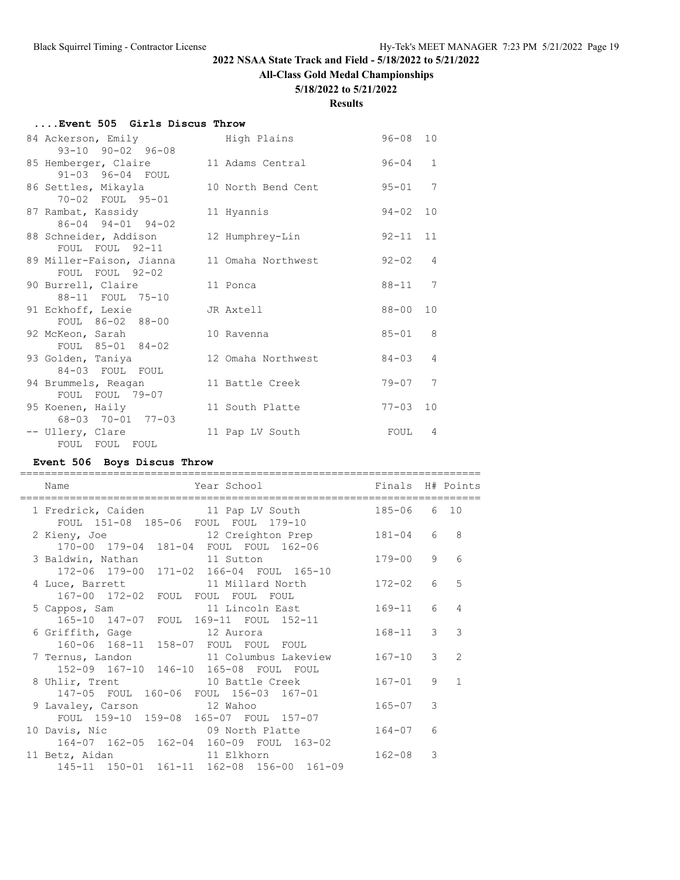## 2022 NSAA State Track and Field - 5/18/2022 to 5/21/2022

### All-Class Gold Medal Championships

### 5/18/2022 to 5/21/2022

### Results

### ....Event 505 Girls Discus Throw

| Place | Name | Year | School | Finals | H# |
|---|---|---|---|---|---|
| 84 | Ackerson, Emily | | High Plains | 96-08 | 10 |
| | 93-10 90-02 96-08 | | | | |
| 85 | Hemberger, Claire | 11 | Adams Central | 96-04 | 1 |
| | 91-03 96-04 FOUL | | | | |
| 86 | Settles, Mikayla | 10 | North Bend Cent | 95-01 | 7 |
| | 70-02 FOUL 95-01 | | | | |
| 87 | Rambat, Kassidy | 11 | Hyannis | 94-02 | 10 |
| | 86-04 94-01 94-02 | | | | |
| 88 | Schneider, Addison | 12 | Humphrey-Lin | 92-11 | 11 |
| | FOUL FOUL 92-11 | | | | |
| 89 | Miller-Faison, Jianna | 11 | Omaha Northwest | 92-02 | 4 |
| | FOUL FOUL 92-02 | | | | |
| 90 | Burrell, Claire | 11 | Ponca | 88-11 | 7 |
| | 88-11 FOUL 75-10 | | | | |
| 91 | Eckhoff, Lexie | JR | Axtell | 88-00 | 10 |
| | FOUL 86-02 88-00 | | | | |
| 92 | McKeon, Sarah | 10 | Ravenna | 85-01 | 8 |
| | FOUL 85-01 84-02 | | | | |
| 93 | Golden, Taniya | 12 | Omaha Northwest | 84-03 | 4 |
| | 84-03 FOUL FOUL | | | | |
| 94 | Brummels, Reagan | 11 | Battle Creek | 79-07 | 7 |
| | FOUL FOUL 79-07 | | | | |
| 95 | Koenen, Haily | 11 | South Platte | 77-03 | 10 |
| | 68-03 70-01 77-03 | | | | |
| -- | Ullery, Clare | 11 | Pap LV South | FOUL | 4 |
| | FOUL FOUL FOUL | | | | |

### Event 506 Boys Discus Throw

| Place | Name | Year | School | Finals | H# | Points |
|---|---|---|---|---|---|---|
| 1 | Fredrick, Caiden | 11 | Pap LV South | 185-06 | 6 | 10 |
| | FOUL 151-08 185-06 FOUL FOUL 179-10 | | | | | |
| 2 | Kieny, Joe | 12 | Creighton Prep | 181-04 | 6 | 8 |
| | 170-00 179-04 181-04 FOUL FOUL 162-06 | | | | | |
| 3 | Baldwin, Nathan | 11 | Sutton | 179-00 | 9 | 6 |
| | 172-06 179-00 171-02 166-04 FOUL 165-10 | | | | | |
| 4 | Luce, Barrett | 11 | Millard North | 172-02 | 6 | 5 |
| | 167-00 172-02 FOUL FOUL FOUL FOUL | | | | | |
| 5 | Cappos, Sam | 11 | Lincoln East | 169-11 | 6 | 4 |
| | 165-10 147-07 FOUL 169-11 FOUL 152-11 | | | | | |
| 6 | Griffith, Gage | 12 | Aurora | 168-11 | 3 | 3 |
| | 160-06 168-11 158-07 FOUL FOUL FOUL | | | | | |
| 7 | Ternus, Landon | 11 | Columbus Lakeview | 167-10 | 3 | 2 |
| | 152-09 167-10 146-10 165-08 FOUL FOUL | | | | | |
| 8 | Uhlir, Trent | 10 | Battle Creek | 167-01 | 9 | 1 |
| | 147-05 FOUL 160-06 FOUL 156-03 167-01 | | | | | |
| 9 | Lavaley, Carson | 12 | Wahoo | 165-07 | 3 | |
| | FOUL 159-10 159-08 165-07 FOUL 157-07 | | | | | |
| 10 | Davis, Nic | 09 | North Platte | 164-07 | 6 | |
| | 164-07 162-05 162-04 160-09 FOUL 163-02 | | | | | |
| 11 | Betz, Aidan | 11 | Elkhorn | 162-08 | 3 | |
| | 145-11 150-01 161-11 162-08 156-00 161-09 | | | | | |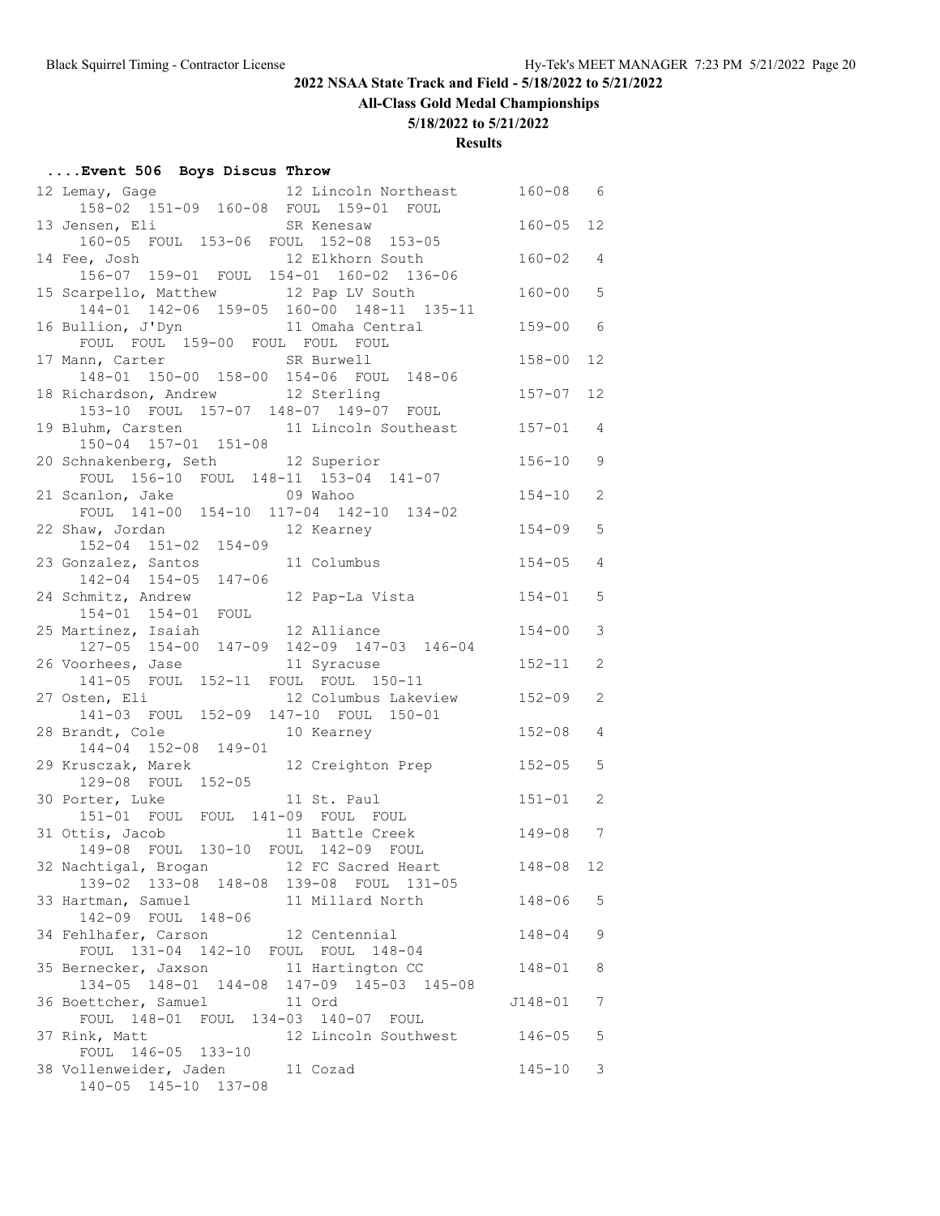## 2022 NSAA State Track and Field - 5/18/2022 to 5/21/2022

### All-Class Gold Medal Championships

### 5/18/2022 to 5/21/2022

### Results

#### ....Event 506 Boys Discus Throw

```
 12 Lemay, Gage                12 Lincoln Northeast       160-08   6 
      158-02  151-09  160-08  FOUL  159-01  FOUL 
 13 Jensen, Eli                SR Kenesaw                 160-05  12 
      160-05  FOUL  153-06  FOUL  152-08  153-05 
 14 Fee, Josh                  12 Elkhorn South           160-02   4 
      156-07  159-01  FOUL  154-01  160-02  136-06 
 15 Scarpello, Matthew         12 Pap LV South            160-00   5 
      144-01  142-06  159-05  160-00  148-11  135-11 
 16 Bullion, J'Dyn             11 Omaha Central           159-00   6 
      FOUL  FOUL  159-00  FOUL  FOUL  FOUL 
 17 Mann, Carter               SR Burwell                 158-00  12 
      148-01  150-00  158-00  154-06  FOUL  148-06 
 18 Richardson, Andrew         12 Sterling                157-07  12 
      153-10  FOUL  157-07  148-07  149-07  FOUL 
 19 Bluhm, Carsten             11 Lincoln Southeast       157-01   4 
      150-04  157-01  151-08 
 20 Schnakenberg, Seth         12 Superior                156-10   9 
      FOUL  156-10  FOUL  148-11  153-04  141-07 
 21 Scanlon, Jake              09 Wahoo                   154-10   2 
      FOUL  141-00  154-10  117-04  142-10  134-02 
 22 Shaw, Jordan               12 Kearney                 154-09   5 
      152-04  151-02  154-09 
 23 Gonzalez, Santos           11 Columbus                154-05   4 
      142-04  154-05  147-06 
 24 Schmitz, Andrew            12 Pap-La Vista            154-01   5 
      154-01  154-01  FOUL 
 25 Martinez, Isaiah           12 Alliance                154-00   3 
      127-05  154-00  147-09  142-09  147-03  146-04 
 26 Voorhees, Jase             11 Syracuse                152-11   2 
      141-05  FOUL  152-11  FOUL  FOUL  150-11 
 27 Osten, Eli                 12 Columbus Lakeview       152-09   2 
      141-03  FOUL  152-09  147-10  FOUL  150-01 
 28 Brandt, Cole               10 Kearney                 152-08   4 
      144-04  152-08  149-01 
 29 Krusczak, Marek            12 Creighton Prep          152-05   5 
      129-08  FOUL  152-05 
 30 Porter, Luke               11 St. Paul                151-01   2 
      151-01  FOUL  FOUL  141-09  FOUL  FOUL 
 31 Ottis, Jacob               11 Battle Creek            149-08   7 
      149-08  FOUL  130-10  FOUL  142-09  FOUL 
 32 Nachtigal, Brogan          12 FC Sacred Heart         148-08  12 
      139-02  133-08  148-08  139-08  FOUL  131-05 
 33 Hartman, Samuel            11 Millard North           148-06   5 
      142-09  FOUL  148-06 
 34 Fehlhafer, Carson          12 Centennial              148-04   9 
      FOUL  131-04  142-10  FOUL  FOUL  148-04 
 35 Bernecker, Jaxson          11 Hartington CC           148-01   8 
      134-05  148-01  144-08  147-09  145-03  145-08 
 36 Boettcher, Samuel          11 Ord                    J148-01   7 
      FOUL  148-01  FOUL  134-03  140-07  FOUL 
 37 Rink, Matt                 12 Lincoln Southwest       146-05   5 
      FOUL  146-05  133-10 
 38 Vollenweider, Jaden        11 Cozad                   145-10   3 
      140-05  145-10  137-08 
```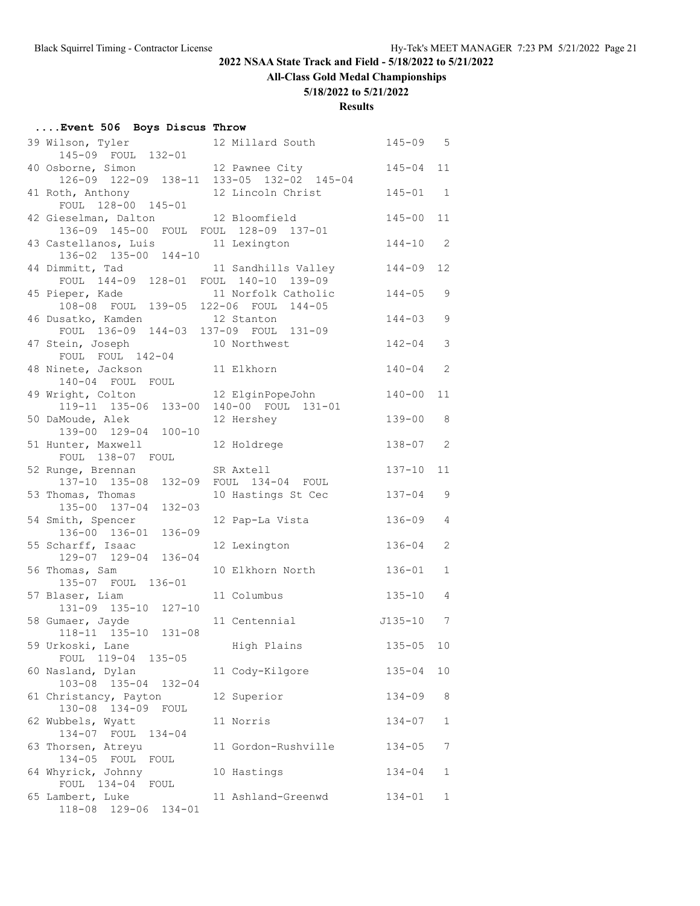## 2022 NSAA State Track and Field - 5/18/2022 to 5/21/2022

### All-Class Gold Medal Championships

### 5/18/2022 to 5/21/2022

### Results

**....Event 506 Boys Discus Throw**

| Place | Name | Year | School | Mark | Class |
|---|---|---|---|---|---|
| 39 | Wilson, Tyler | 12 | Millard South | 145-09 | 5 |
| | 145-09 FOUL 132-01 | | | | |
| 40 | Osborne, Simon | 12 | Pawnee City | 145-04 | 11 |
| | 126-09 122-09 138-11 133-05 132-02 145-04 | | | | |
| 41 | Roth, Anthony | 12 | Lincoln Christ | 145-01 | 1 |
| | FOUL 128-00 145-01 | | | | |
| 42 | Gieselman, Dalton | 12 | Bloomfield | 145-00 | 11 |
| | 136-09 145-00 FOUL FOUL 128-09 137-01 | | | | |
| 43 | Castellanos, Luis | 11 | Lexington | 144-10 | 2 |
| | 136-02 135-00 144-10 | | | | |
| 44 | Dimmitt, Tad | 11 | Sandhills Valley | 144-09 | 12 |
| | FOUL 144-09 128-01 FOUL 140-10 139-09 | | | | |
| 45 | Pieper, Kade | 11 | Norfolk Catholic | 144-05 | 9 |
| | 108-08 FOUL 139-05 122-06 FOUL 144-05 | | | | |
| 46 | Dusatko, Kamden | 12 | Stanton | 144-03 | 9 |
| | FOUL 136-09 144-03 137-09 FOUL 131-09 | | | | |
| 47 | Stein, Joseph | 10 | Northwest | 142-04 | 3 |
| | FOUL FOUL 142-04 | | | | |
| 48 | Ninete, Jackson | 11 | Elkhorn | 140-04 | 2 |
| | 140-04 FOUL FOUL | | | | |
| 49 | Wright, Colton | 12 | ElginPopeJohn | 140-00 | 11 |
| | 119-11 135-06 133-00 140-00 FOUL 131-01 | | | | |
| 50 | DaMoude, Alek | 12 | Hershey | 139-00 | 8 |
| | 139-00 129-04 100-10 | | | | |
| 51 | Hunter, Maxwell | 12 | Holdrege | 138-07 | 2 |
| | FOUL 138-07 FOUL | | | | |
| 52 | Runge, Brennan | SR | Axtell | 137-10 | 11 |
| | 137-10 135-08 132-09 FOUL 134-04 FOUL | | | | |
| 53 | Thomas, Thomas | 10 | Hastings St Cec | 137-04 | 9 |
| | 135-00 137-04 132-03 | | | | |
| 54 | Smith, Spencer | 12 | Pap-La Vista | 136-09 | 4 |
| | 136-00 136-01 136-09 | | | | |
| 55 | Scharff, Isaac | 12 | Lexington | 136-04 | 2 |
| | 129-07 129-04 136-04 | | | | |
| 56 | Thomas, Sam | 10 | Elkhorn North | 136-01 | 1 |
| | 135-07 FOUL 136-01 | | | | |
| 57 | Blaser, Liam | 11 | Columbus | 135-10 | 4 |
| | 131-09 135-10 127-10 | | | | |
| 58 | Gumaer, Jayde | 11 | Centennial | J135-10 | 7 |
| | 118-11 135-10 131-08 | | | | |
| 59 | Urkoski, Lane | | High Plains | 135-05 | 10 |
| | FOUL 119-04 135-05 | | | | |
| 60 | Nasland, Dylan | 11 | Cody-Kilgore | 135-04 | 10 |
| | 103-08 135-04 132-04 | | | | |
| 61 | Christancy, Payton | 12 | Superior | 134-09 | 8 |
| | 130-08 134-09 FOUL | | | | |
| 62 | Wubbels, Wyatt | 11 | Norris | 134-07 | 1 |
| | 134-07 FOUL 134-04 | | | | |
| 63 | Thorsen, Atreyu | 11 | Gordon-Rushville | 134-05 | 7 |
| | 134-05 FOUL FOUL | | | | |
| 64 | Whyrick, Johnny | 10 | Hastings | 134-04 | 1 |
| | FOUL 134-04 FOUL | | | | |
| 65 | Lambert, Luke | 11 | Ashland-Greenwd | 134-01 | 1 |
| | 118-08 129-06 134-01 | | | | |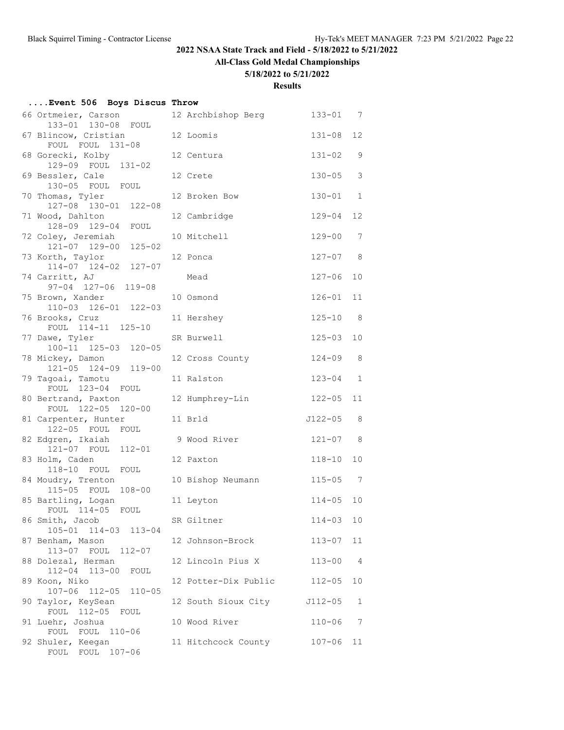# 2022 NSAA State Track and Field - 5/18/2022 to 5/21/2022

## All-Class Gold Medal Championships

### 5/18/2022 to 5/21/2022

### Results

#### ....Event 506 Boys Discus Throw

| Place | Name | Yr School | Mark | Class |
|---|---|---|---|---|
| 66 | Ortmeier, Carson | 12 Archbishop Berg | 133-01 | 7 |
| | 133-01 130-08 FOUL | | | |
| 67 | Blincow, Cristian | 12 Loomis | 131-08 | 12 |
| | FOUL FOUL 131-08 | | | |
| 68 | Gorecki, Kolby | 12 Centura | 131-02 | 9 |
| | 129-09 FOUL 131-02 | | | |
| 69 | Bessler, Cale | 12 Crete | 130-05 | 3 |
| | 130-05 FOUL FOUL | | | |
| 70 | Thomas, Tyler | 12 Broken Bow | 130-01 | 1 |
| | 127-08 130-01 122-08 | | | |
| 71 | Wood, Dahlton | 12 Cambridge | 129-04 | 12 |
| | 128-09 129-04 FOUL | | | |
| 72 | Coley, Jeremiah | 10 Mitchell | 129-00 | 7 |
| | 121-07 129-00 125-02 | | | |
| 73 | Korth, Taylor | 12 Ponca | 127-07 | 8 |
| | 114-07 124-02 127-07 | | | |
| 74 | Carritt, AJ | Mead | 127-06 | 10 |
| | 97-04 127-06 119-08 | | | |
| 75 | Brown, Xander | 10 Osmond | 126-01 | 11 |
| | 110-03 126-01 122-03 | | | |
| 76 | Brooks, Cruz | 11 Hershey | 125-10 | 8 |
| | FOUL 114-11 125-10 | | | |
| 77 | Dawe, Tyler | SR Burwell | 125-03 | 10 |
| | 100-11 125-03 120-05 | | | |
| 78 | Mickey, Damon | 12 Cross County | 124-09 | 8 |
| | 121-05 124-09 119-00 | | | |
| 79 | Tagoai, Tamotu | 11 Ralston | 123-04 | 1 |
| | FOUL 123-04 FOUL | | | |
| 80 | Bertrand, Paxton | 12 Humphrey-Lin | 122-05 | 11 |
| | FOUL 122-05 120-00 | | | |
| 81 | Carpenter, Hunter | 11 Brld | J122-05 | 8 |
| | 122-05 FOUL FOUL | | | |
| 82 | Edgren, Ikaiah | 9 Wood River | 121-07 | 8 |
| | 121-07 FOUL 112-01 | | | |
| 83 | Holm, Caden | 12 Paxton | 118-10 | 10 |
| | 118-10 FOUL FOUL | | | |
| 84 | Moudry, Trenton | 10 Bishop Neumann | 115-05 | 7 |
| | 115-05 FOUL 108-00 | | | |
| 85 | Bartling, Logan | 11 Leyton | 114-05 | 10 |
| | FOUL 114-05 FOUL | | | |
| 86 | Smith, Jacob | SR Giltner | 114-03 | 10 |
| | 105-01 114-03 113-04 | | | |
| 87 | Benham, Mason | 12 Johnson-Brock | 113-07 | 11 |
| | 113-07 FOUL 112-07 | | | |
| 88 | Dolezal, Herman | 12 Lincoln Pius X | 113-00 | 4 |
| | 112-04 113-00 FOUL | | | |
| 89 | Koon, Niko | 12 Potter-Dix Public | 112-05 | 10 |
| | 107-06 112-05 110-05 | | | |
| 90 | Taylor, KeySean | 12 South Sioux City | J112-05 | 1 |
| | FOUL 112-05 FOUL | | | |
| 91 | Luehr, Joshua | 10 Wood River | 110-06 | 7 |
| | FOUL FOUL 110-06 | | | |
| 92 | Shuler, Keegan | 11 Hitchcock County | 107-06 | 11 |
| | FOUL FOUL 107-06 | | | |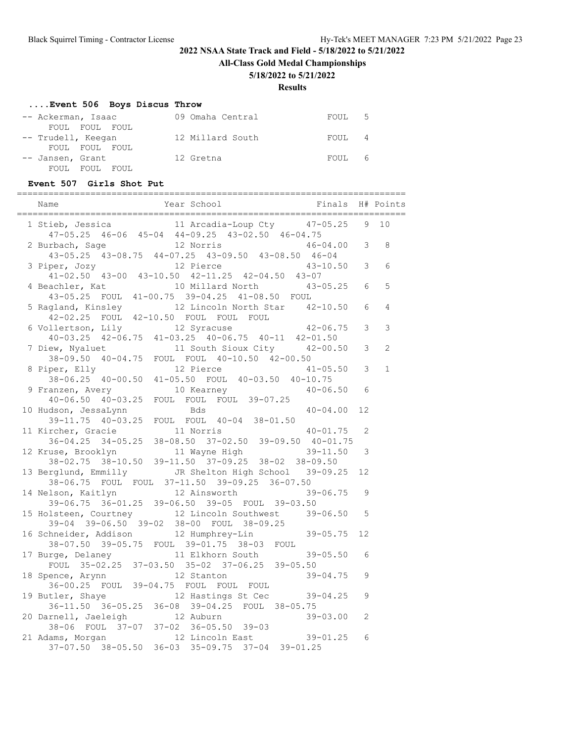## 2022 NSAA State Track and Field - 5/18/2022 to 5/21/2022

**All-Class Gold Medal Championships**

**5/18/2022 to 5/21/2022**

**Results**

### ....Event 506 Boys Discus Throw

| Place | Name | Year School | Finals | H# |
|---|---|---|---|---|
| -- | Ackerman, Isaac | 09 Omaha Central | FOUL | 5 |
| | FOUL FOUL FOUL | | | |
| -- | Trudell, Keegan | 12 Millard South | FOUL | 4 |
| | FOUL FOUL FOUL | | | |
| -- | Jansen, Grant | 12 Gretna | FOUL | 6 |
| | FOUL FOUL FOUL | | | |

### Event 507 Girls Shot Put

| Place | Name | Year School | Finals | H# | Points |
|---|---|---|---|---|---|
| 1 | Stieb, Jessica | 11 Arcadia-Loup Cty | 47-05.25 | 9 | 10 |
| | 47-05.25 46-06 45-04 44-09.25 43-02.50 46-04.75 | | | | |
| 2 | Burbach, Sage | 12 Norris | 46-04.00 | 3 | 8 |
| | 43-05.25 43-08.75 44-07.25 43-09.50 43-08.50 46-04 | | | | |
| 3 | Piper, Jozy | 12 Pierce | 43-10.50 | 3 | 6 |
| | 41-02.50 43-00 43-10.50 42-11.25 42-04.50 43-07 | | | | |
| 4 | Beachler, Kat | 10 Millard North | 43-05.25 | 6 | 5 |
| | 43-05.25 FOUL 41-00.75 39-04.25 41-08.50 FOUL | | | | |
| 5 | Ragland, Kinsley | 12 Lincoln North Star | 42-10.50 | 6 | 4 |
| | 42-02.25 FOUL 42-10.50 FOUL FOUL FOUL | | | | |
| 6 | Vollertson, Lily | 12 Syracuse | 42-06.75 | 3 | 3 |
| | 40-03.25 42-06.75 41-03.25 40-06.75 40-11 42-01.50 | | | | |
| 7 | Diew, Nyaluet | 11 South Sioux City | 42-00.50 | 3 | 2 |
| | 38-09.50 40-04.75 FOUL FOUL 40-10.50 42-00.50 | | | | |
| 8 | Piper, Elly | 12 Pierce | 41-05.50 | 3 | 1 |
| | 38-06.25 40-00.50 41-05.50 FOUL 40-03.50 40-10.75 | | | | |
| 9 | Franzen, Avery | 10 Kearney | 40-06.50 | 6 | |
| | 40-06.50 40-03.25 FOUL FOUL FOUL 39-07.25 | | | | |
| 10 | Hudson, JessaLynn | Bds | 40-04.00 | 12 | |
| | 39-11.75 40-03.25 FOUL FOUL 40-04 38-01.50 | | | | |
| 11 | Kircher, Gracie | 11 Norris | 40-01.75 | 2 | |
| | 36-04.25 34-05.25 38-08.50 37-02.50 39-09.50 40-01.75 | | | | |
| 12 | Kruse, Brooklyn | 11 Wayne High | 39-11.50 | 3 | |
| | 38-02.75 38-10.50 39-11.50 37-09.25 38-02 38-09.50 | | | | |
| 13 | Berglund, Emmilly | JR Shelton High School | 39-09.25 | 12 | |
| | 38-06.75 FOUL FOUL 37-11.50 39-09.25 36-07.50 | | | | |
| 14 | Nelson, Kaitlyn | 12 Ainsworth | 39-06.75 | 9 | |
| | 39-06.75 36-01.25 39-06.50 39-05 FOUL 39-03.50 | | | | |
| 15 | Holsteen, Courtney | 12 Lincoln Southwest | 39-06.50 | 5 | |
| | 39-04 39-06.50 39-02 38-00 FOUL 38-09.25 | | | | |
| 16 | Schneider, Addison | 12 Humphrey-Lin | 39-05.75 | 12 | |
| | 38-07.50 39-05.75 FOUL 39-01.75 38-03 FOUL | | | | |
| 17 | Burge, Delaney | 11 Elkhorn South | 39-05.50 | 6 | |
| | FOUL 35-02.25 37-03.50 35-02 37-06.25 39-05.50 | | | | |
| 18 | Spence, Arynn | 12 Stanton | 39-04.75 | 9 | |
| | 36-00.25 FOUL 39-04.75 FOUL FOUL FOUL | | | | |
| 19 | Butler, Shaye | 12 Hastings St Cec | 39-04.25 | 9 | |
| | 36-11.50 36-05.25 36-08 39-04.25 FOUL 38-05.75 | | | | |
| 20 | Darnell, Jaeleigh | 12 Auburn | 39-03.00 | 2 | |
| | 38-06 FOUL 37-07 37-02 36-05.50 39-03 | | | | |
| 21 | Adams, Morgan | 12 Lincoln East | 39-01.25 | 6 | |
| | 37-07.50 38-05.50 36-03 35-09.75 37-04 39-01.25 | | | | |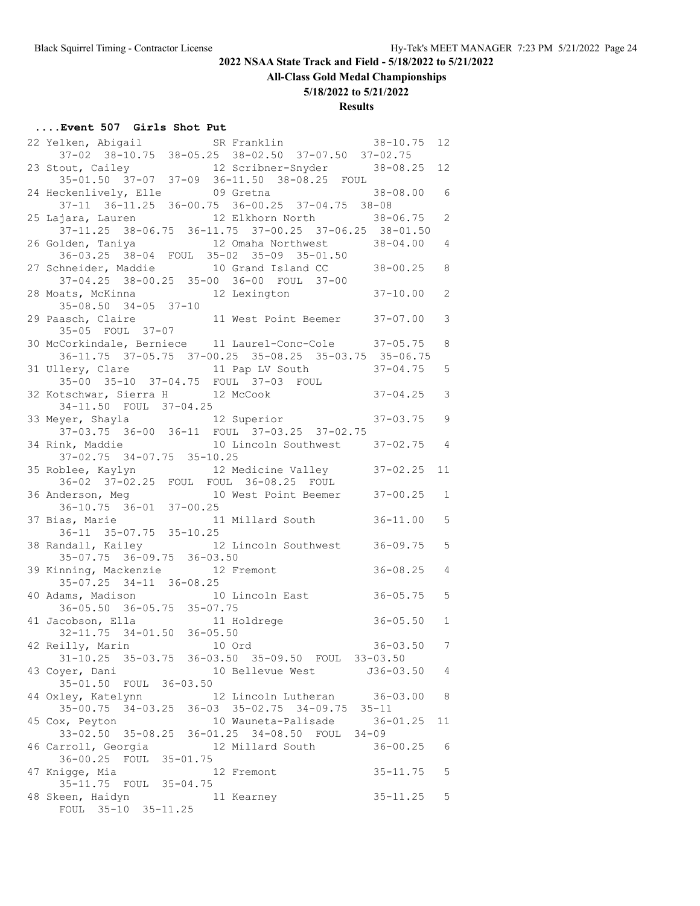## 2022 NSAA State Track and Field - 5/18/2022 to 5/21/2022

### All-Class Gold Medal Championships

### 5/18/2022 to 5/21/2022

### Results

#### ....Event 507 Girls Shot Put

```
22 Yelken, Abigail           SR Franklin               38-10.75  12
    37-02  38-10.75  38-05.25  38-02.50  37-07.50  37-02.75
23 Stout, Cailey             12 Scribner-Snyder        38-08.25  12
    35-01.50  37-07  37-09  36-11.50  38-08.25  FOUL
24 Heckenlively, Elle        09 Gretna                 38-08.00   6
    37-11  36-11.25  36-00.75  36-00.25  37-04.75  38-08
25 Lajara, Lauren            12 Elkhorn North          38-06.75   2
    37-11.25  38-06.75  36-11.75  37-00.25  37-06.25  38-01.50
26 Golden, Taniya            12 Omaha Northwest        38-04.00   4
    36-03.25  38-04  FOUL  35-02  35-09  35-01.50
27 Schneider, Maddie         10 Grand Island CC        38-00.25   8
    37-04.25  38-00.25  35-00  36-00  FOUL  37-00
28 Moats, McKinna            12 Lexington              37-10.00   2
    35-08.50  34-05  37-10
29 Paasch, Claire            11 West Point Beemer      37-07.00   3
    35-05  FOUL  37-07
30 McCorkindale, Berniece    11 Laurel-Conc-Cole       37-05.75   8
    36-11.75  37-05.75  37-00.25  35-08.25  35-03.75  35-06.75
31 Ullery, Clare             11 Pap LV South           37-04.75   5
    35-00  35-10  37-04.75  FOUL  37-03  FOUL
32 Kotschwar, Sierra H       12 McCook                 37-04.25   3
    34-11.50  FOUL  37-04.25
33 Meyer, Shayla             12 Superior               37-03.75   9
    37-03.75  36-00  36-11  FOUL  37-03.25  37-02.75
34 Rink, Maddie              10 Lincoln Southwest      37-02.75   4
    37-02.75  34-07.75  35-10.25
35 Roblee, Kaylyn            12 Medicine Valley        37-02.25  11
    36-02  37-02.25  FOUL  FOUL  36-08.25  FOUL
36 Anderson, Meg             10 West Point Beemer      37-00.25   1
    36-10.75  36-01  37-00.25
37 Bias, Marie               11 Millard South          36-11.00   5
    36-11  35-07.75  35-10.25
38 Randall, Kailey           12 Lincoln Southwest      36-09.75   5
    35-07.75  36-09.75  36-03.50
39 Kinning, Mackenzie        12 Fremont                36-08.25   4
    35-07.25  34-11  36-08.25
40 Adams, Madison            10 Lincoln East           36-05.75   5
    36-05.50  36-05.75  35-07.75
41 Jacobson, Ella            11 Holdrege               36-05.50   1
    32-11.75  34-01.50  36-05.50
42 Reilly, Marin             10 Ord                    36-03.50   7
    31-10.25  35-03.75  36-03.50  35-09.50  FOUL  33-03.50
43 Coyer, Dani               10 Bellevue West         J36-03.50   4
    35-01.50  FOUL  36-03.50
44 Oxley, Katelynn           12 Lincoln Lutheran       36-03.00   8
    35-00.75  34-03.25  36-03  35-02.75  34-09.75  35-11
45 Cox, Peyton               10 Wauneta-Palisade       36-01.25  11
    33-02.50  35-08.25  36-01.25  34-08.50  FOUL  34-09
46 Carroll, Georgia          12 Millard South          36-00.25   6
    36-00.25  FOUL  35-01.75
47 Knigge, Mia               12 Fremont                35-11.75   5
    35-11.75  FOUL  35-04.75
48 Skeen, Haidyn             11 Kearney                35-11.25   5
    FOUL  35-10  35-11.25
```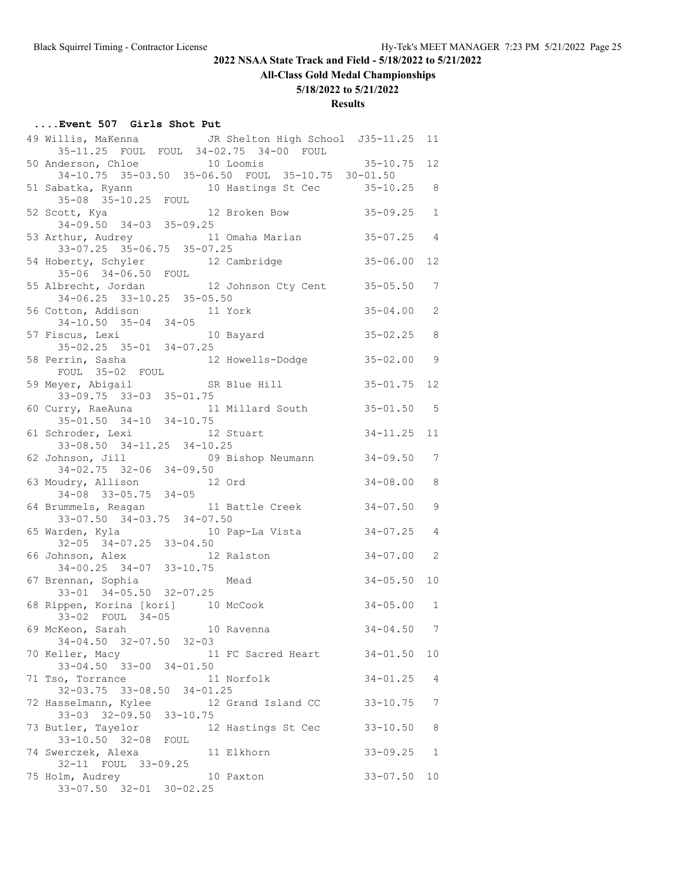## 2022 NSAA State Track and Field - 5/18/2022 to 5/21/2022

### All-Class Gold Medal Championships

### 5/18/2022 to 5/21/2022

### Results

#### ....Event 507 Girls Shot Put

```
49 Willis, MaKenna           JR Shelton High School  J35-11.25  11
     35-11.25  FOUL  FOUL  34-02.75  34-00  FOUL
50 Anderson, Chloe           10 Loomis                35-10.75  12
     34-10.75  35-03.50  35-06.50  FOUL  35-10.75  30-01.50
51 Sabatka, Ryann            10 Hastings St Cec       35-10.25   8
     35-08  35-10.25  FOUL
52 Scott, Kya                12 Broken Bow            35-09.25   1
     34-09.50  34-03  35-09.25
53 Arthur, Audrey            11 Omaha Marian          35-07.25   4
     33-07.25  35-06.75  35-07.25
54 Hoberty, Schyler          12 Cambridge             35-06.00  12
     35-06  34-06.50  FOUL
55 Albrecht, Jordan          12 Johnson Cty Cent      35-05.50   7
     34-06.25  33-10.25  35-05.50
56 Cotton, Addison           11 York                  35-04.00   2
     34-10.50  35-04  34-05
57 Fiscus, Lexi              10 Bayard                35-02.25   8
     35-02.25  35-01  34-07.25
58 Perrin, Sasha             12 Howells-Dodge         35-02.00   9
     FOUL  35-02  FOUL
59 Meyer, Abigail            SR Blue Hill             35-01.75  12
     33-09.75  33-03  35-01.75
60 Curry, RaeAuna            11 Millard South         35-01.50   5
     35-01.50  34-10  34-10.75
61 Schroder, Lexi            12 Stuart                34-11.25  11
     33-08.50  34-11.25  34-10.25
62 Johnson, Jill             09 Bishop Neumann        34-09.50   7
     34-02.75  32-06  34-09.50
63 Moudry, Allison           12 Ord                   34-08.00   8
     34-08  33-05.75  34-05
64 Brummels, Reagan          11 Battle Creek          34-07.50   9
     33-07.50  34-03.75  34-07.50
65 Warden, Kyla              10 Pap-La Vista          34-07.25   4
     32-05  34-07.25  33-04.50
66 Johnson, Alex             12 Ralston               34-07.00   2
     34-00.25  34-07  33-10.75
67 Brennan, Sophia              Mead                  34-05.50  10
     33-01  34-05.50  32-07.25
68 Rippen, Korina [kori]     10 McCook                34-05.00   1
     33-02  FOUL  34-05
69 McKeon, Sarah             10 Ravenna               34-04.50   7
     34-04.50  32-07.50  32-03
70 Keller, Macy              11 FC Sacred Heart       34-01.50  10
     33-04.50  33-00  34-01.50
71 Tso, Torrance             11 Norfolk               34-01.25   4
     32-03.75  33-08.50  34-01.25
72 Hasselmann, Kylee         12 Grand Island CC       33-10.75   7
     33-03  32-09.50  33-10.75
73 Butler, Tayelor           12 Hastings St Cec       33-10.50   8
     33-10.50  32-08  FOUL
74 Swerczek, Alexa           11 Elkhorn               33-09.25   1
     32-11  FOUL  33-09.25
75 Holm, Audrey              10 Paxton                33-07.50  10
     33-07.50  32-01  30-02.25
```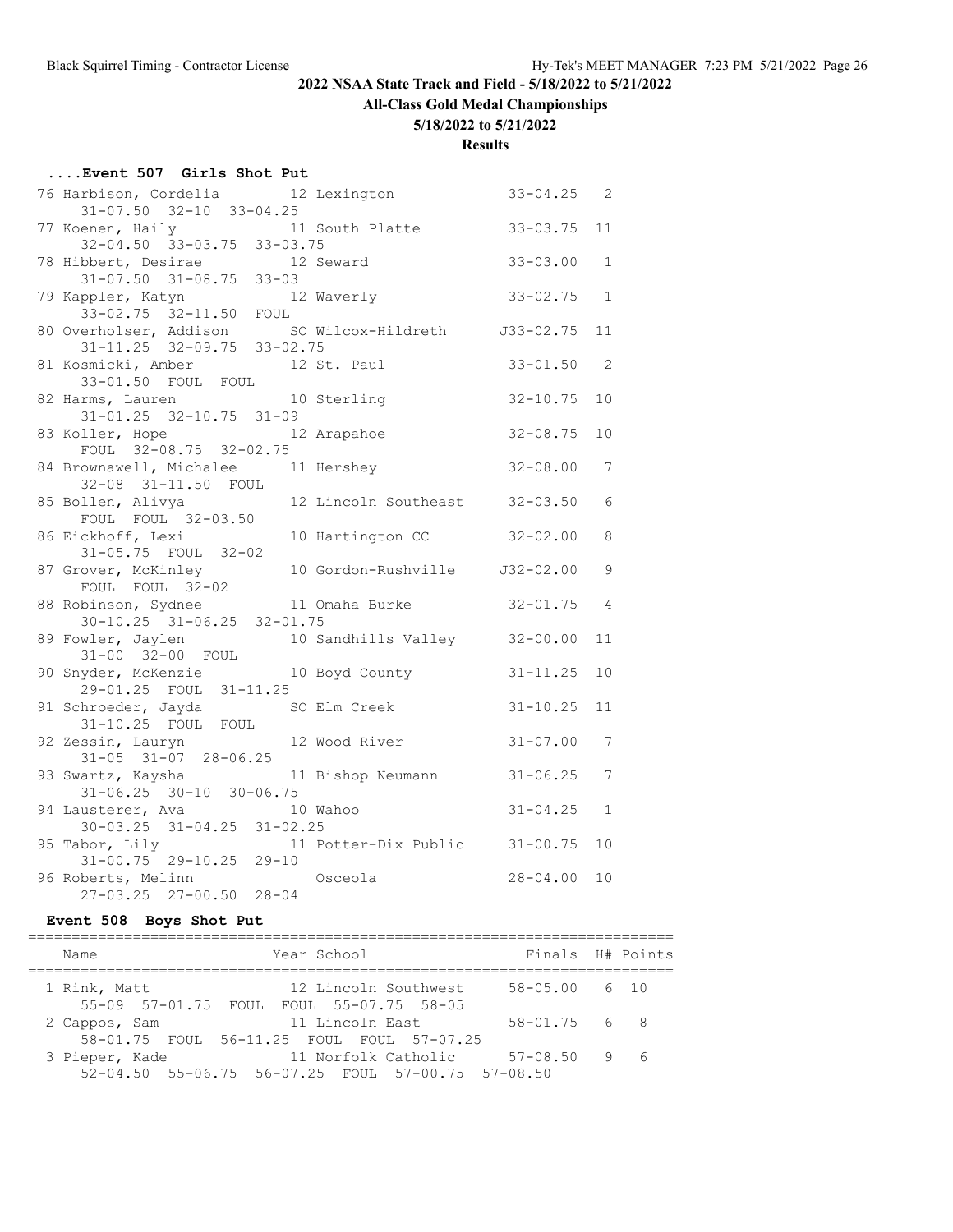## 2022 NSAA State Track and Field - 5/18/2022 to 5/21/2022

### All-Class Gold Medal Championships

### 5/18/2022 to 5/21/2022

### Results

#### ....Event 507 Girls Shot Put

```
 76 Harbison, Cordelia       12 Lexington             33-04.25   2
     31-07.50  32-10  33-04.25
 77 Koenen, Haily            11 South Platte          33-03.75  11
     32-04.50  33-03.75  33-03.75
 78 Hibbert, Desirae         12 Seward                33-03.00   1
     31-07.50  31-08.75  33-03
 79 Kappler, Katyn           12 Waverly               33-02.75   1
     33-02.75  32-11.50  FOUL
 80 Overholser, Addison      SO Wilcox-Hildreth      J33-02.75  11
     31-11.25  32-09.75  33-02.75
 81 Kosmicki, Amber          12 St. Paul              33-01.50   2
     33-01.50  FOUL  FOUL
 82 Harms, Lauren            10 Sterling              32-10.75  10
     31-01.25  32-10.75  31-09
 83 Koller, Hope             12 Arapahoe              32-08.75  10
     FOUL  32-08.75  32-02.75
 84 Brownawell, Michalee     11 Hershey               32-08.00   7
     32-08  31-11.50  FOUL
 85 Bollen, Alivya           12 Lincoln Southeast     32-03.50   6
     FOUL  FOUL  32-03.50
 86 Eickhoff, Lexi           10 Hartington CC         32-02.00   8
     31-05.75  FOUL  32-02
 87 Grover, McKinley         10 Gordon-Rushville     J32-02.00   9
     FOUL  FOUL  32-02
 88 Robinson, Sydnee         11 Omaha Burke           32-01.75   4
     30-10.25  31-06.25  32-01.75
 89 Fowler, Jaylen           10 Sandhills Valley      32-00.00  11
     31-00  32-00  FOUL
 90 Snyder, McKenzie         10 Boyd County           31-11.25  10
     29-01.25  FOUL  31-11.25
 91 Schroeder, Jayda         SO Elm Creek             31-10.25  11
     31-10.25  FOUL  FOUL
 92 Zessin, Lauryn           12 Wood River            31-07.00   7
     31-05  31-07  28-06.25
 93 Swartz, Kaysha           11 Bishop Neumann        31-06.25   7
     31-06.25  30-10  30-06.75
 94 Lausterer, Ava           10 Wahoo                 31-04.25   1
     30-03.25  31-04.25  31-02.25
 95 Tabor, Lily              11 Potter-Dix Public     31-00.75  10
     31-00.75  29-10.25  29-10
 96 Roberts, Melinn             Osceola               28-04.00  10
     27-03.25  27-00.50  28-04
```

#### Event 508 Boys Shot Put

```
=========================================================================
    Name                    Year School               Finals  H# Points
=========================================================================
  1 Rink, Matt               12 Lincoln Southwest     58-05.00   6  10
     55-09  57-01.75  FOUL  FOUL  55-07.75  58-05
  2 Cappos, Sam              11 Lincoln East          58-01.75   6   8
     58-01.75  FOUL  56-11.25  FOUL  FOUL  57-07.25
  3 Pieper, Kade             11 Norfolk Catholic      57-08.50   9   6
     52-04.50  55-06.75  56-07.25  FOUL  57-00.75  57-08.50
```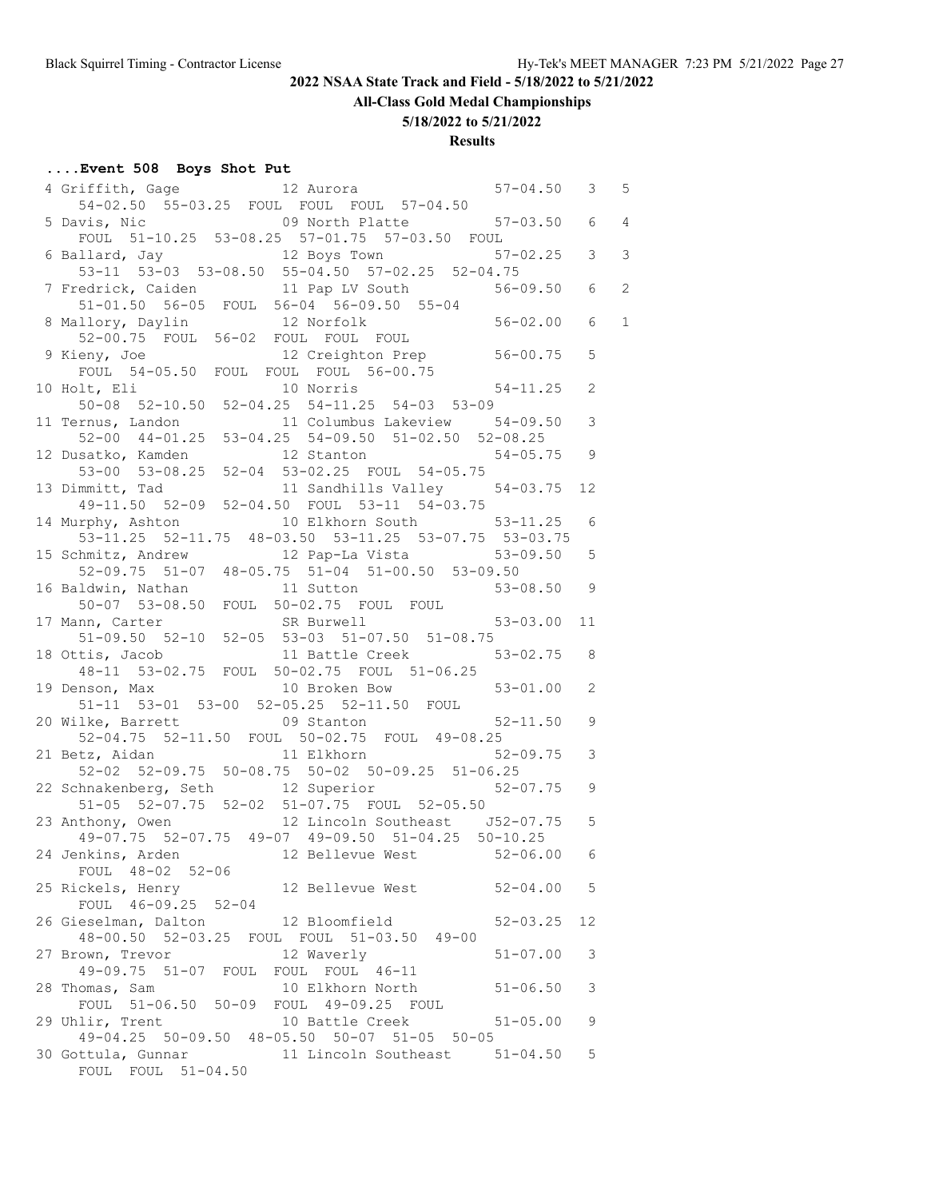## 2022 NSAA State Track and Field - 5/18/2022 to 5/21/2022

**All-Class Gold Medal Championships**

**5/18/2022 to 5/21/2022**

**Results**

### ....Event 508 Boys Shot Put

```
  4 Griffith, Gage            12 Aurora                57-04.50   3   5 
     54-02.50  55-03.25  FOUL  FOUL  FOUL  57-04.50 
  5 Davis, Nic                09 North Platte          57-03.50   6   4 
     FOUL  51-10.25  53-08.25  57-01.75  57-03.50  FOUL 
  6 Ballard, Jay              12 Boys Town             57-02.25   3   3 
     53-11  53-03  53-08.50  55-04.50  57-02.25  52-04.75 
  7 Fredrick, Caiden          11 Pap LV South          56-09.50   6   2 
     51-01.50  56-05  FOUL  56-04  56-09.50  55-04 
  8 Mallory, Daylin           12 Norfolk               56-02.00   6   1 
     52-00.75  FOUL  56-02  FOUL  FOUL  FOUL 
  9 Kieny, Joe                12 Creighton Prep        56-00.75   5 
     FOUL  54-05.50  FOUL  FOUL  FOUL  56-00.75 
 10 Holt, Eli                 10 Norris                54-11.25   2 
     50-08  52-10.50  52-04.25  54-11.25  54-03  53-09 
 11 Ternus, Landon            11 Columbus Lakeview     54-09.50   3 
     52-00  44-01.25  53-04.25  54-09.50  51-02.50  52-08.25 
 12 Dusatko, Kamden           12 Stanton               54-05.75   9 
     53-00  53-08.25  52-04  53-02.25  FOUL  54-05.75 
 13 Dimmitt, Tad              11 Sandhills Valley      54-03.75  12 
     49-11.50  52-09  52-04.50  FOUL  53-11  54-03.75 
 14 Murphy, Ashton            10 Elkhorn South         53-11.25   6 
     53-11.25  52-11.75  48-03.50  53-11.25  53-07.75  53-03.75 
 15 Schmitz, Andrew           12 Pap-La Vista          53-09.50   5 
     52-09.75  51-07  48-05.75  51-04  51-00.50  53-09.50 
 16 Baldwin, Nathan           11 Sutton                53-08.50   9 
     50-07  53-08.50  FOUL  50-02.75  FOUL  FOUL 
 17 Mann, Carter              SR Burwell               53-03.00  11 
     51-09.50  52-10  52-05  53-03  51-07.50  51-08.75 
 18 Ottis, Jacob              11 Battle Creek          53-02.75   8 
     48-11  53-02.75  FOUL  50-02.75  FOUL  51-06.25 
 19 Denson, Max               10 Broken Bow            53-01.00   2 
     51-11  53-01  53-00  52-05.25  52-11.50  FOUL 
 20 Wilke, Barrett            09 Stanton               52-11.50   9 
     52-04.75  52-11.50  FOUL  50-02.75  FOUL  49-08.25 
 21 Betz, Aidan               11 Elkhorn               52-09.75   3 
     52-02  52-09.75  50-08.75  50-02  50-09.25  51-06.25 
 22 Schnakenberg, Seth        12 Superior              52-07.75   9 
     51-05  52-07.75  52-02  51-07.75  FOUL  52-05.50 
 23 Anthony, Owen             12 Lincoln Southeast    J52-07.75   5 
     49-07.75  52-07.75  49-07  49-09.50  51-04.25  50-10.25 
 24 Jenkins, Arden            12 Bellevue West         52-06.00   6 
     FOUL  48-02  52-06 
 25 Rickels, Henry            12 Bellevue West         52-04.00   5 
     FOUL  46-09.25  52-04 
 26 Gieselman, Dalton         12 Bloomfield            52-03.25  12 
     48-00.50  52-03.25  FOUL  FOUL  51-03.50  49-00 
 27 Brown, Trevor             12 Waverly               51-07.00   3 
     49-09.75  51-07  FOUL  FOUL  FOUL  46-11 
 28 Thomas, Sam               10 Elkhorn North         51-06.50   3 
     FOUL  51-06.50  50-09  FOUL  49-09.25  FOUL 
 29 Uhlir, Trent              10 Battle Creek          51-05.00   9 
     49-04.25  50-09.50  48-05.50  50-07  51-05  50-05 
 30 Gottula, Gunnar           11 Lincoln Southeast     51-04.50   5 
     FOUL  FOUL  51-04.50 
```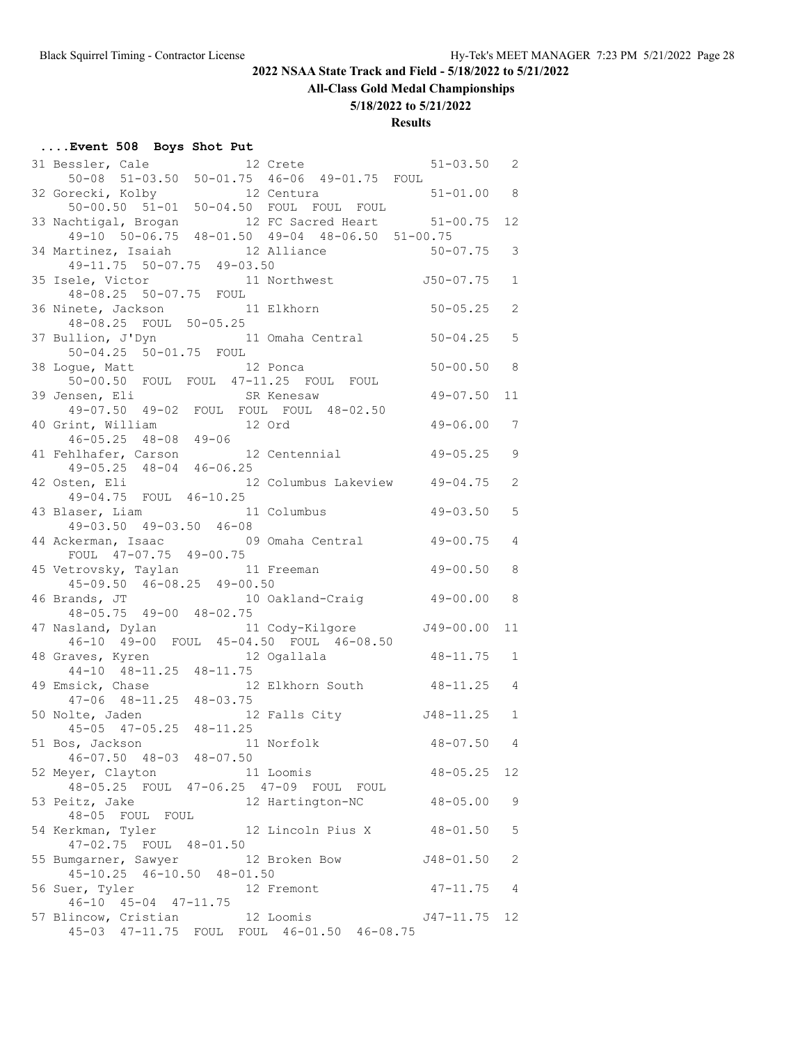## 2022 NSAA State Track and Field - 5/18/2022 to 5/21/2022

**All-Class Gold Medal Championships**

**5/18/2022 to 5/21/2022**

**Results**

### ....Event 508 Boys Shot Put

```
 31 Bessler, Cale              12 Crete                 51-03.50   2 
     50-08  51-03.50  50-01.75  46-06  49-01.75  FOUL  
 32 Gorecki, Kolby             12 Centura               51-01.00   8 
     50-00.50  51-01  50-04.50  FOUL  FOUL  FOUL  
 33 Nachtigal, Brogan          12 FC Sacred Heart       51-00.75  12 
     49-10  50-06.75  48-01.50  49-04  48-06.50  51-00.75  
 34 Martinez, Isaiah           12 Alliance              50-07.75   3 
     49-11.75  50-07.75  49-03.50  
 35 Isele, Victor              11 Northwest            J50-07.75   1 
     48-08.25  50-07.75  FOUL  
 36 Ninete, Jackson            11 Elkhorn               50-05.25   2 
     48-08.25  FOUL  50-05.25  
 37 Bullion, J'Dyn             11 Omaha Central         50-04.25   5 
     50-04.25  50-01.75  FOUL  
 38 Logue, Matt                12 Ponca                 50-00.50   8 
     50-00.50  FOUL  FOUL  47-11.25  FOUL  FOUL  
 39 Jensen, Eli                SR Kenesaw               49-07.50  11 
     49-07.50  49-02  FOUL  FOUL  FOUL  48-02.50  
 40 Grint, William             12 Ord                   49-06.00   7 
     46-05.25  48-08  49-06  
 41 Fehlhafer, Carson          12 Centennial            49-05.25   9 
     49-05.25  48-04  46-06.25  
 42 Osten, Eli                 12 Columbus Lakeview     49-04.75   2 
     49-04.75  FOUL  46-10.25  
 43 Blaser, Liam               11 Columbus              49-03.50   5 
     49-03.50  49-03.50  46-08  
 44 Ackerman, Isaac            09 Omaha Central         49-00.75   4 
     FOUL  47-07.75  49-00.75  
 45 Vetrovsky, Taylan          11 Freeman               49-00.50   8 
     45-09.50  46-08.25  49-00.50  
 46 Brands, JT                 10 Oakland-Craig         49-00.00   8 
     48-05.75  49-00  48-02.75  
 47 Nasland, Dylan             11 Cody-Kilgore         J49-00.00  11 
     46-10  49-00  FOUL  45-04.50  FOUL  46-08.50  
 48 Graves, Kyren              12 Ogallala              48-11.75   1 
     44-10  48-11.25  48-11.75  
 49 Emsick, Chase              12 Elkhorn South         48-11.25   4 
     47-06  48-11.25  48-03.75  
 50 Nolte, Jaden               12 Falls City           J48-11.25   1 
     45-05  47-05.25  48-11.25  
 51 Bos, Jackson               11 Norfolk               48-07.50   4 
     46-07.50  48-03  48-07.50  
 52 Meyer, Clayton             11 Loomis                48-05.25  12 
     48-05.25  FOUL  47-06.25  47-09  FOUL  FOUL  
 53 Peitz, Jake                12 Hartington-NC         48-05.00   9 
     48-05  FOUL  FOUL  
 54 Kerkman, Tyler             12 Lincoln Pius X        48-01.50   5 
     47-02.75  FOUL  48-01.50  
 55 Bumgarner, Sawyer          12 Broken Bow           J48-01.50   2 
     45-10.25  46-10.50  48-01.50  
 56 Suer, Tyler                12 Fremont               47-11.75   4 
     46-10  45-04  47-11.75  
 57 Blincow, Cristian          12 Loomis               J47-11.75  12 
     45-03  47-11.75  FOUL  FOUL  46-01.50  46-08.75  
```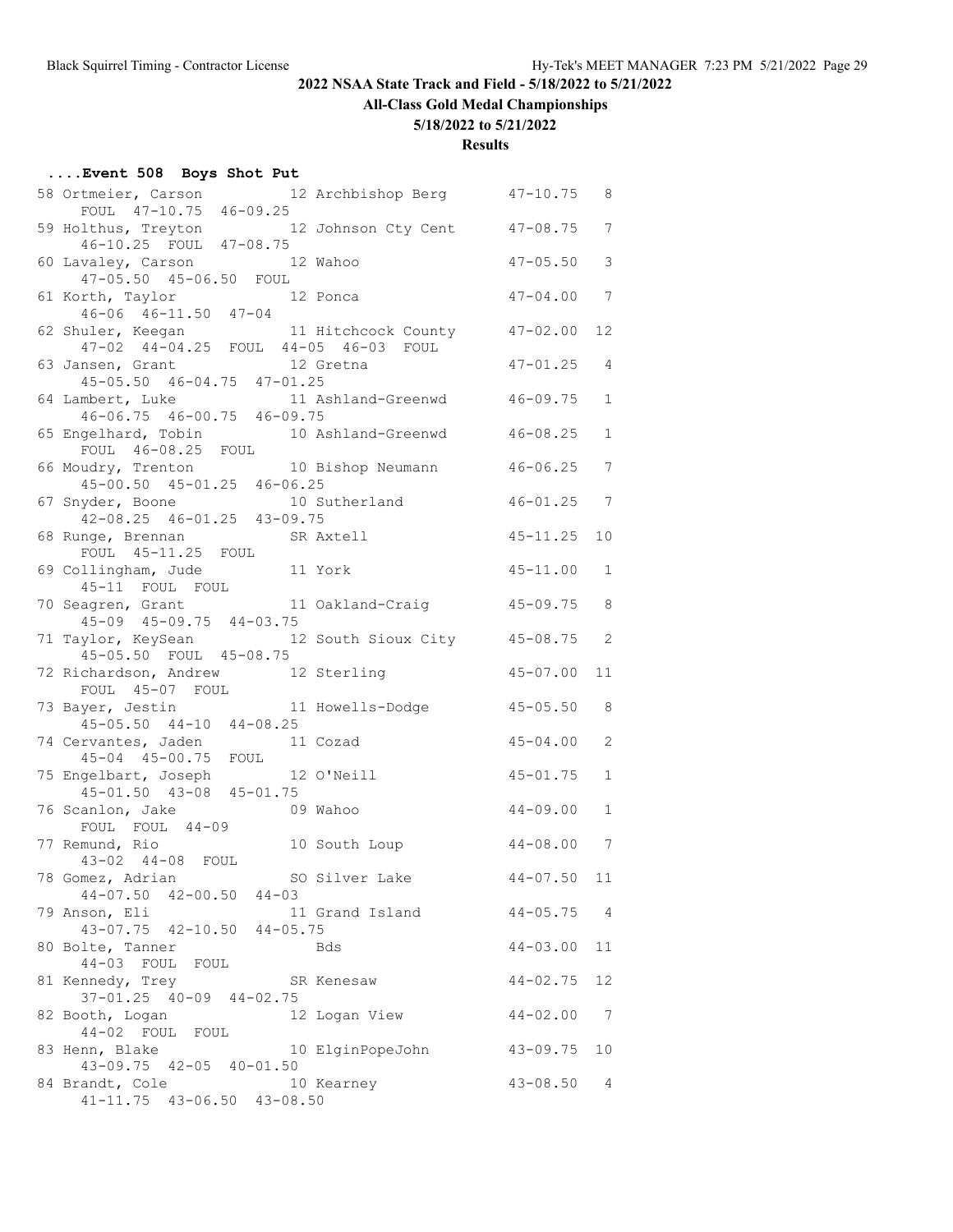## 2022 NSAA State Track and Field - 5/18/2022 to 5/21/2022

### All-Class Gold Medal Championships

### 5/18/2022 to 5/21/2022

### Results

#### ....Event 508 Boys Shot Put

```
58 Ortmeier, Carson          12 Archbishop Berg       47-10.75   8
     FOUL  47-10.75  46-09.25
59 Holthus, Treyton          12 Johnson Cty Cent      47-08.75   7
     46-10.25  FOUL  47-08.75
60 Lavaley, Carson           12 Wahoo                 47-05.50   3
     47-05.50  45-06.50  FOUL
61 Korth, Taylor             12 Ponca                 47-04.00   7
     46-06  46-11.50  47-04
62 Shuler, Keegan            11 Hitchcock County      47-02.00  12
     47-02  44-04.25  FOUL  44-05  46-03  FOUL
63 Jansen, Grant             12 Gretna                47-01.25   4
     45-05.50  46-04.75  47-01.25
64 Lambert, Luke             11 Ashland-Greenwd       46-09.75   1
     46-06.75  46-00.75  46-09.75
65 Engelhard, Tobin          10 Ashland-Greenwd       46-08.25   1
     FOUL  46-08.25  FOUL
66 Moudry, Trenton           10 Bishop Neumann        46-06.25   7
     45-00.50  45-01.25  46-06.25
67 Snyder, Boone             10 Sutherland            46-01.25   7
     42-08.25  46-01.25  43-09.75
68 Runge, Brennan            SR Axtell                45-11.25  10
     FOUL  45-11.25  FOUL
69 Collingham, Jude          11 York                  45-11.00   1
     45-11  FOUL  FOUL
70 Seagren, Grant            11 Oakland-Craig         45-09.75   8
     45-09  45-09.75  44-03.75
71 Taylor, KeySean           12 South Sioux City      45-08.75   2
     45-05.50  FOUL  45-08.75
72 Richardson, Andrew        12 Sterling              45-07.00  11
     FOUL  45-07  FOUL
73 Bayer, Jestin             11 Howells-Dodge         45-05.50   8
     45-05.50  44-10  44-08.25
74 Cervantes, Jaden          11 Cozad                 45-04.00   2
     45-04  45-00.75  FOUL
75 Engelbart, Joseph         12 O'Neill               45-01.75   1
     45-01.50  43-08  45-01.75
76 Scanlon, Jake             09 Wahoo                 44-09.00   1
     FOUL  FOUL  44-09
77 Remund, Rio               10 South Loup            44-08.00   7
     43-02  44-08  FOUL
78 Gomez, Adrian             SO Silver Lake           44-07.50  11
     44-07.50  42-00.50  44-03
79 Anson, Eli                11 Grand Island          44-05.75   4
     43-07.75  42-10.50  44-05.75
80 Bolte, Tanner                Bds                   44-03.00  11
     44-03  FOUL  FOUL
81 Kennedy, Trey             SR Kenesaw               44-02.75  12
     37-01.25  40-09  44-02.75
82 Booth, Logan              12 Logan View            44-02.00   7
     44-02  FOUL  FOUL
83 Henn, Blake               10 ElginPopeJohn         43-09.75  10
     43-09.75  42-05  40-01.50
84 Brandt, Cole              10 Kearney               43-08.50   4
     41-11.75  43-06.50  43-08.50
```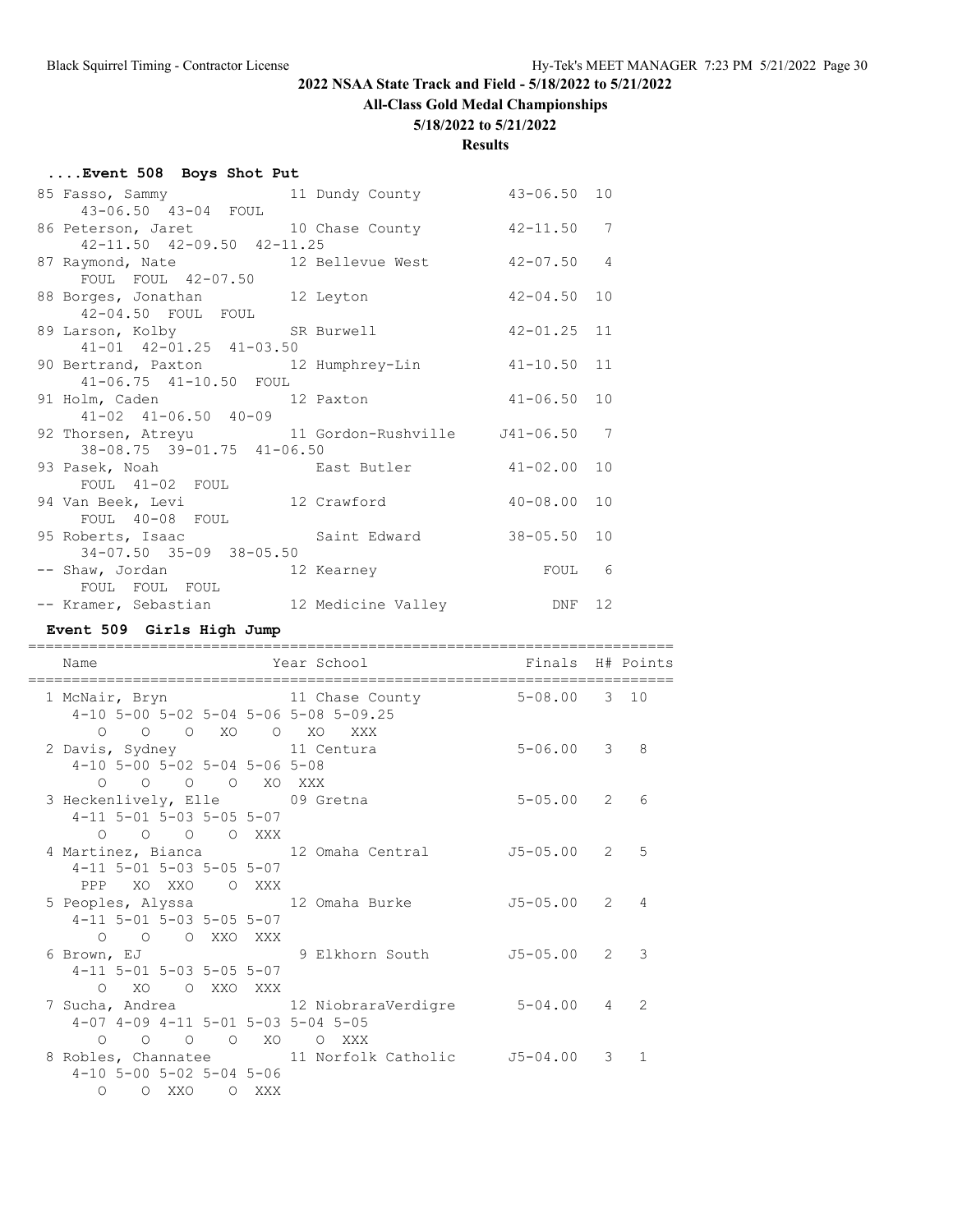# 2022 NSAA State Track and Field - 5/18/2022 to 5/21/2022

## All-Class Gold Medal Championships

### 5/18/2022 to 5/21/2022

### Results

#### ....Event 508 Boys Shot Put

```
 85 Fasso, Sammy              11 Dundy County          43-06.50  10
      43-06.50  43-04  FOUL
 86 Peterson, Jaret           10 Chase County          42-11.50   7
      42-11.50  42-09.50  42-11.25
 87 Raymond, Nate             12 Bellevue West         42-07.50   4
      FOUL  FOUL  42-07.50
 88 Borges, Jonathan          12 Leyton                42-04.50  10
      42-04.50  FOUL  FOUL
 89 Larson, Kolby             SR Burwell               42-01.25  11
      41-01  42-01.25  41-03.50
 90 Bertrand, Paxton          12 Humphrey-Lin          41-10.50  11
      41-06.75  41-10.50  FOUL
 91 Holm, Caden               12 Paxton                41-06.50  10
      41-02  41-06.50  40-09
 92 Thorsen, Atreyu           11 Gordon-Rushville     J41-06.50   7
      38-08.75  39-01.75  41-06.50
 93 Pasek, Noah                  East Butler           41-02.00  10
      FOUL  41-02  FOUL
 94 Van Beek, Levi            12 Crawford              40-08.00  10
      FOUL  40-08  FOUL
 95 Roberts, Isaac               Saint Edward          38-05.50  10
      34-07.50  35-09  38-05.50
 -- Shaw, Jordan              12 Kearney                   FOUL   6
      FOUL  FOUL  FOUL
 -- Kramer, Sebastian         12 Medicine Valley            DNF  12
```

#### Event 509 Girls High Jump

```
==========================================================================
   Name                    Year School                 Finals  H# Points
==========================================================================
  1 McNair, Bryn            11 Chase County           5-08.00   3  10
     4-10 5-00 5-02 5-04 5-06 5-08 5-09.25
        O    O    O   XO    O   XO  XXX
  2 Davis, Sydney           11 Centura                5-06.00   3   8
     4-10 5-00 5-02 5-04 5-06 5-08
        O    O    O    O   XO  XXX
  3 Heckenlively, Elle      09 Gretna                 5-05.00   2   6
     4-11 5-01 5-03 5-05 5-07
        O    O    O    O  XXX
  4 Martinez, Bianca        12 Omaha Central         J5-05.00   2   5
     4-11 5-01 5-03 5-05 5-07
      PPP   XO  XXO    O  XXX
  5 Peoples, Alyssa         12 Omaha Burke           J5-05.00   2   4
     4-11 5-01 5-03 5-05 5-07
        O    O    O  XXO  XXX
  6 Brown, EJ                9 Elkhorn South         J5-05.00   2   3
     4-11 5-01 5-03 5-05 5-07
        O   XO    O  XXO  XXX
  7 Sucha, Andrea           12 NiobraraVerdigre       5-04.00   4   2
     4-07 4-09 4-11 5-01 5-03 5-04 5-05
        O    O    O    O   XO    O  XXX
  8 Robles, Channatee       11 Norfolk Catholic      J5-04.00   3   1
     4-10 5-00 5-02 5-04 5-06
        O    O  XXO    O  XXX
```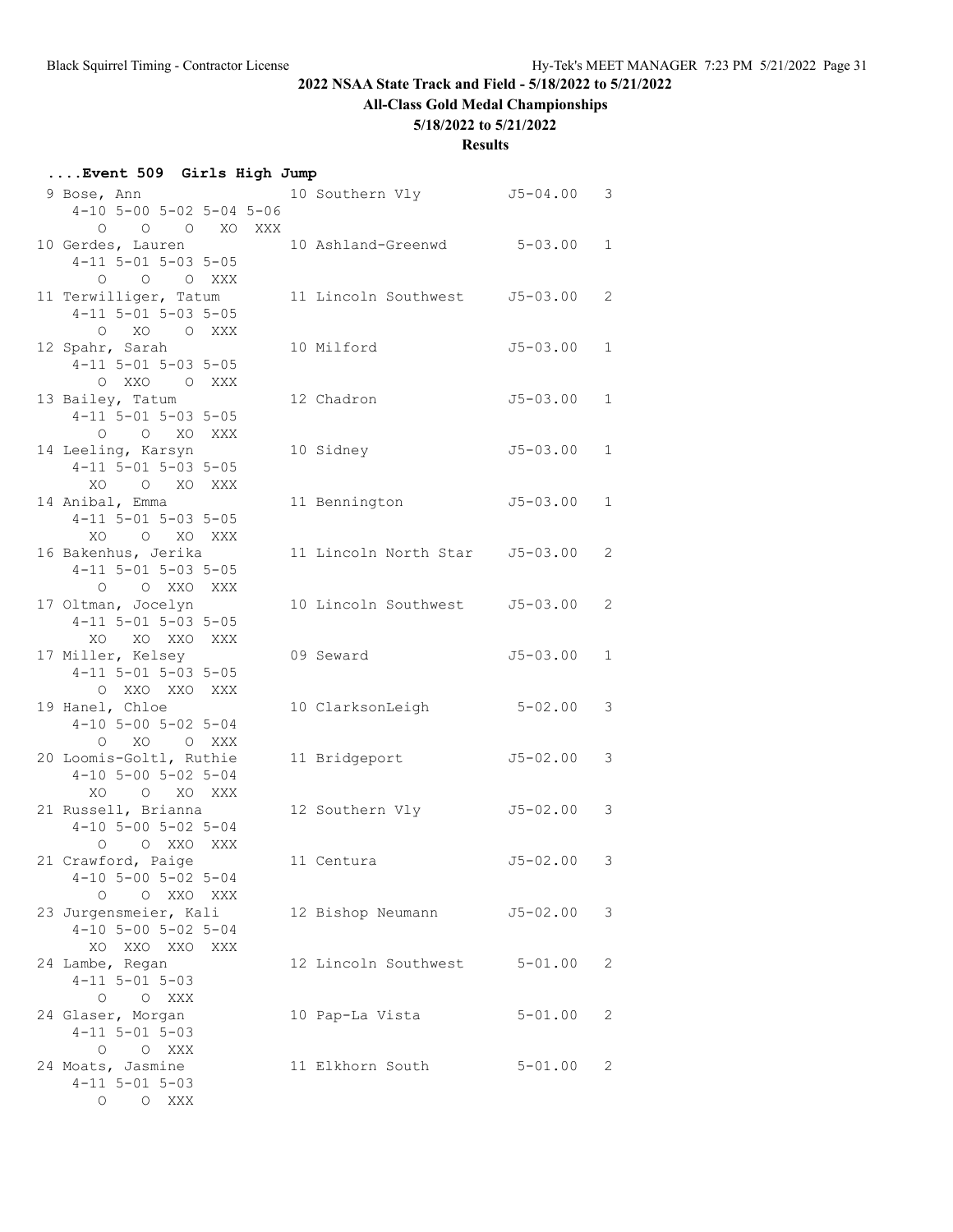## 2022 NSAA State Track and Field - 5/18/2022 to 5/21/2022

### All-Class Gold Medal Championships

### 5/18/2022 to 5/21/2022

### Results

#### ....Event 509 Girls High Jump

```
 9 Bose, Ann                   10 Southern Vly          J5-04.00   3 
     4-10 5-00 5-02 5-04 5-06
        O    O    O   XO  XXX
10 Gerdes, Lauren              10 Ashland-Greenwd        5-03.00   1 
     4-11 5-01 5-03 5-05
        O    O    O  XXX
11 Terwilliger, Tatum          11 Lincoln Southwest     J5-03.00   2 
     4-11 5-01 5-03 5-05
        O   XO    O  XXX
12 Spahr, Sarah                10 Milford               J5-03.00   1 
     4-11 5-01 5-03 5-05
        O  XXO    O  XXX
13 Bailey, Tatum               12 Chadron               J5-03.00   1 
     4-11 5-01 5-03 5-05
        O    O   XO  XXX
14 Leeling, Karsyn             10 Sidney                J5-03.00   1 
     4-11 5-01 5-03 5-05
       XO    O   XO  XXX
14 Anibal, Emma                11 Bennington            J5-03.00   1 
     4-11 5-01 5-03 5-05
       XO    O   XO  XXX
16 Bakenhus, Jerika            11 Lincoln North Star    J5-03.00   2 
     4-11 5-01 5-03 5-05
        O    O  XXO  XXX
17 Oltman, Jocelyn             10 Lincoln Southwest     J5-03.00   2 
     4-11 5-01 5-03 5-05
       XO   XO  XXO  XXX
17 Miller, Kelsey              09 Seward                J5-03.00   1 
     4-11 5-01 5-03 5-05
        O  XXO  XXO  XXX
19 Hanel, Chloe                10 ClarksonLeigh          5-02.00   3 
     4-10 5-00 5-02 5-04
        O   XO    O  XXX
20 Loomis-Goltl, Ruthie        11 Bridgeport            J5-02.00   3 
     4-10 5-00 5-02 5-04
       XO    O   XO  XXX
21 Russell, Brianna            12 Southern Vly          J5-02.00   3 
     4-10 5-00 5-02 5-04
        O    O  XXO  XXX
21 Crawford, Paige             11 Centura               J5-02.00   3 
     4-10 5-00 5-02 5-04
        O    O  XXO  XXX
23 Jurgensmeier, Kali          12 Bishop Neumann        J5-02.00   3 
     4-10 5-00 5-02 5-04
       XO  XXO  XXO  XXX
24 Lambe, Regan                12 Lincoln Southwest      5-01.00   2 
     4-11 5-01 5-03
        O    O  XXX
24 Glaser, Morgan              10 Pap-La Vista           5-01.00   2 
     4-11 5-01 5-03
        O    O  XXX
24 Moats, Jasmine              11 Elkhorn South          5-01.00   2 
     4-11 5-01 5-03
        O    O  XXX
```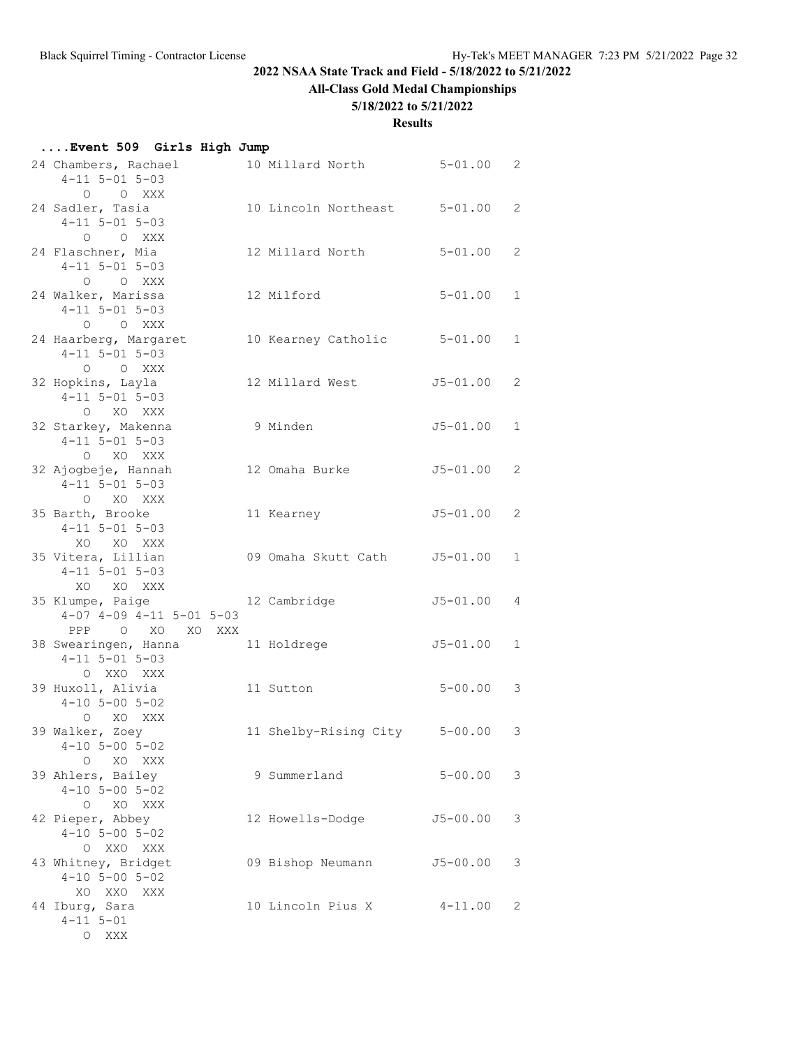## 2022 NSAA State Track and Field - 5/18/2022 to 5/21/2022

### All-Class Gold Medal Championships

### 5/18/2022 to 5/21/2022

### Results

#### ....Event 509 Girls High Jump

```
24 Chambers, Rachael         10 Millard North            5-01.00   2
    4-11 5-01 5-03
       O    O XXX
24 Sadler, Tasia             10 Lincoln Northeast        5-01.00   2
    4-11 5-01 5-03
       O    O XXX
24 Flaschner, Mia            12 Millard North            5-01.00   2
    4-11 5-01 5-03
       O    O XXX
24 Walker, Marissa           12 Milford                  5-01.00   1
    4-11 5-01 5-03
       O    O XXX
24 Haarberg, Margaret        10 Kearney Catholic         5-01.00   1
    4-11 5-01 5-03
       O    O XXX
32 Hopkins, Layla            12 Millard West            J5-01.00   2
    4-11 5-01 5-03
       O   XO XXX
32 Starkey, Makenna           9 Minden                  J5-01.00   1
    4-11 5-01 5-03
       O   XO XXX
32 Ajogbeje, Hannah          12 Omaha Burke             J5-01.00   2
    4-11 5-01 5-03
       O   XO XXX
35 Barth, Brooke             11 Kearney                 J5-01.00   2
    4-11 5-01 5-03
      XO   XO XXX
35 Vitera, Lillian           09 Omaha Skutt Cath        J5-01.00   1
    4-11 5-01 5-03
      XO   XO XXX
35 Klumpe, Paige             12 Cambridge               J5-01.00   4
    4-07 4-09 4-11 5-01 5-03
     PPP    O   XO   XO XXX
38 Swearingen, Hanna         11 Holdrege                J5-01.00   1
    4-11 5-01 5-03
       O  XXO XXX
39 Huxoll, Alivia            11 Sutton                   5-00.00   3
    4-10 5-00 5-02
       O   XO XXX
39 Walker, Zoey              11 Shelby-Rising City       5-00.00   3
    4-10 5-00 5-02
       O   XO XXX
39 Ahlers, Bailey             9 Summerland               5-00.00   3
    4-10 5-00 5-02
       O   XO XXX
42 Pieper, Abbey             12 Howells-Dodge           J5-00.00   3
    4-10 5-00 5-02
       O  XXO XXX
43 Whitney, Bridget          09 Bishop Neumann          J5-00.00   3
    4-10 5-00 5-02
      XO  XXO XXX
44 Iburg, Sara               10 Lincoln Pius X           4-11.00   2
    4-11 5-01
       O  XXX
```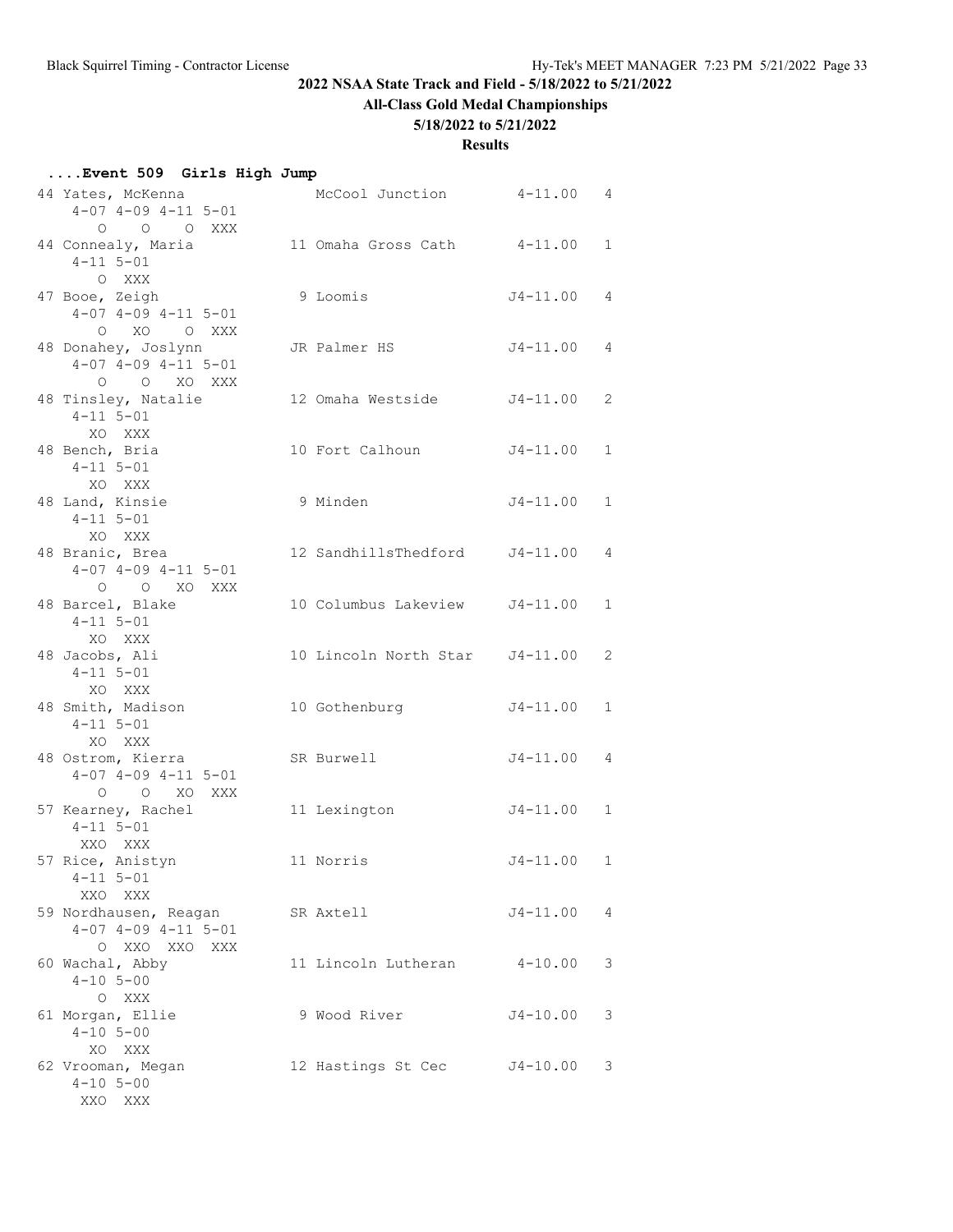## 2022 NSAA State Track and Field - 5/18/2022 to 5/21/2022

### All-Class Gold Medal Championships

### 5/18/2022 to 5/21/2022

### Results

#### ....Event 509 Girls High Jump

```
 44 Yates, McKenna                 McCool Junction        4-11.00   4 
     4-07 4-09 4-11 5-01
       O    O    O  XXX 
 44 Connealy, Maria             11 Omaha Gross Cath       4-11.00   1 
     4-11 5-01
       O  XXX 
 47 Booe, Zeigh                  9 Loomis                J4-11.00   4 
     4-07 4-09 4-11 5-01
       O   XO    O  XXX 
 48 Donahey, Joslynn            JR Palmer HS             J4-11.00   4 
     4-07 4-09 4-11 5-01
       O    O   XO  XXX 
 48 Tinsley, Natalie            12 Omaha Westside        J4-11.00   2 
     4-11 5-01
      XO  XXX 
 48 Bench, Bria                 10 Fort Calhoun          J4-11.00   1 
     4-11 5-01
      XO  XXX 
 48 Land, Kinsie                 9 Minden                J4-11.00   1 
     4-11 5-01
      XO  XXX 
 48 Branic, Brea                12 SandhillsThedford     J4-11.00   4 
     4-07 4-09 4-11 5-01
       O    O   XO  XXX 
 48 Barcel, Blake               10 Columbus Lakeview     J4-11.00   1 
     4-11 5-01
      XO  XXX 
 48 Jacobs, Ali                 10 Lincoln North Star    J4-11.00   2 
     4-11 5-01
      XO  XXX 
 48 Smith, Madison              10 Gothenburg            J4-11.00   1 
     4-11 5-01
      XO  XXX 
 48 Ostrom, Kierra              SR Burwell               J4-11.00   4 
     4-07 4-09 4-11 5-01
       O    O   XO  XXX 
 57 Kearney, Rachel             11 Lexington             J4-11.00   1 
     4-11 5-01
     XXO  XXX 
 57 Rice, Anistyn               11 Norris                J4-11.00   1 
     4-11 5-01
     XXO  XXX 
 59 Nordhausen, Reagan          SR Axtell                J4-11.00   4 
     4-07 4-09 4-11 5-01
       O  XXO  XXO  XXX 
 60 Wachal, Abby                11 Lincoln Lutheran       4-10.00   3 
     4-10 5-00
       O  XXX 
 61 Morgan, Ellie                9 Wood River            J4-10.00   3 
     4-10 5-00
      XO  XXX 
 62 Vrooman, Megan              12 Hastings St Cec       J4-10.00   3 
     4-10 5-00
     XXO  XXX 
```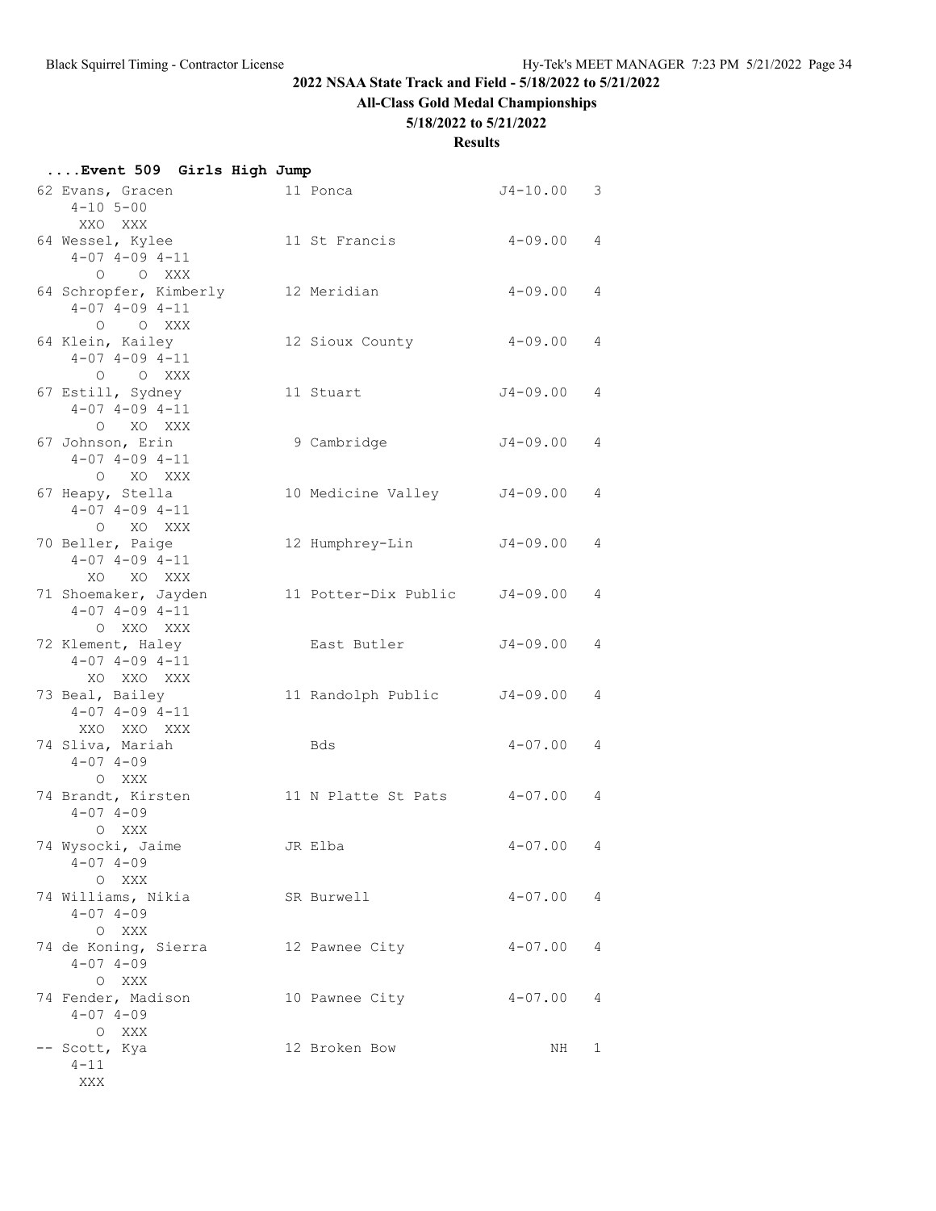## 2022 NSAA State Track and Field - 5/18/2022 to 5/21/2022

### All-Class Gold Medal Championships

### 5/18/2022 to 5/21/2022

### Results

#### ....Event 509 Girls High Jump

```
 62 Evans, Gracen             11 Ponca                  J4-10.00   3
     4-10 5-00
      XXO  XXX
 64 Wessel, Kylee             11 St Francis              4-09.00   4
     4-07 4-09 4-11
       O    O  XXX
 64 Schropfer, Kimberly       12 Meridian                4-09.00   4
     4-07 4-09 4-11
       O    O  XXX
 64 Klein, Kailey             12 Sioux County            4-09.00   4
     4-07 4-09 4-11
       O    O  XXX
 67 Estill, Sydney            11 Stuart                 J4-09.00   4
     4-07 4-09 4-11
       O   XO  XXX
 67 Johnson, Erin              9 Cambridge              J4-09.00   4
     4-07 4-09 4-11
       O   XO  XXX
 67 Heapy, Stella             10 Medicine Valley        J4-09.00   4
     4-07 4-09 4-11
       O   XO  XXX
 70 Beller, Paige             12 Humphrey-Lin           J4-09.00   4
     4-07 4-09 4-11
      XO   XO  XXX
 71 Shoemaker, Jayden         11 Potter-Dix Public      J4-09.00   4
     4-07 4-09 4-11
       O  XXO  XXX
 72 Klement, Haley               East Butler            J4-09.00   4
     4-07 4-09 4-11
      XO  XXO  XXX
 73 Beal, Bailey              11 Randolph Public        J4-09.00   4
     4-07 4-09 4-11
     XXO  XXO  XXX
 74 Sliva, Mariah                Bds                     4-07.00   4
     4-07 4-09
       O  XXX
 74 Brandt, Kirsten           11 N Platte St Pats        4-07.00   4
     4-07 4-09
       O  XXX
 74 Wysocki, Jaime            JR Elba                    4-07.00   4
     4-07 4-09
       O  XXX
 74 Williams, Nikia           SR Burwell                 4-07.00   4
     4-07 4-09
       O  XXX
 74 de Koning, Sierra         12 Pawnee City             4-07.00   4
     4-07 4-09
       O  XXX
 74 Fender, Madison           10 Pawnee City             4-07.00   4
     4-07 4-09
       O  XXX
 -- Scott, Kya                12 Broken Bow                   NH   1
     4-11
      XXX
```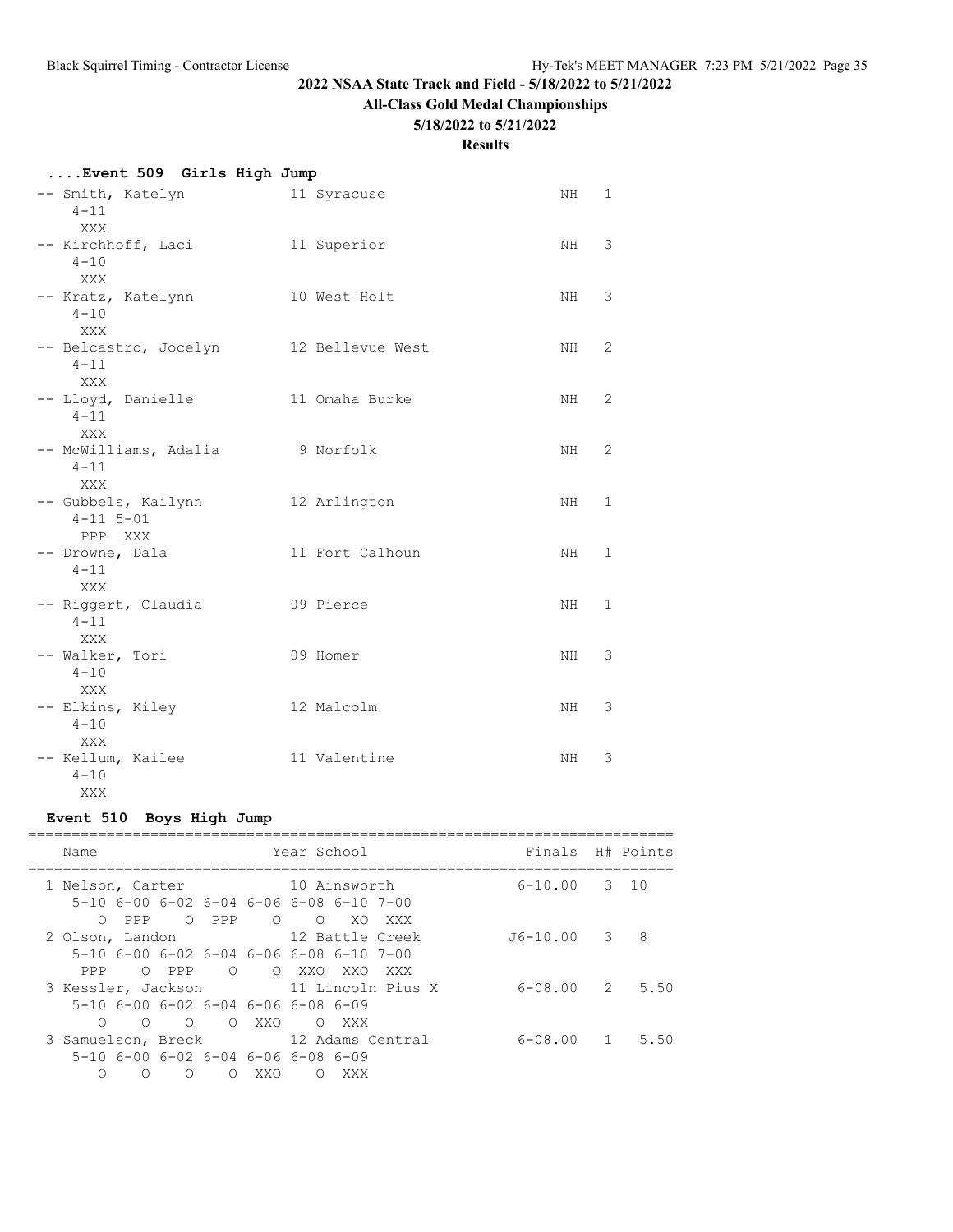## 2022 NSAA State Track and Field - 5/18/2022 to 5/21/2022

### All-Class Gold Medal Championships

### 5/18/2022 to 5/21/2022

### Results

#### ....Event 509 Girls High Jump

```
-- Smith, Katelyn            11 Syracuse                  NH   1
    4-11
     XXX
-- Kirchhoff, Laci           11 Superior                  NH   3
    4-10
     XXX
-- Kratz, Katelynn           10 West Holt                 NH   3
    4-10
     XXX
-- Belcastro, Jocelyn        12 Bellevue West             NH   2
    4-11
     XXX
-- Lloyd, Danielle           11 Omaha Burke               NH   2
    4-11
     XXX
-- McWilliams, Adalia         9 Norfolk                   NH   2
    4-11
     XXX
-- Gubbels, Kailynn          12 Arlington                 NH   1
    4-11 5-01
     PPP  XXX
-- Drowne, Dala              11 Fort Calhoun              NH   1
    4-11
     XXX
-- Riggert, Claudia          09 Pierce                    NH   1
    4-11
     XXX
-- Walker, Tori              09 Homer                     NH   3
    4-10
     XXX
-- Elkins, Kiley             12 Malcolm                   NH   3
    4-10
     XXX
-- Kellum, Kailee            11 Valentine                 NH   3
    4-10
     XXX
```

#### Event 510 Boys High Jump

```
=========================================================================
    Name                    Year School                 Finals  H# Points
=========================================================================
  1 Nelson, Carter            10 Ainsworth             6-10.00   3  10
     5-10 6-00 6-02 6-04 6-06 6-08 6-10 7-00
        O  PPP    O  PPP    O    O   XO  XXX
  2 Olson, Landon             12 Battle Creek         J6-10.00   3   8
     5-10 6-00 6-02 6-04 6-06 6-08 6-10 7-00
      PPP    O  PPP    O    O  XXO  XXO  XXX
  3 Kessler, Jackson          11 Lincoln Pius X        6-08.00   2   5.50
     5-10 6-00 6-02 6-04 6-06 6-08 6-09
        O    O    O    O  XXO    O  XXX
  3 Samuelson, Breck          12 Adams Central         6-08.00   1   5.50
     5-10 6-00 6-02 6-04 6-06 6-08 6-09
        O    O    O    O  XXO    O  XXX
```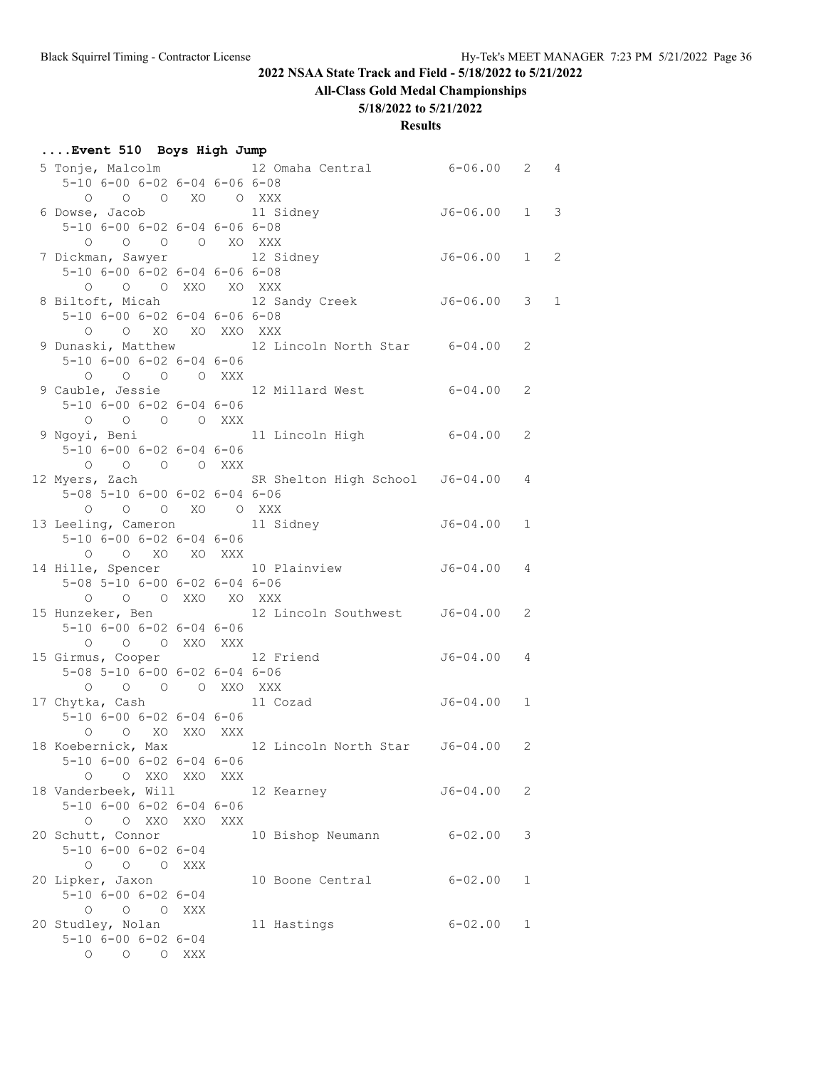## 2022 NSAA State Track and Field - 5/18/2022 to 5/21/2022

### All-Class Gold Medal Championships

### 5/18/2022 to 5/21/2022

### Results

**....Event 510 Boys High Jump**

```
 5 Tonje, Malcolm             12 Omaha Central          6-06.00   2   4
     5-10 6-00 6-02 6-04 6-06 6-08
        O    O    O   XO    O  XXX
 6 Dowse, Jacob               11 Sidney                J6-06.00   1   3
     5-10 6-00 6-02 6-04 6-06 6-08
        O    O    O    O   XO  XXX
 7 Dickman, Sawyer            12 Sidney                J6-06.00   1   2
     5-10 6-00 6-02 6-04 6-06 6-08
        O    O    O  XXO   XO  XXX
 8 Biltoft, Micah             12 Sandy Creek           J6-06.00   3   1
     5-10 6-00 6-02 6-04 6-06 6-08
        O    O   XO   XO  XXO  XXX
 9 Dunaski, Matthew           12 Lincoln North Star     6-04.00   2
     5-10 6-00 6-02 6-04 6-06
        O    O    O    O  XXX
 9 Cauble, Jessie             12 Millard West           6-04.00   2
     5-10 6-00 6-02 6-04 6-06
        O    O    O    O  XXX
 9 Ngoyi, Beni                11 Lincoln High           6-04.00   2
     5-10 6-00 6-02 6-04 6-06
        O    O    O    O  XXX
12 Myers, Zach                SR Shelton High School   J6-04.00   4
     5-08 5-10 6-00 6-02 6-04 6-06
        O    O    O   XO    O  XXX
13 Leeling, Cameron           11 Sidney                J6-04.00   1
     5-10 6-00 6-02 6-04 6-06
        O    O   XO   XO  XXX
14 Hille, Spencer             10 Plainview             J6-04.00   4
     5-08 5-10 6-00 6-02 6-04 6-06
        O    O    O  XXO   XO  XXX
15 Hunzeker, Ben              12 Lincoln Southwest     J6-04.00   2
     5-10 6-00 6-02 6-04 6-06
        O    O    O  XXO  XXX
15 Girmus, Cooper             12 Friend                J6-04.00   4
     5-08 5-10 6-00 6-02 6-04 6-06
        O    O    O    O  XXO  XXX
17 Chytka, Cash               11 Cozad                 J6-04.00   1
     5-10 6-00 6-02 6-04 6-06
        O    O   XO  XXO  XXX
18 Koebernick, Max            12 Lincoln North Star    J6-04.00   2
     5-10 6-00 6-02 6-04 6-06
        O    O  XXO  XXO  XXX
18 Vanderbeek, Will           12 Kearney               J6-04.00   2
     5-10 6-00 6-02 6-04 6-06
        O    O  XXO  XXO  XXX
20 Schutt, Connor             10 Bishop Neumann         6-02.00   3
     5-10 6-00 6-02 6-04
        O    O    O  XXX
20 Lipker, Jaxon              10 Boone Central          6-02.00   1
     5-10 6-00 6-02 6-04
        O    O    O  XXX
20 Studley, Nolan             11 Hastings               6-02.00   1
     5-10 6-00 6-02 6-04
        O    O    O  XXX
```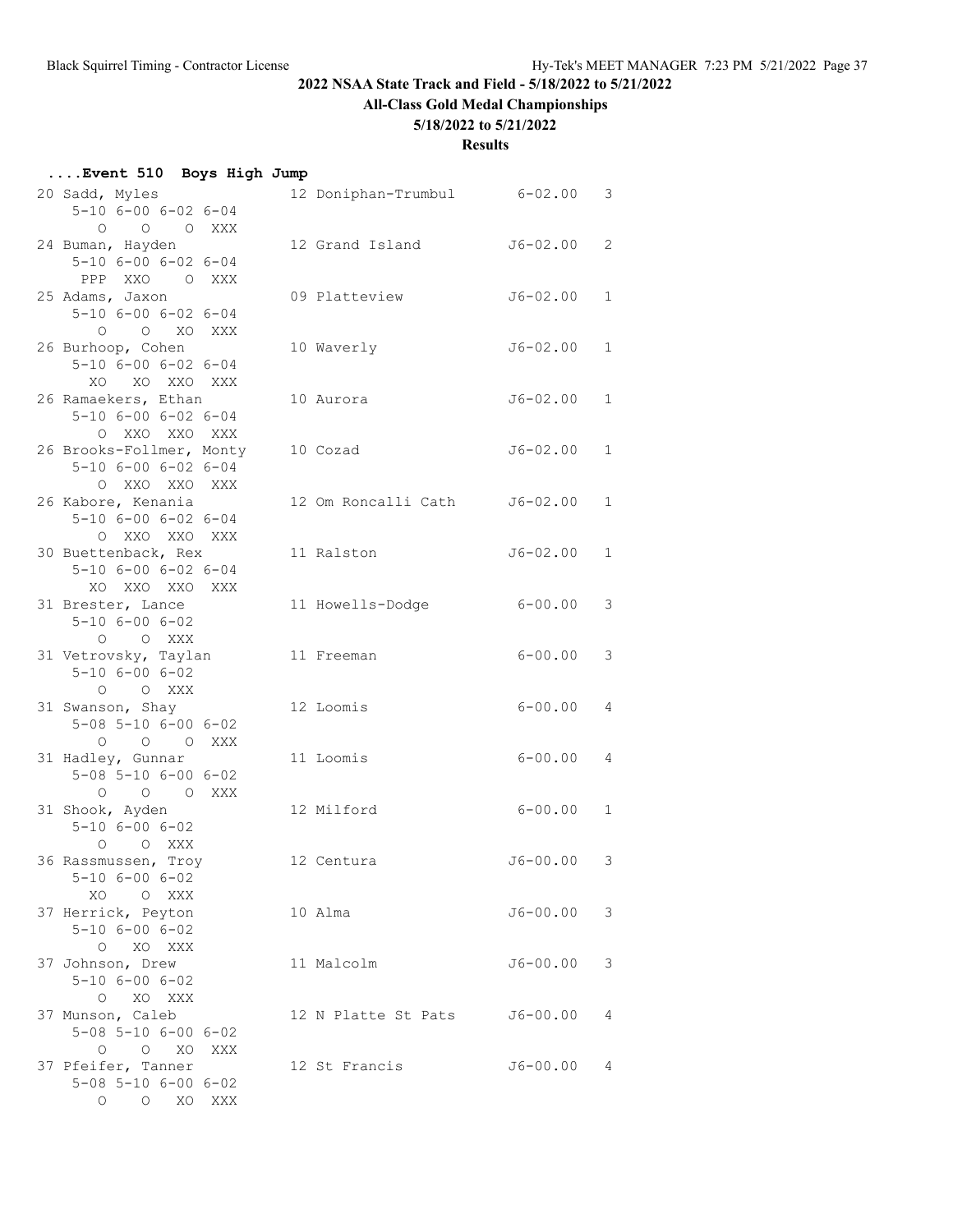## 2022 NSAA State Track and Field - 5/18/2022 to 5/21/2022

### All-Class Gold Medal Championships

### 5/18/2022 to 5/21/2022

### Results

#### ....Event 510 Boys High Jump

```
20 Sadd, Myles                 12 Doniphan-Trumbul      6-02.00   3
    5-10 6-00 6-02 6-04
       O    O    O  XXX
24 Buman, Hayden               12 Grand Island         J6-02.00   2
    5-10 6-00 6-02 6-04
     PPP  XXO    O  XXX
25 Adams, Jaxon                09 Platteview           J6-02.00   1
    5-10 6-00 6-02 6-04
       O    O   XO  XXX
26 Burhoop, Cohen              10 Waverly              J6-02.00   1
    5-10 6-00 6-02 6-04
      XO   XO  XXO  XXX
26 Ramaekers, Ethan            10 Aurora               J6-02.00   1
    5-10 6-00 6-02 6-04
       O  XXO  XXO  XXX
26 Brooks-Follmer, Monty       10 Cozad                J6-02.00   1
    5-10 6-00 6-02 6-04
       O  XXO  XXO  XXX
26 Kabore, Kenania             12 Om Roncalli Cath     J6-02.00   1
    5-10 6-00 6-02 6-04
       O  XXO  XXO  XXX
30 Buettenback, Rex            11 Ralston              J6-02.00   1
    5-10 6-00 6-02 6-04
      XO  XXO  XXO  XXX
31 Brester, Lance              11 Howells-Dodge         6-00.00   3
    5-10 6-00 6-02
       O    O  XXX
31 Vetrovsky, Taylan           11 Freeman               6-00.00   3
    5-10 6-00 6-02
       O    O  XXX
31 Swanson, Shay               12 Loomis                6-00.00   4
    5-08 5-10 6-00 6-02
       O    O    O  XXX
31 Hadley, Gunnar              11 Loomis                6-00.00   4
    5-08 5-10 6-00 6-02
       O    O    O  XXX
31 Shook, Ayden                12 Milford               6-00.00   1
    5-10 6-00 6-02
       O    O  XXX
36 Rassmussen, Troy            12 Centura              J6-00.00   3
    5-10 6-00 6-02
      XO    O  XXX
37 Herrick, Peyton             10 Alma                 J6-00.00   3
    5-10 6-00 6-02
       O   XO  XXX
37 Johnson, Drew               11 Malcolm              J6-00.00   3
    5-10 6-00 6-02
       O   XO  XXX
37 Munson, Caleb               12 N Platte St Pats     J6-00.00   4
    5-08 5-10 6-00 6-02
       O    O   XO  XXX
37 Pfeifer, Tanner             12 St Francis           J6-00.00   4
    5-08 5-10 6-00 6-02
       O    O   XO  XXX
```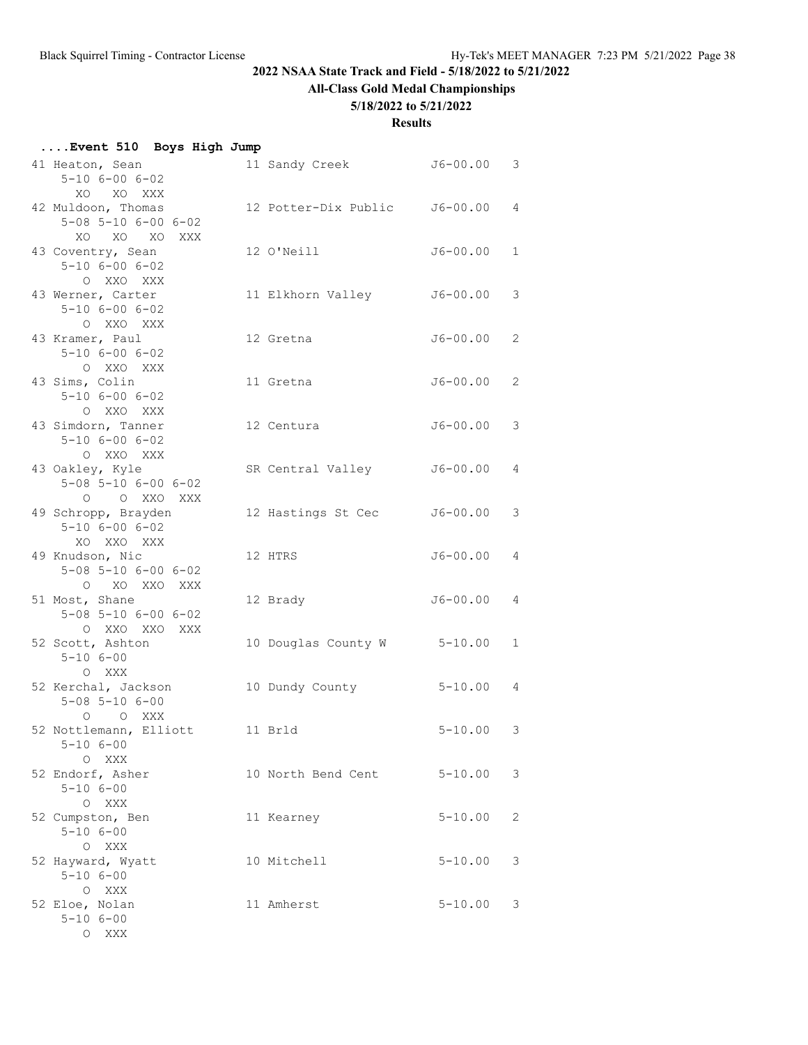## 2022 NSAA State Track and Field - 5/18/2022 to 5/21/2022

**All-Class Gold Medal Championships**

**5/18/2022 to 5/21/2022**

**Results**

### ....Event 510 Boys High Jump

```
41 Heaton, Sean                 11 Sandy Creek           J6-00.00   3
     5-10 6-00 6-02
       XO   XO  XXX
42 Muldoon, Thomas              12 Potter-Dix Public     J6-00.00   4
     5-08 5-10 6-00 6-02
       XO   XO   XO  XXX
43 Coventry, Sean               12 O'Neill               J6-00.00   1
     5-10 6-00 6-02
        O  XXO  XXX
43 Werner, Carter               11 Elkhorn Valley        J6-00.00   3
     5-10 6-00 6-02
        O  XXO  XXX
43 Kramer, Paul                 12 Gretna                J6-00.00   2
     5-10 6-00 6-02
        O  XXO  XXX
43 Sims, Colin                  11 Gretna                J6-00.00   2
     5-10 6-00 6-02
        O  XXO  XXX
43 Simdorn, Tanner              12 Centura               J6-00.00   3
     5-10 6-00 6-02
        O  XXO  XXX
43 Oakley, Kyle                 SR Central Valley        J6-00.00   4
     5-08 5-10 6-00 6-02
        O    O  XXO  XXX
49 Schropp, Brayden             12 Hastings St Cec       J6-00.00   3
     5-10 6-00 6-02
       XO  XXO  XXX
49 Knudson, Nic                 12 HTRS                  J6-00.00   4
     5-08 5-10 6-00 6-02
        O   XO  XXO  XXX
51 Most, Shane                  12 Brady                 J6-00.00   4
     5-08 5-10 6-00 6-02
        O  XXO  XXO  XXX
52 Scott, Ashton                10 Douglas County W       5-10.00   1
     5-10 6-00
        O  XXX
52 Kerchal, Jackson             10 Dundy County           5-10.00   4
     5-08 5-10 6-00
        O    O  XXX
52 Nottlemann, Elliott          11 Brld                   5-10.00   3
     5-10 6-00
        O  XXX
52 Endorf, Asher                10 North Bend Cent        5-10.00   3
     5-10 6-00
        O  XXX
52 Cumpston, Ben                11 Kearney                5-10.00   2
     5-10 6-00
        O  XXX
52 Hayward, Wyatt               10 Mitchell               5-10.00   3
     5-10 6-00
        O  XXX
52 Eloe, Nolan                  11 Amherst                5-10.00   3
     5-10 6-00
        O  XXX
```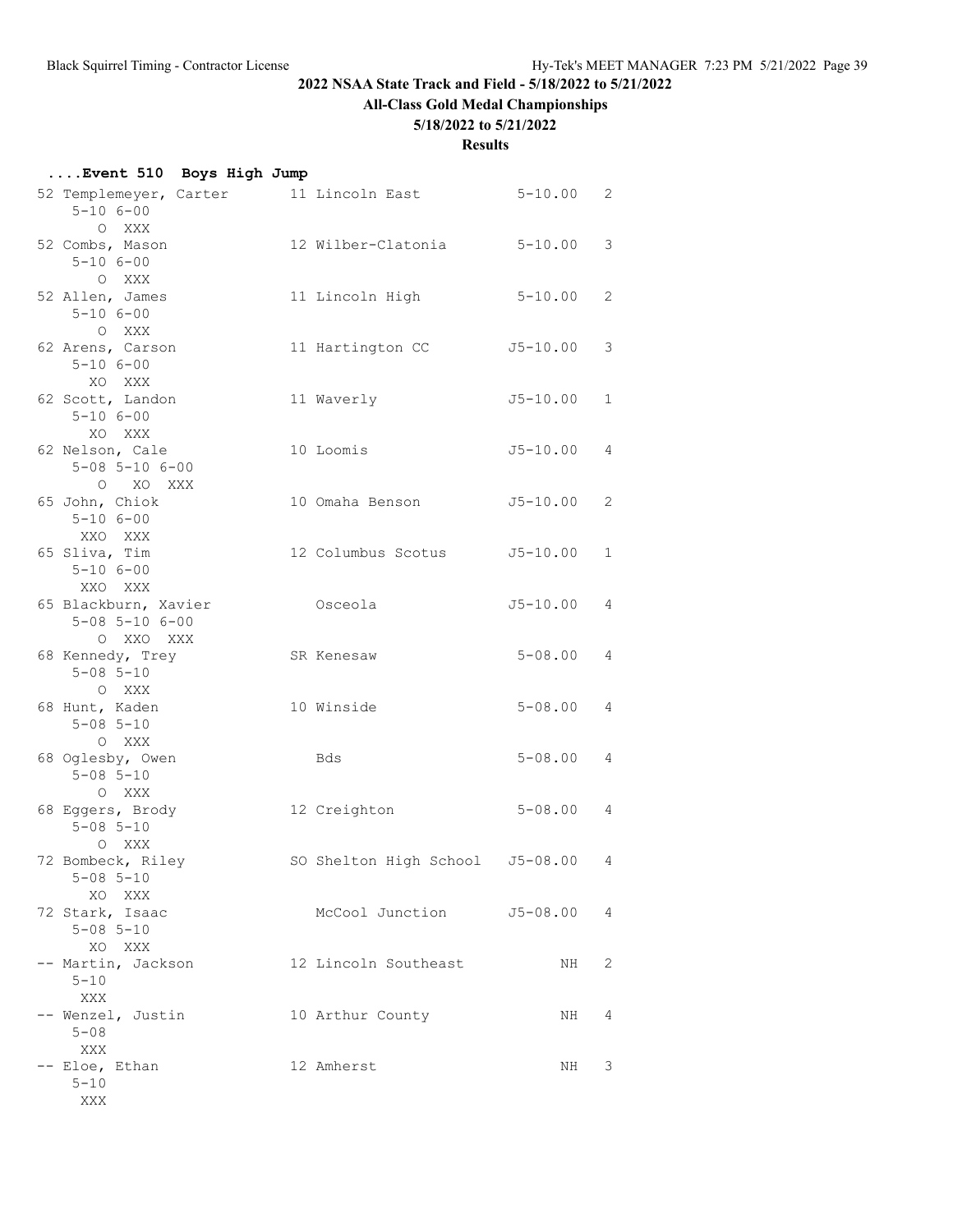## 2022 NSAA State Track and Field - 5/18/2022 to 5/21/2022

### All-Class Gold Medal Championships

### 5/18/2022 to 5/21/2022

### Results

**....Event 510 Boys High Jump**

```
 52 Templemeyer, Carter       11 Lincoln East            5-10.00   2 
      5-10 6-00
         O  XXX
 52 Combs, Mason              12 Wilber-Clatonia         5-10.00   3 
      5-10 6-00
         O  XXX
 52 Allen, James              11 Lincoln High            5-10.00   2 
      5-10 6-00
         O  XXX
 62 Arens, Carson             11 Hartington CC          J5-10.00   3 
      5-10 6-00
        XO  XXX
 62 Scott, Landon             11 Waverly                J5-10.00   1 
      5-10 6-00
        XO  XXX
 62 Nelson, Cale              10 Loomis                 J5-10.00   4 
      5-08 5-10 6-00
         O   XO  XXX
 65 John, Chiok               10 Omaha Benson           J5-10.00   2 
      5-10 6-00
       XXO  XXX
 65 Sliva, Tim                12 Columbus Scotus        J5-10.00   1 
      5-10 6-00
       XXO  XXX
 65 Blackburn, Xavier            Osceola                J5-10.00   4 
      5-08 5-10 6-00
         O  XXO  XXX
 68 Kennedy, Trey             SR Kenesaw                 5-08.00   4 
      5-08 5-10
         O  XXX
 68 Hunt, Kaden               10 Winside                 5-08.00   4 
      5-08 5-10
         O  XXX
 68 Oglesby, Owen                Bds                     5-08.00   4 
      5-08 5-10
         O  XXX
 68 Eggers, Brody             12 Creighton               5-08.00   4 
      5-08 5-10
         O  XXX
 72 Bombeck, Riley            SO Shelton High School    J5-08.00   4 
      5-08 5-10
        XO  XXX
 72 Stark, Isaac                 McCool Junction        J5-08.00   4 
      5-08 5-10
        XO  XXX
 -- Martin, Jackson           12 Lincoln Southeast            NH   2 
      5-10
       XXX
 -- Wenzel, Justin            10 Arthur County                NH   4 
      5-08
       XXX
 -- Eloe, Ethan               12 Amherst                      NH   3 
      5-10
       XXX
```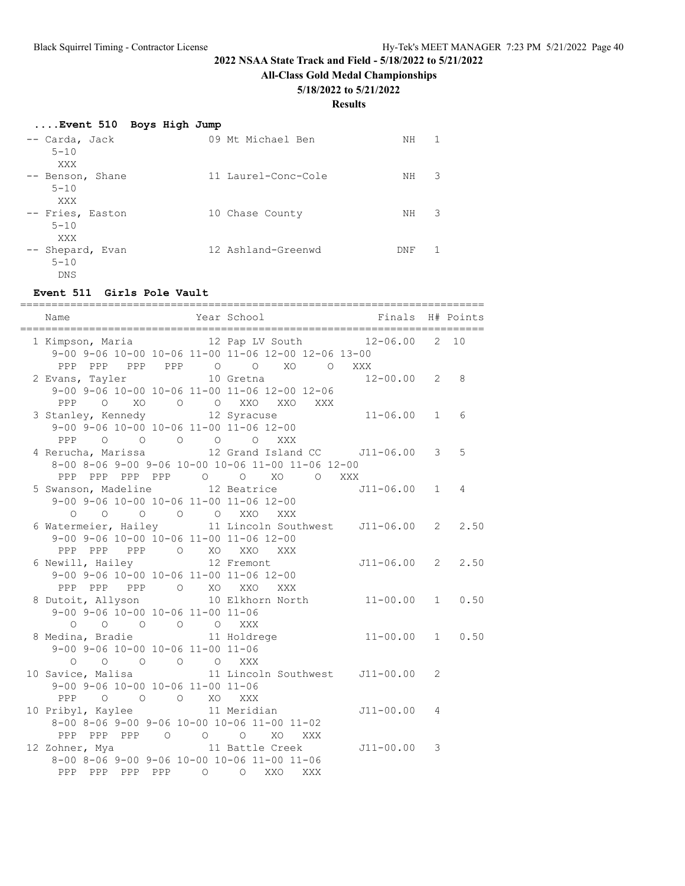**2022 NSAA State Track and Field - 5/18/2022 to 5/21/2022**

**All-Class Gold Medal Championships**

**5/18/2022 to 5/21/2022**

**Results**

### ....Event 510 Boys High Jump

```
 -- Carda, Jack                 09 Mt Michael Ben              NH   1
     5-10
      XXX
 -- Benson, Shane               11 Laurel-Conc-Cole            NH   3
     5-10
      XXX
 -- Fries, Easton               10 Chase County                NH   3
     5-10
      XXX
 -- Shepard, Evan               12 Ashland-Greenwd            DNF   1
     5-10
      DNS
```

### Event 511 Girls Pole Vault

```
=========================================================================
    Name                    Year School                 Finals  H# Points
=========================================================================
  1 Kimpson, Maria            12 Pap LV South         12-06.00   2  10
     9-00 9-06 10-00 10-06 11-00 11-06 12-00 12-06 13-00
      PPP  PPP   PPP   PPP     O     O    XO     O   XXX
  2 Evans, Tayler             10 Gretna               12-00.00   2   8
     9-00 9-06 10-00 10-06 11-00 11-06 12-00 12-06
      PPP    O    XO     O     O   XXO   XXO   XXX
  3 Stanley, Kennedy          12 Syracuse             11-06.00   1   6
     9-00 9-06 10-00 10-06 11-00 11-06 12-00
      PPP    O     O     O     O     O   XXX
  4 Rerucha, Marissa          12 Grand Island CC     J11-06.00   3   5
     8-00 8-06 9-00 9-06 10-00 10-06 11-00 11-06 12-00
      PPP  PPP  PPP  PPP     O     O    XO     O   XXX
  5 Swanson, Madeline         12 Beatrice            J11-06.00   1   4
     9-00 9-06 10-00 10-06 11-00 11-06 12-00
        O    O     O     O     O   XXO   XXX
  6 Watermeier, Hailey        11 Lincoln Southwest   J11-06.00   2   2.50
     9-00 9-06 10-00 10-06 11-00 11-06 12-00
      PPP  PPP   PPP     O    XO   XXO   XXX
  6 Newill, Hailey            12 Fremont             J11-06.00   2   2.50
     9-00 9-06 10-00 10-06 11-00 11-06 12-00
      PPP  PPP   PPP     O    XO   XXO   XXX
  8 Dutoit, Allyson           10 Elkhorn North        11-00.00   1   0.50
     9-00 9-06 10-00 10-06 11-00 11-06
        O    O     O     O     O   XXX
  8 Medina, Bradie            11 Holdrege             11-00.00   1   0.50
     9-00 9-06 10-00 10-06 11-00 11-06
        O    O     O     O     O   XXX
 10 Savice, Malisa            11 Lincoln Southwest   J11-00.00   2
     9-00 9-06 10-00 10-06 11-00 11-06
      PPP    O     O     O    XO   XXX
 10 Pribyl, Kaylee            11 Meridian            J11-00.00   4
     8-00 8-06 9-00 9-06 10-00 10-06 11-00 11-02
      PPP  PPP  PPP    O     O     O    XO   XXX
 12 Zohner, Mya               11 Battle Creek        J11-00.00   3
     8-00 8-06 9-00 9-06 10-00 10-06 11-00 11-06
      PPP  PPP  PPP  PPP     O     O   XXO   XXX
```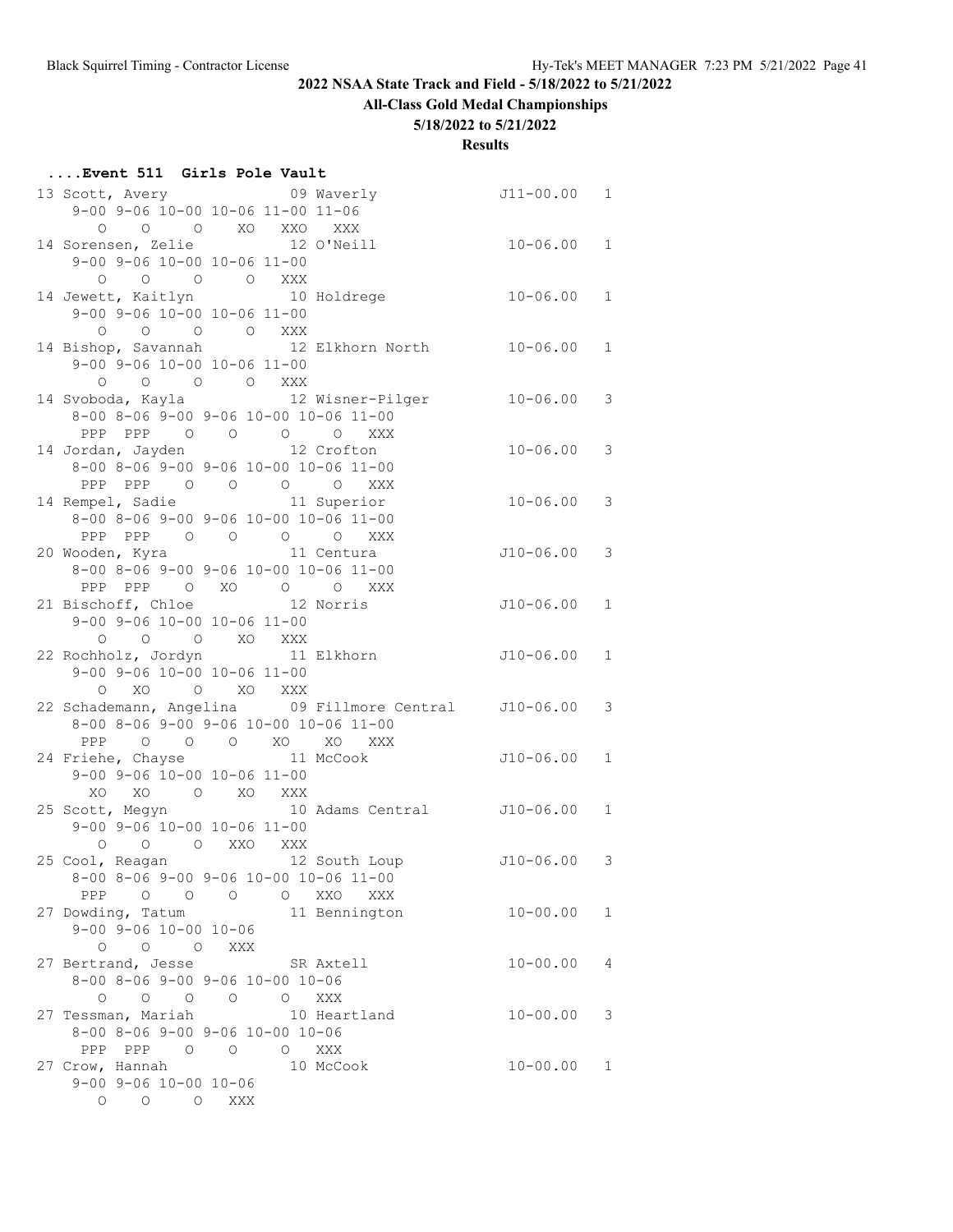# 2022 NSAA State Track and Field - 5/18/2022 to 5/21/2022

## All-Class Gold Medal Championships

### 5/18/2022 to 5/21/2022

### Results

**....Event 511 Girls Pole Vault**

```
 13 Scott, Avery               09 Waverly              J11-00.00   1 
     9-00 9-06 10-00 10-06 11-00 11-06
        O    O     O    XO   XXO   XXX 
 14 Sorensen, Zelie            12 O'Neill               10-06.00   1 
     9-00 9-06 10-00 10-06 11-00
        O    O     O     O   XXX 
 14 Jewett, Kaitlyn            10 Holdrege              10-06.00   1 
     9-00 9-06 10-00 10-06 11-00
        O    O     O     O   XXX 
 14 Bishop, Savannah           12 Elkhorn North         10-06.00   1 
     9-00 9-06 10-00 10-06 11-00
        O    O     O     O   XXX 
 14 Svoboda, Kayla             12 Wisner-Pilger         10-06.00   3 
     8-00 8-06 9-00 9-06 10-00 10-06 11-00
      PPP  PPP    O    O     O     O   XXX 
 14 Jordan, Jayden             12 Crofton               10-06.00   3 
     8-00 8-06 9-00 9-06 10-00 10-06 11-00
      PPP  PPP    O    O     O     O   XXX 
 14 Rempel, Sadie              11 Superior              10-06.00   3 
     8-00 8-06 9-00 9-06 10-00 10-06 11-00
      PPP  PPP    O    O     O     O   XXX 
 20 Wooden, Kyra               11 Centura              J10-06.00   3 
     8-00 8-06 9-00 9-06 10-00 10-06 11-00
      PPP  PPP    O   XO     O     O   XXX 
 21 Bischoff, Chloe            12 Norris               J10-06.00   1 
     9-00 9-06 10-00 10-06 11-00
        O    O     O    XO   XXX 
 22 Rochholz, Jordyn           11 Elkhorn              J10-06.00   1 
     9-00 9-06 10-00 10-06 11-00
        O   XO     O    XO   XXX 
 22 Schademann, Angelina       09 Fillmore Central     J10-06.00   3 
     8-00 8-06 9-00 9-06 10-00 10-06 11-00
      PPP    O    O    O    XO    XO   XXX 
 24 Friehe, Chayse             11 McCook               J10-06.00   1 
     9-00 9-06 10-00 10-06 11-00
       XO   XO     O    XO   XXX 
 25 Scott, Megyn               10 Adams Central        J10-06.00   1 
     9-00 9-06 10-00 10-06 11-00
        O    O     O   XXO   XXX 
 25 Cool, Reagan               12 South Loup           J10-06.00   3 
     8-00 8-06 9-00 9-06 10-00 10-06 11-00
      PPP    O    O    O     O   XXO   XXX 
 27 Dowding, Tatum             11 Bennington            10-00.00   1 
     9-00 9-06 10-00 10-06
        O    O     O   XXX 
 27 Bertrand, Jesse            SR Axtell                10-00.00   4 
     8-00 8-06 9-00 9-06 10-00 10-06
        O    O    O    O     O   XXX 
 27 Tessman, Mariah            10 Heartland             10-00.00   3 
     8-00 8-06 9-00 9-06 10-00 10-06
      PPP  PPP    O    O     O   XXX 
 27 Crow, Hannah               10 McCook                10-00.00   1 
     9-00 9-06 10-00 10-06
        O    O     O   XXX 
```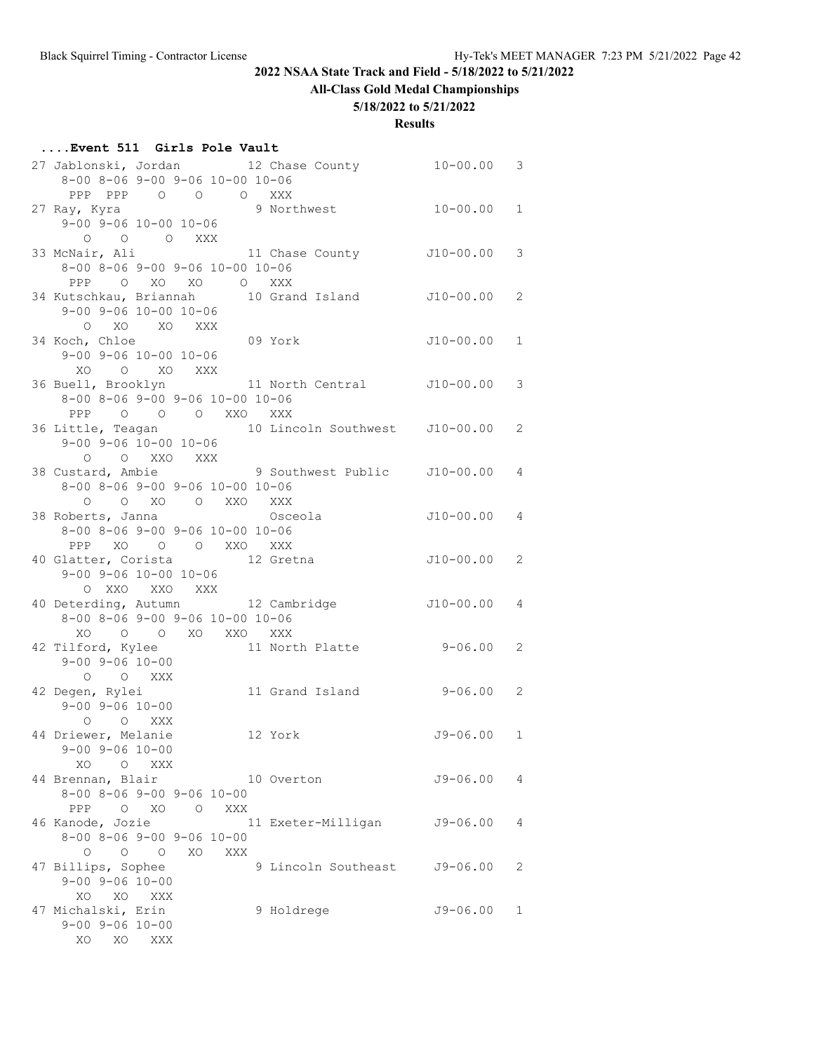**2022 NSAA State Track and Field - 5/18/2022 to 5/21/2022**

**All-Class Gold Medal Championships**

**5/18/2022 to 5/21/2022**

**Results**

### ....Event 511 Girls Pole Vault

```
27 Jablonski, Jordan          12 Chase County           10-00.00   3
    8-00 8-06 9-00 9-06 10-00 10-06
     PPP  PPP    O    O     O   XXX
27 Ray, Kyra                   9 Northwest              10-00.00   1
    9-00 9-06 10-00 10-06
       O    O     O   XXX
33 McNair, Ali                11 Chase County          J10-00.00   3
    8-00 8-06 9-00 9-06 10-00 10-06
     PPP    O   XO   XO     O   XXX
34 Kutschkau, Briannah        10 Grand Island          J10-00.00   2
    9-00 9-06 10-00 10-06
       O   XO    XO   XXX
34 Koch, Chloe                09 York                  J10-00.00   1
    9-00 9-06 10-00 10-06
      XO    O    XO   XXX
36 Buell, Brooklyn            11 North Central         J10-00.00   3
    8-00 8-06 9-00 9-06 10-00 10-06
     PPP    O    O    O   XXO   XXX
36 Little, Teagan             10 Lincoln Southwest     J10-00.00   2
    9-00 9-06 10-00 10-06
       O    O   XXO   XXX
38 Custard, Ambie              9 Southwest Public      J10-00.00   4
    8-00 8-06 9-00 9-06 10-00 10-06
       O    O   XO    O   XXO   XXX
38 Roberts, Janna                Osceola               J10-00.00   4
    8-00 8-06 9-00 9-06 10-00 10-06
     PPP   XO    O    O   XXO   XXX
40 Glatter, Corista           12 Gretna                J10-00.00   2
    9-00 9-06 10-00 10-06
       O  XXO   XXO   XXX
40 Deterding, Autumn          12 Cambridge             J10-00.00   4
    8-00 8-06 9-00 9-06 10-00 10-06
      XO    O    O   XO   XXO   XXX
42 Tilford, Kylee             11 North Platte            9-06.00   2
    9-00 9-06 10-00
       O    O   XXX
42 Degen, Rylei               11 Grand Island            9-06.00   2
    9-00 9-06 10-00
       O    O   XXX
44 Driewer, Melanie           12 York                   J9-06.00   1
    9-00 9-06 10-00
      XO    O   XXX
44 Brennan, Blair             10 Overton                J9-06.00   4
    8-00 8-06 9-00 9-06 10-00
     PPP    O   XO    O   XXX
46 Kanode, Jozie              11 Exeter-Milligan        J9-06.00   4
    8-00 8-06 9-00 9-06 10-00
       O    O    O   XO   XXX
47 Billips, Sophee             9 Lincoln Southeast      J9-06.00   2
    9-00 9-06 10-00
      XO   XO   XXX
47 Michalski, Erin             9 Holdrege               J9-06.00   1
    9-00 9-06 10-00
      XO   XO   XXX
```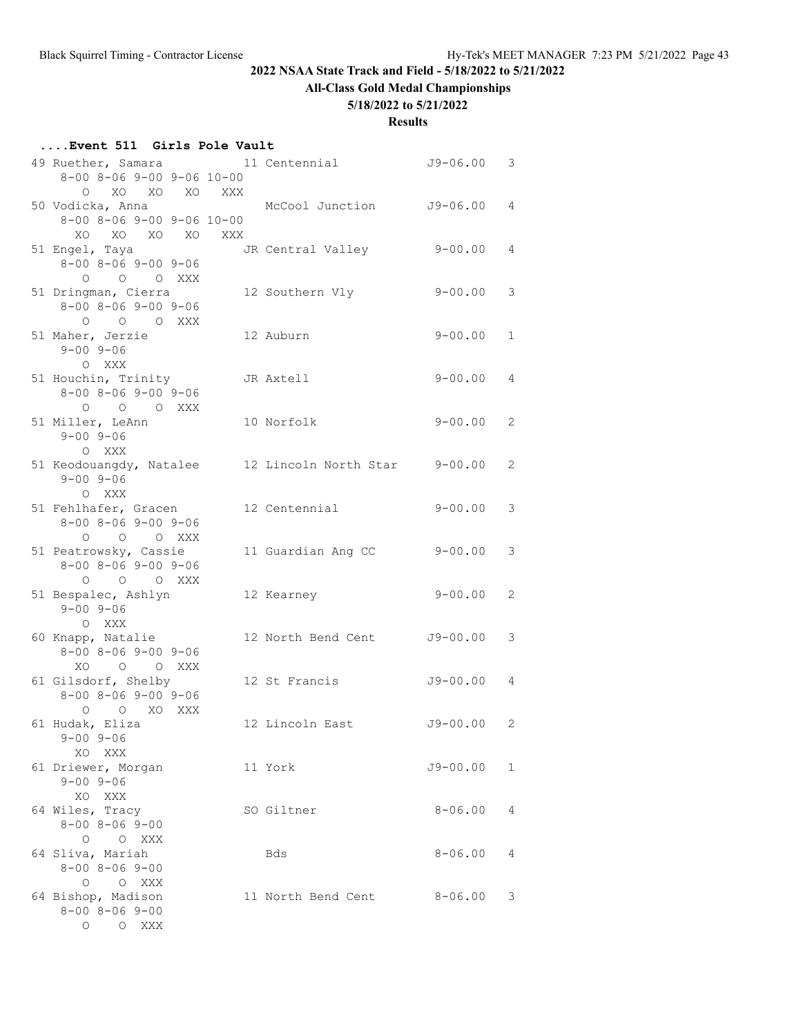## 2022 NSAA State Track and Field - 5/18/2022 to 5/21/2022

**All-Class Gold Medal Championships**

**5/18/2022 to 5/21/2022**

**Results**

### ....Event 511 Girls Pole Vault

```
 49 Ruether, Samara           11 Centennial             J9-06.00   3 
     8-00 8-06 9-00 9-06 10-00
        O   XO   XO   XO   XXX
 50 Vodicka, Anna                McCool Junction        J9-06.00   4 
     8-00 8-06 9-00 9-06 10-00
       XO   XO   XO   XO   XXX
 51 Engel, Taya               JR Central Valley          9-00.00   4 
     8-00 8-06 9-00 9-06
        O    O    O  XXX
 51 Dringman, Cierra          12 Southern Vly            9-00.00   3 
     8-00 8-06 9-00 9-06
        O    O    O  XXX
 51 Maher, Jerzie             12 Auburn                  9-00.00   1 
     9-00 9-06
        O  XXX
 51 Houchin, Trinity          JR Axtell                  9-00.00   4 
     8-00 8-06 9-00 9-06
        O    O    O  XXX
 51 Miller, LeAnn             10 Norfolk                 9-00.00   2 
     9-00 9-06
        O  XXX
 51 Keodouangdy, Natalee      12 Lincoln North Star      9-00.00   2 
     9-00 9-06
        O  XXX
 51 Fehlhafer, Gracen         12 Centennial              9-00.00   3 
     8-00 8-06 9-00 9-06
        O    O    O  XXX
 51 Peatrowsky, Cassie        11 Guardian Ang CC         9-00.00   3 
     8-00 8-06 9-00 9-06
        O    O    O  XXX
 51 Bespalec, Ashlyn          12 Kearney                 9-00.00   2 
     9-00 9-06
        O  XXX
 60 Knapp, Natalie            12 North Bend Cent        J9-00.00   3 
     8-00 8-06 9-00 9-06
       XO    O    O  XXX
 61 Gilsdorf, Shelby          12 St Francis             J9-00.00   4 
     8-00 8-06 9-00 9-06
        O    O   XO  XXX
 61 Hudak, Eliza              12 Lincoln East           J9-00.00   2 
     9-00 9-06
       XO  XXX
 61 Driewer, Morgan           11 York                   J9-00.00   1 
     9-00 9-06
       XO  XXX
 64 Wiles, Tracy              SO Giltner                 8-06.00   4 
     8-00 8-06 9-00
        O    O  XXX
 64 Sliva, Mariah                Bds                     8-06.00   4 
     8-00 8-06 9-00
        O    O  XXX
 64 Bishop, Madison           11 North Bend Cent         8-06.00   3 
     8-00 8-06 9-00
        O    O  XXX
```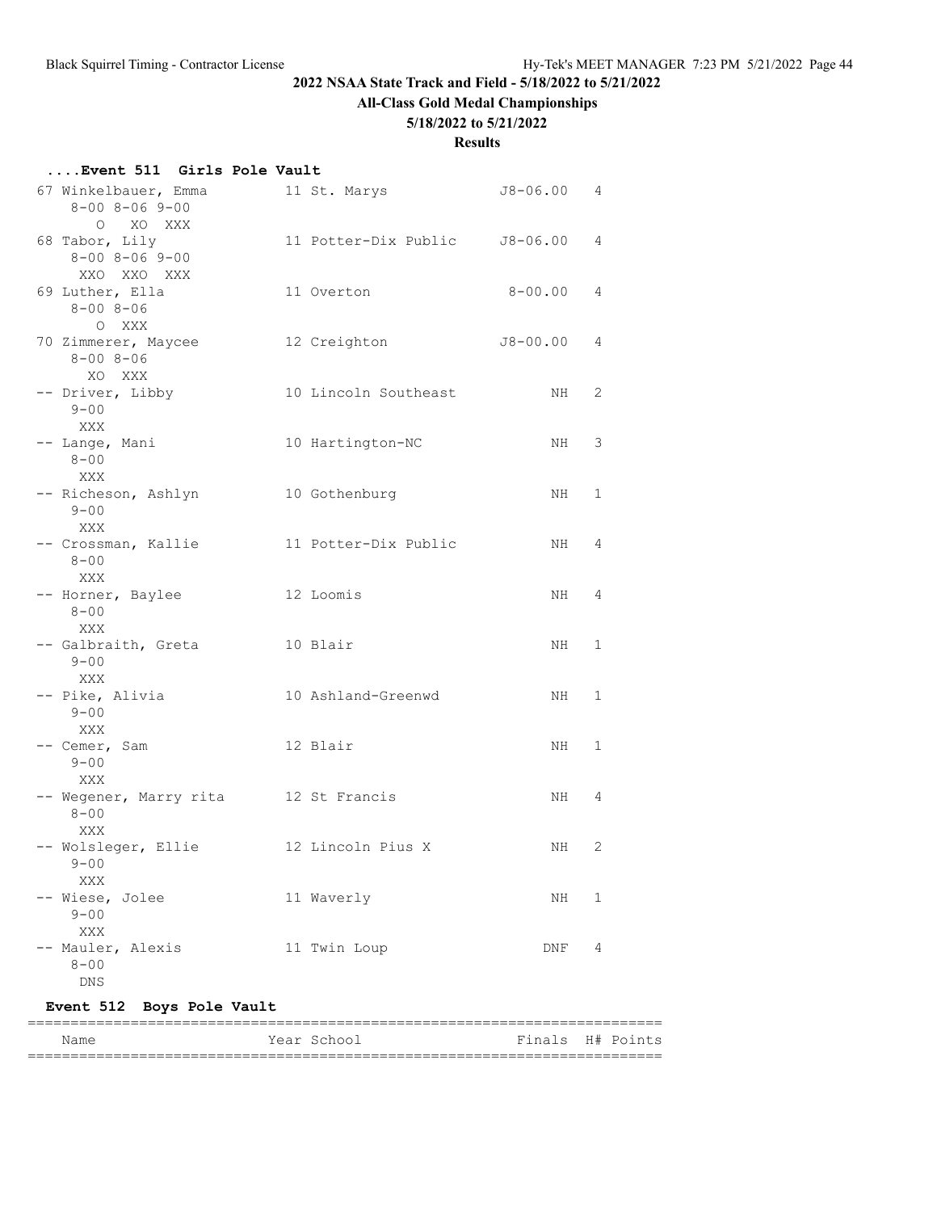## 2022 NSAA State Track and Field - 5/18/2022 to 5/21/2022

**All-Class Gold Medal Championships**

**5/18/2022 to 5/21/2022**

**Results**

### ....Event 511 Girls Pole Vault

```
 67 Winkelbauer, Emma          11 St. Marys              J8-06.00   4
      8-00 8-06 9-00
         O   XO  XXX
 68 Tabor, Lily                11 Potter-Dix Public      J8-06.00   4
      8-00 8-06 9-00
       XXO  XXO  XXX
 69 Luther, Ella               11 Overton                 8-00.00   4
      8-00 8-06
         O  XXX
 70 Zimmerer, Maycee           12 Creighton              J8-00.00   4
      8-00 8-06
        XO  XXX
 -- Driver, Libby              10 Lincoln Southeast            NH   2
      9-00
       XXX
 -- Lange, Mani                10 Hartington-NC                NH   3
      8-00
       XXX
 -- Richeson, Ashlyn           10 Gothenburg                   NH   1
      9-00
       XXX
 -- Crossman, Kallie           11 Potter-Dix Public            NH   4
      8-00
       XXX
 -- Horner, Baylee             12 Loomis                       NH   4
      8-00
       XXX
 -- Galbraith, Greta           10 Blair                        NH   1
      9-00
       XXX
 -- Pike, Alivia               10 Ashland-Greenwd              NH   1
      9-00
       XXX
 -- Cemer, Sam                 12 Blair                        NH   1
      9-00
       XXX
 -- Wegener, Marry rita        12 St Francis                   NH   4
      8-00
       XXX
 -- Wolsleger, Ellie           12 Lincoln Pius X               NH   2
      9-00
       XXX
 -- Wiese, Jolee               11 Waverly                      NH   1
      9-00
       XXX
 -- Mauler, Alexis             11 Twin Loup                   DNF   4
      8-00
       DNS
```

### Event 512 Boys Pole Vault

```
=========================================================================
    Name                    Year School                 Finals  H# Points
=========================================================================
```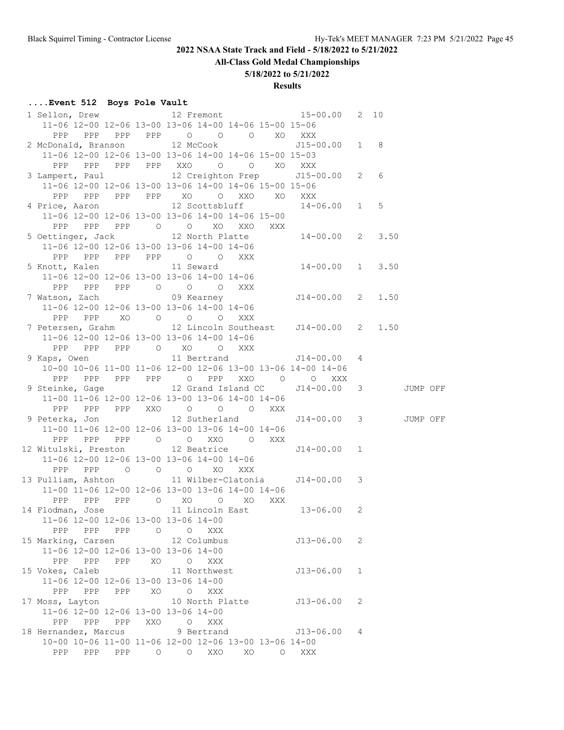## 2022 NSAA State Track and Field - 5/18/2022 to 5/21/2022

**All-Class Gold Medal Championships**

**5/18/2022 to 5/21/2022**

**Results**

### ....Event 512 Boys Pole Vault

```
 1 Sellon, Drew              12 Fremont                15-00.00   2  10
     11-06 12-00 12-06 13-00 13-06 14-00 14-06 15-00 15-06
       PPP   PPP   PPP   PPP     O     O     O    XO   XXX
 2 McDonald, Branson         12 McCook                J15-00.00   1   8
     11-06 12-00 12-06 13-00 13-06 14-00 14-06 15-00 15-03
       PPP   PPP   PPP   PPP   XXO     O     O    XO   XXX
 3 Lampert, Paul             12 Creighton Prep        J15-00.00   2   6
     11-06 12-00 12-06 13-00 13-06 14-00 14-06 15-00 15-06
       PPP   PPP   PPP   PPP    XO     O   XXO    XO   XXX
 4 Price, Aaron              12 Scottsbluff            14-06.00   1   5
     11-06 12-00 12-06 13-00 13-06 14-00 14-06 15-00
       PPP   PPP   PPP     O     O    XO   XXO   XXX
 5 Oettinger, Jack           12 North Platte           14-00.00   2   3.50
     11-06 12-00 12-06 13-00 13-06 14-00 14-06
       PPP   PPP   PPP   PPP     O     O   XXX
 5 Knott, Kalen              11 Seward                 14-00.00   1   3.50
     11-06 12-00 12-06 13-00 13-06 14-00 14-06
       PPP   PPP   PPP     O     O     O   XXX
 7 Watson, Zach              09 Kearney               J14-00.00   2   1.50
     11-06 12-00 12-06 13-00 13-06 14-00 14-06
       PPP   PPP    XO     O     O     O   XXX
 7 Petersen, Grahm           12 Lincoln Southeast     J14-00.00   2   1.50
     11-06 12-00 12-06 13-00 13-06 14-00 14-06
       PPP   PPP   PPP     O    XO     O   XXX
 9 Kaps, Owen                11 Bertrand              J14-00.00   4
     10-00 10-06 11-00 11-06 12-00 12-06 13-00 13-06 14-00 14-06
       PPP   PPP   PPP   PPP     O   PPP   XXO     O     O   XXX
 9 Steinke, Gage             12 Grand Island CC       J14-00.00   3         JUMP OFF
     11-00 11-06 12-00 12-06 13-00 13-06 14-00 14-06
       PPP   PPP   PPP   XXO     O     O     O   XXX
 9 Peterka, Jon              12 Sutherland            J14-00.00   3         JUMP OFF
     11-00 11-06 12-00 12-06 13-00 13-06 14-00 14-06
       PPP   PPP   PPP     O     O   XXO     O   XXX
12 Witulski, Preston         12 Beatrice              J14-00.00   1
     11-06 12-00 12-06 13-00 13-06 14-00 14-06
       PPP   PPP     O     O     O    XO   XXX
13 Pulliam, Ashton           11 Wilber-Clatonia       J14-00.00   3
     11-00 11-06 12-00 12-06 13-00 13-06 14-00 14-06
       PPP   PPP   PPP     O    XO     O    XO   XXX
14 Flodman, Jose             11 Lincoln East           13-06.00   2
     11-06 12-00 12-06 13-00 13-06 14-00
       PPP   PPP   PPP     O     O   XXX
15 Marking, Carsen           12 Columbus              J13-06.00   2
     11-06 12-00 12-06 13-00 13-06 14-00
       PPP   PPP   PPP    XO     O   XXX
15 Vokes, Caleb              11 Northwest             J13-06.00   1
     11-06 12-00 12-06 13-00 13-06 14-00
       PPP   PPP   PPP    XO     O   XXX
17 Moss, Layton              10 North Platte          J13-06.00   2
     11-06 12-00 12-06 13-00 13-06 14-00
       PPP   PPP   PPP   XXO     O   XXX
18 Hernandez, Marcus          9 Bertrand              J13-06.00   4
     10-00 10-06 11-00 11-06 12-00 12-06 13-00 13-06 14-00
       PPP   PPP   PPP     O     O   XXO    XO     O   XXX
```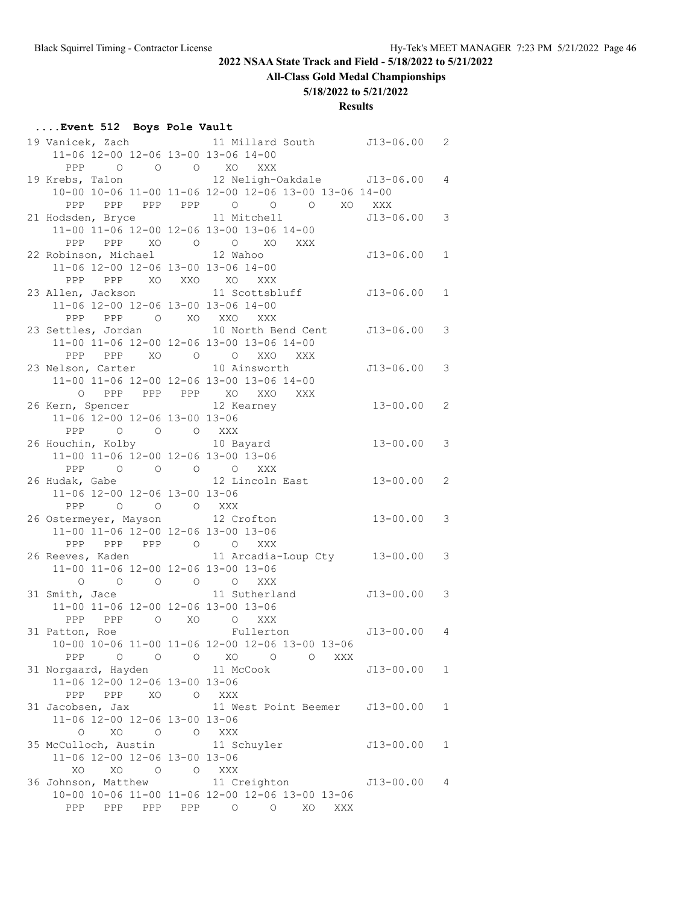## 2022 NSAA State Track and Field - 5/18/2022 to 5/21/2022

**All-Class Gold Medal Championships**

**5/18/2022 to 5/21/2022**

**Results**

### ....Event 512 Boys Pole Vault

```
 19 Vanicek, Zach              11 Millard South        J13-06.00   2 
     11-06 12-00 12-06 13-00 13-06 14-00
       PPP     O     O     O    XO   XXX
 19 Krebs, Talon               12 Neligh-Oakdale       J13-06.00   4 
     10-00 10-06 11-00 11-06 12-00 12-06 13-00 13-06 14-00
       PPP   PPP   PPP   PPP     O     O     O    XO   XXX
 21 Hodsden, Bryce             11 Mitchell             J13-06.00   3 
     11-00 11-06 12-00 12-06 13-00 13-06 14-00
       PPP   PPP    XO     O     O    XO   XXX
 22 Robinson, Michael          12 Wahoo                J13-06.00   1 
     11-06 12-00 12-06 13-00 13-06 14-00
       PPP   PPP    XO   XXO    XO   XXX
 23 Allen, Jackson             11 Scottsbluff          J13-06.00   1 
     11-06 12-00 12-06 13-00 13-06 14-00
       PPP   PPP     O    XO   XXO   XXX
 23 Settles, Jordan            10 North Bend Cent      J13-06.00   3 
     11-00 11-06 12-00 12-06 13-00 13-06 14-00
       PPP   PPP    XO     O     O   XXO   XXX
 23 Nelson, Carter             10 Ainsworth            J13-06.00   3 
     11-00 11-06 12-00 12-06 13-00 13-06 14-00
         O   PPP   PPP   PPP    XO   XXO   XXX
 26 Kern, Spencer              12 Kearney               13-00.00   2 
     11-06 12-00 12-06 13-00 13-06
       PPP     O     O     O   XXX
 26 Houchin, Kolby             10 Bayard                13-00.00   3 
     11-00 11-06 12-00 12-06 13-00 13-06
       PPP     O     O     O     O   XXX
 26 Hudak, Gabe                12 Lincoln East          13-00.00   2 
     11-06 12-00 12-06 13-00 13-06
       PPP     O     O     O   XXX
 26 Ostermeyer, Mayson         12 Crofton               13-00.00   3 
     11-00 11-06 12-00 12-06 13-00 13-06
       PPP   PPP   PPP     O     O   XXX
 26 Reeves, Kaden              11 Arcadia-Loup Cty      13-00.00   3 
     11-00 11-06 12-00 12-06 13-00 13-06
         O     O     O     O     O   XXX
 31 Smith, Jace                11 Sutherland           J13-00.00   3 
     11-00 11-06 12-00 12-06 13-00 13-06
       PPP   PPP     O    XO     O   XXX
 31 Patton, Roe                   Fullerton            J13-00.00   4 
     10-00 10-06 11-00 11-06 12-00 12-06 13-00 13-06
       PPP     O     O     O    XO     O     O   XXX
 31 Norgaard, Hayden           11 McCook               J13-00.00   1 
     11-06 12-00 12-06 13-00 13-06
       PPP   PPP    XO     O   XXX
 31 Jacobsen, Jax              11 West Point Beemer    J13-00.00   1 
     11-06 12-00 12-06 13-00 13-06
         O    XO     O     O   XXX
 35 McCulloch, Austin          11 Schuyler             J13-00.00   1 
     11-06 12-00 12-06 13-00 13-06
        XO    XO     O     O   XXX
 36 Johnson, Matthew           11 Creighton            J13-00.00   4 
     10-00 10-06 11-00 11-06 12-00 12-06 13-00 13-06
       PPP   PPP   PPP   PPP     O     O    XO   XXX
```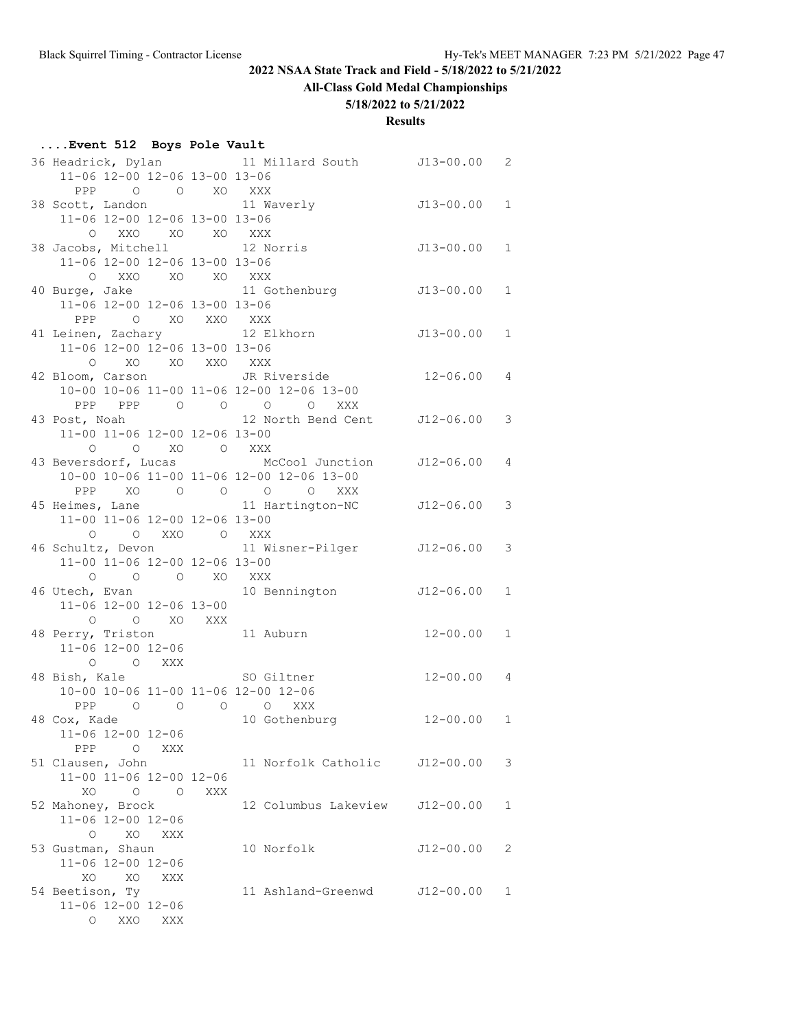**2022 NSAA State Track and Field - 5/18/2022 to 5/21/2022**

**All-Class Gold Medal Championships**

**5/18/2022 to 5/21/2022**

**Results**

**....Event 512 Boys Pole Vault**

```
 36 Headrick, Dylan          11 Millard South       J13-00.00   2
     11-06 12-00 12-06 13-00 13-06
       PPP     O     O    XO   XXX
 38 Scott, Landon            11 Waverly             J13-00.00   1
     11-06 12-00 12-06 13-00 13-06
         O   XXO    XO    XO   XXX
 38 Jacobs, Mitchell         12 Norris              J13-00.00   1
     11-06 12-00 12-06 13-00 13-06
         O   XXO    XO    XO   XXX
 40 Burge, Jake              11 Gothenburg          J13-00.00   1
     11-06 12-00 12-06 13-00 13-06
       PPP     O    XO   XXO   XXX
 41 Leinen, Zachary          12 Elkhorn             J13-00.00   1
     11-06 12-00 12-06 13-00 13-06
         O    XO    XO   XXO   XXX
 42 Bloom, Carson            JR Riverside            12-06.00   4
     10-00 10-06 11-00 11-06 12-00 12-06 13-00
       PPP   PPP     O     O     O     O   XXX
 43 Post, Noah               12 North Bend Cent     J12-06.00   3
     11-00 11-06 12-00 12-06 13-00
         O     O    XO     O   XXX
 43 Beversdorf, Lucas           McCool Junction     J12-06.00   4
     10-00 10-06 11-00 11-06 12-00 12-06 13-00
       PPP    XO     O     O     O     O   XXX
 45 Heimes, Lane             11 Hartington-NC       J12-06.00   3
     11-00 11-06 12-00 12-06 13-00
         O     O   XXO     O   XXX
 46 Schultz, Devon           11 Wisner-Pilger       J12-06.00   3
     11-00 11-06 12-00 12-06 13-00
         O     O     O    XO   XXX
 46 Utech, Evan              10 Bennington          J12-06.00   1
     11-06 12-00 12-06 13-00
         O     O    XO   XXX
 48 Perry, Triston           11 Auburn               12-00.00   1
     11-06 12-00 12-06
         O     O   XXX
 48 Bish, Kale               SO Giltner              12-00.00   4
     10-00 10-06 11-00 11-06 12-00 12-06
       PPP     O     O     O     O   XXX
 48 Cox, Kade                10 Gothenburg           12-00.00   1
     11-06 12-00 12-06
       PPP     O   XXX
 51 Clausen, John            11 Norfolk Catholic    J12-00.00   3
     11-00 11-06 12-00 12-06
        XO     O     O   XXX
 52 Mahoney, Brock           12 Columbus Lakeview   J12-00.00   1
     11-06 12-00 12-06
         O    XO   XXX
 53 Gustman, Shaun           10 Norfolk             J12-00.00   2
     11-06 12-00 12-06
        XO    XO   XXX
 54 Beetison, Ty             11 Ashland-Greenwd     J12-00.00   1
     11-06 12-00 12-06
         O   XXO   XXX
```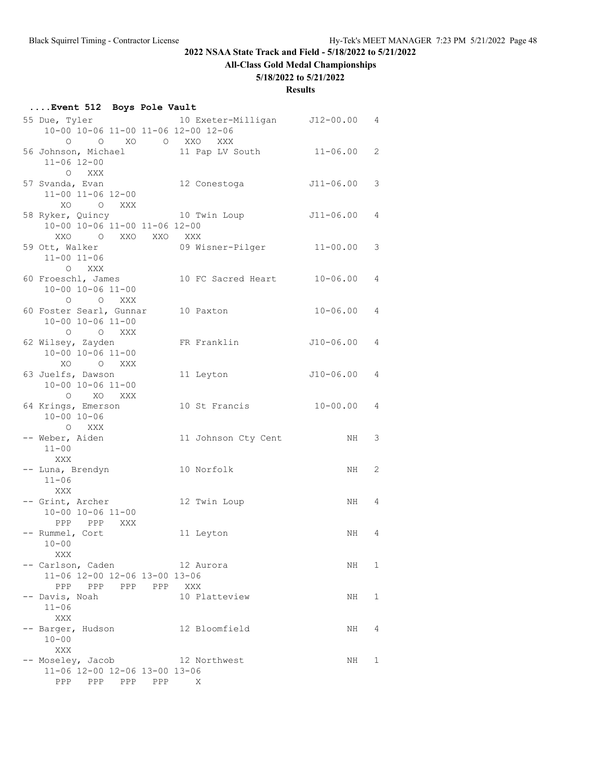## 2022 NSAA State Track and Field - 5/18/2022 to 5/21/2022

### All-Class Gold Medal Championships

### 5/18/2022 to 5/21/2022

### Results

**....Event 512 Boys Pole Vault**

```
 55 Due, Tyler                10 Exeter-Milligan      J12-00.00   4 
     10-00 10-06 11-00 11-06 12-00 12-06
         O     O    XO     O   XXO   XXX
 56 Johnson, Michael          11 Pap LV South          11-06.00   2 
     11-06 12-00
         O   XXX
 57 Svanda, Evan              12 Conestoga            J11-06.00   3 
     11-00 11-06 12-00
        XO     O   XXX
 58 Ryker, Quincy             10 Twin Loup            J11-06.00   4 
     10-00 10-06 11-00 11-06 12-00
       XXO     O   XXO   XXO   XXX
 59 Ott, Walker               09 Wisner-Pilger         11-00.00   3 
     11-00 11-06
         O   XXX
 60 Froeschl, James           10 FC Sacred Heart       10-06.00   4 
     10-00 10-06 11-00
         O     O   XXX
 60 Foster Searl, Gunnar      10 Paxton                10-06.00   4 
     10-00 10-06 11-00
         O     O   XXX
 62 Wilsey, Zayden            FR Franklin             J10-06.00   4 
     10-00 10-06 11-00
        XO     O   XXX
 63 Juelfs, Dawson            11 Leyton               J10-06.00   4 
     10-00 10-06 11-00
         O    XO   XXX
 64 Krings, Emerson           10 St Francis            10-00.00   4 
     10-00 10-06
         O   XXX
 -- Weber, Aiden              11 Johnson Cty Cent            NH   3 
     11-00
       XXX
 -- Luna, Brendyn             10 Norfolk                     NH   2 
     11-06
       XXX
 -- Grint, Archer             12 Twin Loup                   NH   4 
     10-00 10-06 11-00
       PPP   PPP   XXX
 -- Rummel, Cort              11 Leyton                      NH   4 
     10-00
       XXX
 -- Carlson, Caden            12 Aurora                      NH   1 
     11-06 12-00 12-06 13-00 13-06
       PPP   PPP   PPP   PPP   XXX
 -- Davis, Noah               10 Platteview                  NH   1 
     11-06
       XXX
 -- Barger, Hudson            12 Bloomfield                  NH   4 
     10-00
       XXX
 -- Moseley, Jacob            12 Northwest                   NH   1 
     11-06 12-00 12-06 13-00 13-06
       PPP   PPP   PPP   PPP     X
```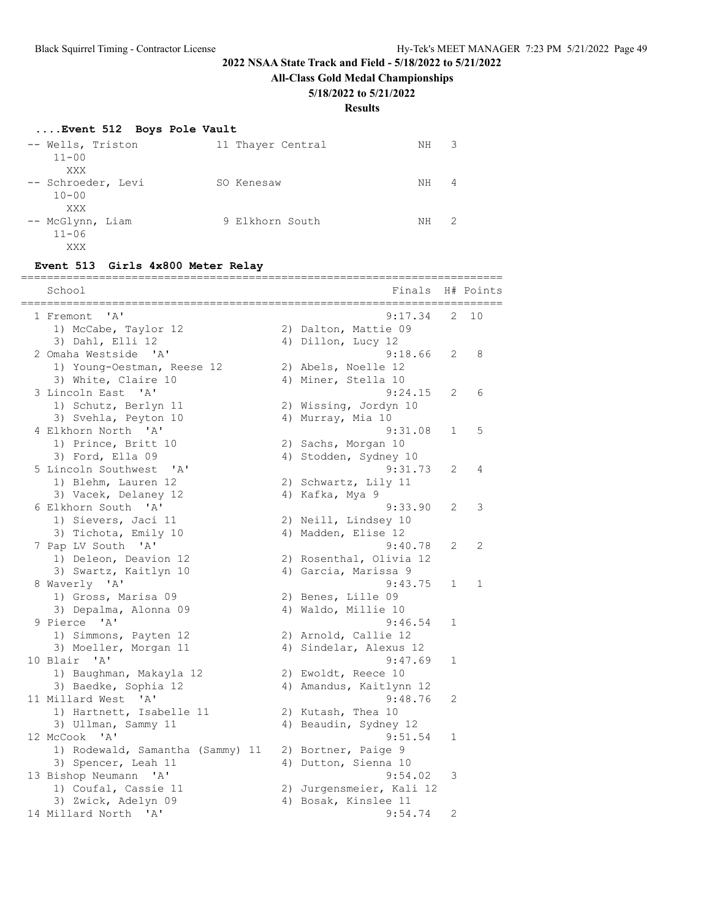## 2022 NSAA State Track and Field - 5/18/2022 to 5/21/2022

### All-Class Gold Medal Championships

### 5/18/2022 to 5/21/2022

### Results

#### ....Event 512 Boys Pole Vault

| Place | Name | Year | School | Finals | H# |
|---|---|---|---|---|---|
| -- | Wells, Triston | 11 | Thayer Central | NH | 3 |
| | 11-00 | | | | |
| | XXX | | | | |
| -- | Schroeder, Levi | SO | Kenesaw | NH | 4 |
| | 10-00 | | | | |
| | XXX | | | | |
| -- | McGlynn, Liam | 9 | Elkhorn South | NH | 2 |
| | 11-06 | | | | |
| | XXX | | | | |

#### Event 513 Girls 4x800 Meter Relay

| Place | School | Finals | H# | Points |
|---|---|---|---|---|
| 1 | Fremont 'A' | 9:17.34 | 2 | 10 |
| | 1) McCabe, Taylor 12; 2) Dalton, Mattie 09; 3) Dahl, Elli 12; 4) Dillon, Lucy 12 | | | |
| 2 | Omaha Westside 'A' | 9:18.66 | 2 | 8 |
| | 1) Young-Oestman, Reese 12; 2) Abels, Noelle 12; 3) White, Claire 10; 4) Miner, Stella 10 | | | |
| 3 | Lincoln East 'A' | 9:24.15 | 2 | 6 |
| | 1) Schutz, Berlyn 11; 2) Wissing, Jordyn 10; 3) Svehla, Peyton 10; 4) Murray, Mia 10 | | | |
| 4 | Elkhorn North 'A' | 9:31.08 | 1 | 5 |
| | 1) Prince, Britt 10; 2) Sachs, Morgan 10; 3) Ford, Ella 09; 4) Stodden, Sydney 10 | | | |
| 5 | Lincoln Southwest 'A' | 9:31.73 | 2 | 4 |
| | 1) Blehm, Lauren 12; 2) Schwartz, Lily 11; 3) Vacek, Delaney 12; 4) Kafka, Mya 9 | | | |
| 6 | Elkhorn South 'A' | 9:33.90 | 2 | 3 |
| | 1) Sievers, Jaci 11; 2) Neill, Lindsey 10; 3) Tichota, Emily 10; 4) Madden, Elise 12 | | | |
| 7 | Pap LV South 'A' | 9:40.78 | 2 | 2 |
| | 1) Deleon, Deavion 12; 2) Rosenthal, Olivia 12; 3) Swartz, Kaitlyn 10; 4) Garcia, Marissa 9 | | | |
| 8 | Waverly 'A' | 9:43.75 | 1 | 1 |
| | 1) Gross, Marisa 09; 2) Benes, Lille 09; 3) Depalma, Alonna 09; 4) Waldo, Millie 10 | | | |
| 9 | Pierce 'A' | 9:46.54 | 1 | |
| | 1) Simmons, Payten 12; 2) Arnold, Callie 12; 3) Moeller, Morgan 11; 4) Sindelar, Alexus 12 | | | |
| 10 | Blair 'A' | 9:47.69 | 1 | |
| | 1) Baughman, Makayla 12; 2) Ewoldt, Reece 10; 3) Baedke, Sophia 12; 4) Amandus, Kaitlynn 12 | | | |
| 11 | Millard West 'A' | 9:48.76 | 2 | |
| | 1) Hartnett, Isabelle 11; 2) Kutash, Thea 10; 3) Ullman, Sammy 11; 4) Beaudin, Sydney 12 | | | |
| 12 | McCook 'A' | 9:51.54 | 1 | |
| | 1) Rodewald, Samantha (Sammy) 11; 2) Bortner, Paige 9; 3) Spencer, Leah 11; 4) Dutton, Sienna 10 | | | |
| 13 | Bishop Neumann 'A' | 9:54.02 | 3 | |
| | 1) Coufal, Cassie 11; 2) Jurgensmeier, Kali 12; 3) Zwick, Adelyn 09; 4) Bosak, Kinslee 11 | | | |
| 14 | Millard North 'A' | 9:54.74 | 2 | |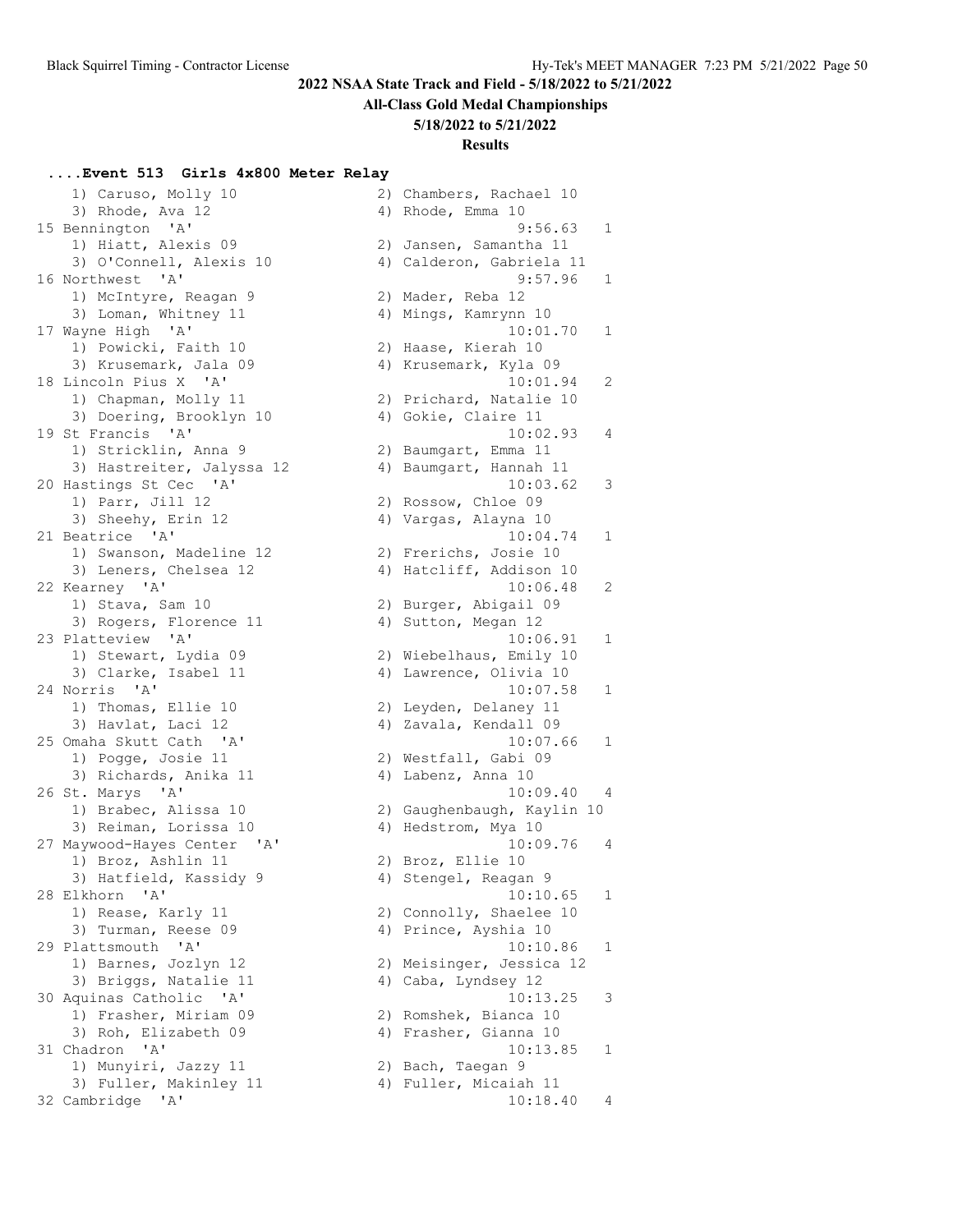## 2022 NSAA State Track and Field - 5/18/2022 to 5/21/2022

**All-Class Gold Medal Championships**

**5/18/2022 to 5/21/2022**

**Results**

### ....Event 513 Girls 4x800 Meter Relay

```
    1) Caruso, Molly 10              2) Chambers, Rachael 10
    3) Rhode, Ava 12                 4) Rhode, Emma 10
15 Bennington  'A'                             9:56.63   1
    1) Hiatt, Alexis 09              2) Jansen, Samantha 11
    3) O'Connell, Alexis 10          4) Calderon, Gabriela 11
16 Northwest  'A'                              9:57.96   1
    1) McIntyre, Reagan 9            2) Mader, Reba 12
    3) Loman, Whitney 11             4) Mings, Kamrynn 10
17 Wayne High  'A'                            10:01.70   1
    1) Powicki, Faith 10             2) Haase, Kierah 10
    3) Krusemark, Jala 09            4) Krusemark, Kyla 09
18 Lincoln Pius X  'A'                        10:01.94   2
    1) Chapman, Molly 11             2) Prichard, Natalie 10
    3) Doering, Brooklyn 10          4) Gokie, Claire 11
19 St Francis  'A'                            10:02.93   4
    1) Stricklin, Anna 9             2) Baumgart, Emma 11
    3) Hastreiter, Jalyssa 12        4) Baumgart, Hannah 11
20 Hastings St Cec  'A'                       10:03.62   3
    1) Parr, Jill 12                 2) Rossow, Chloe 09
    3) Sheehy, Erin 12               4) Vargas, Alayna 10
21 Beatrice  'A'                              10:04.74   1
    1) Swanson, Madeline 12          2) Frerichs, Josie 10
    3) Leners, Chelsea 12            4) Hatcliff, Addison 10
22 Kearney  'A'                               10:06.48   2
    1) Stava, Sam 10                 2) Burger, Abigail 09
    3) Rogers, Florence 11           4) Sutton, Megan 12
23 Platteview  'A'                            10:06.91   1
    1) Stewart, Lydia 09             2) Wiebelhaus, Emily 10
    3) Clarke, Isabel 11             4) Lawrence, Olivia 10
24 Norris  'A'                                10:07.58   1
    1) Thomas, Ellie 10              2) Leyden, Delaney 11
    3) Havlat, Laci 12               4) Zavala, Kendall 09
25 Omaha Skutt Cath  'A'                      10:07.66   1
    1) Pogge, Josie 11               2) Westfall, Gabi 09
    3) Richards, Anika 11            4) Labenz, Anna 10
26 St. Marys  'A'                             10:09.40   4
    1) Brabec, Alissa 10             2) Gaughenbaugh, Kaylin 10
    3) Reiman, Lorissa 10            4) Hedstrom, Mya 10
27 Maywood-Hayes Center  'A'                  10:09.76   4
    1) Broz, Ashlin 11               2) Broz, Ellie 10
    3) Hatfield, Kassidy 9           4) Stengel, Reagan 9
28 Elkhorn  'A'                               10:10.65   1
    1) Rease, Karly 11               2) Connolly, Shaelee 10
    3) Turman, Reese 09              4) Prince, Ayshia 10
29 Plattsmouth  'A'                           10:10.86   1
    1) Barnes, Jozlyn 12             2) Meisinger, Jessica 12
    3) Briggs, Natalie 11            4) Caba, Lyndsey 12
30 Aquinas Catholic  'A'                      10:13.25   3
    1) Frasher, Miriam 09            2) Romshek, Bianca 10
    3) Roh, Elizabeth 09             4) Frasher, Gianna 10
31 Chadron  'A'                               10:13.85   1
    1) Munyiri, Jazzy 11             2) Bach, Taegan 9
    3) Fuller, Makinley 11           4) Fuller, Micaiah 11
32 Cambridge  'A'                             10:18.40   4
```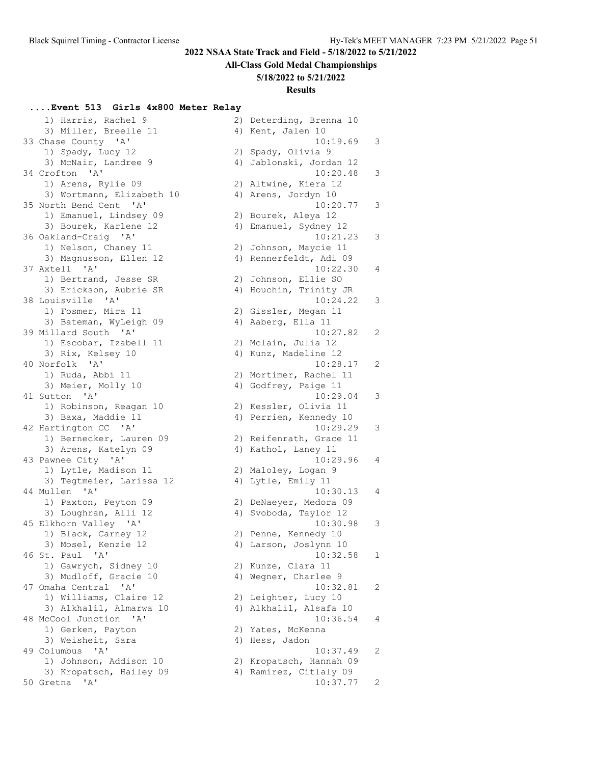## 2022 NSAA State Track and Field - 5/18/2022 to 5/21/2022

### All-Class Gold Medal Championships

### 5/18/2022 to 5/21/2022

### Results

#### ....Event 513 Girls 4x800 Meter Relay

```
    1) Harris, Rachel 9                2) Deterding, Brenna 10
    3) Miller, Breelle 11              4) Kent, Jalen 10
33 Chase County  'A'                            10:19.69   3
    1) Spady, Lucy 12                  2) Spady, Olivia 9
    3) McNair, Landree 9               4) Jablonski, Jordan 12
34 Crofton  'A'                                 10:20.48   3
    1) Arens, Rylie 09                 2) Altwine, Kiera 12
    3) Wortmann, Elizabeth 10          4) Arens, Jordyn 10
35 North Bend Cent  'A'                         10:20.77   3
    1) Emanuel, Lindsey 09             2) Bourek, Aleya 12
    3) Bourek, Karlene 12              4) Emanuel, Sydney 12
36 Oakland-Craig  'A'                           10:21.23   3
    1) Nelson, Chaney 11               2) Johnson, Maycie 11
    3) Magnusson, Ellen 12             4) Rennerfeldt, Adi 09
37 Axtell  'A'                                  10:22.30   4
    1) Bertrand, Jesse SR              2) Johnson, Ellie SO
    3) Erickson, Aubrie SR             4) Houchin, Trinity JR
38 Louisville  'A'                              10:24.22   3
    1) Fosmer, Mira 11                 2) Gissler, Megan 11
    3) Bateman, WyLeigh 09             4) Aaberg, Ella 11
39 Millard South  'A'                           10:27.82   2
    1) Escobar, Izabell 11             2) Mclain, Julia 12
    3) Rix, Kelsey 10                  4) Kunz, Madeline 12
40 Norfolk  'A'                                 10:28.17   2
    1) Ruda, Abbi 11                   2) Mortimer, Rachel 11
    3) Meier, Molly 10                 4) Godfrey, Paige 11
41 Sutton  'A'                                  10:29.04   3
    1) Robinson, Reagan 10             2) Kessler, Olivia 11
    3) Baxa, Maddie 11                 4) Perrien, Kennedy 10
42 Hartington CC  'A'                           10:29.29   3
    1) Bernecker, Lauren 09            2) Reifenrath, Grace 11
    3) Arens, Katelyn 09               4) Kathol, Laney 11
43 Pawnee City  'A'                             10:29.96   4
    1) Lytle, Madison 11               2) Maloley, Logan 9
    3) Tegtmeier, Larissa 12           4) Lytle, Emily 11
44 Mullen  'A'                                  10:30.13   4
    1) Paxton, Peyton 09               2) DeNaeyer, Medora 09
    3) Loughran, Alli 12               4) Svoboda, Taylor 12
45 Elkhorn Valley  'A'                          10:30.98   3
    1) Black, Carney 12                2) Penne, Kennedy 10
    3) Mosel, Kenzie 12                4) Larson, Joslynn 10
46 St. Paul  'A'                                10:32.58   1
    1) Gawrych, Sidney 10              2) Kunze, Clara 11
    3) Mudloff, Gracie 10              4) Wegner, Charlee 9
47 Omaha Central  'A'                           10:32.81   2
    1) Williams, Claire 12             2) Leighter, Lucy 10
    3) Alkhalil, Almarwa 10            4) Alkhalil, Alsafa 10
48 McCool Junction  'A'                         10:36.54   4
    1) Gerken, Payton                  2) Yates, McKenna
    3) Weisheit, Sara                  4) Hess, Jadon
49 Columbus  'A'                                10:37.49   2
    1) Johnson, Addison 10             2) Kropatsch, Hannah 09
    3) Kropatsch, Hailey 09            4) Ramirez, Citlaly 09
50 Gretna  'A'                                  10:37.77   2
```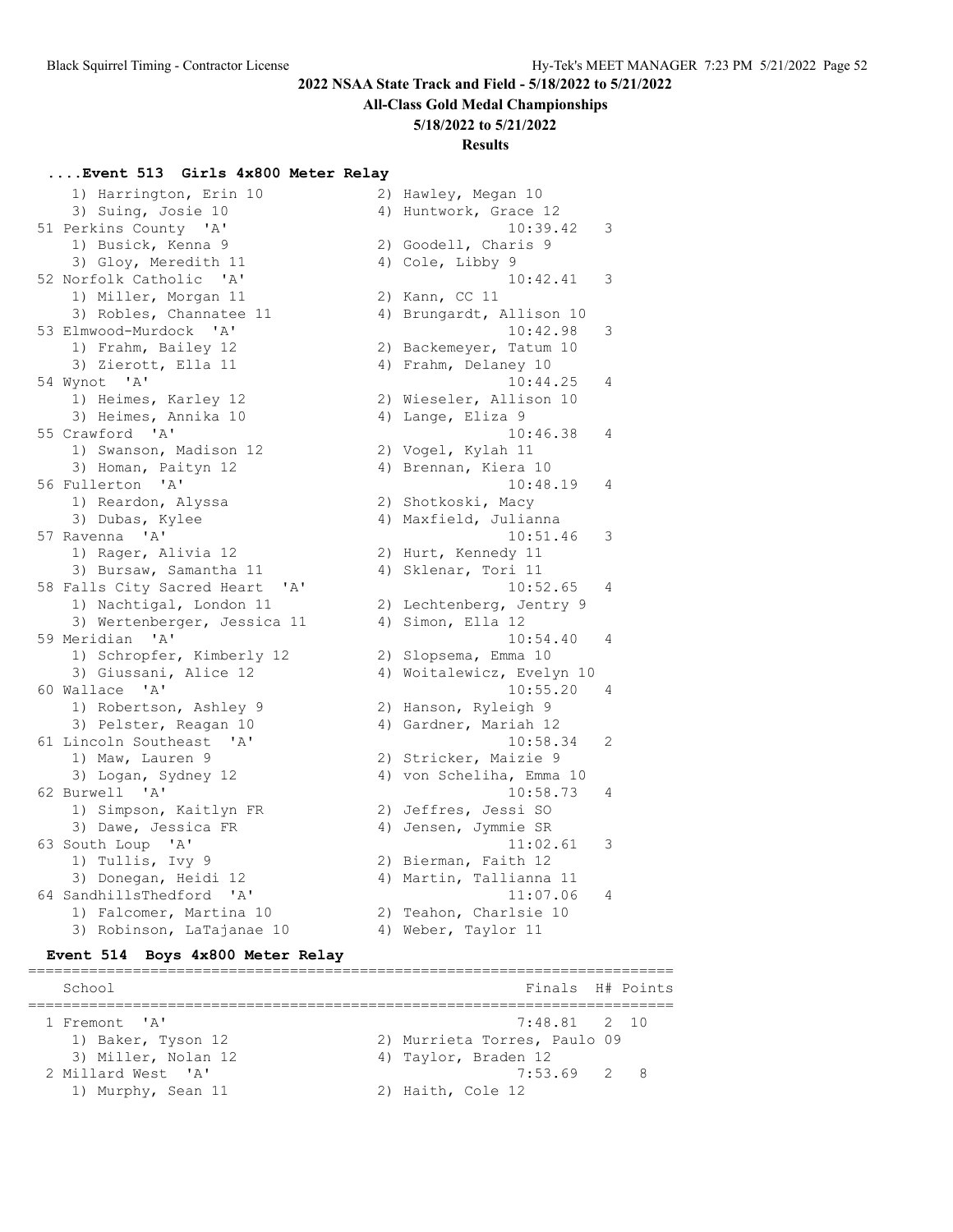2022 NSAA State Track and Field - 5/18/2022 to 5/21/2022

All-Class Gold Medal Championships

5/18/2022 to 5/21/2022

**Results**

### ....Event 513 Girls 4x800 Meter Relay

```
    1) Harrington, Erin 10             2) Hawley, Megan 10
    3) Suing, Josie 10                 4) Huntwork, Grace 12
 51 Perkins County  'A'                          10:39.42   3
    1) Busick, Kenna 9                 2) Goodell, Charis 9
    3) Gloy, Meredith 11               4) Cole, Libby 9
 52 Norfolk Catholic  'A'                        10:42.41   3
    1) Miller, Morgan 11               2) Kann, CC 11
    3) Robles, Channatee 11            4) Brungardt, Allison 10
 53 Elmwood-Murdock  'A'                         10:42.98   3
    1) Frahm, Bailey 12                2) Backemeyer, Tatum 10
    3) Zierott, Ella 11                4) Frahm, Delaney 10
 54 Wynot  'A'                                   10:44.25   4
    1) Heimes, Karley 12               2) Wieseler, Allison 10
    3) Heimes, Annika 10               4) Lange, Eliza 9
 55 Crawford  'A'                                10:46.38   4
    1) Swanson, Madison 12             2) Vogel, Kylah 11
    3) Homan, Paityn 12                4) Brennan, Kiera 10
 56 Fullerton  'A'                               10:48.19   4
    1) Reardon, Alyssa                 2) Shotkoski, Macy
    3) Dubas, Kylee                    4) Maxfield, Julianna
 57 Ravenna  'A'                                 10:51.46   3
    1) Rager, Alivia 12                2) Hurt, Kennedy 11
    3) Bursaw, Samantha 11             4) Sklenar, Tori 11
 58 Falls City Sacred Heart  'A'                 10:52.65   4
    1) Nachtigal, London 11            2) Lechtenberg, Jentry 9
    3) Wertenberger, Jessica 11        4) Simon, Ella 12
 59 Meridian  'A'                                10:54.40   4
    1) Schropfer, Kimberly 12          2) Slopsema, Emma 10
    3) Giussani, Alice 12              4) Woitalewicz, Evelyn 10
 60 Wallace  'A'                                 10:55.20   4
    1) Robertson, Ashley 9             2) Hanson, Ryleigh 9
    3) Pelster, Reagan 10              4) Gardner, Mariah 12
 61 Lincoln Southeast  'A'                       10:58.34   2
    1) Maw, Lauren 9                   2) Stricker, Maizie 9
    3) Logan, Sydney 12                4) von Scheliha, Emma 10
 62 Burwell  'A'                                 10:58.73   4
    1) Simpson, Kaitlyn FR             2) Jeffres, Jessi SO
    3) Dawe, Jessica FR                4) Jensen, Jymmie SR
 63 South Loup  'A'                              11:02.61   3
    1) Tullis, Ivy 9                   2) Bierman, Faith 12
    3) Donegan, Heidi 12               4) Martin, Tallianna 11
 64 SandhillsThedford  'A'                       11:07.06   4
    1) Falcomer, Martina 10            2) Teahon, Charlsie 10
    3) Robinson, LaTajanae 10          4) Weber, Taylor 11
```

### Event 514 Boys 4x800 Meter Relay

```
=========================================================================
    School                                           Finals  H# Points
=========================================================================
  1 Fremont  'A'                                    7:48.81   2  10
    1) Baker, Tyson 12                 2) Murrieta Torres, Paulo 09
    3) Miller, Nolan 12                4) Taylor, Braden 12
  2 Millard West  'A'                               7:53.69   2   8
    1) Murphy, Sean 11                 2) Haith, Cole 12
```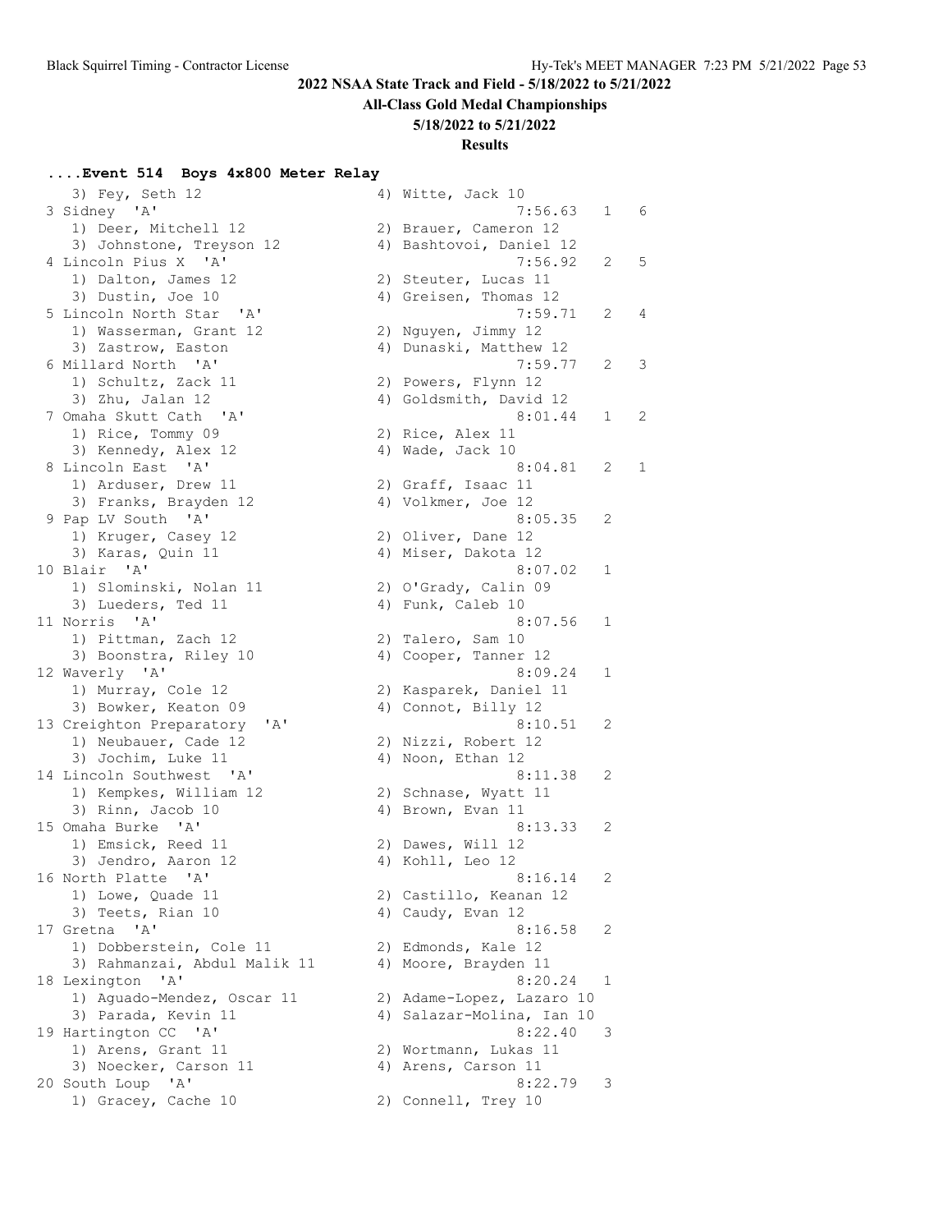**2022 NSAA State Track and Field - 5/18/2022 to 5/21/2022**

**All-Class Gold Medal Championships**

**5/18/2022 to 5/21/2022**

**Results**

### ....Event 514  Boys 4x800 Meter Relay

```
   3) Fey, Seth 12                    4) Witte, Jack 10
 3 Sidney  'A'                                 7:56.63   1   6
   1) Deer, Mitchell 12               2) Brauer, Cameron 12
   3) Johnstone, Treyson 12           4) Bashtovoi, Daniel 12
 4 Lincoln Pius X  'A'                         7:56.92   2   5
   1) Dalton, James 12                2) Steuter, Lucas 11
   3) Dustin, Joe 10                  4) Greisen, Thomas 12
 5 Lincoln North Star  'A'                     7:59.71   2   4
   1) Wasserman, Grant 12             2) Nguyen, Jimmy 12
   3) Zastrow, Easton                 4) Dunaski, Matthew 12
 6 Millard North  'A'                          7:59.77   2   3
   1) Schultz, Zack 11                2) Powers, Flynn 12
   3) Zhu, Jalan 12                   4) Goldsmith, David 12
 7 Omaha Skutt Cath  'A'                       8:01.44   1   2
   1) Rice, Tommy 09                  2) Rice, Alex 11
   3) Kennedy, Alex 12                4) Wade, Jack 10
 8 Lincoln East  'A'                           8:04.81   2   1
   1) Arduser, Drew 11                2) Graff, Isaac 11
   3) Franks, Brayden 12              4) Volkmer, Joe 12
 9 Pap LV South  'A'                           8:05.35   2
   1) Kruger, Casey 12                2) Oliver, Dane 12
   3) Karas, Quin 11                  4) Miser, Dakota 12
10 Blair  'A'                                  8:07.02   1
   1) Slominski, Nolan 11             2) O'Grady, Calin 09
   3) Lueders, Ted 11                 4) Funk, Caleb 10
11 Norris  'A'                                 8:07.56   1
   1) Pittman, Zach 12                2) Talero, Sam 10
   3) Boonstra, Riley 10              4) Cooper, Tanner 12
12 Waverly  'A'                                8:09.24   1
   1) Murray, Cole 12                 2) Kasparek, Daniel 11
   3) Bowker, Keaton 09               4) Connot, Billy 12
13 Creighton Preparatory  'A'                  8:10.51   2
   1) Neubauer, Cade 12               2) Nizzi, Robert 12
   3) Jochim, Luke 11                 4) Noon, Ethan 12
14 Lincoln Southwest  'A'                      8:11.38   2
   1) Kempkes, William 12             2) Schnase, Wyatt 11
   3) Rinn, Jacob 10                  4) Brown, Evan 11
15 Omaha Burke  'A'                            8:13.33   2
   1) Emsick, Reed 11                 2) Dawes, Will 12
   3) Jendro, Aaron 12                4) Kohll, Leo 12
16 North Platte  'A'                           8:16.14   2
   1) Lowe, Quade 11                  2) Castillo, Keanan 12
   3) Teets, Rian 10                  4) Caudy, Evan 12
17 Gretna  'A'                                 8:16.58   2
   1) Dobberstein, Cole 11            2) Edmonds, Kale 12
   3) Rahmanzai, Abdul Malik 11       4) Moore, Brayden 11
18 Lexington  'A'                              8:20.24   1
   1) Aguado-Mendez, Oscar 11         2) Adame-Lopez, Lazaro 10
   3) Parada, Kevin 11                4) Salazar-Molina, Ian 10
19 Hartington CC  'A'                          8:22.40   3
   1) Arens, Grant 11                 2) Wortmann, Lukas 11
   3) Noecker, Carson 11              4) Arens, Carson 11
20 South Loup  'A'                             8:22.79   3
   1) Gracey, Cache 10                2) Connell, Trey 10
```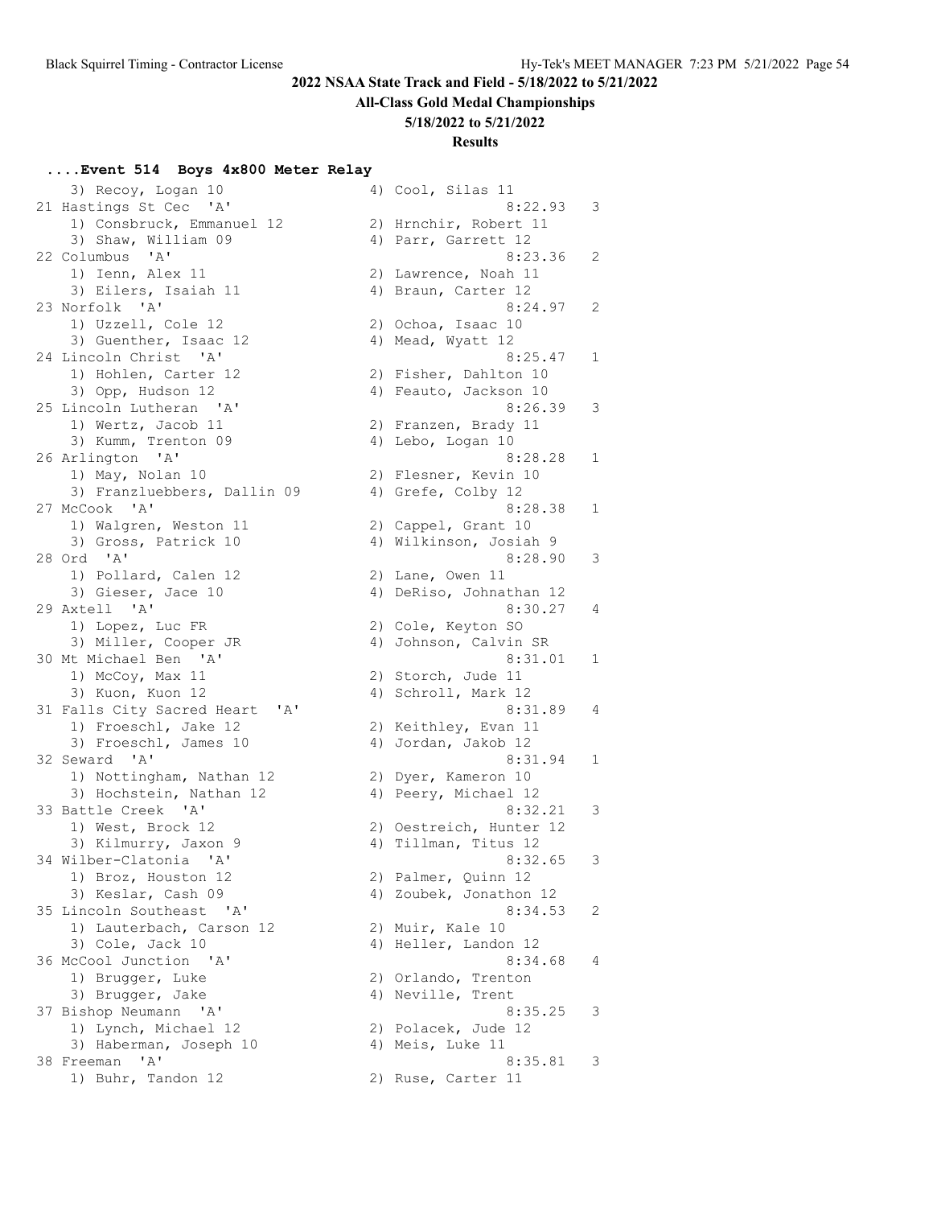## 2022 NSAA State Track and Field - 5/18/2022 to 5/21/2022

**All-Class Gold Medal Championships**

**5/18/2022 to 5/21/2022**

**Results**

### ....Event 514 Boys 4x800 Meter Relay

```
    3) Recoy, Logan 10                4) Cool, Silas 11
21 Hastings St Cec  'A'                          8:22.93   3
    1) Consbruck, Emmanuel 12         2) Hrnchir, Robert 11
    3) Shaw, William 09               4) Parr, Garrett 12
22 Columbus  'A'                                 8:23.36   2
    1) Ienn, Alex 11                  2) Lawrence, Noah 11
    3) Eilers, Isaiah 11              4) Braun, Carter 12
23 Norfolk  'A'                                  8:24.97   2
    1) Uzzell, Cole 12                2) Ochoa, Isaac 10
    3) Guenther, Isaac 12             4) Mead, Wyatt 12
24 Lincoln Christ  'A'                           8:25.47   1
    1) Hohlen, Carter 12              2) Fisher, Dahlton 10
    3) Opp, Hudson 12                 4) Feauto, Jackson 10
25 Lincoln Lutheran  'A'                         8:26.39   3
    1) Wertz, Jacob 11                2) Franzen, Brady 11
    3) Kumm, Trenton 09               4) Lebo, Logan 10
26 Arlington  'A'                                8:28.28   1
    1) May, Nolan 10                  2) Flesner, Kevin 10
    3) Franzluebbers, Dallin 09       4) Grefe, Colby 12
27 McCook  'A'                                   8:28.38   1
    1) Walgren, Weston 11             2) Cappel, Grant 10
    3) Gross, Patrick 10              4) Wilkinson, Josiah 9
28 Ord  'A'                                      8:28.90   3
    1) Pollard, Calen 12              2) Lane, Owen 11
    3) Gieser, Jace 10                4) DeRiso, Johnathan 12
29 Axtell  'A'                                   8:30.27   4
    1) Lopez, Luc FR                  2) Cole, Keyton SO
    3) Miller, Cooper JR              4) Johnson, Calvin SR
30 Mt Michael Ben  'A'                           8:31.01   1
    1) McCoy, Max 11                  2) Storch, Jude 11
    3) Kuon, Kuon 12                  4) Schroll, Mark 12
31 Falls City Sacred Heart  'A'                  8:31.89   4
    1) Froeschl, Jake 12              2) Keithley, Evan 11
    3) Froeschl, James 10             4) Jordan, Jakob 12
32 Seward  'A'                                   8:31.94   1
    1) Nottingham, Nathan 12          2) Dyer, Kameron 10
    3) Hochstein, Nathan 12           4) Peery, Michael 12
33 Battle Creek  'A'                             8:32.21   3
    1) West, Brock 12                 2) Oestreich, Hunter 12
    3) Kilmurry, Jaxon 9              4) Tillman, Titus 12
34 Wilber-Clatonia  'A'                          8:32.65   3
    1) Broz, Houston 12               2) Palmer, Quinn 12
    3) Keslar, Cash 09                4) Zoubek, Jonathon 12
35 Lincoln Southeast  'A'                        8:34.53   2
    1) Lauterbach, Carson 12          2) Muir, Kale 10
    3) Cole, Jack 10                  4) Heller, Landon 12
36 McCool Junction  'A'                          8:34.68   4
    1) Brugger, Luke                  2) Orlando, Trenton
    3) Brugger, Jake                  4) Neville, Trent
37 Bishop Neumann  'A'                           8:35.25   3
    1) Lynch, Michael 12              2) Polacek, Jude 12
    3) Haberman, Joseph 10            4) Meis, Luke 11
38 Freeman  'A'                                  8:35.81   3
    1) Buhr, Tandon 12                2) Ruse, Carter 11
```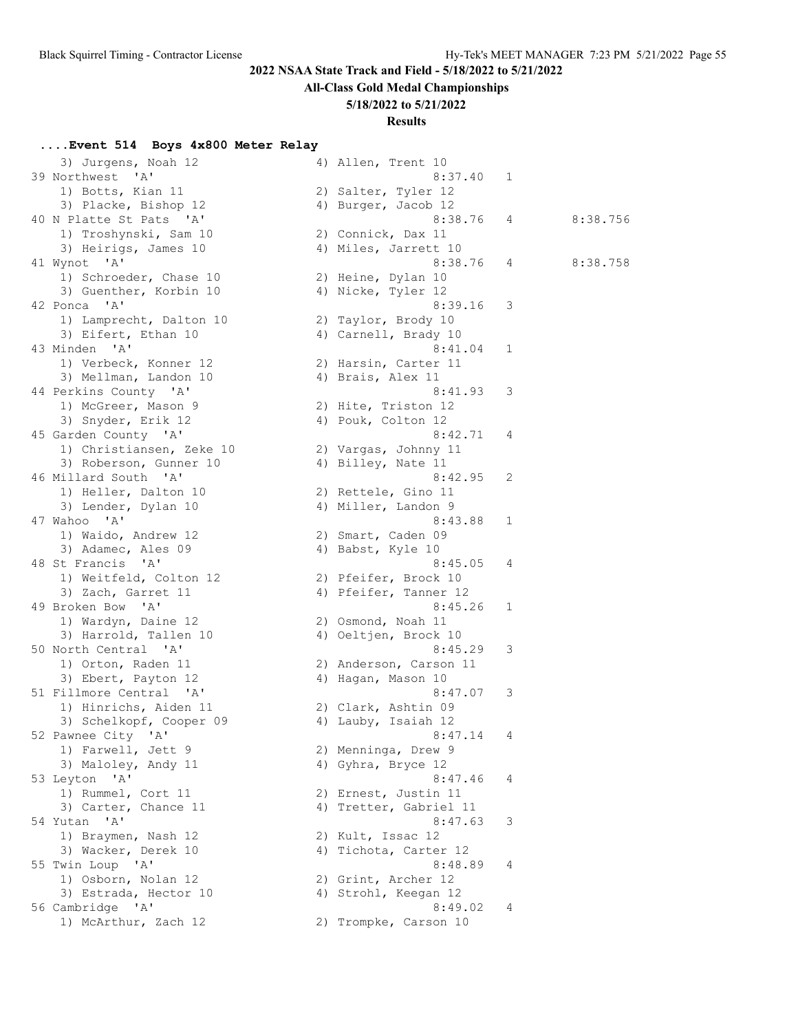## 2022 NSAA State Track and Field - 5/18/2022 to 5/21/2022

**All-Class Gold Medal Championships**

**5/18/2022 to 5/21/2022**

**Results**

### ....Event 514 Boys 4x800 Meter Relay

```
   3) Jurgens, Noah 12                4) Allen, Trent 10
39 Northwest  'A'                               8:37.40   1
   1) Botts, Kian 11                  2) Salter, Tyler 12
   3) Placke, Bishop 12               4) Burger, Jacob 12
40 N Platte St Pats  'A'                        8:38.76   4        8:38.756
   1) Troshynski, Sam 10              2) Connick, Dax 11
   3) Heirigs, James 10               4) Miles, Jarrett 10
41 Wynot  'A'                                   8:38.76   4        8:38.758
   1) Schroeder, Chase 10             2) Heine, Dylan 10
   3) Guenther, Korbin 10             4) Nicke, Tyler 12
42 Ponca  'A'                                   8:39.16   3
   1) Lamprecht, Dalton 10            2) Taylor, Brody 10
   3) Eifert, Ethan 10                4) Carnell, Brady 10
43 Minden  'A'                                  8:41.04   1
   1) Verbeck, Konner 12              2) Harsin, Carter 11
   3) Mellman, Landon 10              4) Brais, Alex 11
44 Perkins County  'A'                          8:41.93   3
   1) McGreer, Mason 9                2) Hite, Triston 12
   3) Snyder, Erik 12                 4) Pouk, Colton 12
45 Garden County  'A'                           8:42.71   4
   1) Christiansen, Zeke 10           2) Vargas, Johnny 11
   3) Roberson, Gunner 10             4) Billey, Nate 11
46 Millard South  'A'                           8:42.95   2
   1) Heller, Dalton 10               2) Rettele, Gino 11
   3) Lender, Dylan 10                4) Miller, Landon 9
47 Wahoo  'A'                                   8:43.88   1
   1) Waido, Andrew 12                2) Smart, Caden 09
   3) Adamec, Ales 09                 4) Babst, Kyle 10
48 St Francis  'A'                              8:45.05   4
   1) Weitfeld, Colton 12             2) Pfeifer, Brock 10
   3) Zach, Garret 11                 4) Pfeifer, Tanner 12
49 Broken Bow  'A'                              8:45.26   1
   1) Wardyn, Daine 12                2) Osmond, Noah 11
   3) Harrold, Tallen 10              4) Oeltjen, Brock 10
50 North Central  'A'                           8:45.29   3
   1) Orton, Raden 11                 2) Anderson, Carson 11
   3) Ebert, Payton 12                4) Hagan, Mason 10
51 Fillmore Central  'A'                        8:47.07   3
   1) Hinrichs, Aiden 11              2) Clark, Ashtin 09
   3) Schelkopf, Cooper 09            4) Lauby, Isaiah 12
52 Pawnee City  'A'                             8:47.14   4
   1) Farwell, Jett 9                 2) Menninga, Drew 9
   3) Maloley, Andy 11                4) Gyhra, Bryce 12
53 Leyton  'A'                                  8:47.46   4
   1) Rummel, Cort 11                 2) Ernest, Justin 11
   3) Carter, Chance 11               4) Tretter, Gabriel 11
54 Yutan  'A'                                   8:47.63   3
   1) Braymen, Nash 12                2) Kult, Issac 12
   3) Wacker, Derek 10                4) Tichota, Carter 12
55 Twin Loup  'A'                               8:48.89   4
   1) Osborn, Nolan 12                2) Grint, Archer 12
   3) Estrada, Hector 10              4) Strohl, Keegan 12
56 Cambridge  'A'                               8:49.02   4
   1) McArthur, Zach 12               2) Trompke, Carson 10
```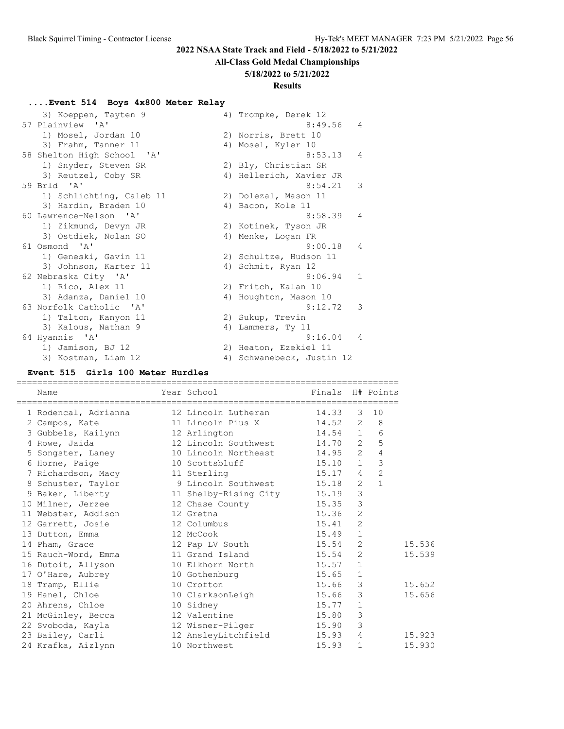## ....Event 514 Boys 4x800 Meter Relay

| Place | Team | Time | H# |
|---|---|---|---|
| | 3) Koeppen, Tayten 9; 4) Trompke, Derek 12 | | |
| 57 | Plainview 'A' | 8:49.56 | 4 |
| | 1) Mosel, Jordan 10; 2) Norris, Brett 10; 3) Frahm, Tanner 11; 4) Mosel, Kyler 10 | | |
| 58 | Shelton High School 'A' | 8:53.13 | 4 |
| | 1) Snyder, Steven SR; 2) Bly, Christian SR; 3) Reutzel, Coby SR; 4) Hellerich, Xavier JR | | |
| 59 | Brld 'A' | 8:54.21 | 3 |
| | 1) Schlichting, Caleb 11; 2) Dolezal, Mason 11; 3) Hardin, Braden 10; 4) Bacon, Kole 11 | | |
| 60 | Lawrence-Nelson 'A' | 8:58.39 | 4 |
| | 1) Zikmund, Devyn JR; 2) Kotinek, Tyson JR; 3) Ostdiek, Nolan SO; 4) Menke, Logan FR | | |
| 61 | Osmond 'A' | 9:00.18 | 4 |
| | 1) Geneski, Gavin 11; 2) Schultze, Hudson 11; 3) Johnson, Karter 11; 4) Schmit, Ryan 12 | | |
| 62 | Nebraska City 'A' | 9:06.94 | 1 |
| | 1) Rico, Alex 11; 2) Fritch, Kalan 10; 3) Adanza, Daniel 10; 4) Houghton, Mason 10 | | |
| 63 | Norfolk Catholic 'A' | 9:12.72 | 3 |
| | 1) Talton, Kanyon 11; 2) Sukup, Trevin; 3) Kalous, Nathan 9; 4) Lammers, Ty 11 | | |
| 64 | Hyannis 'A' | 9:16.04 | 4 |
| | 1) Jamison, BJ 12; 2) Heaton, Ezekiel 11; 3) Kostman, Liam 12; 4) Schwanebeck, Justin 12 | | |

## Event 515 Girls 100 Meter Hurdles

| Place | Name | Year | School | Finals | H# | Points | |
|---|---|---|---|---|---|---|---|
| 1 | Rodencal, Adrianna | 12 | Lincoln Lutheran | 14.33 | 3 | 10 | |
| 2 | Campos, Kate | 11 | Lincoln Pius X | 14.52 | 2 | 8 | |
| 3 | Gubbels, Kailynn | 12 | Arlington | 14.54 | 1 | 6 | |
| 4 | Rowe, Jaida | 12 | Lincoln Southwest | 14.70 | 2 | 5 | |
| 5 | Songster, Laney | 10 | Lincoln Northeast | 14.95 | 2 | 4 | |
| 6 | Horne, Paige | 10 | Scottsbluff | 15.10 | 1 | 3 | |
| 7 | Richardson, Macy | 11 | Sterling | 15.17 | 4 | 2 | |
| 8 | Schuster, Taylor | 9 | Lincoln Southwest | 15.18 | 2 | 1 | |
| 9 | Baker, Liberty | 11 | Shelby-Rising City | 15.19 | 3 | | |
| 10 | Milner, Jerzee | 12 | Chase County | 15.35 | 3 | | |
| 11 | Webster, Addison | 12 | Gretna | 15.36 | 2 | | |
| 12 | Garrett, Josie | 12 | Columbus | 15.41 | 2 | | |
| 13 | Dutton, Emma | 12 | McCook | 15.49 | 1 | | |
| 14 | Pham, Grace | 12 | Pap LV South | 15.54 | 2 | | 15.536 |
| 15 | Rauch-Word, Emma | 11 | Grand Island | 15.54 | 2 | | 15.539 |
| 16 | Dutoit, Allyson | 10 | Elkhorn North | 15.57 | 1 | | |
| 17 | O'Hare, Aubrey | 10 | Gothenburg | 15.65 | 1 | | |
| 18 | Tramp, Ellie | 10 | Crofton | 15.66 | 3 | | 15.652 |
| 19 | Hanel, Chloe | 10 | ClarksonLeigh | 15.66 | 3 | | 15.656 |
| 20 | Ahrens, Chloe | 10 | Sidney | 15.77 | 1 | | |
| 21 | McGinley, Becca | 12 | Valentine | 15.80 | 3 | | |
| 22 | Svoboda, Kayla | 12 | Wisner-Pilger | 15.90 | 3 | | |
| 23 | Bailey, Carli | 12 | AnsleyLitchfield | 15.93 | 4 | | 15.923 |
| 24 | Krafka, Aizlynn | 10 | Northwest | 15.93 | 1 | | 15.930 |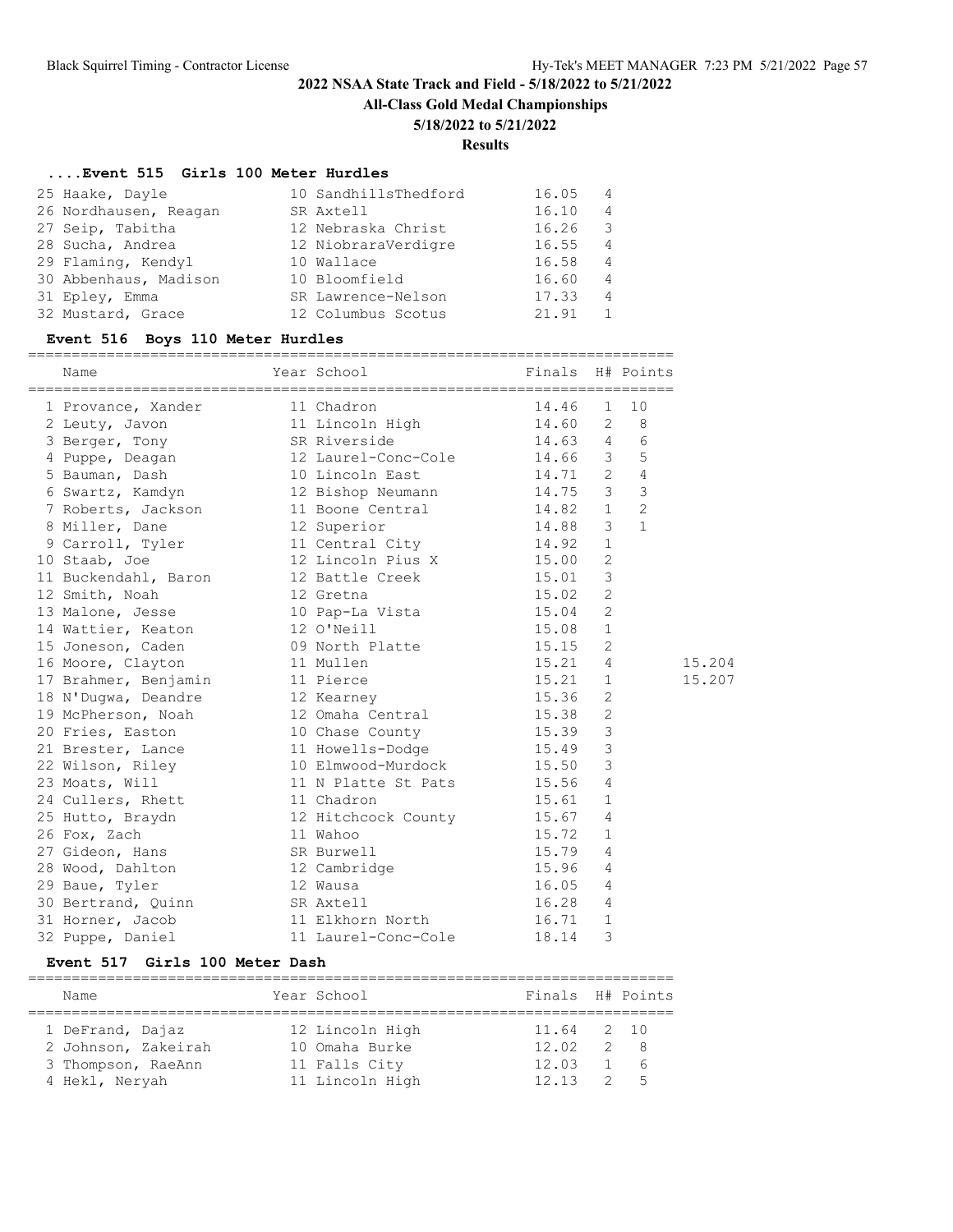# 2022 NSAA State Track and Field - 5/18/2022 to 5/21/2022

## All-Class Gold Medal Championships

**5/18/2022 to 5/21/2022**

**Results**

### ....Event 515 Girls 100 Meter Hurdles

| Name | Year | School | Finals | H# |
|---|---|---|---|---|
| 25 Haake, Dayle | 10 | SandhillsThedford | 16.05 | 4 |
| 26 Nordhausen, Reagan | SR | Axtell | 16.10 | 4 |
| 27 Seip, Tabitha | 12 | Nebraska Christ | 16.26 | 3 |
| 28 Sucha, Andrea | 12 | NiobraraVerdigre | 16.55 | 4 |
| 29 Flaming, Kendyl | 10 | Wallace | 16.58 | 4 |
| 30 Abbenhaus, Madison | 10 | Bloomfield | 16.60 | 4 |
| 31 Epley, Emma | SR | Lawrence-Nelson | 17.33 | 4 |
| 32 Mustard, Grace | 12 | Columbus Scotus | 21.91 | 1 |

### Event 516 Boys 110 Meter Hurdles

| Name | Year | School | Finals | H# | Points | |
|---|---|---|---|---|---|---|
| 1 Provance, Xander | 11 | Chadron | 14.46 | 1 | 10 | |
| 2 Leuty, Javon | 11 | Lincoln High | 14.60 | 2 | 8 | |
| 3 Berger, Tony | SR | Riverside | 14.63 | 4 | 6 | |
| 4 Puppe, Deagan | 12 | Laurel-Conc-Cole | 14.66 | 3 | 5 | |
| 5 Bauman, Dash | 10 | Lincoln East | 14.71 | 2 | 4 | |
| 6 Swartz, Kamdyn | 12 | Bishop Neumann | 14.75 | 3 | 3 | |
| 7 Roberts, Jackson | 11 | Boone Central | 14.82 | 1 | 2 | |
| 8 Miller, Dane | 12 | Superior | 14.88 | 3 | 1 | |
| 9 Carroll, Tyler | 11 | Central City | 14.92 | 1 | | |
| 10 Staab, Joe | 12 | Lincoln Pius X | 15.00 | 2 | | |
| 11 Buckendahl, Baron | 12 | Battle Creek | 15.01 | 3 | | |
| 12 Smith, Noah | 12 | Gretna | 15.02 | 2 | | |
| 13 Malone, Jesse | 10 | Pap-La Vista | 15.04 | 2 | | |
| 14 Wattier, Keaton | 12 | O'Neill | 15.08 | 1 | | |
| 15 Joneson, Caden | 09 | North Platte | 15.15 | 2 | | |
| 16 Moore, Clayton | 11 | Mullen | 15.21 | 4 | | 15.204 |
| 17 Brahmer, Benjamin | 11 | Pierce | 15.21 | 1 | | 15.207 |
| 18 N'Dugwa, Deandre | 12 | Kearney | 15.36 | 2 | | |
| 19 McPherson, Noah | 12 | Omaha Central | 15.38 | 2 | | |
| 20 Fries, Easton | 10 | Chase County | 15.39 | 3 | | |
| 21 Brester, Lance | 11 | Howells-Dodge | 15.49 | 3 | | |
| 22 Wilson, Riley | 10 | Elmwood-Murdock | 15.50 | 3 | | |
| 23 Moats, Will | 11 | N Platte St Pats | 15.56 | 4 | | |
| 24 Cullers, Rhett | 11 | Chadron | 15.61 | 1 | | |
| 25 Hutto, Braydn | 12 | Hitchcock County | 15.67 | 4 | | |
| 26 Fox, Zach | 11 | Wahoo | 15.72 | 1 | | |
| 27 Gideon, Hans | SR | Burwell | 15.79 | 4 | | |
| 28 Wood, Dahlton | 12 | Cambridge | 15.96 | 4 | | |
| 29 Baue, Tyler | 12 | Wausa | 16.05 | 4 | | |
| 30 Bertrand, Quinn | SR | Axtell | 16.28 | 4 | | |
| 31 Horner, Jacob | 11 | Elkhorn North | 16.71 | 1 | | |
| 32 Puppe, Daniel | 11 | Laurel-Conc-Cole | 18.14 | 3 | | |

### Event 517 Girls 100 Meter Dash

| Name | Year | School | Finals | H# | Points |
|---|---|---|---|---|---|
| 1 DeFrand, Dajaz | 12 | Lincoln High | 11.64 | 2 | 10 |
| 2 Johnson, Zakeirah | 10 | Omaha Burke | 12.02 | 2 | 8 |
| 3 Thompson, RaeAnn | 11 | Falls City | 12.03 | 1 | 6 |
| 4 Hekl, Neryah | 11 | Lincoln High | 12.13 | 2 | 5 |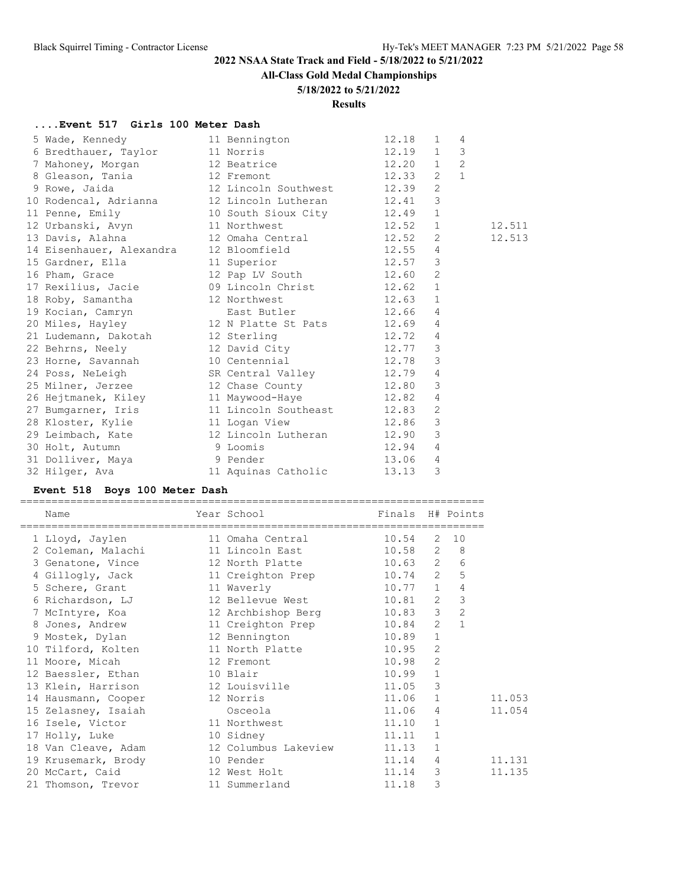## 2022 NSAA State Track and Field - 5/18/2022 to 5/21/2022

**All-Class Gold Medal Championships**

**5/18/2022 to 5/21/2022**

**Results**

### ....Event 517 Girls 100 Meter Dash

| Place | Name | Year | School | Finals | H# | Points | |
|---|---|---|---|---|---|---|---|
| 5 | Wade, Kennedy | 11 | Bennington | 12.18 | 1 | 4 | |
| 6 | Bredthauer, Taylor | 11 | Norris | 12.19 | 1 | 3 | |
| 7 | Mahoney, Morgan | 12 | Beatrice | 12.20 | 1 | 2 | |
| 8 | Gleason, Tania | 12 | Fremont | 12.33 | 2 | 1 | |
| 9 | Rowe, Jaida | 12 | Lincoln Southwest | 12.39 | 2 | | |
| 10 | Rodencal, Adrianna | 12 | Lincoln Lutheran | 12.41 | 3 | | |
| 11 | Penne, Emily | 10 | South Sioux City | 12.49 | 1 | | |
| 12 | Urbanski, Avyn | 11 | Northwest | 12.52 | 1 | | 12.511 |
| 13 | Davis, Alahna | 12 | Omaha Central | 12.52 | 2 | | 12.513 |
| 14 | Eisenhauer, Alexandra | 12 | Bloomfield | 12.55 | 4 | | |
| 15 | Gardner, Ella | 11 | Superior | 12.57 | 3 | | |
| 16 | Pham, Grace | 12 | Pap LV South | 12.60 | 2 | | |
| 17 | Rexilius, Jacie | 09 | Lincoln Christ | 12.62 | 1 | | |
| 18 | Roby, Samantha | 12 | Northwest | 12.63 | 1 | | |
| 19 | Kocian, Camryn | | East Butler | 12.66 | 4 | | |
| 20 | Miles, Hayley | 12 | N Platte St Pats | 12.69 | 4 | | |
| 21 | Ludemann, Dakotah | 12 | Sterling | 12.72 | 4 | | |
| 22 | Behrns, Neely | 12 | David City | 12.77 | 3 | | |
| 23 | Horne, Savannah | 10 | Centennial | 12.78 | 3 | | |
| 24 | Poss, NeLeigh | SR | Central Valley | 12.79 | 4 | | |
| 25 | Milner, Jerzee | 12 | Chase County | 12.80 | 3 | | |
| 26 | Hejtmanek, Kiley | 11 | Maywood-Haye | 12.82 | 4 | | |
| 27 | Bumgarner, Iris | 11 | Lincoln Southeast | 12.83 | 2 | | |
| 28 | Kloster, Kylie | 11 | Logan View | 12.86 | 3 | | |
| 29 | Leimbach, Kate | 12 | Lincoln Lutheran | 12.90 | 3 | | |
| 30 | Holt, Autumn | 9 | Loomis | 12.94 | 4 | | |
| 31 | Dolliver, Maya | 9 | Pender | 13.06 | 4 | | |
| 32 | Hilger, Ava | 11 | Aquinas Catholic | 13.13 | 3 | | |

### Event 518 Boys 100 Meter Dash

| Place | Name | Year | School | Finals | H# | Points | |
|---|---|---|---|---|---|---|---|
| 1 | Lloyd, Jaylen | 11 | Omaha Central | 10.54 | 2 | 10 | |
| 2 | Coleman, Malachi | 11 | Lincoln East | 10.58 | 2 | 8 | |
| 3 | Genatone, Vince | 12 | North Platte | 10.63 | 2 | 6 | |
| 4 | Gillogly, Jack | 11 | Creighton Prep | 10.74 | 2 | 5 | |
| 5 | Schere, Grant | 11 | Waverly | 10.77 | 1 | 4 | |
| 6 | Richardson, LJ | 12 | Bellevue West | 10.81 | 2 | 3 | |
| 7 | McIntyre, Koa | 12 | Archbishop Berg | 10.83 | 3 | 2 | |
| 8 | Jones, Andrew | 11 | Creighton Prep | 10.84 | 2 | 1 | |
| 9 | Mostek, Dylan | 12 | Bennington | 10.89 | 1 | | |
| 10 | Tilford, Kolten | 11 | North Platte | 10.95 | 2 | | |
| 11 | Moore, Micah | 12 | Fremont | 10.98 | 2 | | |
| 12 | Baessler, Ethan | 10 | Blair | 10.99 | 1 | | |
| 13 | Klein, Harrison | 12 | Louisville | 11.05 | 3 | | |
| 14 | Hausmann, Cooper | 12 | Norris | 11.06 | 1 | | 11.053 |
| 15 | Zelasney, Isaiah | | Osceola | 11.06 | 4 | | 11.054 |
| 16 | Isele, Victor | 11 | Northwest | 11.10 | 1 | | |
| 17 | Holly, Luke | 10 | Sidney | 11.11 | 1 | | |
| 18 | Van Cleave, Adam | 12 | Columbus Lakeview | 11.13 | 1 | | |
| 19 | Krusemark, Brody | 10 | Pender | 11.14 | 4 | | 11.131 |
| 20 | McCart, Caid | 12 | West Holt | 11.14 | 3 | | 11.135 |
| 21 | Thomson, Trevor | 11 | Summerland | 11.18 | 3 | | |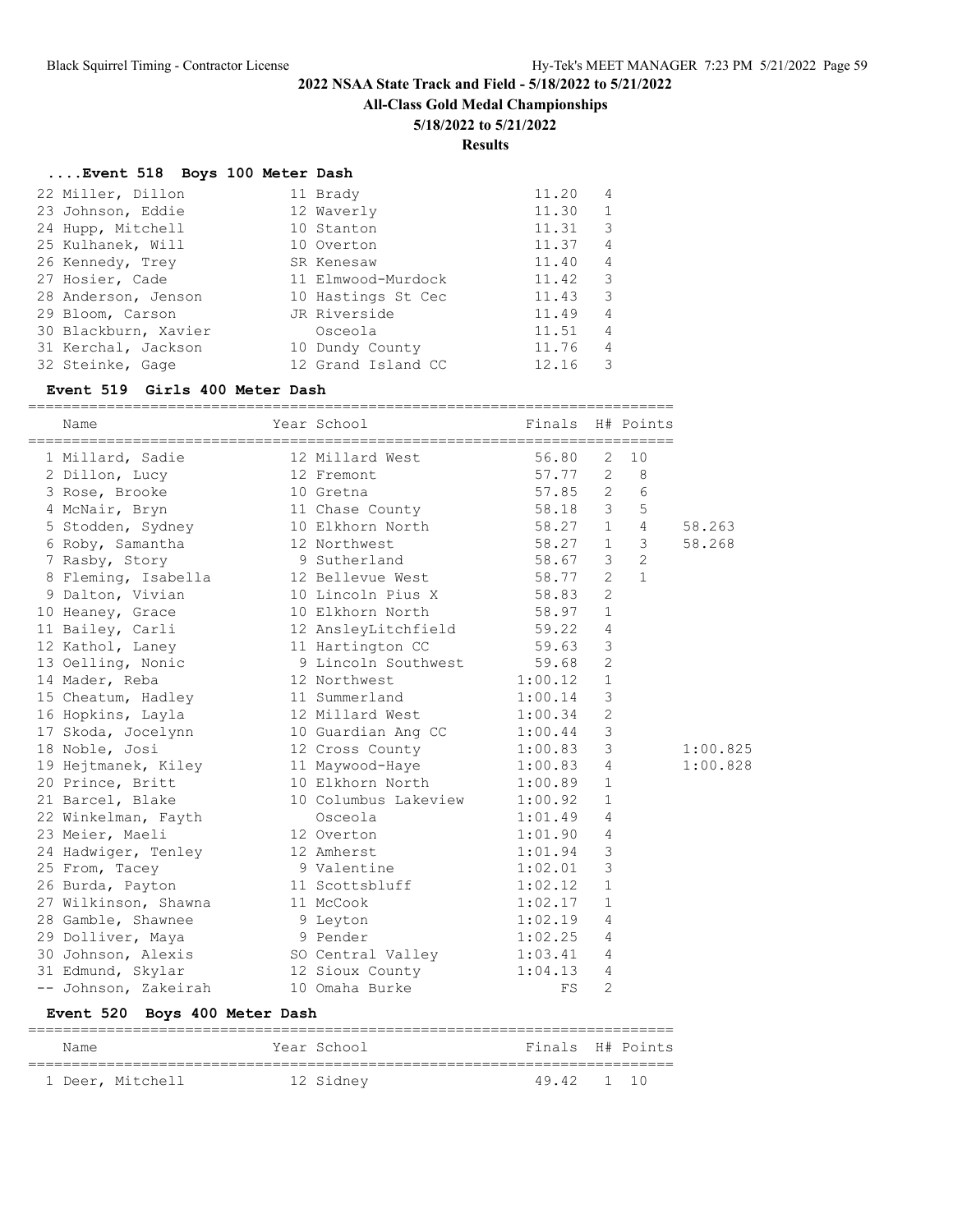## 2022 NSAA State Track and Field - 5/18/2022 to 5/21/2022

**All-Class Gold Medal Championships**

**5/18/2022 to 5/21/2022**

**Results**

### ....Event 518 Boys 100 Meter Dash

| Place | Name | Year | School | Finals | H# |
|---|---|---|---|---|---|
| 22 | Miller, Dillon | 11 | Brady | 11.20 | 4 |
| 23 | Johnson, Eddie | 12 | Waverly | 11.30 | 1 |
| 24 | Hupp, Mitchell | 10 | Stanton | 11.31 | 3 |
| 25 | Kulhanek, Will | 10 | Overton | 11.37 | 4 |
| 26 | Kennedy, Trey | SR | Kenesaw | 11.40 | 4 |
| 27 | Hosier, Cade | 11 | Elmwood-Murdock | 11.42 | 3 |
| 28 | Anderson, Jenson | 10 | Hastings St Cec | 11.43 | 3 |
| 29 | Bloom, Carson | JR | Riverside | 11.49 | 4 |
| 30 | Blackburn, Xavier | | Osceola | 11.51 | 4 |
| 31 | Kerchal, Jackson | 10 | Dundy County | 11.76 | 4 |
| 32 | Steinke, Gage | 12 | Grand Island CC | 12.16 | 3 |

### Event 519 Girls 400 Meter Dash

| Place | Name | Year | School | Finals | H# | Points | |
|---|---|---|---|---|---|---|---|
| 1 | Millard, Sadie | 12 | Millard West | 56.80 | 2 | 10 | |
| 2 | Dillon, Lucy | 12 | Fremont | 57.77 | 2 | 8 | |
| 3 | Rose, Brooke | 10 | Gretna | 57.85 | 2 | 6 | |
| 4 | McNair, Bryn | 11 | Chase County | 58.18 | 3 | 5 | |
| 5 | Stodden, Sydney | 10 | Elkhorn North | 58.27 | 1 | 4 | 58.263 |
| 6 | Roby, Samantha | 12 | Northwest | 58.27 | 1 | 3 | 58.268 |
| 7 | Rasby, Story | 9 | Sutherland | 58.67 | 3 | 2 | |
| 8 | Fleming, Isabella | 12 | Bellevue West | 58.77 | 2 | 1 | |
| 9 | Dalton, Vivian | 10 | Lincoln Pius X | 58.83 | 2 | | |
| 10 | Heaney, Grace | 10 | Elkhorn North | 58.97 | 1 | | |
| 11 | Bailey, Carli | 12 | AnsleyLitchfield | 59.22 | 4 | | |
| 12 | Kathol, Laney | 11 | Hartington CC | 59.63 | 3 | | |
| 13 | Oelling, Nonic | 9 | Lincoln Southwest | 59.68 | 2 | | |
| 14 | Mader, Reba | 12 | Northwest | 1:00.12 | 1 | | |
| 15 | Cheatum, Hadley | 11 | Summerland | 1:00.14 | 3 | | |
| 16 | Hopkins, Layla | 12 | Millard West | 1:00.34 | 2 | | |
| 17 | Skoda, Jocelynn | 10 | Guardian Ang CC | 1:00.44 | 3 | | |
| 18 | Noble, Josi | 12 | Cross County | 1:00.83 | 3 | | 1:00.825 |
| 19 | Hejtmanek, Kiley | 11 | Maywood-Haye | 1:00.83 | 4 | | 1:00.828 |
| 20 | Prince, Britt | 10 | Elkhorn North | 1:00.89 | 1 | | |
| 21 | Barcel, Blake | 10 | Columbus Lakeview | 1:00.92 | 1 | | |
| 22 | Winkelman, Fayth | | Osceola | 1:01.49 | 4 | | |
| 23 | Meier, Maeli | 12 | Overton | 1:01.90 | 4 | | |
| 24 | Hadwiger, Tenley | 12 | Amherst | 1:01.94 | 3 | | |
| 25 | From, Tacey | 9 | Valentine | 1:02.01 | 3 | | |
| 26 | Burda, Payton | 11 | Scottsbluff | 1:02.12 | 1 | | |
| 27 | Wilkinson, Shawna | 11 | McCook | 1:02.17 | 1 | | |
| 28 | Gamble, Shawnee | 9 | Leyton | 1:02.19 | 4 | | |
| 29 | Dolliver, Maya | 9 | Pender | 1:02.25 | 4 | | |
| 30 | Johnson, Alexis | SO | Central Valley | 1:03.41 | 4 | | |
| 31 | Edmund, Skylar | 12 | Sioux County | 1:04.13 | 4 | | |
| -- | Johnson, Zakeirah | 10 | Omaha Burke | FS | 2 | | |

### Event 520 Boys 400 Meter Dash

| Place | Name | Year | School | Finals | H# | Points |
|---|---|---|---|---|---|---|
| 1 | Deer, Mitchell | 12 | Sidney | 49.42 | 1 | 10 |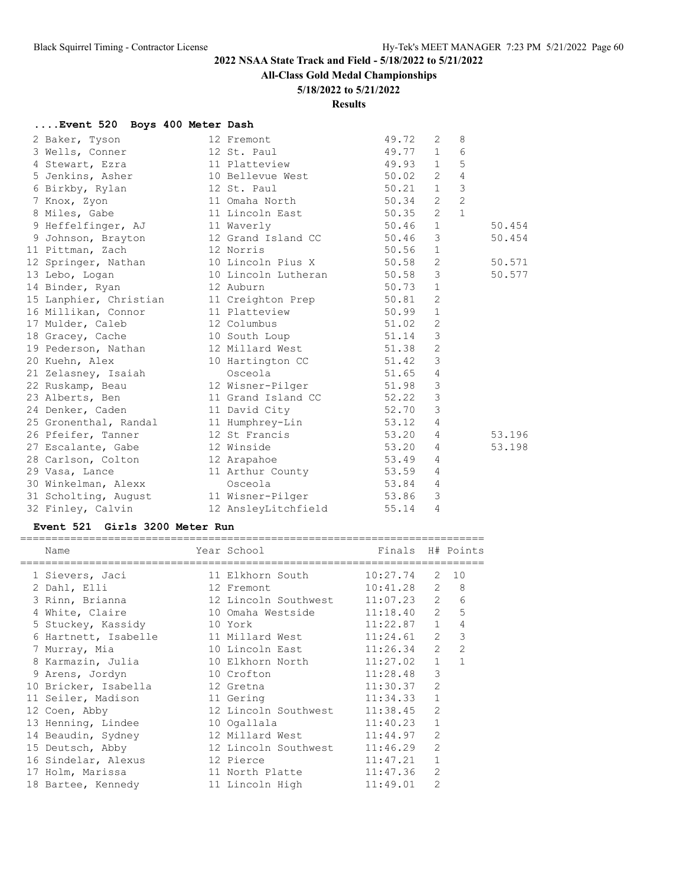# 2022 NSAA State Track and Field - 5/18/2022 to 5/21/2022

## All-Class Gold Medal Championships

**5/18/2022 to 5/21/2022**

**Results**

### ....Event 520 Boys 400 Meter Dash

| Place | Name | Year | School | Finals | H# | Points | |
|---|---|---|---|---|---|---|---|
| 2 | Baker, Tyson | 12 | Fremont | 49.72 | 2 | 8 | |
| 3 | Wells, Conner | 12 | St. Paul | 49.77 | 1 | 6 | |
| 4 | Stewart, Ezra | 11 | Platteview | 49.93 | 1 | 5 | |
| 5 | Jenkins, Asher | 10 | Bellevue West | 50.02 | 2 | 4 | |
| 6 | Birkby, Rylan | 12 | St. Paul | 50.21 | 1 | 3 | |
| 7 | Knox, Zyon | 11 | Omaha North | 50.34 | 2 | 2 | |
| 8 | Miles, Gabe | 11 | Lincoln East | 50.35 | 2 | 1 | |
| 9 | Heffelfinger, AJ | 11 | Waverly | 50.46 | 1 | | 50.454 |
| 9 | Johnson, Brayton | 12 | Grand Island CC | 50.46 | 3 | | 50.454 |
| 11 | Pittman, Zach | 12 | Norris | 50.56 | 1 | | |
| 12 | Springer, Nathan | 10 | Lincoln Pius X | 50.58 | 2 | | 50.571 |
| 13 | Lebo, Logan | 10 | Lincoln Lutheran | 50.58 | 3 | | 50.577 |
| 14 | Binder, Ryan | 12 | Auburn | 50.73 | 1 | | |
| 15 | Lanphier, Christian | 11 | Creighton Prep | 50.81 | 2 | | |
| 16 | Millikan, Connor | 11 | Platteview | 50.99 | 1 | | |
| 17 | Mulder, Caleb | 12 | Columbus | 51.02 | 2 | | |
| 18 | Gracey, Cache | 10 | South Loup | 51.14 | 3 | | |
| 19 | Pederson, Nathan | 12 | Millard West | 51.38 | 2 | | |
| 20 | Kuehn, Alex | 10 | Hartington CC | 51.42 | 3 | | |
| 21 | Zelasney, Isaiah | | Osceola | 51.65 | 4 | | |
| 22 | Ruskamp, Beau | 12 | Wisner-Pilger | 51.98 | 3 | | |
| 23 | Alberts, Ben | 11 | Grand Island CC | 52.22 | 3 | | |
| 24 | Denker, Caden | 11 | David City | 52.70 | 3 | | |
| 25 | Gronenthal, Randal | 11 | Humphrey-Lin | 53.12 | 4 | | |
| 26 | Pfeifer, Tanner | 12 | St Francis | 53.20 | 4 | | 53.196 |
| 27 | Escalante, Gabe | 12 | Winside | 53.20 | 4 | | 53.198 |
| 28 | Carlson, Colton | 12 | Arapahoe | 53.49 | 4 | | |
| 29 | Vasa, Lance | 11 | Arthur County | 53.59 | 4 | | |
| 30 | Winkelman, Alexx | | Osceola | 53.84 | 4 | | |
| 31 | Scholting, August | 11 | Wisner-Pilger | 53.86 | 3 | | |
| 32 | Finley, Calvin | 12 | AnsleyLitchfield | 55.14 | 4 | | |

### Event 521 Girls 3200 Meter Run

| Place | Name | Year | School | Finals | H# | Points |
|---|---|---|---|---|---|---|
| 1 | Sievers, Jaci | 11 | Elkhorn South | 10:27.74 | 2 | 10 |
| 2 | Dahl, Elli | 12 | Fremont | 10:41.28 | 2 | 8 |
| 3 | Rinn, Brianna | 12 | Lincoln Southwest | 11:07.23 | 2 | 6 |
| 4 | White, Claire | 10 | Omaha Westside | 11:18.40 | 2 | 5 |
| 5 | Stuckey, Kassidy | 10 | York | 11:22.87 | 1 | 4 |
| 6 | Hartnett, Isabelle | 11 | Millard West | 11:24.61 | 2 | 3 |
| 7 | Murray, Mia | 10 | Lincoln East | 11:26.34 | 2 | 2 |
| 8 | Karmazin, Julia | 10 | Elkhorn North | 11:27.02 | 1 | 1 |
| 9 | Arens, Jordyn | 10 | Crofton | 11:28.48 | 3 | |
| 10 | Bricker, Isabella | 12 | Gretna | 11:30.37 | 2 | |
| 11 | Seiler, Madison | 11 | Gering | 11:34.33 | 1 | |
| 12 | Coen, Abby | 12 | Lincoln Southwest | 11:38.45 | 2 | |
| 13 | Henning, Lindee | 10 | Ogallala | 11:40.23 | 1 | |
| 14 | Beaudin, Sydney | 12 | Millard West | 11:44.97 | 2 | |
| 15 | Deutsch, Abby | 12 | Lincoln Southwest | 11:46.29 | 2 | |
| 16 | Sindelar, Alexus | 12 | Pierce | 11:47.21 | 1 | |
| 17 | Holm, Marissa | 11 | North Platte | 11:47.36 | 2 | |
| 18 | Bartee, Kennedy | 11 | Lincoln High | 11:49.01 | 2 | |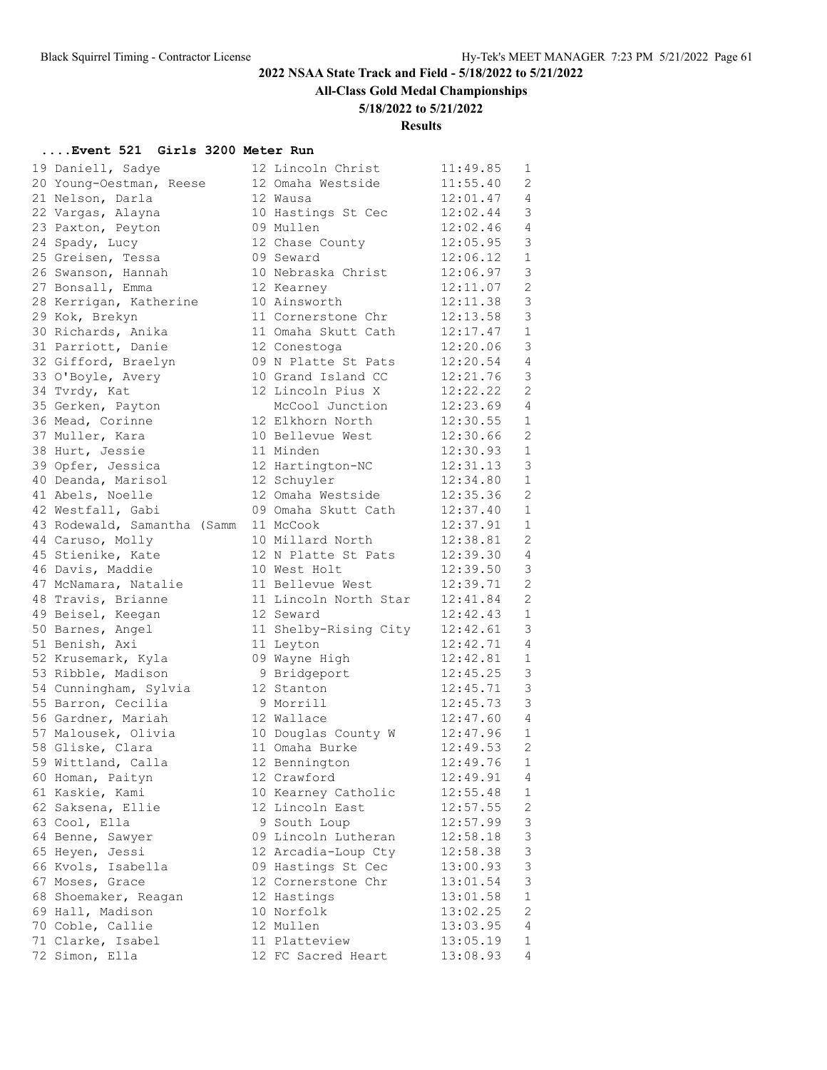## 2022 NSAA State Track and Field - 5/18/2022 to 5/21/2022

**All-Class Gold Medal Championships**

**5/18/2022 to 5/21/2022**

**Results**

### ....Event 521 Girls 3200 Meter Run

| Place | Name | Yr | School | Time | Class |
|---|---|---|---|---|---|
| 19 | Daniell, Sadye | 12 | Lincoln Christ | 11:49.85 | 1 |
| 20 | Young-Oestman, Reese | 12 | Omaha Westside | 11:55.40 | 2 |
| 21 | Nelson, Darla | 12 | Wausa | 12:01.47 | 4 |
| 22 | Vargas, Alayna | 10 | Hastings St Cec | 12:02.44 | 3 |
| 23 | Paxton, Peyton | 09 | Mullen | 12:02.46 | 4 |
| 24 | Spady, Lucy | 12 | Chase County | 12:05.95 | 3 |
| 25 | Greisen, Tessa | 09 | Seward | 12:06.12 | 1 |
| 26 | Swanson, Hannah | 10 | Nebraska Christ | 12:06.97 | 3 |
| 27 | Bonsall, Emma | 12 | Kearney | 12:11.07 | 2 |
| 28 | Kerrigan, Katherine | 10 | Ainsworth | 12:11.38 | 3 |
| 29 | Kok, Brekyn | 11 | Cornerstone Chr | 12:13.58 | 3 |
| 30 | Richards, Anika | 11 | Omaha Skutt Cath | 12:17.47 | 1 |
| 31 | Parriott, Danie | 12 | Conestoga | 12:20.06 | 3 |
| 32 | Gifford, Braelyn | 09 | N Platte St Pats | 12:20.54 | 4 |
| 33 | O'Boyle, Avery | 10 | Grand Island CC | 12:21.76 | 3 |
| 34 | Tvrdy, Kat | 12 | Lincoln Pius X | 12:22.22 | 2 |
| 35 | Gerken, Payton | | McCool Junction | 12:23.69 | 4 |
| 36 | Mead, Corinne | 12 | Elkhorn North | 12:30.55 | 1 |
| 37 | Muller, Kara | 10 | Bellevue West | 12:30.66 | 2 |
| 38 | Hurt, Jessie | 11 | Minden | 12:30.93 | 1 |
| 39 | Opfer, Jessica | 12 | Hartington-NC | 12:31.13 | 3 |
| 40 | Deanda, Marisol | 12 | Schuyler | 12:34.80 | 1 |
| 41 | Abels, Noelle | 12 | Omaha Westside | 12:35.36 | 2 |
| 42 | Westfall, Gabi | 09 | Omaha Skutt Cath | 12:37.40 | 1 |
| 43 | Rodewald, Samantha (Samm | 11 | McCook | 12:37.91 | 1 |
| 44 | Caruso, Molly | 10 | Millard North | 12:38.81 | 2 |
| 45 | Stienike, Kate | 12 | N Platte St Pats | 12:39.30 | 4 |
| 46 | Davis, Maddie | 10 | West Holt | 12:39.50 | 3 |
| 47 | McNamara, Natalie | 11 | Bellevue West | 12:39.71 | 2 |
| 48 | Travis, Brianne | 11 | Lincoln North Star | 12:41.84 | 2 |
| 49 | Beisel, Keegan | 12 | Seward | 12:42.43 | 1 |
| 50 | Barnes, Angel | 11 | Shelby-Rising City | 12:42.61 | 3 |
| 51 | Benish, Axi | 11 | Leyton | 12:42.71 | 4 |
| 52 | Krusemark, Kyla | 09 | Wayne High | 12:42.81 | 1 |
| 53 | Ribble, Madison | 9 | Bridgeport | 12:45.25 | 3 |
| 54 | Cunningham, Sylvia | 12 | Stanton | 12:45.71 | 3 |
| 55 | Barron, Cecilia | 9 | Morrill | 12:45.73 | 3 |
| 56 | Gardner, Mariah | 12 | Wallace | 12:47.60 | 4 |
| 57 | Malousek, Olivia | 10 | Douglas County W | 12:47.96 | 1 |
| 58 | Gliske, Clara | 11 | Omaha Burke | 12:49.53 | 2 |
| 59 | Wittland, Calla | 12 | Bennington | 12:49.76 | 1 |
| 60 | Homan, Paityn | 12 | Crawford | 12:49.91 | 4 |
| 61 | Kaskie, Kami | 10 | Kearney Catholic | 12:55.48 | 1 |
| 62 | Saksena, Ellie | 12 | Lincoln East | 12:57.55 | 2 |
| 63 | Cool, Ella | 9 | South Loup | 12:57.99 | 3 |
| 64 | Benne, Sawyer | 09 | Lincoln Lutheran | 12:58.18 | 3 |
| 65 | Heyen, Jessi | 12 | Arcadia-Loup Cty | 12:58.38 | 3 |
| 66 | Kvols, Isabella | 09 | Hastings St Cec | 13:00.93 | 3 |
| 67 | Moses, Grace | 12 | Cornerstone Chr | 13:01.54 | 3 |
| 68 | Shoemaker, Reagan | 12 | Hastings | 13:01.58 | 1 |
| 69 | Hall, Madison | 10 | Norfolk | 13:02.25 | 2 |
| 70 | Coble, Callie | 12 | Mullen | 13:03.95 | 4 |
| 71 | Clarke, Isabel | 11 | Platteview | 13:05.19 | 1 |
| 72 | Simon, Ella | 12 | FC Sacred Heart | 13:08.93 | 4 |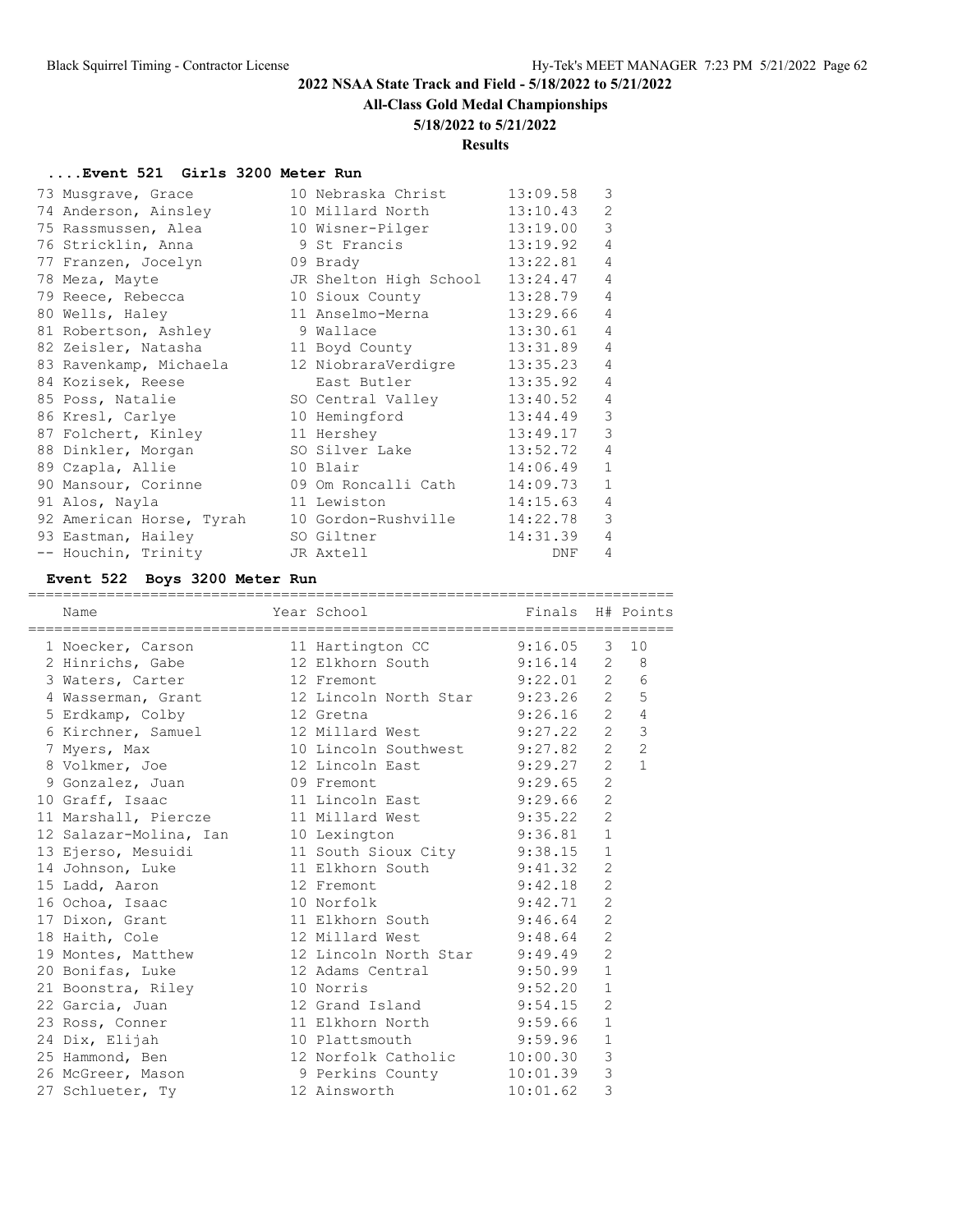## 2022 NSAA State Track and Field - 5/18/2022 to 5/21/2022

### All-Class Gold Medal Championships

### 5/18/2022 to 5/21/2022

### Results

#### ....Event 521 Girls 3200 Meter Run

| Place | Name | Year | School | Finals | H# |
|---|---|---|---|---|---|
| 73 | Musgrave, Grace | 10 | Nebraska Christ | 13:09.58 | 3 |
| 74 | Anderson, Ainsley | 10 | Millard North | 13:10.43 | 2 |
| 75 | Rassmussen, Alea | 10 | Wisner-Pilger | 13:19.00 | 3 |
| 76 | Stricklin, Anna | 9 | St Francis | 13:19.92 | 4 |
| 77 | Franzen, Jocelyn | 09 | Brady | 13:22.81 | 4 |
| 78 | Meza, Mayte | JR | Shelton High School | 13:24.47 | 4 |
| 79 | Reece, Rebecca | 10 | Sioux County | 13:28.79 | 4 |
| 80 | Wells, Haley | 11 | Anselmo-Merna | 13:29.66 | 4 |
| 81 | Robertson, Ashley | 9 | Wallace | 13:30.61 | 4 |
| 82 | Zeisler, Natasha | 11 | Boyd County | 13:31.89 | 4 |
| 83 | Ravenkamp, Michaela | 12 | NiobraraVerdigre | 13:35.23 | 4 |
| 84 | Kozisek, Reese | | East Butler | 13:35.92 | 4 |
| 85 | Poss, Natalie | SO | Central Valley | 13:40.52 | 4 |
| 86 | Kresl, Carlye | 10 | Hemingford | 13:44.49 | 3 |
| 87 | Folchert, Kinley | 11 | Hershey | 13:49.17 | 3 |
| 88 | Dinkler, Morgan | SO | Silver Lake | 13:52.72 | 4 |
| 89 | Czapla, Allie | 10 | Blair | 14:06.49 | 1 |
| 90 | Mansour, Corinne | 09 | Om Roncalli Cath | 14:09.73 | 1 |
| 91 | Alos, Nayla | 11 | Lewiston | 14:15.63 | 4 |
| 92 | American Horse, Tyrah | 10 | Gordon-Rushville | 14:22.78 | 3 |
| 93 | Eastman, Hailey | SO | Giltner | 14:31.39 | 4 |
| -- | Houchin, Trinity | JR | Axtell | DNF | 4 |

#### Event 522 Boys 3200 Meter Run

| Place | Name | Year | School | Finals | H# | Points |
|---|---|---|---|---|---|---|
| 1 | Noecker, Carson | 11 | Hartington CC | 9:16.05 | 3 | 10 |
| 2 | Hinrichs, Gabe | 12 | Elkhorn South | 9:16.14 | 2 | 8 |
| 3 | Waters, Carter | 12 | Fremont | 9:22.01 | 2 | 6 |
| 4 | Wasserman, Grant | 12 | Lincoln North Star | 9:23.26 | 2 | 5 |
| 5 | Erdkamp, Colby | 12 | Gretna | 9:26.16 | 2 | 4 |
| 6 | Kirchner, Samuel | 12 | Millard West | 9:27.22 | 2 | 3 |
| 7 | Myers, Max | 10 | Lincoln Southwest | 9:27.82 | 2 | 2 |
| 8 | Volkmer, Joe | 12 | Lincoln East | 9:29.27 | 2 | 1 |
| 9 | Gonzalez, Juan | 09 | Fremont | 9:29.65 | 2 | |
| 10 | Graff, Isaac | 11 | Lincoln East | 9:29.66 | 2 | |
| 11 | Marshall, Piercze | 11 | Millard West | 9:35.22 | 2 | |
| 12 | Salazar-Molina, Ian | 10 | Lexington | 9:36.81 | 1 | |
| 13 | Ejerso, Mesuidi | 11 | South Sioux City | 9:38.15 | 1 | |
| 14 | Johnson, Luke | 11 | Elkhorn South | 9:41.32 | 2 | |
| 15 | Ladd, Aaron | 12 | Fremont | 9:42.18 | 2 | |
| 16 | Ochoa, Isaac | 10 | Norfolk | 9:42.71 | 2 | |
| 17 | Dixon, Grant | 11 | Elkhorn South | 9:46.64 | 2 | |
| 18 | Haith, Cole | 12 | Millard West | 9:48.64 | 2 | |
| 19 | Montes, Matthew | 12 | Lincoln North Star | 9:49.49 | 2 | |
| 20 | Bonifas, Luke | 12 | Adams Central | 9:50.99 | 1 | |
| 21 | Boonstra, Riley | 10 | Norris | 9:52.20 | 1 | |
| 22 | Garcia, Juan | 12 | Grand Island | 9:54.15 | 2 | |
| 23 | Ross, Conner | 11 | Elkhorn North | 9:59.66 | 1 | |
| 24 | Dix, Elijah | 10 | Plattsmouth | 9:59.96 | 1 | |
| 25 | Hammond, Ben | 12 | Norfolk Catholic | 10:00.30 | 3 | |
| 26 | McGreer, Mason | 9 | Perkins County | 10:01.39 | 3 | |
| 27 | Schlueter, Ty | 12 | Ainsworth | 10:01.62 | 3 | |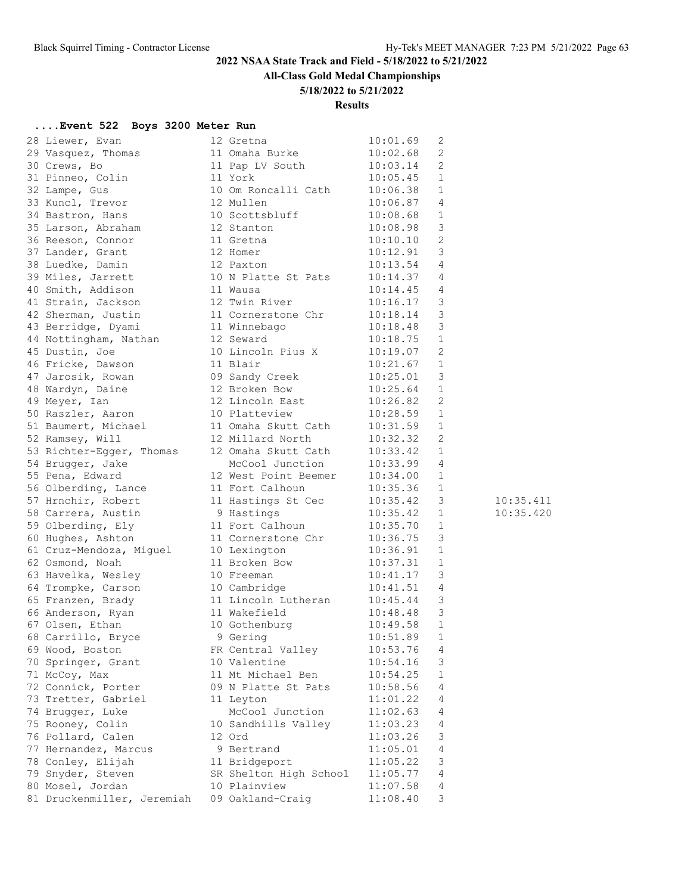## 2022 NSAA State Track and Field - 5/18/2022 to 5/21/2022

### All-Class Gold Medal Championships

### 5/18/2022 to 5/21/2022

### Results

#### ....Event 522 Boys 3200 Meter Run

| Place | Name | Year | School | Time | Class | |
|---|---|---|---|---|---|---|
| 28 | Liewer, Evan | 12 | Gretna | 10:01.69 | 2 | |
| 29 | Vasquez, Thomas | 11 | Omaha Burke | 10:02.68 | 2 | |
| 30 | Crews, Bo | 11 | Pap LV South | 10:03.14 | 2 | |
| 31 | Pinneo, Colin | 11 | York | 10:05.45 | 1 | |
| 32 | Lampe, Gus | 10 | Om Roncalli Cath | 10:06.38 | 1 | |
| 33 | Kuncl, Trevor | 12 | Mullen | 10:06.87 | 4 | |
| 34 | Bastron, Hans | 10 | Scottsbluff | 10:08.68 | 1 | |
| 35 | Larson, Abraham | 12 | Stanton | 10:08.98 | 3 | |
| 36 | Reeson, Connor | 11 | Gretna | 10:10.10 | 2 | |
| 37 | Lander, Grant | 12 | Homer | 10:12.91 | 3 | |
| 38 | Luedke, Damin | 12 | Paxton | 10:13.54 | 4 | |
| 39 | Miles, Jarrett | 10 | N Platte St Pats | 10:14.37 | 4 | |
| 40 | Smith, Addison | 11 | Wausa | 10:14.45 | 4 | |
| 41 | Strain, Jackson | 12 | Twin River | 10:16.17 | 3 | |
| 42 | Sherman, Justin | 11 | Cornerstone Chr | 10:18.14 | 3 | |
| 43 | Berridge, Dyami | 11 | Winnebago | 10:18.48 | 3 | |
| 44 | Nottingham, Nathan | 12 | Seward | 10:18.75 | 1 | |
| 45 | Dustin, Joe | 10 | Lincoln Pius X | 10:19.07 | 2 | |
| 46 | Fricke, Dawson | 11 | Blair | 10:21.67 | 1 | |
| 47 | Jarosik, Rowan | 09 | Sandy Creek | 10:25.01 | 3 | |
| 48 | Wardyn, Daine | 12 | Broken Bow | 10:25.64 | 1 | |
| 49 | Meyer, Ian | 12 | Lincoln East | 10:26.82 | 2 | |
| 50 | Raszler, Aaron | 10 | Platteview | 10:28.59 | 1 | |
| 51 | Baumert, Michael | 11 | Omaha Skutt Cath | 10:31.59 | 1 | |
| 52 | Ramsey, Will | 12 | Millard North | 10:32.32 | 2 | |
| 53 | Richter-Egger, Thomas | 12 | Omaha Skutt Cath | 10:33.42 | 1 | |
| 54 | Brugger, Jake | | McCool Junction | 10:33.99 | 4 | |
| 55 | Pena, Edward | 12 | West Point Beemer | 10:34.00 | 1 | |
| 56 | Olberding, Lance | 11 | Fort Calhoun | 10:35.36 | 1 | |
| 57 | Hrnchir, Robert | 11 | Hastings St Cec | 10:35.42 | 3 | 10:35.411 |
| 58 | Carrera, Austin | 9 | Hastings | 10:35.42 | 1 | 10:35.420 |
| 59 | Olberding, Ely | 11 | Fort Calhoun | 10:35.70 | 1 | |
| 60 | Hughes, Ashton | 11 | Cornerstone Chr | 10:36.75 | 3 | |
| 61 | Cruz-Mendoza, Miguel | 10 | Lexington | 10:36.91 | 1 | |
| 62 | Osmond, Noah | 11 | Broken Bow | 10:37.31 | 1 | |
| 63 | Havelka, Wesley | 10 | Freeman | 10:41.17 | 3 | |
| 64 | Trompke, Carson | 10 | Cambridge | 10:41.51 | 4 | |
| 65 | Franzen, Brady | 11 | Lincoln Lutheran | 10:45.44 | 3 | |
| 66 | Anderson, Ryan | 11 | Wakefield | 10:48.48 | 3 | |
| 67 | Olsen, Ethan | 10 | Gothenburg | 10:49.58 | 1 | |
| 68 | Carrillo, Bryce | 9 | Gering | 10:51.89 | 1 | |
| 69 | Wood, Boston | FR | Central Valley | 10:53.76 | 4 | |
| 70 | Springer, Grant | 10 | Valentine | 10:54.16 | 3 | |
| 71 | McCoy, Max | 11 | Mt Michael Ben | 10:54.25 | 1 | |
| 72 | Connick, Porter | 09 | N Platte St Pats | 10:58.56 | 4 | |
| 73 | Tretter, Gabriel | 11 | Leyton | 11:01.22 | 4 | |
| 74 | Brugger, Luke | | McCool Junction | 11:02.63 | 4 | |
| 75 | Rooney, Colin | 10 | Sandhills Valley | 11:03.23 | 4 | |
| 76 | Pollard, Calen | 12 | Ord | 11:03.26 | 3 | |
| 77 | Hernandez, Marcus | 9 | Bertrand | 11:05.01 | 4 | |
| 78 | Conley, Elijah | 11 | Bridgeport | 11:05.22 | 3 | |
| 79 | Snyder, Steven | SR | Shelton High School | 11:05.77 | 4 | |
| 80 | Mosel, Jordan | 10 | Plainview | 11:07.58 | 4 | |
| 81 | Druckenmiller, Jeremiah | 09 | Oakland-Craig | 11:08.40 | 3 | |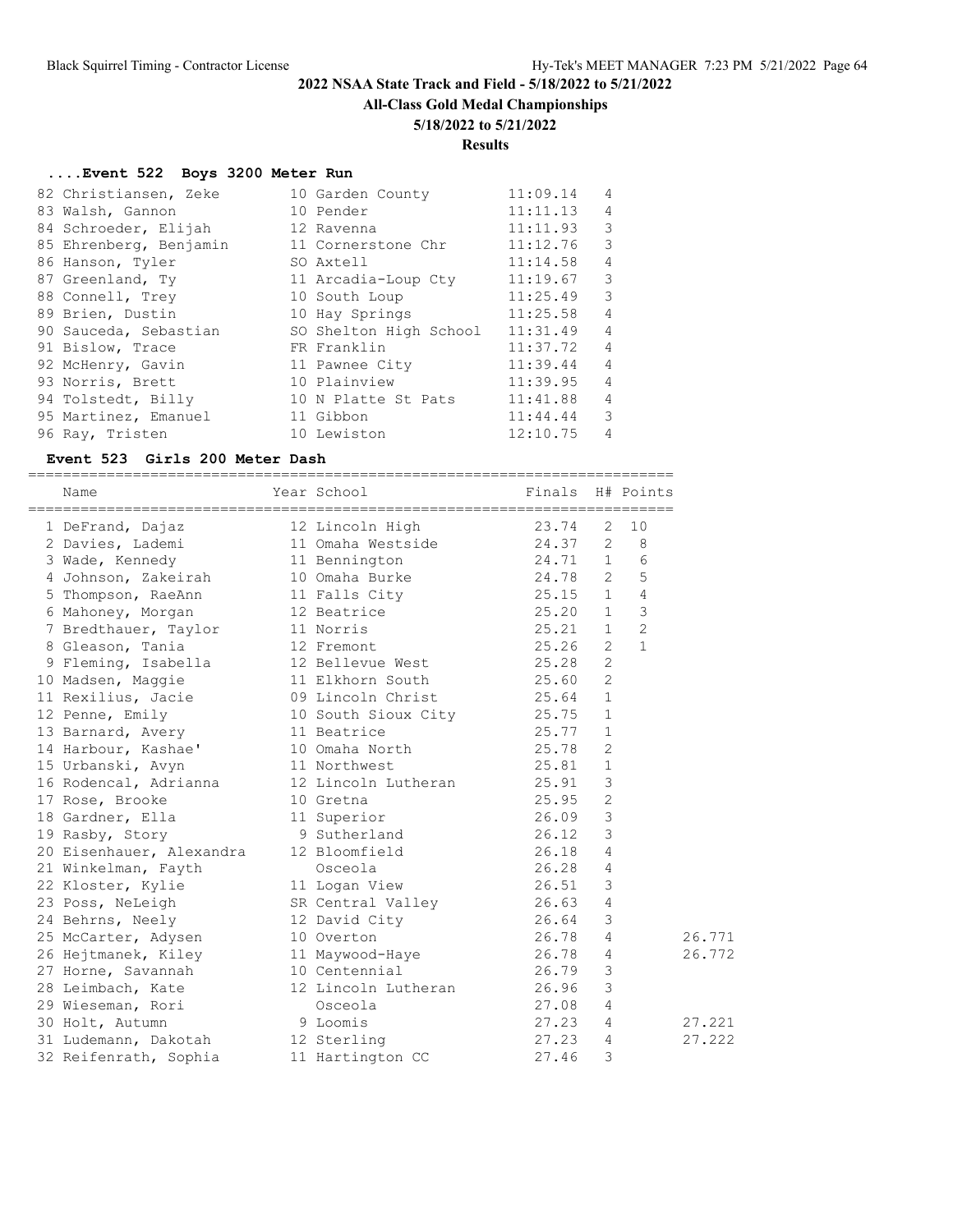## 2022 NSAA State Track and Field - 5/18/2022 to 5/21/2022

### All-Class Gold Medal Championships

### 5/18/2022 to 5/21/2022

### Results

#### ....Event 522 Boys 3200 Meter Run

| Place | Name | Year | School | Finals | H# |
|---|---|---|---|---|---|
| 82 | Christiansen, Zeke | 10 | Garden County | 11:09.14 | 4 |
| 83 | Walsh, Gannon | 10 | Pender | 11:11.13 | 4 |
| 84 | Schroeder, Elijah | 12 | Ravenna | 11:11.93 | 3 |
| 85 | Ehrenberg, Benjamin | 11 | Cornerstone Chr | 11:12.76 | 3 |
| 86 | Hanson, Tyler | SO | Axtell | 11:14.58 | 4 |
| 87 | Greenland, Ty | 11 | Arcadia-Loup Cty | 11:19.67 | 3 |
| 88 | Connell, Trey | 10 | South Loup | 11:25.49 | 3 |
| 89 | Brien, Dustin | 10 | Hay Springs | 11:25.58 | 4 |
| 90 | Sauceda, Sebastian | SO | Shelton High School | 11:31.49 | 4 |
| 91 | Bislow, Trace | FR | Franklin | 11:37.72 | 4 |
| 92 | McHenry, Gavin | 11 | Pawnee City | 11:39.44 | 4 |
| 93 | Norris, Brett | 10 | Plainview | 11:39.95 | 4 |
| 94 | Tolstedt, Billy | 10 | N Platte St Pats | 11:41.88 | 4 |
| 95 | Martinez, Emanuel | 11 | Gibbon | 11:44.44 | 3 |
| 96 | Ray, Tristen | 10 | Lewiston | 12:10.75 | 4 |

#### Event 523 Girls 200 Meter Dash

| Place | Name | Year | School | Finals | H# | Points | |
|---|---|---|---|---|---|---|---|
| 1 | DeFrand, Dajaz | 12 | Lincoln High | 23.74 | 2 | 10 | |
| 2 | Davies, Lademi | 11 | Omaha Westside | 24.37 | 2 | 8 | |
| 3 | Wade, Kennedy | 11 | Bennington | 24.71 | 1 | 6 | |
| 4 | Johnson, Zakeirah | 10 | Omaha Burke | 24.78 | 2 | 5 | |
| 5 | Thompson, RaeAnn | 11 | Falls City | 25.15 | 1 | 4 | |
| 6 | Mahoney, Morgan | 12 | Beatrice | 25.20 | 1 | 3 | |
| 7 | Bredthauer, Taylor | 11 | Norris | 25.21 | 1 | 2 | |
| 8 | Gleason, Tania | 12 | Fremont | 25.26 | 2 | 1 | |
| 9 | Fleming, Isabella | 12 | Bellevue West | 25.28 | 2 | | |
| 10 | Madsen, Maggie | 11 | Elkhorn South | 25.60 | 2 | | |
| 11 | Rexilius, Jacie | 09 | Lincoln Christ | 25.64 | 1 | | |
| 12 | Penne, Emily | 10 | South Sioux City | 25.75 | 1 | | |
| 13 | Barnard, Avery | 11 | Beatrice | 25.77 | 1 | | |
| 14 | Harbour, Kashae' | 10 | Omaha North | 25.78 | 2 | | |
| 15 | Urbanski, Avyn | 11 | Northwest | 25.81 | 1 | | |
| 16 | Rodencal, Adrianna | 12 | Lincoln Lutheran | 25.91 | 3 | | |
| 17 | Rose, Brooke | 10 | Gretna | 25.95 | 2 | | |
| 18 | Gardner, Ella | 11 | Superior | 26.09 | 3 | | |
| 19 | Rasby, Story | 9 | Sutherland | 26.12 | 3 | | |
| 20 | Eisenhauer, Alexandra | 12 | Bloomfield | 26.18 | 4 | | |
| 21 | Winkelman, Fayth | | Osceola | 26.28 | 4 | | |
| 22 | Kloster, Kylie | 11 | Logan View | 26.51 | 3 | | |
| 23 | Poss, NeLeigh | SR | Central Valley | 26.63 | 4 | | |
| 24 | Behrns, Neely | 12 | David City | 26.64 | 3 | | |
| 25 | McCarter, Adysen | 10 | Overton | 26.78 | 4 | | 26.771 |
| 26 | Hejtmanek, Kiley | 11 | Maywood-Haye | 26.78 | 4 | | 26.772 |
| 27 | Horne, Savannah | 10 | Centennial | 26.79 | 3 | | |
| 28 | Leimbach, Kate | 12 | Lincoln Lutheran | 26.96 | 3 | | |
| 29 | Wieseman, Rori | | Osceola | 27.08 | 4 | | |
| 30 | Holt, Autumn | 9 | Loomis | 27.23 | 4 | | 27.221 |
| 31 | Ludemann, Dakotah | 12 | Sterling | 27.23 | 4 | | 27.222 |
| 32 | Reifenrath, Sophia | 11 | Hartington CC | 27.46 | 3 | | |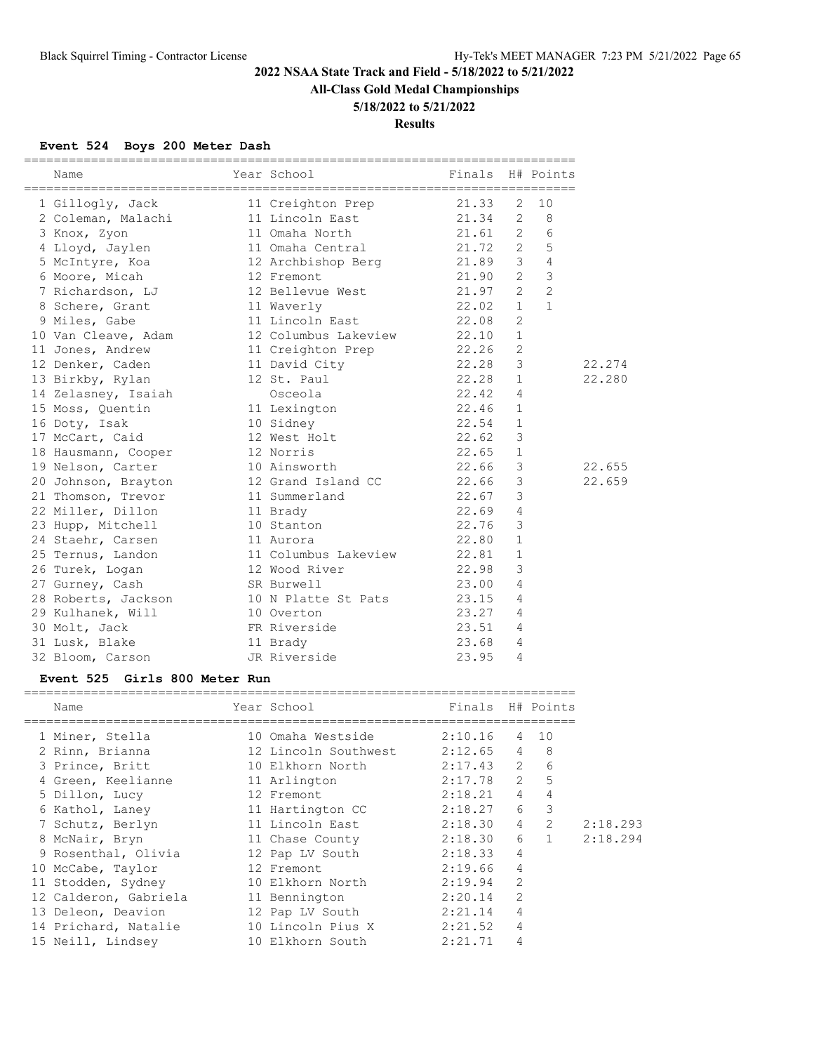## 2022 NSAA State Track and Field - 5/18/2022 to 5/21/2022

### All-Class Gold Medal Championships

### 5/18/2022 to 5/21/2022

### Results

#### Event 524 Boys 200 Meter Dash

| Place | Name | Year | School | Finals | H# | Points | |
|---|---|---|---|---|---|---|---|
| 1 | Gillogly, Jack | 11 | Creighton Prep | 21.33 | 2 | 10 | |
| 2 | Coleman, Malachi | 11 | Lincoln East | 21.34 | 2 | 8 | |
| 3 | Knox, Zyon | 11 | Omaha North | 21.61 | 2 | 6 | |
| 4 | Lloyd, Jaylen | 11 | Omaha Central | 21.72 | 2 | 5 | |
| 5 | McIntyre, Koa | 12 | Archbishop Berg | 21.89 | 3 | 4 | |
| 6 | Moore, Micah | 12 | Fremont | 21.90 | 2 | 3 | |
| 7 | Richardson, LJ | 12 | Bellevue West | 21.97 | 2 | 2 | |
| 8 | Schere, Grant | 11 | Waverly | 22.02 | 1 | 1 | |
| 9 | Miles, Gabe | 11 | Lincoln East | 22.08 | 2 | | |
| 10 | Van Cleave, Adam | 12 | Columbus Lakeview | 22.10 | 1 | | |
| 11 | Jones, Andrew | 11 | Creighton Prep | 22.26 | 2 | | |
| 12 | Denker, Caden | 11 | David City | 22.28 | 3 | | 22.274 |
| 13 | Birkby, Rylan | 12 | St. Paul | 22.28 | 1 | | 22.280 |
| 14 | Zelasney, Isaiah | | Osceola | 22.42 | 4 | | |
| 15 | Moss, Quentin | 11 | Lexington | 22.46 | 1 | | |
| 16 | Doty, Isak | 10 | Sidney | 22.54 | 1 | | |
| 17 | McCart, Caid | 12 | West Holt | 22.62 | 3 | | |
| 18 | Hausmann, Cooper | 12 | Norris | 22.65 | 1 | | |
| 19 | Nelson, Carter | 10 | Ainsworth | 22.66 | 3 | | 22.655 |
| 20 | Johnson, Brayton | 12 | Grand Island CC | 22.66 | 3 | | 22.659 |
| 21 | Thomson, Trevor | 11 | Summerland | 22.67 | 3 | | |
| 22 | Miller, Dillon | 11 | Brady | 22.69 | 4 | | |
| 23 | Hupp, Mitchell | 10 | Stanton | 22.76 | 3 | | |
| 24 | Staehr, Carsen | 11 | Aurora | 22.80 | 1 | | |
| 25 | Ternus, Landon | 11 | Columbus Lakeview | 22.81 | 1 | | |
| 26 | Turek, Logan | 12 | Wood River | 22.98 | 3 | | |
| 27 | Gurney, Cash | SR | Burwell | 23.00 | 4 | | |
| 28 | Roberts, Jackson | 10 | N Platte St Pats | 23.15 | 4 | | |
| 29 | Kulhanek, Will | 10 | Overton | 23.27 | 4 | | |
| 30 | Molt, Jack | FR | Riverside | 23.51 | 4 | | |
| 31 | Lusk, Blake | 11 | Brady | 23.68 | 4 | | |
| 32 | Bloom, Carson | JR | Riverside | 23.95 | 4 | | |

#### Event 525 Girls 800 Meter Run

| Place | Name | Year | School | Finals | H# | Points | |
|---|---|---|---|---|---|---|---|
| 1 | Miner, Stella | 10 | Omaha Westside | 2:10.16 | 4 | 10 | |
| 2 | Rinn, Brianna | 12 | Lincoln Southwest | 2:12.65 | 4 | 8 | |
| 3 | Prince, Britt | 10 | Elkhorn North | 2:17.43 | 2 | 6 | |
| 4 | Green, Keelianne | 11 | Arlington | 2:17.78 | 2 | 5 | |
| 5 | Dillon, Lucy | 12 | Fremont | 2:18.21 | 4 | 4 | |
| 6 | Kathol, Laney | 11 | Hartington CC | 2:18.27 | 6 | 3 | |
| 7 | Schutz, Berlyn | 11 | Lincoln East | 2:18.30 | 4 | 2 | 2:18.293 |
| 8 | McNair, Bryn | 11 | Chase County | 2:18.30 | 6 | 1 | 2:18.294 |
| 9 | Rosenthal, Olivia | 12 | Pap LV South | 2:18.33 | 4 | | |
| 10 | McCabe, Taylor | 12 | Fremont | 2:19.66 | 4 | | |
| 11 | Stodden, Sydney | 10 | Elkhorn North | 2:19.94 | 2 | | |
| 12 | Calderon, Gabriela | 11 | Bennington | 2:20.14 | 2 | | |
| 13 | Deleon, Deavion | 12 | Pap LV South | 2:21.14 | 4 | | |
| 14 | Prichard, Natalie | 10 | Lincoln Pius X | 2:21.52 | 4 | | |
| 15 | Neill, Lindsey | 10 | Elkhorn South | 2:21.71 | 4 | | |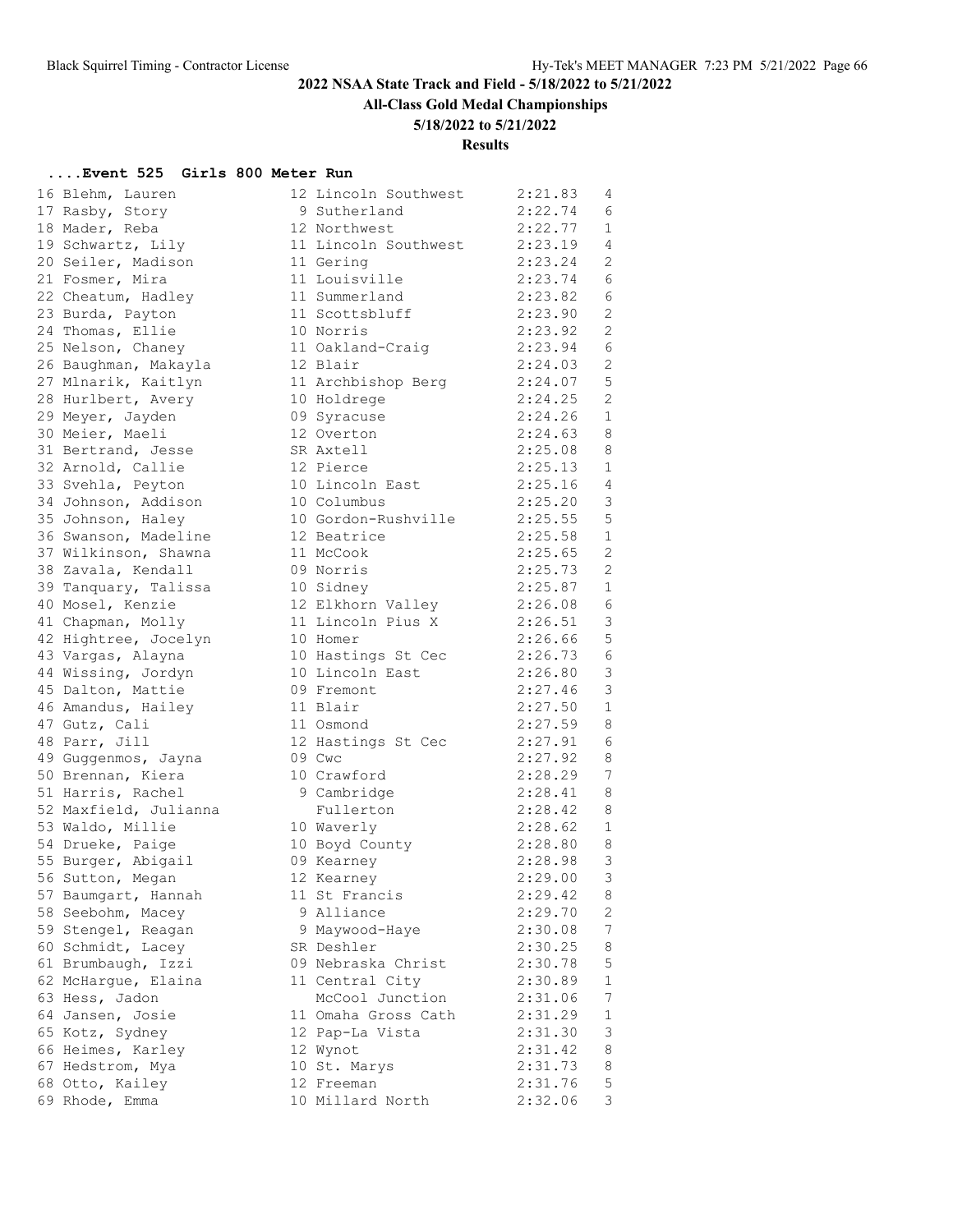## 2022 NSAA State Track and Field - 5/18/2022 to 5/21/2022

### All-Class Gold Medal Championships

### 5/18/2022 to 5/21/2022

### Results

#### ....Event 525 Girls 800 Meter Run

| Place | Name | Year | School | Time | Class |
|---|---|---|---|---|---|
| 16 | Blehm, Lauren | 12 | Lincoln Southwest | 2:21.83 | 4 |
| 17 | Rasby, Story | 9 | Sutherland | 2:22.74 | 6 |
| 18 | Mader, Reba | 12 | Northwest | 2:22.77 | 1 |
| 19 | Schwartz, Lily | 11 | Lincoln Southwest | 2:23.19 | 4 |
| 20 | Seiler, Madison | 11 | Gering | 2:23.24 | 2 |
| 21 | Fosmer, Mira | 11 | Louisville | 2:23.74 | 6 |
| 22 | Cheatum, Hadley | 11 | Summerland | 2:23.82 | 6 |
| 23 | Burda, Payton | 11 | Scottsbluff | 2:23.90 | 2 |
| 24 | Thomas, Ellie | 10 | Norris | 2:23.92 | 2 |
| 25 | Nelson, Chaney | 11 | Oakland-Craig | 2:23.94 | 6 |
| 26 | Baughman, Makayla | 12 | Blair | 2:24.03 | 2 |
| 27 | Mlnarik, Kaitlyn | 11 | Archbishop Berg | 2:24.07 | 5 |
| 28 | Hurlbert, Avery | 10 | Holdrege | 2:24.25 | 2 |
| 29 | Meyer, Jayden | 09 | Syracuse | 2:24.26 | 1 |
| 30 | Meier, Maeli | 12 | Overton | 2:24.63 | 8 |
| 31 | Bertrand, Jesse | SR | Axtell | 2:25.08 | 8 |
| 32 | Arnold, Callie | 12 | Pierce | 2:25.13 | 1 |
| 33 | Svehla, Peyton | 10 | Lincoln East | 2:25.16 | 4 |
| 34 | Johnson, Addison | 10 | Columbus | 2:25.20 | 3 |
| 35 | Johnson, Haley | 10 | Gordon-Rushville | 2:25.55 | 5 |
| 36 | Swanson, Madeline | 12 | Beatrice | 2:25.58 | 1 |
| 37 | Wilkinson, Shawna | 11 | McCook | 2:25.65 | 2 |
| 38 | Zavala, Kendall | 09 | Norris | 2:25.73 | 2 |
| 39 | Tanquary, Talissa | 10 | Sidney | 2:25.87 | 1 |
| 40 | Mosel, Kenzie | 12 | Elkhorn Valley | 2:26.08 | 6 |
| 41 | Chapman, Molly | 11 | Lincoln Pius X | 2:26.51 | 3 |
| 42 | Hightree, Jocelyn | 10 | Homer | 2:26.66 | 5 |
| 43 | Vargas, Alayna | 10 | Hastings St Cec | 2:26.73 | 6 |
| 44 | Wissing, Jordyn | 10 | Lincoln East | 2:26.80 | 3 |
| 45 | Dalton, Mattie | 09 | Fremont | 2:27.46 | 3 |
| 46 | Amandus, Hailey | 11 | Blair | 2:27.50 | 1 |
| 47 | Gutz, Cali | 11 | Osmond | 2:27.59 | 8 |
| 48 | Parr, Jill | 12 | Hastings St Cec | 2:27.91 | 6 |
| 49 | Guggenmos, Jayna | 09 | Cwc | 2:27.92 | 8 |
| 50 | Brennan, Kiera | 10 | Crawford | 2:28.29 | 7 |
| 51 | Harris, Rachel | 9 | Cambridge | 2:28.41 | 8 |
| 52 | Maxfield, Julianna | | Fullerton | 2:28.42 | 8 |
| 53 | Waldo, Millie | 10 | Waverly | 2:28.62 | 1 |
| 54 | Drueke, Paige | 10 | Boyd County | 2:28.80 | 8 |
| 55 | Burger, Abigail | 09 | Kearney | 2:28.98 | 3 |
| 56 | Sutton, Megan | 12 | Kearney | 2:29.00 | 3 |
| 57 | Baumgart, Hannah | 11 | St Francis | 2:29.42 | 8 |
| 58 | Seebohm, Macey | 9 | Alliance | 2:29.70 | 2 |
| 59 | Stengel, Reagan | 9 | Maywood-Haye | 2:30.08 | 7 |
| 60 | Schmidt, Lacey | SR | Deshler | 2:30.25 | 8 |
| 61 | Brumbaugh, Izzi | 09 | Nebraska Christ | 2:30.78 | 5 |
| 62 | McHargue, Elaina | 11 | Central City | 2:30.89 | 1 |
| 63 | Hess, Jadon | | McCool Junction | 2:31.06 | 7 |
| 64 | Jansen, Josie | 11 | Omaha Gross Cath | 2:31.29 | 1 |
| 65 | Kotz, Sydney | 12 | Pap-La Vista | 2:31.30 | 3 |
| 66 | Heimes, Karley | 12 | Wynot | 2:31.42 | 8 |
| 67 | Hedstrom, Mya | 10 | St. Marys | 2:31.73 | 8 |
| 68 | Otto, Kailey | 12 | Freeman | 2:31.76 | 5 |
| 69 | Rhode, Emma | 10 | Millard North | 2:32.06 | 3 |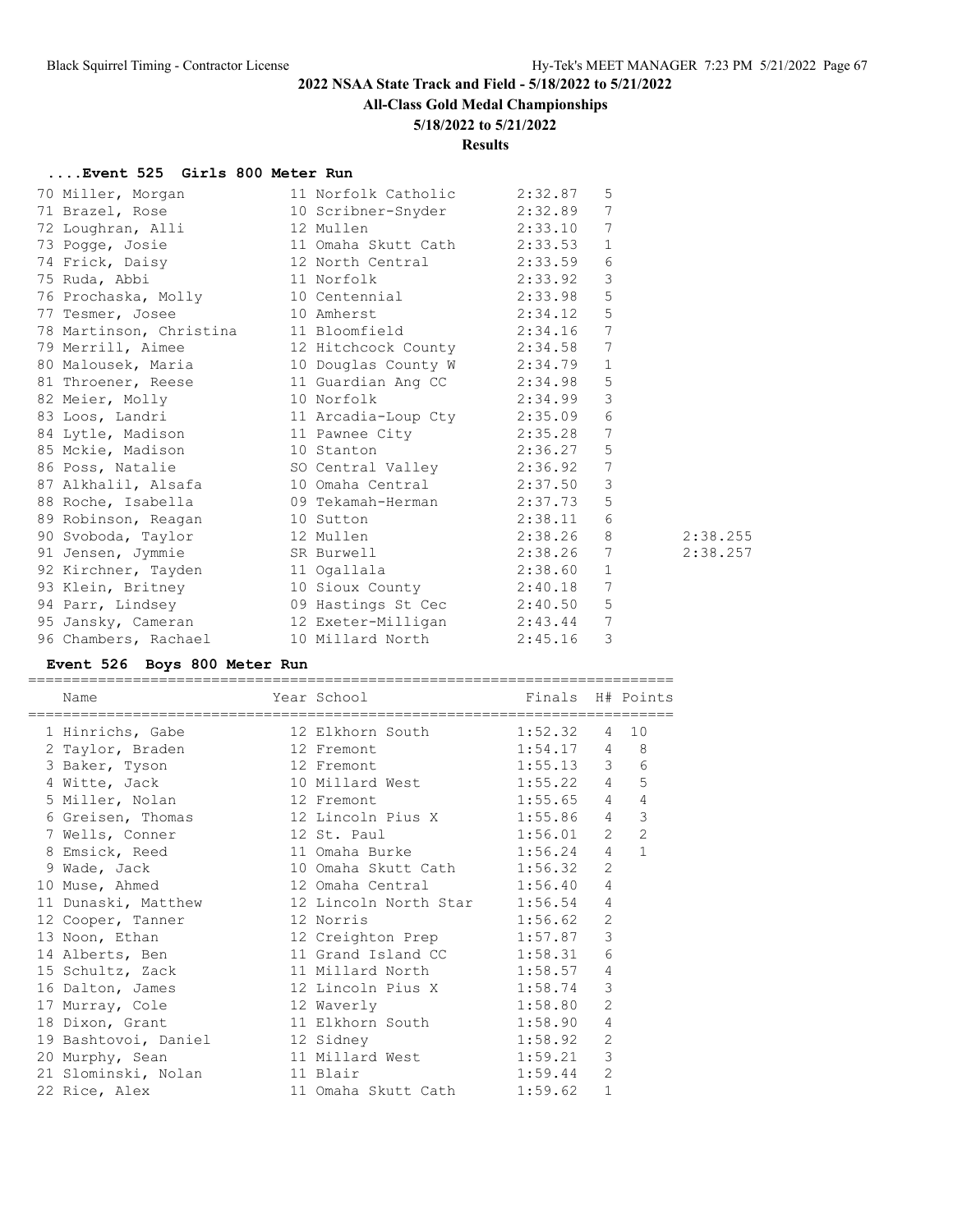# 2022 NSAA State Track and Field - 5/18/2022 to 5/21/2022

## All-Class Gold Medal Championships

### 5/18/2022 to 5/21/2022

### Results

#### ....Event 525 Girls 800 Meter Run

| Name | Year School | Finals | H# | |
|---|---|---|---|---|
| 70 Miller, Morgan | 11 Norfolk Catholic | 2:32.87 | 5 | |
| 71 Brazel, Rose | 10 Scribner-Snyder | 2:32.89 | 7 | |
| 72 Loughran, Alli | 12 Mullen | 2:33.10 | 7 | |
| 73 Pogge, Josie | 11 Omaha Skutt Cath | 2:33.53 | 1 | |
| 74 Frick, Daisy | 12 North Central | 2:33.59 | 6 | |
| 75 Ruda, Abbi | 11 Norfolk | 2:33.92 | 3 | |
| 76 Prochaska, Molly | 10 Centennial | 2:33.98 | 5 | |
| 77 Tesmer, Josee | 10 Amherst | 2:34.12 | 5 | |
| 78 Martinson, Christina | 11 Bloomfield | 2:34.16 | 7 | |
| 79 Merrill, Aimee | 12 Hitchcock County | 2:34.58 | 7 | |
| 80 Malousek, Maria | 10 Douglas County W | 2:34.79 | 1 | |
| 81 Throener, Reese | 11 Guardian Ang CC | 2:34.98 | 5 | |
| 82 Meier, Molly | 10 Norfolk | 2:34.99 | 3 | |
| 83 Loos, Landri | 11 Arcadia-Loup Cty | 2:35.09 | 6 | |
| 84 Lytle, Madison | 11 Pawnee City | 2:35.28 | 7 | |
| 85 Mckie, Madison | 10 Stanton | 2:36.27 | 5 | |
| 86 Poss, Natalie | SO Central Valley | 2:36.92 | 7 | |
| 87 Alkhalil, Alsafa | 10 Omaha Central | 2:37.50 | 3 | |
| 88 Roche, Isabella | 09 Tekamah-Herman | 2:37.73 | 5 | |
| 89 Robinson, Reagan | 10 Sutton | 2:38.11 | 6 | |
| 90 Svoboda, Taylor | 12 Mullen | 2:38.26 | 8 | 2:38.255 |
| 91 Jensen, Jymmie | SR Burwell | 2:38.26 | 7 | 2:38.257 |
| 92 Kirchner, Tayden | 11 Ogallala | 2:38.60 | 1 | |
| 93 Klein, Britney | 10 Sioux County | 2:40.18 | 7 | |
| 94 Parr, Lindsey | 09 Hastings St Cec | 2:40.50 | 5 | |
| 95 Jansky, Cameran | 12 Exeter-Milligan | 2:43.44 | 7 | |
| 96 Chambers, Rachael | 10 Millard North | 2:45.16 | 3 | |

#### Event 526 Boys 800 Meter Run

| Name | Year School | Finals | H# | Points |
|---|---|---|---|---|
| 1 Hinrichs, Gabe | 12 Elkhorn South | 1:52.32 | 4 | 10 |
| 2 Taylor, Braden | 12 Fremont | 1:54.17 | 4 | 8 |
| 3 Baker, Tyson | 12 Fremont | 1:55.13 | 3 | 6 |
| 4 Witte, Jack | 10 Millard West | 1:55.22 | 4 | 5 |
| 5 Miller, Nolan | 12 Fremont | 1:55.65 | 4 | 4 |
| 6 Greisen, Thomas | 12 Lincoln Pius X | 1:55.86 | 4 | 3 |
| 7 Wells, Conner | 12 St. Paul | 1:56.01 | 2 | 2 |
| 8 Emsick, Reed | 11 Omaha Burke | 1:56.24 | 4 | 1 |
| 9 Wade, Jack | 10 Omaha Skutt Cath | 1:56.32 | 2 | |
| 10 Muse, Ahmed | 12 Omaha Central | 1:56.40 | 4 | |
| 11 Dunaski, Matthew | 12 Lincoln North Star | 1:56.54 | 4 | |
| 12 Cooper, Tanner | 12 Norris | 1:56.62 | 2 | |
| 13 Noon, Ethan | 12 Creighton Prep | 1:57.87 | 3 | |
| 14 Alberts, Ben | 11 Grand Island CC | 1:58.31 | 6 | |
| 15 Schultz, Zack | 11 Millard North | 1:58.57 | 4 | |
| 16 Dalton, James | 12 Lincoln Pius X | 1:58.74 | 3 | |
| 17 Murray, Cole | 12 Waverly | 1:58.80 | 2 | |
| 18 Dixon, Grant | 11 Elkhorn South | 1:58.90 | 4 | |
| 19 Bashtovoi, Daniel | 12 Sidney | 1:58.92 | 2 | |
| 20 Murphy, Sean | 11 Millard West | 1:59.21 | 3 | |
| 21 Slominski, Nolan | 11 Blair | 1:59.44 | 2 | |
| 22 Rice, Alex | 11 Omaha Skutt Cath | 1:59.62 | 1 | |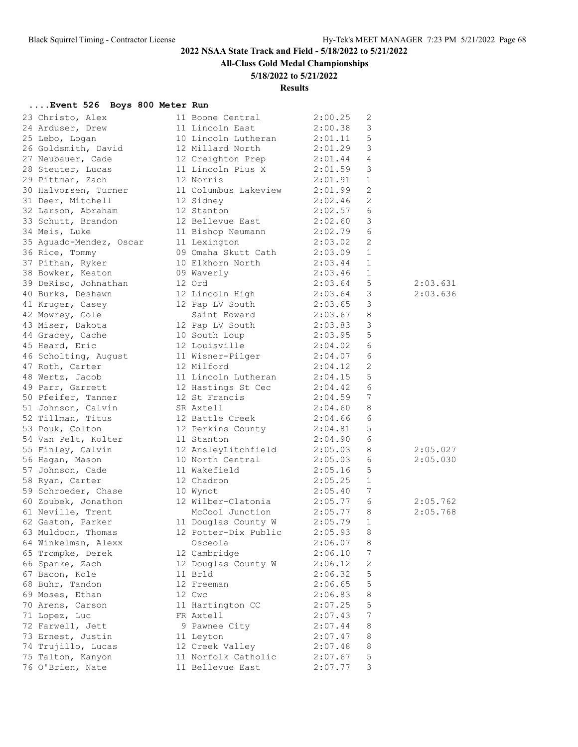## 2022 NSAA State Track and Field - 5/18/2022 to 5/21/2022

### All-Class Gold Medal Championships

### 5/18/2022 to 5/21/2022

### Results

#### ....Event 526 Boys 800 Meter Run

| Place | Name | Yr | School | Time | Class | Tiebreak |
|---|---|---|---|---|---|---|
| 23 | Christo, Alex | 11 | Boone Central | 2:00.25 | 2 | |
| 24 | Arduser, Drew | 11 | Lincoln East | 2:00.38 | 3 | |
| 25 | Lebo, Logan | 10 | Lincoln Lutheran | 2:01.11 | 5 | |
| 26 | Goldsmith, David | 12 | Millard North | 2:01.29 | 3 | |
| 27 | Neubauer, Cade | 12 | Creighton Prep | 2:01.44 | 4 | |
| 28 | Steuter, Lucas | 11 | Lincoln Pius X | 2:01.59 | 3 | |
| 29 | Pittman, Zach | 12 | Norris | 2:01.91 | 1 | |
| 30 | Halvorsen, Turner | 11 | Columbus Lakeview | 2:01.99 | 2 | |
| 31 | Deer, Mitchell | 12 | Sidney | 2:02.46 | 2 | |
| 32 | Larson, Abraham | 12 | Stanton | 2:02.57 | 6 | |
| 33 | Schutt, Brandon | 12 | Bellevue East | 2:02.60 | 3 | |
| 34 | Meis, Luke | 11 | Bishop Neumann | 2:02.79 | 6 | |
| 35 | Aguado-Mendez, Oscar | 11 | Lexington | 2:03.02 | 2 | |
| 36 | Rice, Tommy | 09 | Omaha Skutt Cath | 2:03.09 | 1 | |
| 37 | Pithan, Ryker | 10 | Elkhorn North | 2:03.44 | 1 | |
| 38 | Bowker, Keaton | 09 | Waverly | 2:03.46 | 1 | |
| 39 | DeRiso, Johnathan | 12 | Ord | 2:03.64 | 5 | 2:03.631 |
| 40 | Burks, Deshawn | 12 | Lincoln High | 2:03.64 | 3 | 2:03.636 |
| 41 | Kruger, Casey | 12 | Pap LV South | 2:03.65 | 3 | |
| 42 | Mowrey, Cole | | Saint Edward | 2:03.67 | 8 | |
| 43 | Miser, Dakota | 12 | Pap LV South | 2:03.83 | 3 | |
| 44 | Gracey, Cache | 10 | South Loup | 2:03.95 | 5 | |
| 45 | Heard, Eric | 12 | Louisville | 2:04.02 | 6 | |
| 46 | Scholting, August | 11 | Wisner-Pilger | 2:04.07 | 6 | |
| 47 | Roth, Carter | 12 | Milford | 2:04.12 | 2 | |
| 48 | Wertz, Jacob | 11 | Lincoln Lutheran | 2:04.15 | 5 | |
| 49 | Parr, Garrett | 12 | Hastings St Cec | 2:04.42 | 6 | |
| 50 | Pfeifer, Tanner | 12 | St Francis | 2:04.59 | 7 | |
| 51 | Johnson, Calvin | SR | Axtell | 2:04.60 | 8 | |
| 52 | Tillman, Titus | 12 | Battle Creek | 2:04.66 | 6 | |
| 53 | Pouk, Colton | 12 | Perkins County | 2:04.81 | 5 | |
| 54 | Van Pelt, Kolter | 11 | Stanton | 2:04.90 | 6 | |
| 55 | Finley, Calvin | 12 | AnsleyLitchfield | 2:05.03 | 8 | 2:05.027 |
| 56 | Hagan, Mason | 10 | North Central | 2:05.03 | 6 | 2:05.030 |
| 57 | Johnson, Cade | 11 | Wakefield | 2:05.16 | 5 | |
| 58 | Ryan, Carter | 12 | Chadron | 2:05.25 | 1 | |
| 59 | Schroeder, Chase | 10 | Wynot | 2:05.40 | 7 | |
| 60 | Zoubek, Jonathon | 12 | Wilber-Clatonia | 2:05.77 | 6 | 2:05.762 |
| 61 | Neville, Trent | | McCool Junction | 2:05.77 | 8 | 2:05.768 |
| 62 | Gaston, Parker | 11 | Douglas County W | 2:05.79 | 1 | |
| 63 | Muldoon, Thomas | 12 | Potter-Dix Public | 2:05.93 | 8 | |
| 64 | Winkelman, Alexx | | Osceola | 2:06.07 | 8 | |
| 65 | Trompke, Derek | 12 | Cambridge | 2:06.10 | 7 | |
| 66 | Spanke, Zach | 12 | Douglas County W | 2:06.12 | 2 | |
| 67 | Bacon, Kole | 11 | Brld | 2:06.32 | 5 | |
| 68 | Buhr, Tandon | 12 | Freeman | 2:06.65 | 5 | |
| 69 | Moses, Ethan | 12 | Cwc | 2:06.83 | 8 | |
| 70 | Arens, Carson | 11 | Hartington CC | 2:07.25 | 5 | |
| 71 | Lopez, Luc | FR | Axtell | 2:07.43 | 7 | |
| 72 | Farwell, Jett | 9 | Pawnee City | 2:07.44 | 8 | |
| 73 | Ernest, Justin | 11 | Leyton | 2:07.47 | 8 | |
| 74 | Trujillo, Lucas | 12 | Creek Valley | 2:07.48 | 8 | |
| 75 | Talton, Kanyon | 11 | Norfolk Catholic | 2:07.67 | 5 | |
| 76 | O'Brien, Nate | 11 | Bellevue East | 2:07.77 | 3 | |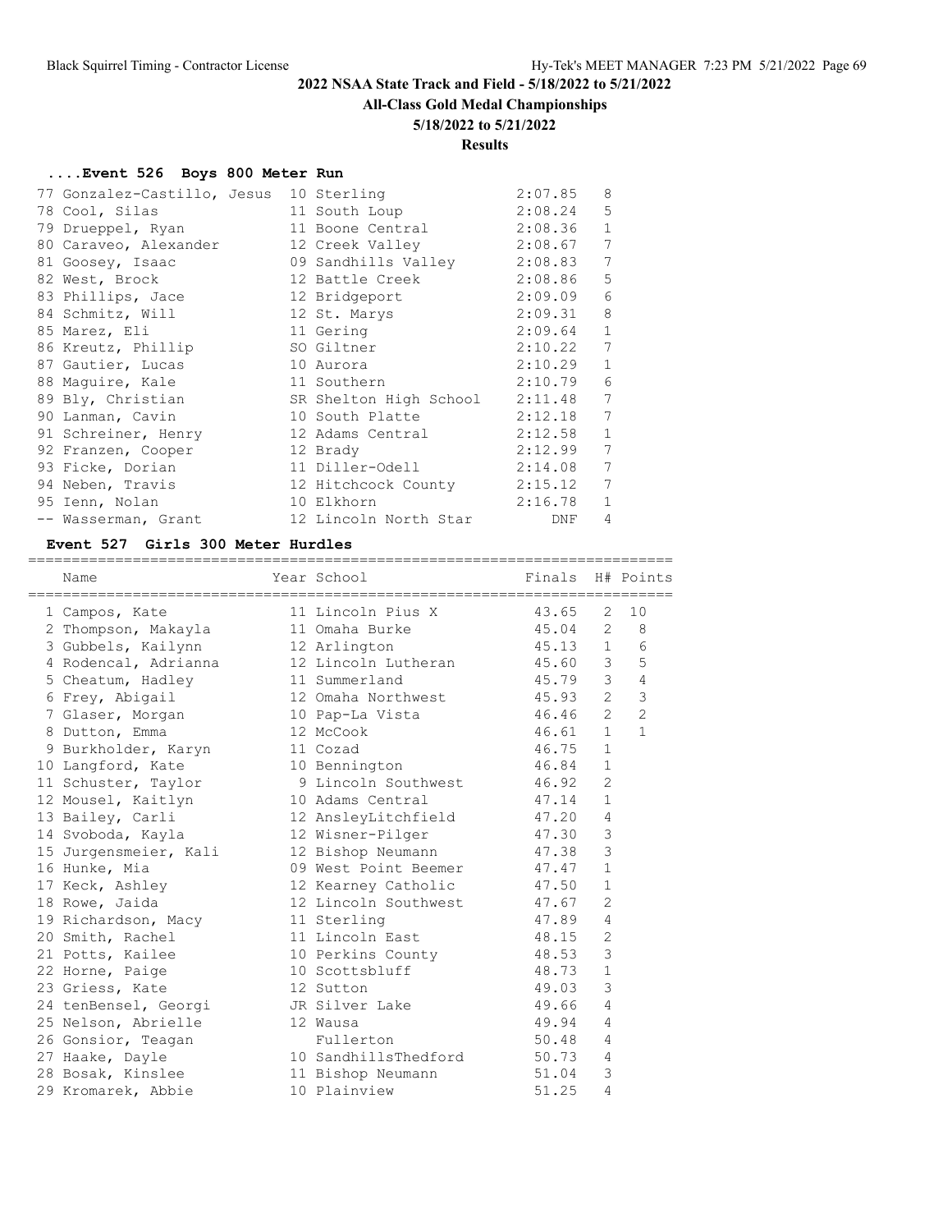## 2022 NSAA State Track and Field - 5/18/2022 to 5/21/2022

### All-Class Gold Medal Championships

### 5/18/2022 to 5/21/2022

### Results

#### ....Event 526 Boys 800 Meter Run

| Place | Name | Year | School | Finals | H# |
|---|---|---|---|---|---|
| 77 | Gonzalez-Castillo, Jesus | 10 | Sterling | 2:07.85 | 8 |
| 78 | Cool, Silas | 11 | South Loup | 2:08.24 | 5 |
| 79 | Drueppel, Ryan | 11 | Boone Central | 2:08.36 | 1 |
| 80 | Caraveo, Alexander | 12 | Creek Valley | 2:08.67 | 7 |
| 81 | Goosey, Isaac | 09 | Sandhills Valley | 2:08.83 | 7 |
| 82 | West, Brock | 12 | Battle Creek | 2:08.86 | 5 |
| 83 | Phillips, Jace | 12 | Bridgeport | 2:09.09 | 6 |
| 84 | Schmitz, Will | 12 | St. Marys | 2:09.31 | 8 |
| 85 | Marez, Eli | 11 | Gering | 2:09.64 | 1 |
| 86 | Kreutz, Phillip | SO | Giltner | 2:10.22 | 7 |
| 87 | Gautier, Lucas | 10 | Aurora | 2:10.29 | 1 |
| 88 | Maguire, Kale | 11 | Southern | 2:10.79 | 6 |
| 89 | Bly, Christian | SR | Shelton High School | 2:11.48 | 7 |
| 90 | Lanman, Cavin | 10 | South Platte | 2:12.18 | 7 |
| 91 | Schreiner, Henry | 12 | Adams Central | 2:12.58 | 1 |
| 92 | Franzen, Cooper | 12 | Brady | 2:12.99 | 7 |
| 93 | Ficke, Dorian | 11 | Diller-Odell | 2:14.08 | 7 |
| 94 | Neben, Travis | 12 | Hitchcock County | 2:15.12 | 7 |
| 95 | Ienn, Nolan | 10 | Elkhorn | 2:16.78 | 1 |
| -- | Wasserman, Grant | 12 | Lincoln North Star | DNF | 4 |

#### Event 527 Girls 300 Meter Hurdles

| Place | Name | Year | School | Finals | H# | Points |
|---|---|---|---|---|---|---|
| 1 | Campos, Kate | 11 | Lincoln Pius X | 43.65 | 2 | 10 |
| 2 | Thompson, Makayla | 11 | Omaha Burke | 45.04 | 2 | 8 |
| 3 | Gubbels, Kailynn | 12 | Arlington | 45.13 | 1 | 6 |
| 4 | Rodencal, Adrianna | 12 | Lincoln Lutheran | 45.60 | 3 | 5 |
| 5 | Cheatum, Hadley | 11 | Summerland | 45.79 | 3 | 4 |
| 6 | Frey, Abigail | 12 | Omaha Northwest | 45.93 | 2 | 3 |
| 7 | Glaser, Morgan | 10 | Pap-La Vista | 46.46 | 2 | 2 |
| 8 | Dutton, Emma | 12 | McCook | 46.61 | 1 | 1 |
| 9 | Burkholder, Karyn | 11 | Cozad | 46.75 | 1 | |
| 10 | Langford, Kate | 10 | Bennington | 46.84 | 1 | |
| 11 | Schuster, Taylor | 9 | Lincoln Southwest | 46.92 | 2 | |
| 12 | Mousel, Kaitlyn | 10 | Adams Central | 47.14 | 1 | |
| 13 | Bailey, Carli | 12 | AnsleyLitchfield | 47.20 | 4 | |
| 14 | Svoboda, Kayla | 12 | Wisner-Pilger | 47.30 | 3 | |
| 15 | Jurgensmeier, Kali | 12 | Bishop Neumann | 47.38 | 3 | |
| 16 | Hunke, Mia | 09 | West Point Beemer | 47.47 | 1 | |
| 17 | Keck, Ashley | 12 | Kearney Catholic | 47.50 | 1 | |
| 18 | Rowe, Jaida | 12 | Lincoln Southwest | 47.67 | 2 | |
| 19 | Richardson, Macy | 11 | Sterling | 47.89 | 4 | |
| 20 | Smith, Rachel | 11 | Lincoln East | 48.15 | 2 | |
| 21 | Potts, Kailee | 10 | Perkins County | 48.53 | 3 | |
| 22 | Horne, Paige | 10 | Scottsbluff | 48.73 | 1 | |
| 23 | Griess, Kate | 12 | Sutton | 49.03 | 3 | |
| 24 | tenBensel, Georgi | JR | Silver Lake | 49.66 | 4 | |
| 25 | Nelson, Abrielle | 12 | Wausa | 49.94 | 4 | |
| 26 | Gonsior, Teagan | | Fullerton | 50.48 | 4 | |
| 27 | Haake, Dayle | 10 | SandhillsThedford | 50.73 | 4 | |
| 28 | Bosak, Kinslee | 11 | Bishop Neumann | 51.04 | 3 | |
| 29 | Kromarek, Abbie | 10 | Plainview | 51.25 | 4 | |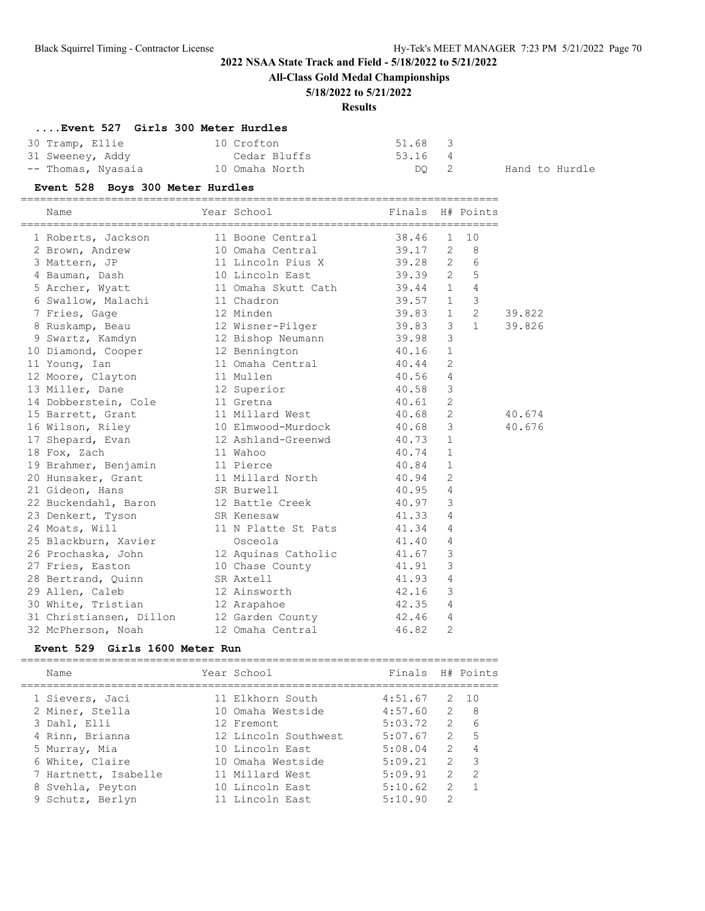## 2022 NSAA State Track and Field - 5/18/2022 to 5/21/2022

**All-Class Gold Medal Championships**

**5/18/2022 to 5/21/2022**

**Results**

### ....Event 527 Girls 300 Meter Hurdles

| Place | Name | Year | School | Finals | H# | Points | |
|---|---|---|---|---|---|---|---|
| 30 | Tramp, Ellie | 10 | Crofton | 51.68 | 3 | | |
| 31 | Sweeney, Addy | | Cedar Bluffs | 53.16 | 4 | | |
| -- | Thomas, Nyasaia | 10 | Omaha North | DQ | 2 | | Hand to Hurdle |

### Event 528 Boys 300 Meter Hurdles

| Place | Name | Year | School | Finals | H# | Points | |
|---|---|---|---|---|---|---|---|
| 1 | Roberts, Jackson | 11 | Boone Central | 38.46 | 1 | 10 | |
| 2 | Brown, Andrew | 10 | Omaha Central | 39.17 | 2 | 8 | |
| 3 | Mattern, JP | 11 | Lincoln Pius X | 39.28 | 2 | 6 | |
| 4 | Bauman, Dash | 10 | Lincoln East | 39.39 | 2 | 5 | |
| 5 | Archer, Wyatt | 11 | Omaha Skutt Cath | 39.44 | 1 | 4 | |
| 6 | Swallow, Malachi | 11 | Chadron | 39.57 | 1 | 3 | |
| 7 | Fries, Gage | 12 | Minden | 39.83 | 1 | 2 | 39.822 |
| 8 | Ruskamp, Beau | 12 | Wisner-Pilger | 39.83 | 3 | 1 | 39.826 |
| 9 | Swartz, Kamdyn | 12 | Bishop Neumann | 39.98 | 3 | | |
| 10 | Diamond, Cooper | 12 | Bennington | 40.16 | 1 | | |
| 11 | Young, Ian | 11 | Omaha Central | 40.44 | 2 | | |
| 12 | Moore, Clayton | 11 | Mullen | 40.56 | 4 | | |
| 13 | Miller, Dane | 12 | Superior | 40.58 | 3 | | |
| 14 | Dobberstein, Cole | 11 | Gretna | 40.61 | 2 | | |
| 15 | Barrett, Grant | 11 | Millard West | 40.68 | 2 | | 40.674 |
| 16 | Wilson, Riley | 10 | Elmwood-Murdock | 40.68 | 3 | | 40.676 |
| 17 | Shepard, Evan | 12 | Ashland-Greenwd | 40.73 | 1 | | |
| 18 | Fox, Zach | 11 | Wahoo | 40.74 | 1 | | |
| 19 | Brahmer, Benjamin | 11 | Pierce | 40.84 | 1 | | |
| 20 | Hunsaker, Grant | 11 | Millard North | 40.94 | 2 | | |
| 21 | Gideon, Hans | SR | Burwell | 40.95 | 4 | | |
| 22 | Buckendahl, Baron | 12 | Battle Creek | 40.97 | 3 | | |
| 23 | Denkert, Tyson | SR | Kenesaw | 41.33 | 4 | | |
| 24 | Moats, Will | 11 | N Platte St Pats | 41.34 | 4 | | |
| 25 | Blackburn, Xavier | | Osceola | 41.40 | 4 | | |
| 26 | Prochaska, John | 12 | Aquinas Catholic | 41.67 | 3 | | |
| 27 | Fries, Easton | 10 | Chase County | 41.91 | 3 | | |
| 28 | Bertrand, Quinn | SR | Axtell | 41.93 | 4 | | |
| 29 | Allen, Caleb | 12 | Ainsworth | 42.16 | 3 | | |
| 30 | White, Tristian | 12 | Arapahoe | 42.35 | 4 | | |
| 31 | Christiansen, Dillon | 12 | Garden County | 42.46 | 4 | | |
| 32 | McPherson, Noah | 12 | Omaha Central | 46.82 | 2 | | |

### Event 529 Girls 1600 Meter Run

| Place | Name | Year | School | Finals | H# | Points |
|---|---|---|---|---|---|---|
| 1 | Sievers, Jaci | 11 | Elkhorn South | 4:51.67 | 2 | 10 |
| 2 | Miner, Stella | 10 | Omaha Westside | 4:57.60 | 2 | 8 |
| 3 | Dahl, Elli | 12 | Fremont | 5:03.72 | 2 | 6 |
| 4 | Rinn, Brianna | 12 | Lincoln Southwest | 5:07.67 | 2 | 5 |
| 5 | Murray, Mia | 10 | Lincoln East | 5:08.04 | 2 | 4 |
| 6 | White, Claire | 10 | Omaha Westside | 5:09.21 | 2 | 3 |
| 7 | Hartnett, Isabelle | 11 | Millard West | 5:09.91 | 2 | 2 |
| 8 | Svehla, Peyton | 10 | Lincoln East | 5:10.62 | 2 | 1 |
| 9 | Schutz, Berlyn | 11 | Lincoln East | 5:10.90 | 2 | |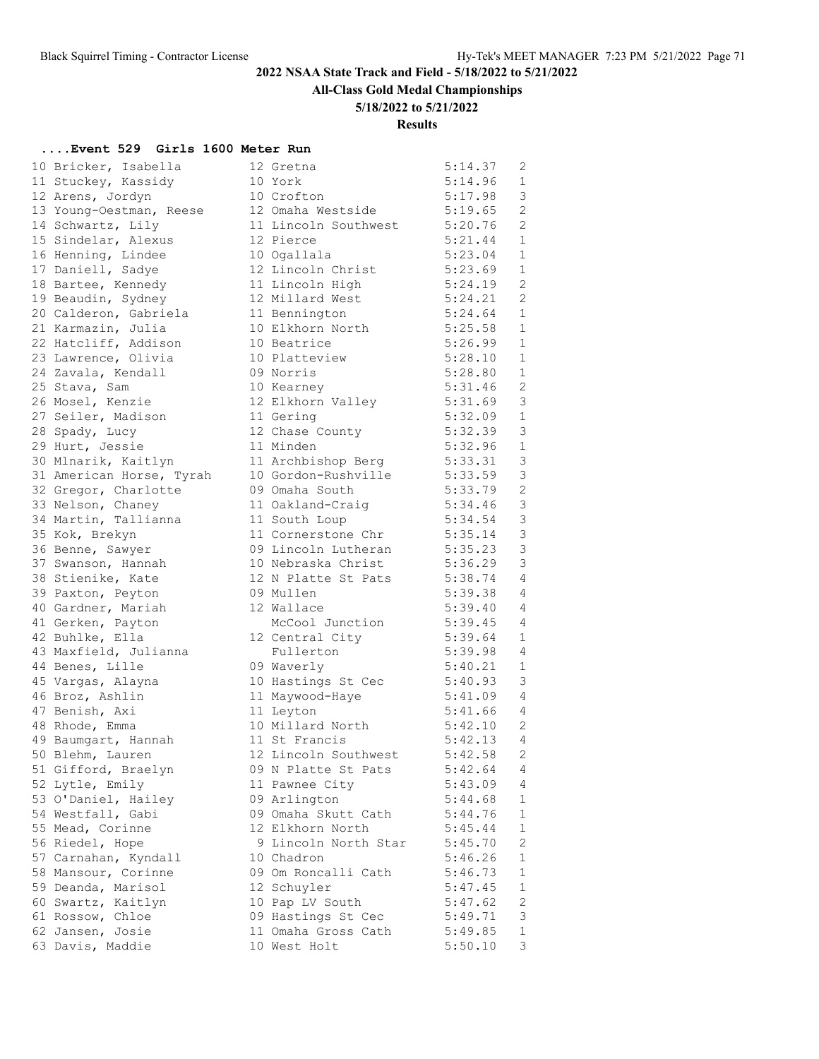# 2022 NSAA State Track and Field - 5/18/2022 to 5/21/2022

## All-Class Gold Medal Championships

### 5/18/2022 to 5/21/2022

### Results

#### ....Event 529 Girls 1600 Meter Run

| Place | Name | Yr | School | Time | Class |
|---|---|---|---|---|---|
| 10 | Bricker, Isabella | 12 | Gretna | 5:14.37 | 2 |
| 11 | Stuckey, Kassidy | 10 | York | 5:14.96 | 1 |
| 12 | Arens, Jordyn | 10 | Crofton | 5:17.98 | 3 |
| 13 | Young-Oestman, Reese | 12 | Omaha Westside | 5:19.65 | 2 |
| 14 | Schwartz, Lily | 11 | Lincoln Southwest | 5:20.76 | 2 |
| 15 | Sindelar, Alexus | 12 | Pierce | 5:21.44 | 1 |
| 16 | Henning, Lindee | 10 | Ogallala | 5:23.04 | 1 |
| 17 | Daniell, Sadye | 12 | Lincoln Christ | 5:23.69 | 1 |
| 18 | Bartee, Kennedy | 11 | Lincoln High | 5:24.19 | 2 |
| 19 | Beaudin, Sydney | 12 | Millard West | 5:24.21 | 2 |
| 20 | Calderon, Gabriela | 11 | Bennington | 5:24.64 | 1 |
| 21 | Karmazin, Julia | 10 | Elkhorn North | 5:25.58 | 1 |
| 22 | Hatcliff, Addison | 10 | Beatrice | 5:26.99 | 1 |
| 23 | Lawrence, Olivia | 10 | Platteview | 5:28.10 | 1 |
| 24 | Zavala, Kendall | 09 | Norris | 5:28.80 | 1 |
| 25 | Stava, Sam | 10 | Kearney | 5:31.46 | 2 |
| 26 | Mosel, Kenzie | 12 | Elkhorn Valley | 5:31.69 | 3 |
| 27 | Seiler, Madison | 11 | Gering | 5:32.09 | 1 |
| 28 | Spady, Lucy | 12 | Chase County | 5:32.39 | 3 |
| 29 | Hurt, Jessie | 11 | Minden | 5:32.96 | 1 |
| 30 | Mlnarik, Kaitlyn | 11 | Archbishop Berg | 5:33.31 | 3 |
| 31 | American Horse, Tyrah | 10 | Gordon-Rushville | 5:33.59 | 3 |
| 32 | Gregor, Charlotte | 09 | Omaha South | 5:33.79 | 2 |
| 33 | Nelson, Chaney | 11 | Oakland-Craig | 5:34.46 | 3 |
| 34 | Martin, Tallianna | 11 | South Loup | 5:34.54 | 3 |
| 35 | Kok, Brekyn | 11 | Cornerstone Chr | 5:35.14 | 3 |
| 36 | Benne, Sawyer | 09 | Lincoln Lutheran | 5:35.23 | 3 |
| 37 | Swanson, Hannah | 10 | Nebraska Christ | 5:36.29 | 3 |
| 38 | Stienike, Kate | 12 | N Platte St Pats | 5:38.74 | 4 |
| 39 | Paxton, Peyton | 09 | Mullen | 5:39.38 | 4 |
| 40 | Gardner, Mariah | 12 | Wallace | 5:39.40 | 4 |
| 41 | Gerken, Payton | | McCool Junction | 5:39.45 | 4 |
| 42 | Buhlke, Ella | 12 | Central City | 5:39.64 | 1 |
| 43 | Maxfield, Julianna | | Fullerton | 5:39.98 | 4 |
| 44 | Benes, Lille | 09 | Waverly | 5:40.21 | 1 |
| 45 | Vargas, Alayna | 10 | Hastings St Cec | 5:40.93 | 3 |
| 46 | Broz, Ashlin | 11 | Maywood-Haye | 5:41.09 | 4 |
| 47 | Benish, Axi | 11 | Leyton | 5:41.66 | 4 |
| 48 | Rhode, Emma | 10 | Millard North | 5:42.10 | 2 |
| 49 | Baumgart, Hannah | 11 | St Francis | 5:42.13 | 4 |
| 50 | Blehm, Lauren | 12 | Lincoln Southwest | 5:42.58 | 2 |
| 51 | Gifford, Braelyn | 09 | N Platte St Pats | 5:42.64 | 4 |
| 52 | Lytle, Emily | 11 | Pawnee City | 5:43.09 | 4 |
| 53 | O'Daniel, Hailey | 09 | Arlington | 5:44.68 | 1 |
| 54 | Westfall, Gabi | 09 | Omaha Skutt Cath | 5:44.76 | 1 |
| 55 | Mead, Corinne | 12 | Elkhorn North | 5:45.44 | 1 |
| 56 | Riedel, Hope | 9 | Lincoln North Star | 5:45.70 | 2 |
| 57 | Carnahan, Kyndall | 10 | Chadron | 5:46.26 | 1 |
| 58 | Mansour, Corinne | 09 | Om Roncalli Cath | 5:46.73 | 1 |
| 59 | Deanda, Marisol | 12 | Schuyler | 5:47.45 | 1 |
| 60 | Swartz, Kaitlyn | 10 | Pap LV South | 5:47.62 | 2 |
| 61 | Rossow, Chloe | 09 | Hastings St Cec | 5:49.71 | 3 |
| 62 | Jansen, Josie | 11 | Omaha Gross Cath | 5:49.85 | 1 |
| 63 | Davis, Maddie | 10 | West Holt | 5:50.10 | 3 |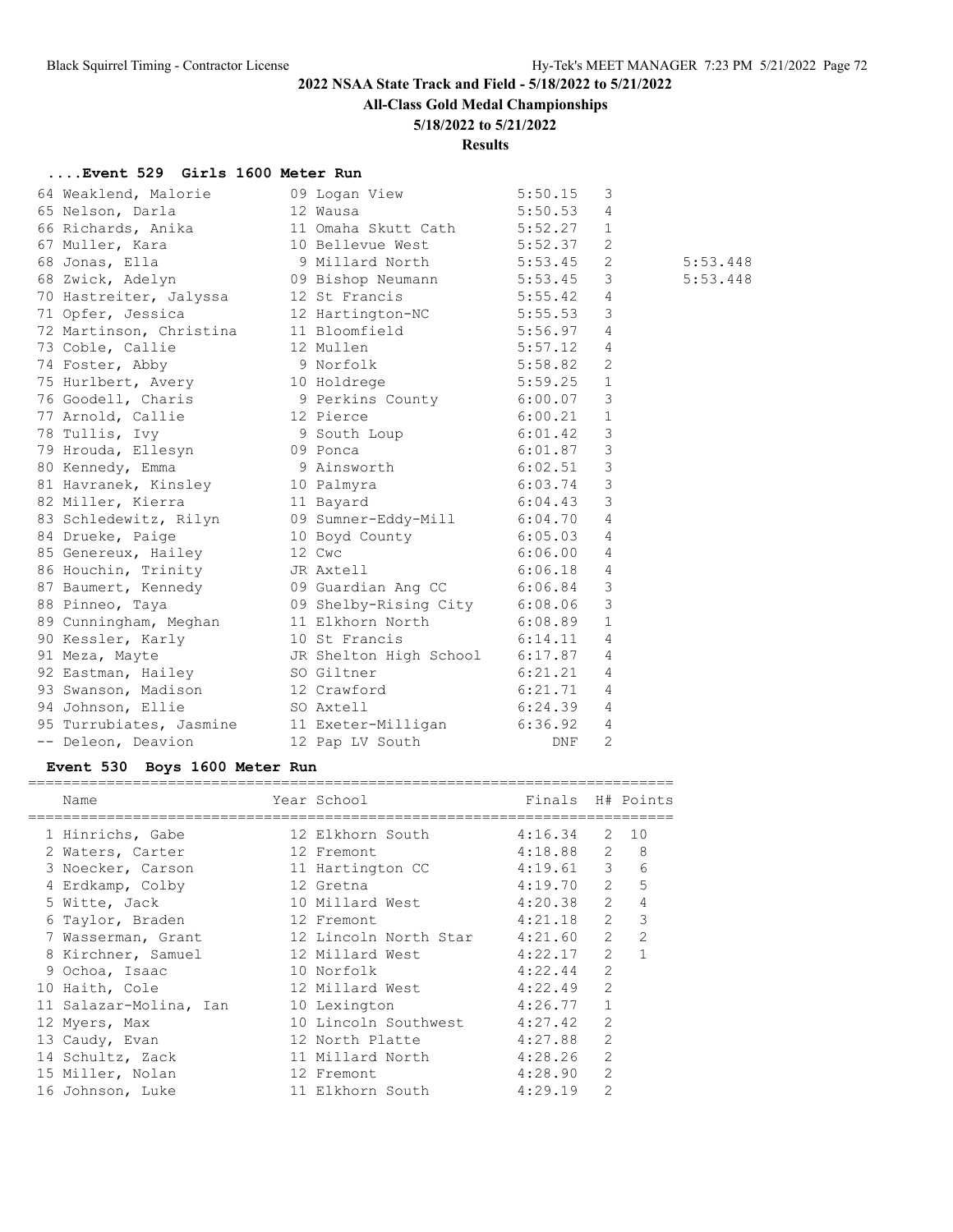## 2022 NSAA State Track and Field - 5/18/2022 to 5/21/2022

### All-Class Gold Medal Championships

### 5/18/2022 to 5/21/2022

### Results

#### ....Event 529 Girls 1600 Meter Run

| Place | Name | Year | School | Finals | H# | |
|---|---|---|---|---|---|---|
| 64 | Weaklend, Malorie | 09 | Logan View | 5:50.15 | 3 | |
| 65 | Nelson, Darla | 12 | Wausa | 5:50.53 | 4 | |
| 66 | Richards, Anika | 11 | Omaha Skutt Cath | 5:52.27 | 1 | |
| 67 | Muller, Kara | 10 | Bellevue West | 5:52.37 | 2 | |
| 68 | Jonas, Ella | 9 | Millard North | 5:53.45 | 2 | 5:53.448 |
| 68 | Zwick, Adelyn | 09 | Bishop Neumann | 5:53.45 | 3 | 5:53.448 |
| 70 | Hastreiter, Jalyssa | 12 | St Francis | 5:55.42 | 4 | |
| 71 | Opfer, Jessica | 12 | Hartington-NC | 5:55.53 | 3 | |
| 72 | Martinson, Christina | 11 | Bloomfield | 5:56.97 | 4 | |
| 73 | Coble, Callie | 12 | Mullen | 5:57.12 | 4 | |
| 74 | Foster, Abby | 9 | Norfolk | 5:58.82 | 2 | |
| 75 | Hurlbert, Avery | 10 | Holdrege | 5:59.25 | 1 | |
| 76 | Goodell, Charis | 9 | Perkins County | 6:00.07 | 3 | |
| 77 | Arnold, Callie | 12 | Pierce | 6:00.21 | 1 | |
| 78 | Tullis, Ivy | 9 | South Loup | 6:01.42 | 3 | |
| 79 | Hrouda, Ellesyn | 09 | Ponca | 6:01.87 | 3 | |
| 80 | Kennedy, Emma | 9 | Ainsworth | 6:02.51 | 3 | |
| 81 | Havranek, Kinsley | 10 | Palmyra | 6:03.74 | 3 | |
| 82 | Miller, Kierra | 11 | Bayard | 6:04.43 | 3 | |
| 83 | Schledewitz, Rilyn | 09 | Sumner-Eddy-Mill | 6:04.70 | 4 | |
| 84 | Drueke, Paige | 10 | Boyd County | 6:05.03 | 4 | |
| 85 | Genereux, Hailey | 12 | Cwc | 6:06.00 | 4 | |
| 86 | Houchin, Trinity | JR | Axtell | 6:06.18 | 4 | |
| 87 | Baumert, Kennedy | 09 | Guardian Ang CC | 6:06.84 | 3 | |
| 88 | Pinneo, Taya | 09 | Shelby-Rising City | 6:08.06 | 3 | |
| 89 | Cunningham, Meghan | 11 | Elkhorn North | 6:08.89 | 1 | |
| 90 | Kessler, Karly | 10 | St Francis | 6:14.11 | 4 | |
| 91 | Meza, Mayte | JR | Shelton High School | 6:17.87 | 4 | |
| 92 | Eastman, Hailey | SO | Giltner | 6:21.21 | 4 | |
| 93 | Swanson, Madison | 12 | Crawford | 6:21.71 | 4 | |
| 94 | Johnson, Ellie | SO | Axtell | 6:24.39 | 4 | |
| 95 | Turrubiates, Jasmine | 11 | Exeter-Milligan | 6:36.92 | 4 | |
| -- | Deleon, Deavion | 12 | Pap LV South | DNF | 2 | |

#### Event 530 Boys 1600 Meter Run

| Place | Name | Year | School | Finals | H# | Points |
|---|---|---|---|---|---|---|
| 1 | Hinrichs, Gabe | 12 | Elkhorn South | 4:16.34 | 2 | 10 |
| 2 | Waters, Carter | 12 | Fremont | 4:18.88 | 2 | 8 |
| 3 | Noecker, Carson | 11 | Hartington CC | 4:19.61 | 3 | 6 |
| 4 | Erdkamp, Colby | 12 | Gretna | 4:19.70 | 2 | 5 |
| 5 | Witte, Jack | 10 | Millard West | 4:20.38 | 2 | 4 |
| 6 | Taylor, Braden | 12 | Fremont | 4:21.18 | 2 | 3 |
| 7 | Wasserman, Grant | 12 | Lincoln North Star | 4:21.60 | 2 | 2 |
| 8 | Kirchner, Samuel | 12 | Millard West | 4:22.17 | 2 | 1 |
| 9 | Ochoa, Isaac | 10 | Norfolk | 4:22.44 | 2 | |
| 10 | Haith, Cole | 12 | Millard West | 4:22.49 | 2 | |
| 11 | Salazar-Molina, Ian | 10 | Lexington | 4:26.77 | 1 | |
| 12 | Myers, Max | 10 | Lincoln Southwest | 4:27.42 | 2 | |
| 13 | Caudy, Evan | 12 | North Platte | 4:27.88 | 2 | |
| 14 | Schultz, Zack | 11 | Millard North | 4:28.26 | 2 | |
| 15 | Miller, Nolan | 12 | Fremont | 4:28.90 | 2 | |
| 16 | Johnson, Luke | 11 | Elkhorn South | 4:29.19 | 2 | |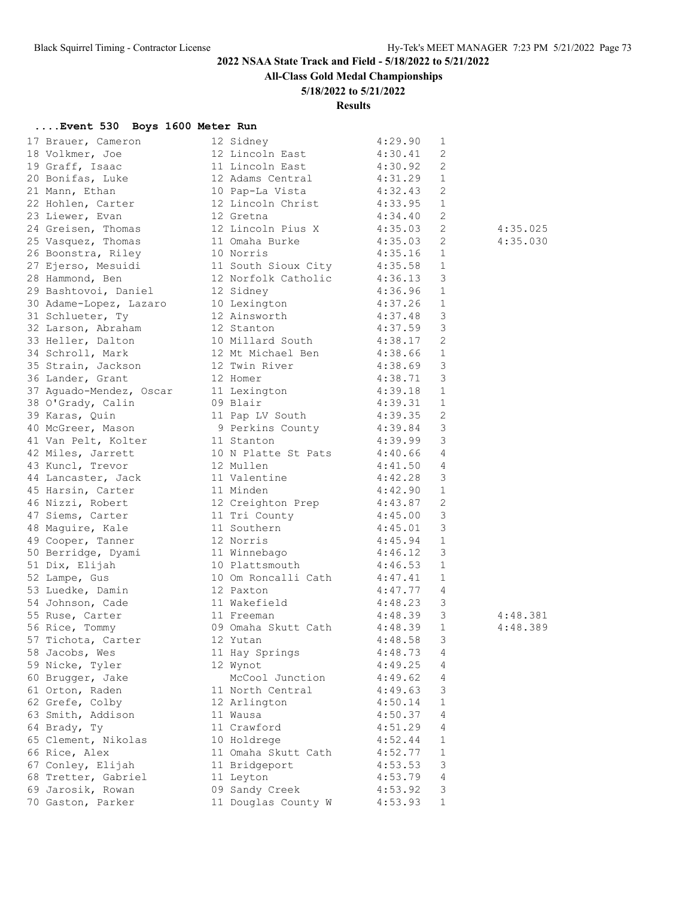## 2022 NSAA State Track and Field - 5/18/2022 to 5/21/2022

**All-Class Gold Medal Championships**

**5/18/2022 to 5/21/2022**

**Results**

### ....Event 530 Boys 1600 Meter Run

| Place | Name | Yr | School | Finals | Class | |
|---|---|---|---|---|---|---|
| 17 | Brauer, Cameron | 12 | Sidney | 4:29.90 | 1 | |
| 18 | Volkmer, Joe | 12 | Lincoln East | 4:30.41 | 2 | |
| 19 | Graff, Isaac | 11 | Lincoln East | 4:30.92 | 2 | |
| 20 | Bonifas, Luke | 12 | Adams Central | 4:31.29 | 1 | |
| 21 | Mann, Ethan | 10 | Pap-La Vista | 4:32.43 | 2 | |
| 22 | Hohlen, Carter | 12 | Lincoln Christ | 4:33.95 | 1 | |
| 23 | Liewer, Evan | 12 | Gretna | 4:34.40 | 2 | |
| 24 | Greisen, Thomas | 12 | Lincoln Pius X | 4:35.03 | 2 | 4:35.025 |
| 25 | Vasquez, Thomas | 11 | Omaha Burke | 4:35.03 | 2 | 4:35.030 |
| 26 | Boonstra, Riley | 10 | Norris | 4:35.16 | 1 | |
| 27 | Ejerso, Mesuidi | 11 | South Sioux City | 4:35.58 | 1 | |
| 28 | Hammond, Ben | 12 | Norfolk Catholic | 4:36.13 | 3 | |
| 29 | Bashtovoi, Daniel | 12 | Sidney | 4:36.96 | 1 | |
| 30 | Adame-Lopez, Lazaro | 10 | Lexington | 4:37.26 | 1 | |
| 31 | Schlueter, Ty | 12 | Ainsworth | 4:37.48 | 3 | |
| 32 | Larson, Abraham | 12 | Stanton | 4:37.59 | 3 | |
| 33 | Heller, Dalton | 10 | Millard South | 4:38.17 | 2 | |
| 34 | Schroll, Mark | 12 | Mt Michael Ben | 4:38.66 | 1 | |
| 35 | Strain, Jackson | 12 | Twin River | 4:38.69 | 3 | |
| 36 | Lander, Grant | 12 | Homer | 4:38.71 | 3 | |
| 37 | Aguado-Mendez, Oscar | 11 | Lexington | 4:39.18 | 1 | |
| 38 | O'Grady, Calin | 09 | Blair | 4:39.31 | 1 | |
| 39 | Karas, Quin | 11 | Pap LV South | 4:39.35 | 2 | |
| 40 | McGreer, Mason | 9 | Perkins County | 4:39.84 | 3 | |
| 41 | Van Pelt, Kolter | 11 | Stanton | 4:39.99 | 3 | |
| 42 | Miles, Jarrett | 10 | N Platte St Pats | 4:40.66 | 4 | |
| 43 | Kuncl, Trevor | 12 | Mullen | 4:41.50 | 4 | |
| 44 | Lancaster, Jack | 11 | Valentine | 4:42.28 | 3 | |
| 45 | Harsin, Carter | 11 | Minden | 4:42.90 | 1 | |
| 46 | Nizzi, Robert | 12 | Creighton Prep | 4:43.87 | 2 | |
| 47 | Siems, Carter | 11 | Tri County | 4:45.00 | 3 | |
| 48 | Maguire, Kale | 11 | Southern | 4:45.01 | 3 | |
| 49 | Cooper, Tanner | 12 | Norris | 4:45.94 | 1 | |
| 50 | Berridge, Dyami | 11 | Winnebago | 4:46.12 | 3 | |
| 51 | Dix, Elijah | 10 | Plattsmouth | 4:46.53 | 1 | |
| 52 | Lampe, Gus | 10 | Om Roncalli Cath | 4:47.41 | 1 | |
| 53 | Luedke, Damin | 12 | Paxton | 4:47.77 | 4 | |
| 54 | Johnson, Cade | 11 | Wakefield | 4:48.23 | 3 | |
| 55 | Ruse, Carter | 11 | Freeman | 4:48.39 | 3 | 4:48.381 |
| 56 | Rice, Tommy | 09 | Omaha Skutt Cath | 4:48.39 | 1 | 4:48.389 |
| 57 | Tichota, Carter | 12 | Yutan | 4:48.58 | 3 | |
| 58 | Jacobs, Wes | 11 | Hay Springs | 4:48.73 | 4 | |
| 59 | Nicke, Tyler | 12 | Wynot | 4:49.25 | 4 | |
| 60 | Brugger, Jake | | McCool Junction | 4:49.62 | 4 | |
| 61 | Orton, Raden | 11 | North Central | 4:49.63 | 3 | |
| 62 | Grefe, Colby | 12 | Arlington | 4:50.14 | 1 | |
| 63 | Smith, Addison | 11 | Wausa | 4:50.37 | 4 | |
| 64 | Brady, Ty | 11 | Crawford | 4:51.29 | 4 | |
| 65 | Clement, Nikolas | 10 | Holdrege | 4:52.44 | 1 | |
| 66 | Rice, Alex | 11 | Omaha Skutt Cath | 4:52.77 | 1 | |
| 67 | Conley, Elijah | 11 | Bridgeport | 4:53.53 | 3 | |
| 68 | Tretter, Gabriel | 11 | Leyton | 4:53.79 | 4 | |
| 69 | Jarosik, Rowan | 09 | Sandy Creek | 4:53.92 | 3 | |
| 70 | Gaston, Parker | 11 | Douglas County W | 4:53.93 | 1 | |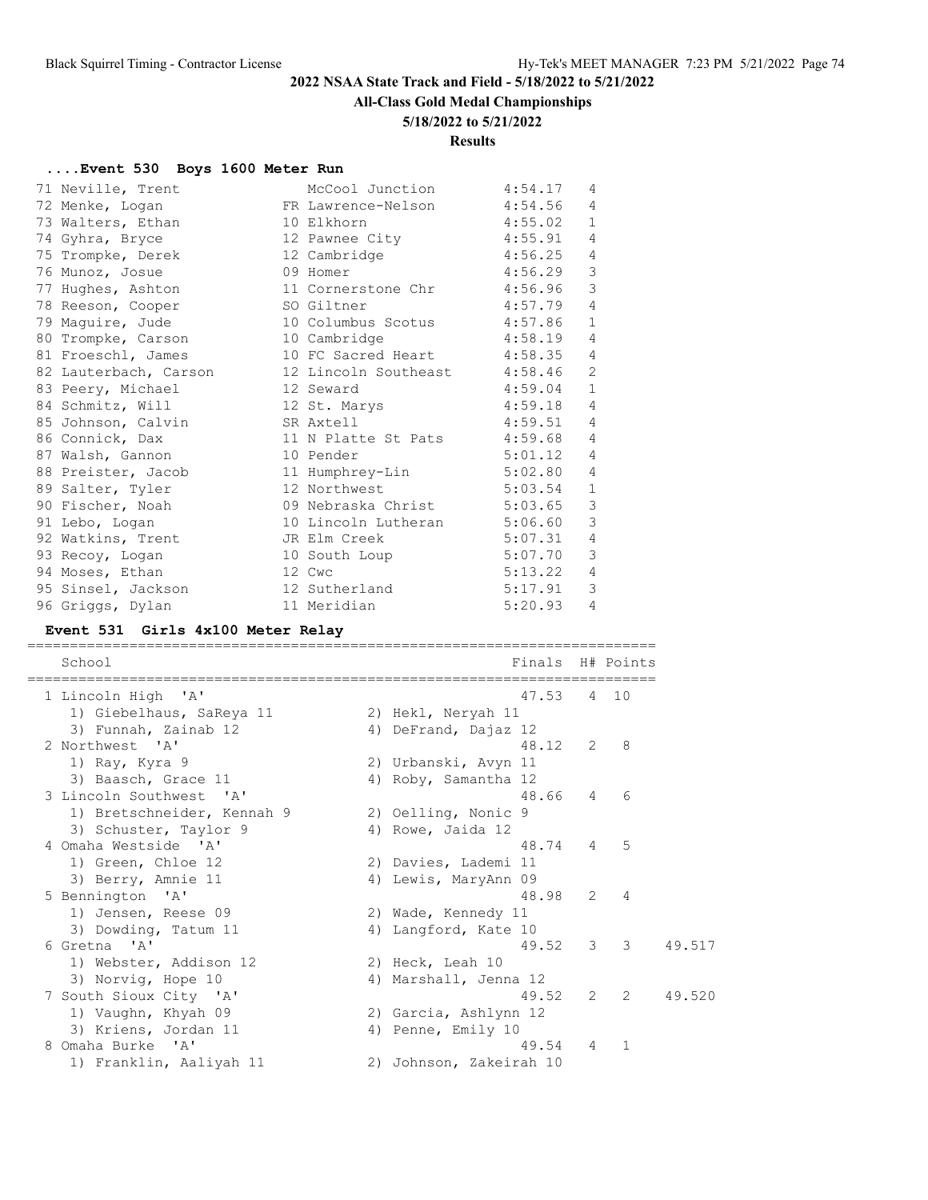# 2022 NSAA State Track and Field - 5/18/2022 to 5/21/2022

## All-Class Gold Medal Championships

### 5/18/2022 to 5/21/2022

### Results

### ....Event 530 Boys 1600 Meter Run

| Place | Name | Yr | School | Finals | H# |
|---|---|---|---|---|---|
| 71 | Neville, Trent | | McCool Junction | 4:54.17 | 4 |
| 72 | Menke, Logan | FR | Lawrence-Nelson | 4:54.56 | 4 |
| 73 | Walters, Ethan | 10 | Elkhorn | 4:55.02 | 1 |
| 74 | Gyhra, Bryce | 12 | Pawnee City | 4:55.91 | 4 |
| 75 | Trompke, Derek | 12 | Cambridge | 4:56.25 | 4 |
| 76 | Munoz, Josue | 09 | Homer | 4:56.29 | 3 |
| 77 | Hughes, Ashton | 11 | Cornerstone Chr | 4:56.96 | 3 |
| 78 | Reeson, Cooper | SO | Giltner | 4:57.79 | 4 |
| 79 | Maguire, Jude | 10 | Columbus Scotus | 4:57.86 | 1 |
| 80 | Trompke, Carson | 10 | Cambridge | 4:58.19 | 4 |
| 81 | Froeschl, James | 10 | FC Sacred Heart | 4:58.35 | 4 |
| 82 | Lauterbach, Carson | 12 | Lincoln Southeast | 4:58.46 | 2 |
| 83 | Peery, Michael | 12 | Seward | 4:59.04 | 1 |
| 84 | Schmitz, Will | 12 | St. Marys | 4:59.18 | 4 |
| 85 | Johnson, Calvin | SR | Axtell | 4:59.51 | 4 |
| 86 | Connick, Dax | 11 | N Platte St Pats | 4:59.68 | 4 |
| 87 | Walsh, Gannon | 10 | Pender | 5:01.12 | 4 |
| 88 | Preister, Jacob | 11 | Humphrey-Lin | 5:02.80 | 4 |
| 89 | Salter, Tyler | 12 | Northwest | 5:03.54 | 1 |
| 90 | Fischer, Noah | 09 | Nebraska Christ | 5:03.65 | 3 |
| 91 | Lebo, Logan | 10 | Lincoln Lutheran | 5:06.60 | 3 |
| 92 | Watkins, Trent | JR | Elm Creek | 5:07.31 | 4 |
| 93 | Recoy, Logan | 10 | South Loup | 5:07.70 | 3 |
| 94 | Moses, Ethan | 12 | Cwc | 5:13.22 | 4 |
| 95 | Sinsel, Jackson | 12 | Sutherland | 5:17.91 | 3 |
| 96 | Griggs, Dylan | 11 | Meridian | 5:20.93 | 4 |

### Event 531 Girls 4x100 Meter Relay

| Place | School | Finals | H# | Points | |
|---|---|---|---|---|---|
| 1 | Lincoln High 'A' | 47.53 | 4 | 10 | |
| | 1) Giebelhaus, SaReya 11; 2) Hekl, Neryah 11; 3) Funnah, Zainab 12; 4) DeFrand, Dajaz 12 | | | | |
| 2 | Northwest 'A' | 48.12 | 2 | 8 | |
| | 1) Ray, Kyra 9; 2) Urbanski, Avyn 11; 3) Baasch, Grace 11; 4) Roby, Samantha 12 | | | | |
| 3 | Lincoln Southwest 'A' | 48.66 | 4 | 6 | |
| | 1) Bretschneider, Kennah 9; 2) Oelling, Nonic 9; 3) Schuster, Taylor 9; 4) Rowe, Jaida 12 | | | | |
| 4 | Omaha Westside 'A' | 48.74 | 4 | 5 | |
| | 1) Green, Chloe 12; 2) Davies, Lademi 11; 3) Berry, Amnie 11; 4) Lewis, MaryAnn 09 | | | | |
| 5 | Bennington 'A' | 48.98 | 2 | 4 | |
| | 1) Jensen, Reese 09; 2) Wade, Kennedy 11; 3) Dowding, Tatum 11; 4) Langford, Kate 10 | | | | |
| 6 | Gretna 'A' | 49.52 | 3 | 3 | 49.517 |
| | 1) Webster, Addison 12; 2) Heck, Leah 10; 3) Norvig, Hope 10; 4) Marshall, Jenna 12 | | | | |
| 7 | South Sioux City 'A' | 49.52 | 2 | 2 | 49.520 |
| | 1) Vaughn, Khyah 09; 2) Garcia, Ashlynn 12; 3) Kriens, Jordan 11; 4) Penne, Emily 10 | | | | |
| 8 | Omaha Burke 'A' | 49.54 | 4 | 1 | |
| | 1) Franklin, Aaliyah 11; 2) Johnson, Zakeirah 10 | | | | |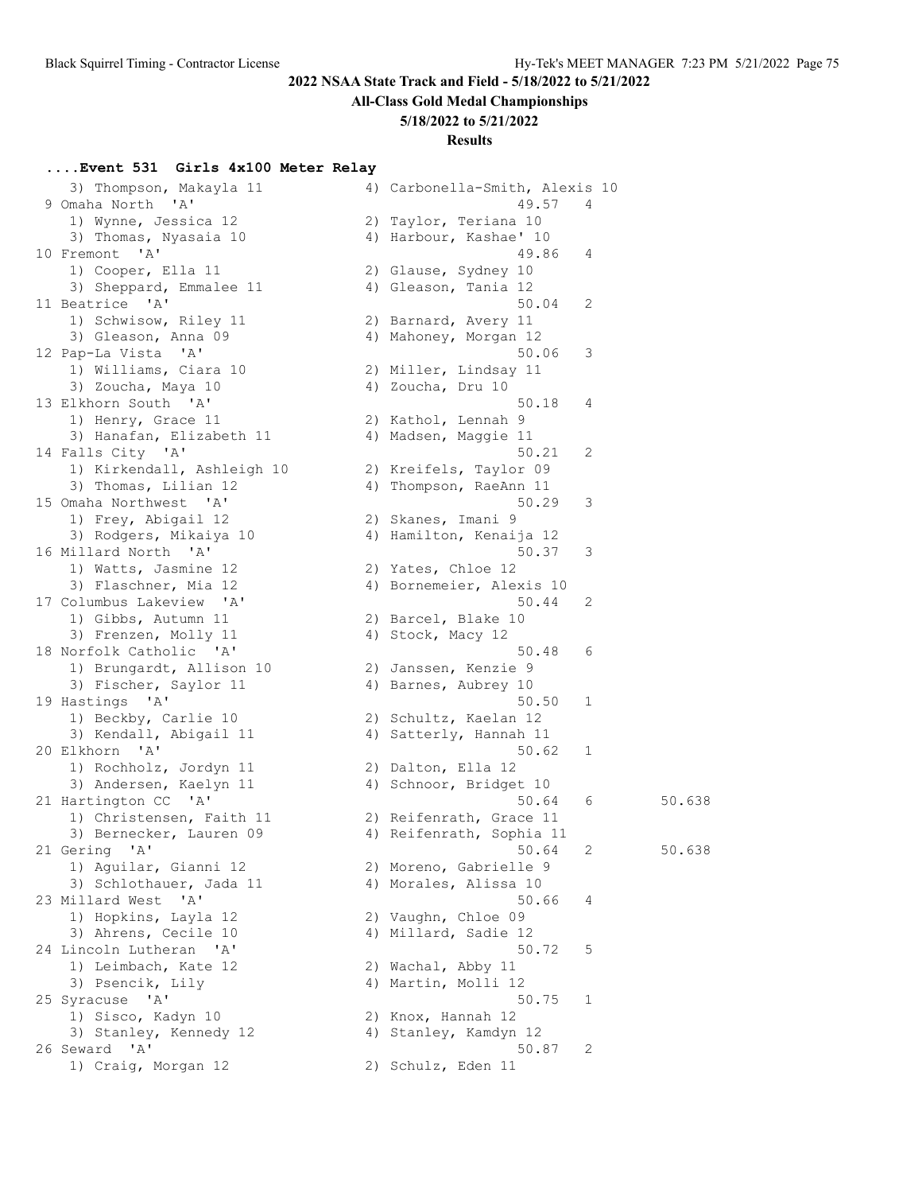## 2022 NSAA State Track and Field - 5/18/2022 to 5/21/2022

**All-Class Gold Medal Championships**

**5/18/2022 to 5/21/2022**

**Results**

### ....Event 531 Girls 4x100 Meter Relay

```
    3) Thompson, Makayla 11            4) Carbonella-Smith, Alexis 10
 9 Omaha North  'A'                                  49.57   4
    1) Wynne, Jessica 12               2) Taylor, Teriana 10
    3) Thomas, Nyasaia 10              4) Harbour, Kashae' 10
10 Fremont  'A'                                      49.86   4
    1) Cooper, Ella 11                 2) Glause, Sydney 10
    3) Sheppard, Emmalee 11            4) Gleason, Tania 12
11 Beatrice  'A'                                     50.04   2
    1) Schwisow, Riley 11              2) Barnard, Avery 11
    3) Gleason, Anna 09                4) Mahoney, Morgan 12
12 Pap-La Vista  'A'                                 50.06   3
    1) Williams, Ciara 10              2) Miller, Lindsay 11
    3) Zoucha, Maya 10                 4) Zoucha, Dru 10
13 Elkhorn South  'A'                                50.18   4
    1) Henry, Grace 11                 2) Kathol, Lennah 9
    3) Hanafan, Elizabeth 11           4) Madsen, Maggie 11
14 Falls City  'A'                                   50.21   2
    1) Kirkendall, Ashleigh 10         2) Kreifels, Taylor 09
    3) Thomas, Lilian 12               4) Thompson, RaeAnn 11
15 Omaha Northwest  'A'                              50.29   3
    1) Frey, Abigail 12                2) Skanes, Imani 9
    3) Rodgers, Mikaiya 10             4) Hamilton, Kenaija 12
16 Millard North  'A'                                50.37   3
    1) Watts, Jasmine 12               2) Yates, Chloe 12
    3) Flaschner, Mia 12               4) Bornemeier, Alexis 10
17 Columbus Lakeview  'A'                            50.44   2
    1) Gibbs, Autumn 11                2) Barcel, Blake 10
    3) Frenzen, Molly 11               4) Stock, Macy 12
18 Norfolk Catholic  'A'                             50.48   6
    1) Brungardt, Allison 10           2) Janssen, Kenzie 9
    3) Fischer, Saylor 11              4) Barnes, Aubrey 10
19 Hastings  'A'                                     50.50   1
    1) Beckby, Carlie 10               2) Schultz, Kaelan 12
    3) Kendall, Abigail 11             4) Satterly, Hannah 11
20 Elkhorn  'A'                                      50.62   1
    1) Rochholz, Jordyn 11             2) Dalton, Ella 12
    3) Andersen, Kaelyn 11             4) Schnoor, Bridget 10
21 Hartington CC  'A'                                50.64   6        50.638
    1) Christensen, Faith 11           2) Reifenrath, Grace 11
    3) Bernecker, Lauren 09            4) Reifenrath, Sophia 11
21 Gering  'A'                                       50.64   2        50.638
    1) Aguilar, Gianni 12              2) Moreno, Gabrielle 9
    3) Schlothauer, Jada 11            4) Morales, Alissa 10
23 Millard West  'A'                                 50.66   4
    1) Hopkins, Layla 12               2) Vaughn, Chloe 09
    3) Ahrens, Cecile 10               4) Millard, Sadie 12
24 Lincoln Lutheran  'A'                             50.72   5
    1) Leimbach, Kate 12               2) Wachal, Abby 11
    3) Psencik, Lily                   4) Martin, Molli 12
25 Syracuse  'A'                                     50.75   1
    1) Sisco, Kadyn 10                 2) Knox, Hannah 12
    3) Stanley, Kennedy 12             4) Stanley, Kamdyn 12
26 Seward  'A'                                       50.87   2
    1) Craig, Morgan 12                2) Schulz, Eden 11
```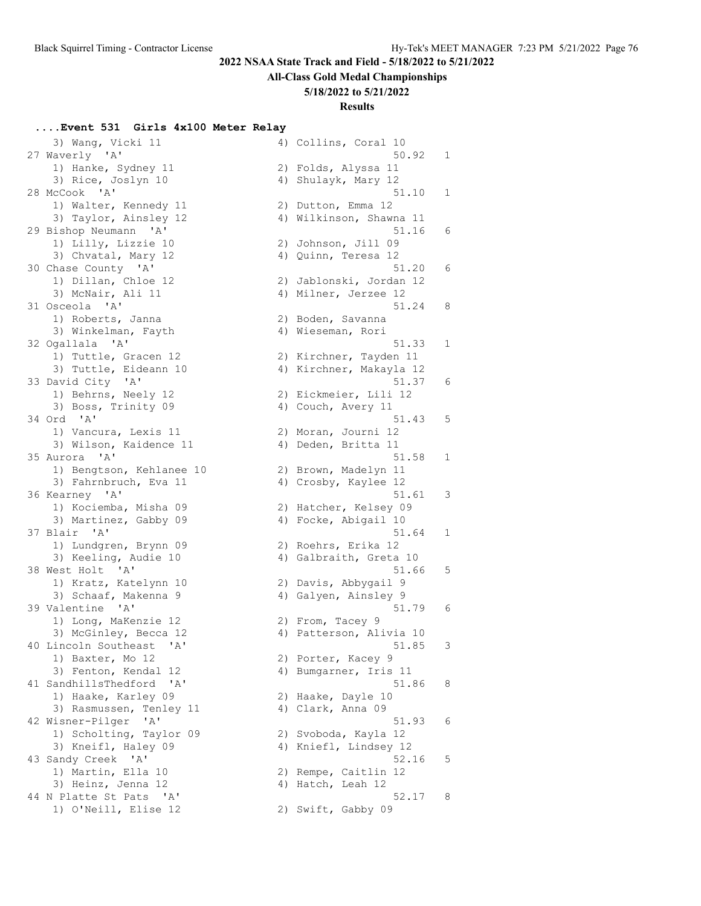## 2022 NSAA State Track and Field - 5/18/2022 to 5/21/2022

### All-Class Gold Medal Championships

### 5/18/2022 to 5/21/2022

### Results

#### ....Event 531 Girls 4x100 Meter Relay

```
    3) Wang, Vicki 11                  4) Collins, Coral 10
27 Waverly  'A'                                  50.92   1
    1) Hanke, Sydney 11                2) Folds, Alyssa 11
    3) Rice, Joslyn 10                 4) Shulayk, Mary 12
28 McCook  'A'                                   51.10   1
    1) Walter, Kennedy 11              2) Dutton, Emma 12
    3) Taylor, Ainsley 12              4) Wilkinson, Shawna 11
29 Bishop Neumann  'A'                           51.16   6
    1) Lilly, Lizzie 10                2) Johnson, Jill 09
    3) Chvatal, Mary 12                4) Quinn, Teresa 12
30 Chase County  'A'                             51.20   6
    1) Dillan, Chloe 12                2) Jablonski, Jordan 12
    3) McNair, Ali 11                  4) Milner, Jerzee 12
31 Osceola  'A'                                  51.24   8
    1) Roberts, Janna                  2) Boden, Savanna
    3) Winkelman, Fayth                4) Wieseman, Rori
32 Ogallala  'A'                                 51.33   1
    1) Tuttle, Gracen 12               2) Kirchner, Tayden 11
    3) Tuttle, Eideann 10              4) Kirchner, Makayla 12
33 David City  'A'                               51.37   6
    1) Behrns, Neely 12                2) Eickmeier, Lili 12
    3) Boss, Trinity 09                4) Couch, Avery 11
34 Ord  'A'                                      51.43   5
    1) Vancura, Lexis 11               2) Moran, Journi 12
    3) Wilson, Kaidence 11             4) Deden, Britta 11
35 Aurora  'A'                                   51.58   1
    1) Bengtson, Kehlanee 10           2) Brown, Madelyn 11
    3) Fahrnbruch, Eva 11              4) Crosby, Kaylee 12
36 Kearney  'A'                                  51.61   3
    1) Kociemba, Misha 09              2) Hatcher, Kelsey 09
    3) Martinez, Gabby 09              4) Focke, Abigail 10
37 Blair  'A'                                    51.64   1
    1) Lundgren, Brynn 09              2) Roehrs, Erika 12
    3) Keeling, Audie 10               4) Galbraith, Greta 10
38 West Holt  'A'                                51.66   5
    1) Kratz, Katelynn 10              2) Davis, Abbygail 9
    3) Schaaf, Makenna 9               4) Galyen, Ainsley 9
39 Valentine  'A'                                51.79   6
    1) Long, MaKenzie 12               2) From, Tacey 9
    3) McGinley, Becca 12              4) Patterson, Alivia 10
40 Lincoln Southeast  'A'                        51.85   3
    1) Baxter, Mo 12                   2) Porter, Kacey 9
    3) Fenton, Kendal 12               4) Bumgarner, Iris 11
41 SandhillsThedford  'A'                        51.86   8
    1) Haake, Karley 09                2) Haake, Dayle 10
    3) Rasmussen, Tenley 11            4) Clark, Anna 09
42 Wisner-Pilger  'A'                            51.93   6
    1) Scholting, Taylor 09            2) Svoboda, Kayla 12
    3) Kneifl, Haley 09                4) Kniefl, Lindsey 12
43 Sandy Creek  'A'                              52.16   5
    1) Martin, Ella 10                 2) Rempe, Caitlin 12
    3) Heinz, Jenna 12                 4) Hatch, Leah 12
44 N Platte St Pats  'A'                         52.17   8
    1) O'Neill, Elise 12               2) Swift, Gabby 09
```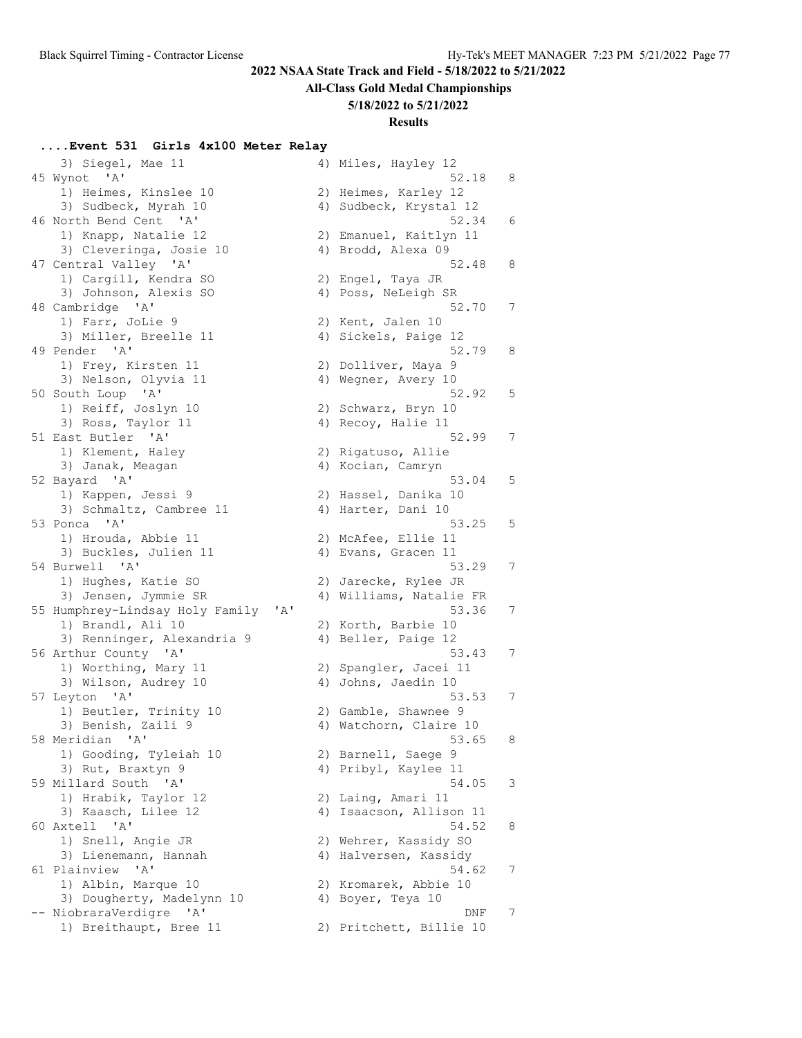## 2022 NSAA State Track and Field - 5/18/2022 to 5/21/2022

### All-Class Gold Medal Championships

### 5/18/2022 to 5/21/2022

### Results

#### ....Event 531 Girls 4x100 Meter Relay

```
    3) Siegel, Mae 11                    4) Miles, Hayley 12
 45 Wynot  'A'                                        52.18   8
    1) Heimes, Kinslee 10                2) Heimes, Karley 12
    3) Sudbeck, Myrah 10                 4) Sudbeck, Krystal 12
 46 North Bend Cent  'A'                              52.34   6
    1) Knapp, Natalie 12                 2) Emanuel, Kaitlyn 11
    3) Cleveringa, Josie 10              4) Brodd, Alexa 09
 47 Central Valley  'A'                               52.48   8
    1) Cargill, Kendra SO                2) Engel, Taya JR
    3) Johnson, Alexis SO                4) Poss, NeLeigh SR
 48 Cambridge  'A'                                    52.70   7
    1) Farr, JoLie 9                     2) Kent, Jalen 10
    3) Miller, Breelle 11                4) Sickels, Paige 12
 49 Pender  'A'                                       52.79   8
    1) Frey, Kirsten 11                  2) Dolliver, Maya 9
    3) Nelson, Olyvia 11                 4) Wegner, Avery 10
 50 South Loup  'A'                                   52.92   5
    1) Reiff, Joslyn 10                  2) Schwarz, Bryn 10
    3) Ross, Taylor 11                   4) Recoy, Halie 11
 51 East Butler  'A'                                  52.99   7
    1) Klement, Haley                    2) Rigatuso, Allie
    3) Janak, Meagan                     4) Kocian, Camryn
 52 Bayard  'A'                                       53.04   5
    1) Kappen, Jessi 9                   2) Hassel, Danika 10
    3) Schmaltz, Cambree 11              4) Harter, Dani 10
 53 Ponca  'A'                                        53.25   5
    1) Hrouda, Abbie 11                  2) McAfee, Ellie 11
    3) Buckles, Julien 11                4) Evans, Gracen 11
 54 Burwell  'A'                                      53.29   7
    1) Hughes, Katie SO                  2) Jarecke, Rylee JR
    3) Jensen, Jymmie SR                 4) Williams, Natalie FR
 55 Humphrey-Lindsay Holy Family  'A'                 53.36   7
    1) Brandl, Ali 10                    2) Korth, Barbie 10
    3) Renninger, Alexandria 9           4) Beller, Paige 12
 56 Arthur County  'A'                                53.43   7
    1) Worthing, Mary 11                 2) Spangler, Jacei 11
    3) Wilson, Audrey 10                 4) Johns, Jaedin 10
 57 Leyton  'A'                                       53.53   7
    1) Beutler, Trinity 10               2) Gamble, Shawnee 9
    3) Benish, Zaili 9                   4) Watchorn, Claire 10
 58 Meridian  'A'                                     53.65   8
    1) Gooding, Tyleiah 10               2) Barnell, Saege 9
    3) Rut, Braxtyn 9                    4) Pribyl, Kaylee 11
 59 Millard South  'A'                                54.05   3
    1) Hrabik, Taylor 12                 2) Laing, Amari 11
    3) Kaasch, Lilee 12                  4) Isaacson, Allison 11
 60 Axtell  'A'                                       54.52   8
    1) Snell, Angie JR                   2) Wehrer, Kassidy SO
    3) Lienemann, Hannah                 4) Halversen, Kassidy
 61 Plainview  'A'                                    54.62   7
    1) Albin, Marque 10                  2) Kromarek, Abbie 10
    3) Dougherty, Madelynn 10            4) Boyer, Teya 10
 -- NiobraraVerdigre  'A'                               DNF   7
    1) Breithaupt, Bree 11               2) Pritchett, Billie 10
```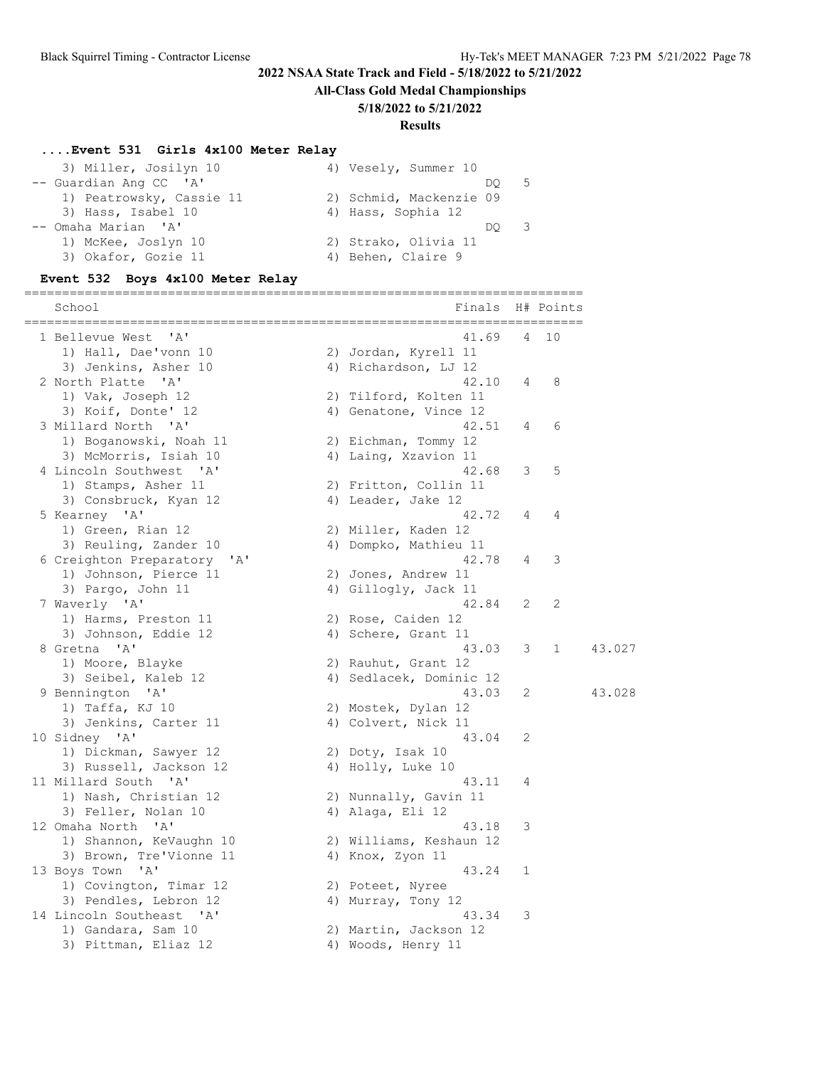## 2022 NSAA State Track and Field - 5/18/2022 to 5/21/2022

**All-Class Gold Medal Championships**

**5/18/2022 to 5/21/2022**

**Results**

### ....Event 531 Girls 4x100 Meter Relay

```
    3) Miller, Josilyn 10             4) Vesely, Summer 10
 -- Guardian Ang CC  'A'                                DQ   5
    1) Peatrowsky, Cassie 11          2) Schmid, Mackenzie 09
    3) Hass, Isabel 10                4) Hass, Sophia 12
 -- Omaha Marian  'A'                                   DQ   3
    1) McKee, Joslyn 10               2) Strako, Olivia 11
    3) Okafor, Gozie 11               4) Behen, Claire 9
```

### Event 532 Boys 4x100 Meter Relay

```
=========================================================================
    School                                            Finals  H# Points
=========================================================================
  1 Bellevue West  'A'                                  41.69   4  10
    1) Hall, Dae'vonn 10              2) Jordan, Kyrell 11
    3) Jenkins, Asher 10              4) Richardson, LJ 12
  2 North Platte  'A'                                   42.10   4   8
    1) Vak, Joseph 12                 2) Tilford, Kolten 11
    3) Koif, Donte' 12                4) Genatone, Vince 12
  3 Millard North  'A'                                  42.51   4   6
    1) Boganowski, Noah 11            2) Eichman, Tommy 12
    3) McMorris, Isiah 10             4) Laing, Xzavion 11
  4 Lincoln Southwest  'A'                              42.68   3   5
    1) Stamps, Asher 11               2) Fritton, Collin 11
    3) Consbruck, Kyan 12             4) Leader, Jake 12
  5 Kearney  'A'                                        42.72   4   4
    1) Green, Rian 12                 2) Miller, Kaden 12
    3) Reuling, Zander 10             4) Dompko, Mathieu 11
  6 Creighton Preparatory  'A'                          42.78   4   3
    1) Johnson, Pierce 11             2) Jones, Andrew 11
    3) Pargo, John 11                 4) Gillogly, Jack 11
  7 Waverly  'A'                                        42.84   2   2
    1) Harms, Preston 11              2) Rose, Caiden 12
    3) Johnson, Eddie 12              4) Schere, Grant 11
  8 Gretna  'A'                                         43.03   3   1    43.027
    1) Moore, Blayke                  2) Rauhut, Grant 12
    3) Seibel, Kaleb 12               4) Sedlacek, Dominic 12
  9 Bennington  'A'                                     43.03   2        43.028
    1) Taffa, KJ 10                   2) Mostek, Dylan 12
    3) Jenkins, Carter 11             4) Colvert, Nick 11
 10 Sidney  'A'                                         43.04   2
    1) Dickman, Sawyer 12             2) Doty, Isak 10
    3) Russell, Jackson 12            4) Holly, Luke 10
 11 Millard South  'A'                                  43.11   4
    1) Nash, Christian 12             2) Nunnally, Gavin 11
    3) Feller, Nolan 10               4) Alaga, Eli 12
 12 Omaha North  'A'                                    43.18   3
    1) Shannon, KeVaughn 10           2) Williams, Keshaun 12
    3) Brown, Tre'Vionne 11           4) Knox, Zyon 11
 13 Boys Town  'A'                                      43.24   1
    1) Covington, Timar 12            2) Poteet, Nyree
    3) Pendles, Lebron 12             4) Murray, Tony 12
 14 Lincoln Southeast  'A'                              43.34   3
    1) Gandara, Sam 10                2) Martin, Jackson 12
    3) Pittman, Eliaz 12              4) Woods, Henry 11
```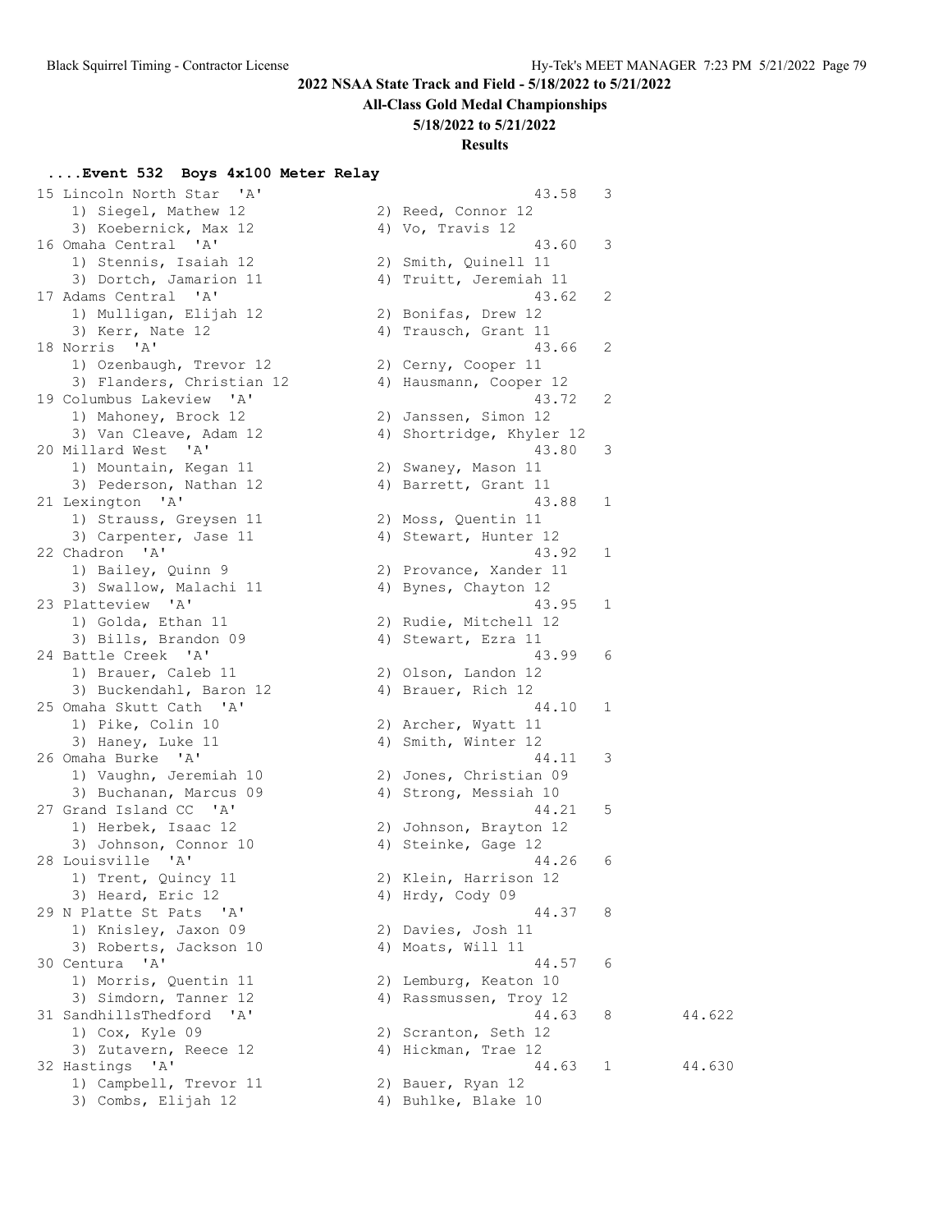## 2022 NSAA State Track and Field - 5/18/2022 to 5/21/2022

**All-Class Gold Medal Championships**

**5/18/2022 to 5/21/2022**

**Results**

### ....Event 532 Boys 4x100 Meter Relay

| Place | Team | Time | Heat | |
|---|---|---|---|---|
| 15 | Lincoln North Star 'A' | 43.58 | 3 | |
| | 1) Siegel, Mathew 12; 2) Reed, Connor 12; 3) Koebernick, Max 12; 4) Vo, Travis 12 | | | |
| 16 | Omaha Central 'A' | 43.60 | 3 | |
| | 1) Stennis, Isaiah 12; 2) Smith, Quinell 11; 3) Dortch, Jamarion 11; 4) Truitt, Jeremiah 11 | | | |
| 17 | Adams Central 'A' | 43.62 | 2 | |
| | 1) Mulligan, Elijah 12; 2) Bonifas, Drew 12; 3) Kerr, Nate 12; 4) Trausch, Grant 11 | | | |
| 18 | Norris 'A' | 43.66 | 2 | |
| | 1) Ozenbaugh, Trevor 12; 2) Cerny, Cooper 11; 3) Flanders, Christian 12; 4) Hausmann, Cooper 12 | | | |
| 19 | Columbus Lakeview 'A' | 43.72 | 2 | |
| | 1) Mahoney, Brock 12; 2) Janssen, Simon 12; 3) Van Cleave, Adam 12; 4) Shortridge, Khyler 12 | | | |
| 20 | Millard West 'A' | 43.80 | 3 | |
| | 1) Mountain, Kegan 11; 2) Swaney, Mason 11; 3) Pederson, Nathan 12; 4) Barrett, Grant 11 | | | |
| 21 | Lexington 'A' | 43.88 | 1 | |
| | 1) Strauss, Greysen 11; 2) Moss, Quentin 11; 3) Carpenter, Jase 11; 4) Stewart, Hunter 12 | | | |
| 22 | Chadron 'A' | 43.92 | 1 | |
| | 1) Bailey, Quinn 9; 2) Provance, Xander 11; 3) Swallow, Malachi 11; 4) Bynes, Chayton 12 | | | |
| 23 | Platteview 'A' | 43.95 | 1 | |
| | 1) Golda, Ethan 11; 2) Rudie, Mitchell 12; 3) Bills, Brandon 09; 4) Stewart, Ezra 11 | | | |
| 24 | Battle Creek 'A' | 43.99 | 6 | |
| | 1) Brauer, Caleb 11; 2) Olson, Landon 12; 3) Buckendahl, Baron 12; 4) Brauer, Rich 12 | | | |
| 25 | Omaha Skutt Cath 'A' | 44.10 | 1 | |
| | 1) Pike, Colin 10; 2) Archer, Wyatt 11; 3) Haney, Luke 11; 4) Smith, Winter 12 | | | |
| 26 | Omaha Burke 'A' | 44.11 | 3 | |
| | 1) Vaughn, Jeremiah 10; 2) Jones, Christian 09; 3) Buchanan, Marcus 09; 4) Strong, Messiah 10 | | | |
| 27 | Grand Island CC 'A' | 44.21 | 5 | |
| | 1) Herbek, Isaac 12; 2) Johnson, Brayton 12; 3) Johnson, Connor 10; 4) Steinke, Gage 12 | | | |
| 28 | Louisville 'A' | 44.26 | 6 | |
| | 1) Trent, Quincy 11; 2) Klein, Harrison 12; 3) Heard, Eric 12; 4) Hrdy, Cody 09 | | | |
| 29 | N Platte St Pats 'A' | 44.37 | 8 | |
| | 1) Knisley, Jaxon 09; 2) Davies, Josh 11; 3) Roberts, Jackson 10; 4) Moats, Will 11 | | | |
| 30 | Centura 'A' | 44.57 | 6 | |
| | 1) Morris, Quentin 11; 2) Lemburg, Keaton 10; 3) Simdorn, Tanner 12; 4) Rassmussen, Troy 12 | | | |
| 31 | SandhillsThedford 'A' | 44.63 | 8 | 44.622 |
| | 1) Cox, Kyle 09; 2) Scranton, Seth 12; 3) Zutavern, Reece 12; 4) Hickman, Trae 12 | | | |
| 32 | Hastings 'A' | 44.63 | 1 | 44.630 |
| | 1) Campbell, Trevor 11; 2) Bauer, Ryan 12; 3) Combs, Elijah 12; 4) Buhlke, Blake 10 | | | |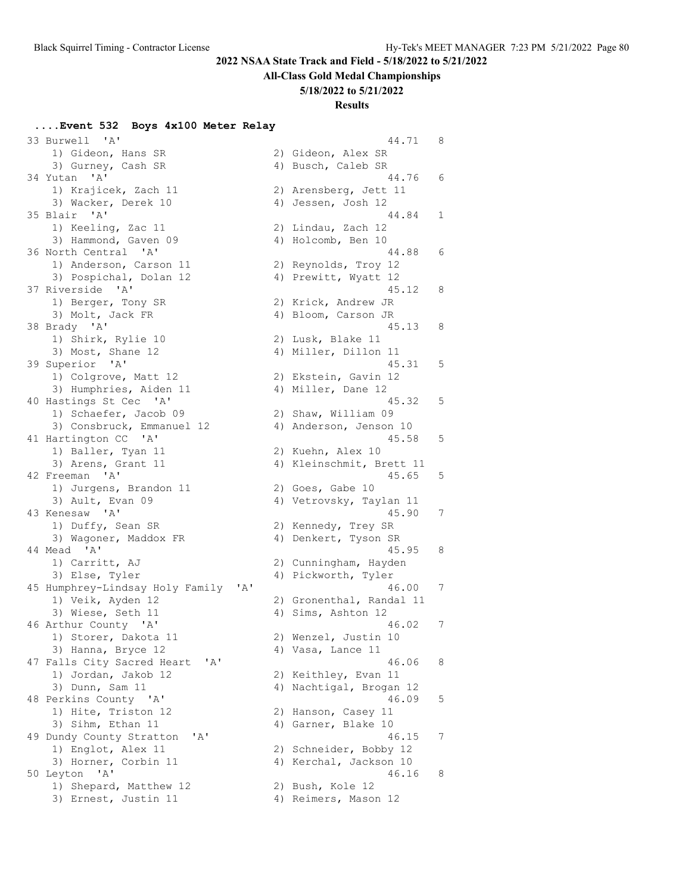## 2022 NSAA State Track and Field - 5/18/2022 to 5/21/2022

### All-Class Gold Medal Championships

### 5/18/2022 to 5/21/2022

### Results

#### ....Event 532 Boys 4x100 Meter Relay

```
33 Burwell  'A'                                        44.71   8
   1) Gideon, Hans SR                 2) Gideon, Alex SR
   3) Gurney, Cash SR                 4) Busch, Caleb SR
34 Yutan  'A'                                          44.76   6
   1) Krajicek, Zach 11               2) Arensberg, Jett 11
   3) Wacker, Derek 10                4) Jessen, Josh 12
35 Blair  'A'                                          44.84   1
   1) Keeling, Zac 11                 2) Lindau, Zach 12
   3) Hammond, Gaven 09               4) Holcomb, Ben 10
36 North Central  'A'                                  44.88   6
   1) Anderson, Carson 11             2) Reynolds, Troy 12
   3) Pospichal, Dolan 12             4) Prewitt, Wyatt 12
37 Riverside  'A'                                      45.12   8
   1) Berger, Tony SR                 2) Krick, Andrew JR
   3) Molt, Jack FR                   4) Bloom, Carson JR
38 Brady  'A'                                          45.13   8
   1) Shirk, Rylie 10                 2) Lusk, Blake 11
   3) Most, Shane 12                  4) Miller, Dillon 11
39 Superior  'A'                                       45.31   5
   1) Colgrove, Matt 12               2) Ekstein, Gavin 12
   3) Humphries, Aiden 11             4) Miller, Dane 12
40 Hastings St Cec  'A'                                45.32   5
   1) Schaefer, Jacob 09              2) Shaw, William 09
   3) Consbruck, Emmanuel 12          4) Anderson, Jenson 10
41 Hartington CC  'A'                                  45.58   5
   1) Baller, Tyan 11                 2) Kuehn, Alex 10
   3) Arens, Grant 11                 4) Kleinschmit, Brett 11
42 Freeman  'A'                                        45.65   5
   1) Jurgens, Brandon 11             2) Goes, Gabe 10
   3) Ault, Evan 09                   4) Vetrovsky, Taylan 11
43 Kenesaw  'A'                                        45.90   7
   1) Duffy, Sean SR                  2) Kennedy, Trey SR
   3) Wagoner, Maddox FR              4) Denkert, Tyson SR
44 Mead  'A'                                           45.95   8
   1) Carritt, AJ                     2) Cunningham, Hayden
   3) Else, Tyler                     4) Pickworth, Tyler
45 Humphrey-Lindsay Holy Family  'A'                   46.00   7
   1) Veik, Ayden 12                  2) Gronenthal, Randal 11
   3) Wiese, Seth 11                  4) Sims, Ashton 12
46 Arthur County  'A'                                  46.02   7
   1) Storer, Dakota 11               2) Wenzel, Justin 10
   3) Hanna, Bryce 12                 4) Vasa, Lance 11
47 Falls City Sacred Heart  'A'                        46.06   8
   1) Jordan, Jakob 12                2) Keithley, Evan 11
   3) Dunn, Sam 11                    4) Nachtigal, Brogan 12
48 Perkins County  'A'                                 46.09   5
   1) Hite, Triston 12                2) Hanson, Casey 11
   3) Sihm, Ethan 11                  4) Garner, Blake 10
49 Dundy County Stratton  'A'                          46.15   7
   1) Englot, Alex 11                 2) Schneider, Bobby 12
   3) Horner, Corbin 11               4) Kerchal, Jackson 10
50 Leyton  'A'                                         46.16   8
   1) Shepard, Matthew 12             2) Bush, Kole 12
   3) Ernest, Justin 11               4) Reimers, Mason 12
```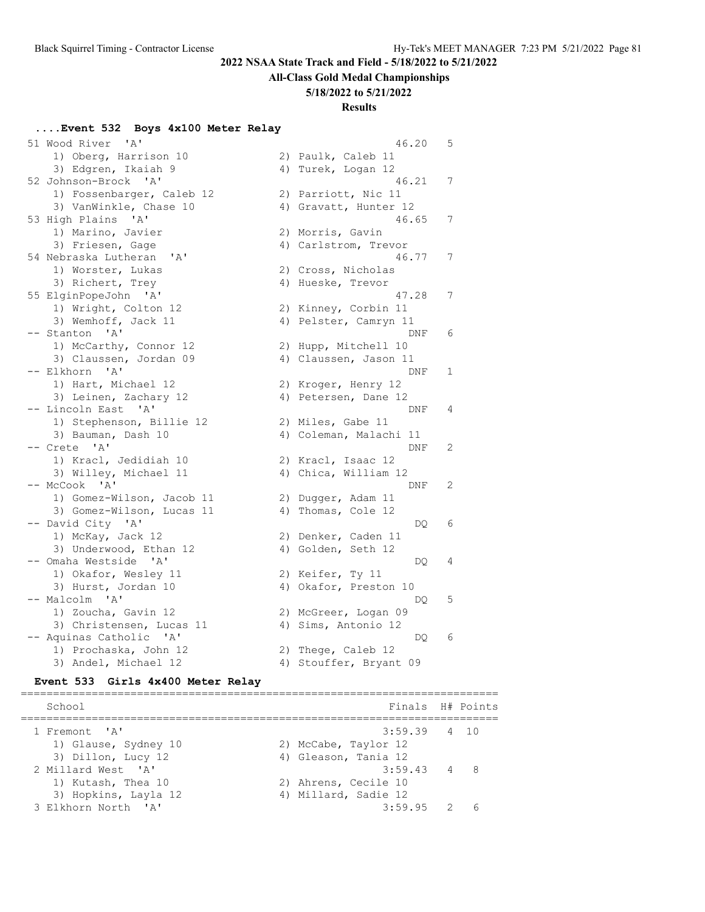## 2022 NSAA State Track and Field - 5/18/2022 to 5/21/2022

**All-Class Gold Medal Championships**

**5/18/2022 to 5/21/2022**

**Results**

### ....Event 532 Boys 4x100 Meter Relay

```
 51 Wood River  'A'                                      46.20   5
    1) Oberg, Harrison 10              2) Paulk, Caleb 11
    3) Edgren, Ikaiah 9                4) Turek, Logan 12
 52 Johnson-Brock  'A'                                   46.21   7
    1) Fossenbarger, Caleb 12          2) Parriott, Nic 11
    3) VanWinkle, Chase 10             4) Gravatt, Hunter 12
 53 High Plains  'A'                                     46.65   7
    1) Marino, Javier                  2) Morris, Gavin
    3) Friesen, Gage                   4) Carlstrom, Trevor
 54 Nebraska Lutheran  'A'                               46.77   7
    1) Worster, Lukas                  2) Cross, Nicholas
    3) Richert, Trey                   4) Hueske, Trevor
 55 ElginPopeJohn  'A'                                   47.28   7
    1) Wright, Colton 12               2) Kinney, Corbin 11
    3) Wemhoff, Jack 11                4) Pelster, Camryn 11
 -- Stanton  'A'                                           DNF   6
    1) McCarthy, Connor 12             2) Hupp, Mitchell 10
    3) Claussen, Jordan 09             4) Claussen, Jason 11
 -- Elkhorn  'A'                                           DNF   1
    1) Hart, Michael 12                2) Kroger, Henry 12
    3) Leinen, Zachary 12              4) Petersen, Dane 12
 -- Lincoln East  'A'                                      DNF   4
    1) Stephenson, Billie 12           2) Miles, Gabe 11
    3) Bauman, Dash 10                 4) Coleman, Malachi 11
 -- Crete  'A'                                             DNF   2
    1) Kracl, Jedidiah 10              2) Kracl, Isaac 12
    3) Willey, Michael 11              4) Chica, William 12
 -- McCook  'A'                                            DNF   2
    1) Gomez-Wilson, Jacob 11          2) Dugger, Adam 11
    3) Gomez-Wilson, Lucas 11          4) Thomas, Cole 12
 -- David City  'A'                                         DQ   6
    1) McKay, Jack 12                  2) Denker, Caden 11
    3) Underwood, Ethan 12             4) Golden, Seth 12
 -- Omaha Westside  'A'                                     DQ   4
    1) Okafor, Wesley 11               2) Keifer, Ty 11
    3) Hurst, Jordan 10                4) Okafor, Preston 10
 -- Malcolm  'A'                                            DQ   5
    1) Zoucha, Gavin 12                2) McGreer, Logan 09
    3) Christensen, Lucas 11           4) Sims, Antonio 12
 -- Aquinas Catholic  'A'                                   DQ   6
    1) Prochaska, John 12              2) Thege, Caleb 12
    3) Andel, Michael 12               4) Stouffer, Bryant 09
```

### Event 533 Girls 4x400 Meter Relay

```
=========================================================================
   School                                            Finals  H# Points
=========================================================================
  1 Fremont  'A'                                     3:59.39   4  10
     1) Glause, Sydney 10              2) McCabe, Taylor 12
     3) Dillon, Lucy 12                4) Gleason, Tania 12
  2 Millard West  'A'                                3:59.43   4   8
     1) Kutash, Thea 10                2) Ahrens, Cecile 10
     3) Hopkins, Layla 12              4) Millard, Sadie 12
  3 Elkhorn North  'A'                               3:59.95   2   6
```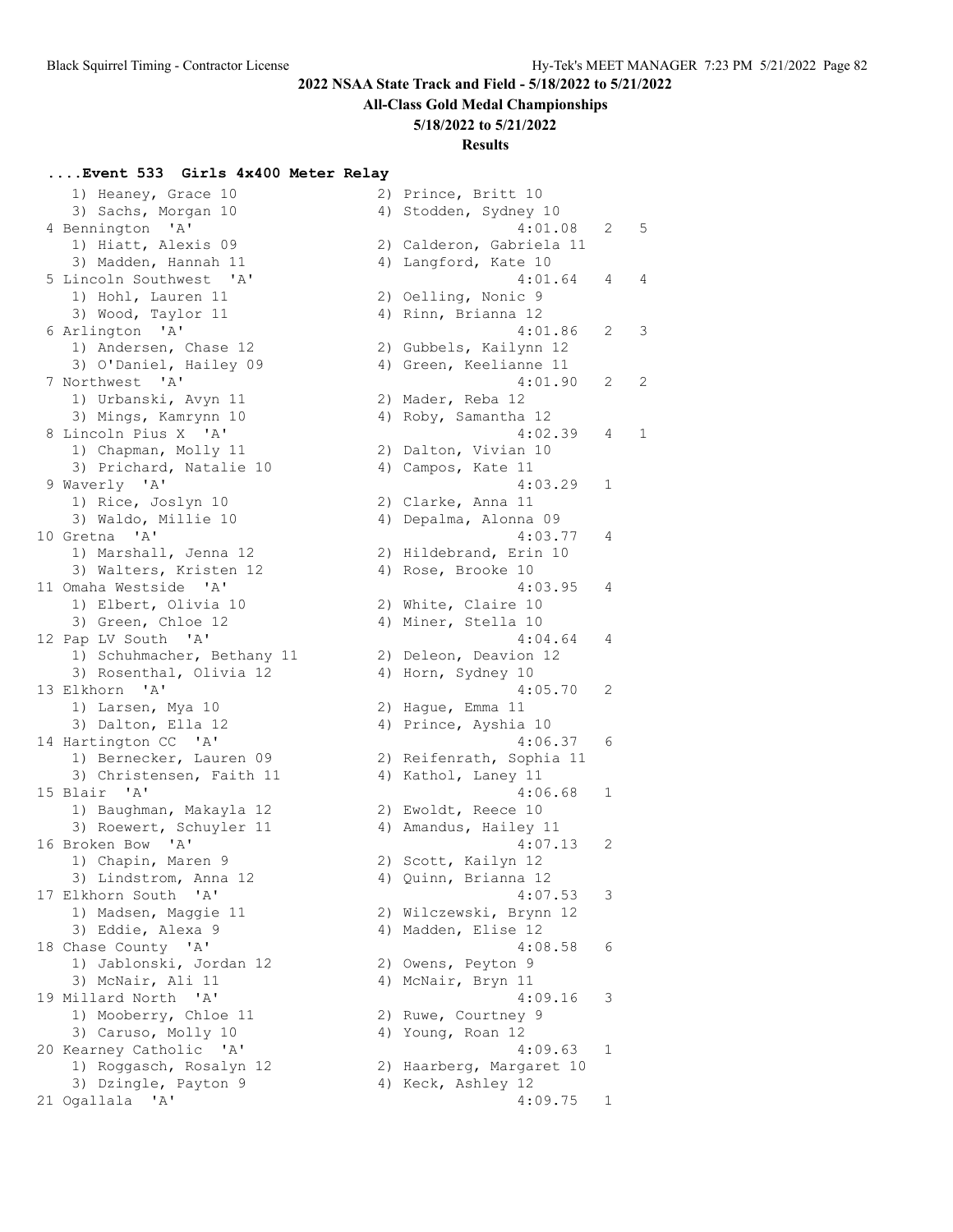## 2022 NSAA State Track and Field - 5/18/2022 to 5/21/2022

### All-Class Gold Medal Championships

### 5/18/2022 to 5/21/2022

### Results

#### ....Event 533 Girls 4x400 Meter Relay

```
   1) Heaney, Grace 10                2) Prince, Britt 10
   3) Sachs, Morgan 10                4) Stodden, Sydney 10
 4 Bennington  'A'                                4:01.08   2   5
   1) Hiatt, Alexis 09                2) Calderon, Gabriela 11
   3) Madden, Hannah 11               4) Langford, Kate 10
 5 Lincoln Southwest  'A'                         4:01.64   4   4
   1) Hohl, Lauren 11                 2) Oelling, Nonic 9
   3) Wood, Taylor 11                 4) Rinn, Brianna 12
 6 Arlington  'A'                                 4:01.86   2   3
   1) Andersen, Chase 12              2) Gubbels, Kailynn 12
   3) O'Daniel, Hailey 09             4) Green, Keelianne 11
 7 Northwest  'A'                                 4:01.90   2   2
   1) Urbanski, Avyn 11               2) Mader, Reba 12
   3) Mings, Kamrynn 10               4) Roby, Samantha 12
 8 Lincoln Pius X  'A'                            4:02.39   4   1
   1) Chapman, Molly 11               2) Dalton, Vivian 10
   3) Prichard, Natalie 10            4) Campos, Kate 11
 9 Waverly  'A'                                   4:03.29   1
   1) Rice, Joslyn 10                 2) Clarke, Anna 11
   3) Waldo, Millie 10                4) Depalma, Alonna 09
10 Gretna  'A'                                    4:03.77   4
   1) Marshall, Jenna 12              2) Hildebrand, Erin 10
   3) Walters, Kristen 12             4) Rose, Brooke 10
11 Omaha Westside  'A'                            4:03.95   4
   1) Elbert, Olivia 10               2) White, Claire 10
   3) Green, Chloe 12                 4) Miner, Stella 10
12 Pap LV South  'A'                              4:04.64   4
   1) Schuhmacher, Bethany 11         2) Deleon, Deavion 12
   3) Rosenthal, Olivia 12            4) Horn, Sydney 10
13 Elkhorn  'A'                                   4:05.70   2
   1) Larsen, Mya 10                  2) Hague, Emma 11
   3) Dalton, Ella 12                 4) Prince, Ayshia 10
14 Hartington CC  'A'                             4:06.37   6
   1) Bernecker, Lauren 09            2) Reifenrath, Sophia 11
   3) Christensen, Faith 11           4) Kathol, Laney 11
15 Blair  'A'                                     4:06.68   1
   1) Baughman, Makayla 12            2) Ewoldt, Reece 10
   3) Roewert, Schuyler 11            4) Amandus, Hailey 11
16 Broken Bow  'A'                                4:07.13   2
   1) Chapin, Maren 9                 2) Scott, Kailyn 12
   3) Lindstrom, Anna 12              4) Quinn, Brianna 12
17 Elkhorn South  'A'                             4:07.53   3
   1) Madsen, Maggie 11               2) Wilczewski, Brynn 12
   3) Eddie, Alexa 9                  4) Madden, Elise 12
18 Chase County  'A'                              4:08.58   6
   1) Jablonski, Jordan 12            2) Owens, Peyton 9
   3) McNair, Ali 11                  4) McNair, Bryn 11
19 Millard North  'A'                             4:09.16   3
   1) Mooberry, Chloe 11              2) Ruwe, Courtney 9
   3) Caruso, Molly 10                4) Young, Roan 12
20 Kearney Catholic  'A'                          4:09.63   1
   1) Roggasch, Rosalyn 12            2) Haarberg, Margaret 10
   3) Dzingle, Payton 9               4) Keck, Ashley 12
21 Ogallala  'A'                                  4:09.75   1
```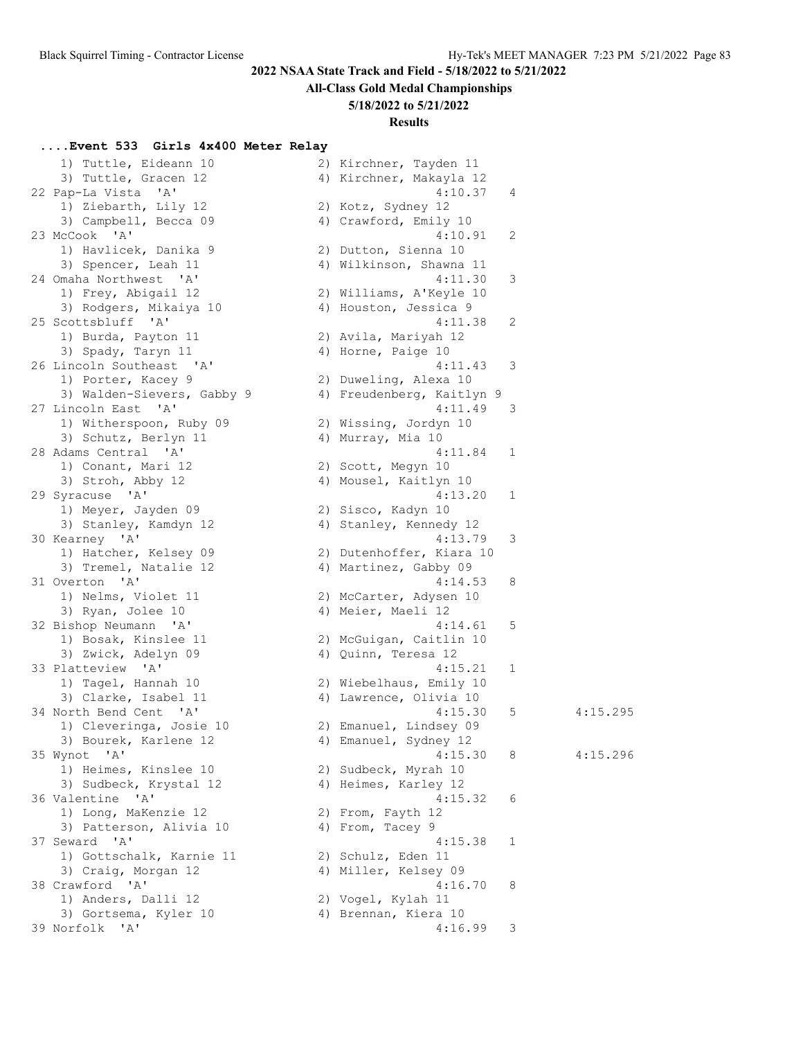## 2022 NSAA State Track and Field - 5/18/2022 to 5/21/2022

**All-Class Gold Medal Championships**

**5/18/2022 to 5/21/2022**

**Results**

### ....Event 533 Girls 4x400 Meter Relay

```
    1) Tuttle, Eideann 10             2) Kirchner, Tayden 11
    3) Tuttle, Gracen 12              4) Kirchner, Makayla 12
22 Pap-La Vista  'A'                           4:10.37   4
    1) Ziebarth, Lily 12              2) Kotz, Sydney 12
    3) Campbell, Becca 09             4) Crawford, Emily 10
23 McCook  'A'                                 4:10.91   2
    1) Havlicek, Danika 9             2) Dutton, Sienna 10
    3) Spencer, Leah 11               4) Wilkinson, Shawna 11
24 Omaha Northwest  'A'                        4:11.30   3
    1) Frey, Abigail 12               2) Williams, A'Keyle 10
    3) Rodgers, Mikaiya 10            4) Houston, Jessica 9
25 Scottsbluff  'A'                            4:11.38   2
    1) Burda, Payton 11               2) Avila, Mariyah 12
    3) Spady, Taryn 11                4) Horne, Paige 10
26 Lincoln Southeast  'A'                      4:11.43   3
    1) Porter, Kacey 9                2) Duweling, Alexa 10
    3) Walden-Sievers, Gabby 9        4) Freudenberg, Kaitlyn 9
27 Lincoln East  'A'                           4:11.49   3
    1) Witherspoon, Ruby 09           2) Wissing, Jordyn 10
    3) Schutz, Berlyn 11              4) Murray, Mia 10
28 Adams Central  'A'                          4:11.84   1
    1) Conant, Mari 12                2) Scott, Megyn 10
    3) Stroh, Abby 12                 4) Mousel, Kaitlyn 10
29 Syracuse  'A'                               4:13.20   1
    1) Meyer, Jayden 09               2) Sisco, Kadyn 10
    3) Stanley, Kamdyn 12             4) Stanley, Kennedy 12
30 Kearney  'A'                                4:13.79   3
    1) Hatcher, Kelsey 09             2) Dutenhoffer, Kiara 10
    3) Tremel, Natalie 12             4) Martinez, Gabby 09
31 Overton  'A'                                4:14.53   8
    1) Nelms, Violet 11               2) McCarter, Adysen 10
    3) Ryan, Jolee 10                 4) Meier, Maeli 12
32 Bishop Neumann  'A'                         4:14.61   5
    1) Bosak, Kinslee 11              2) McGuigan, Caitlin 10
    3) Zwick, Adelyn 09               4) Quinn, Teresa 12
33 Platteview  'A'                             4:15.21   1
    1) Tagel, Hannah 10               2) Wiebelhaus, Emily 10
    3) Clarke, Isabel 11              4) Lawrence, Olivia 10
34 North Bend Cent  'A'                        4:15.30   5        4:15.295
    1) Cleveringa, Josie 10           2) Emanuel, Lindsey 09
    3) Bourek, Karlene 12             4) Emanuel, Sydney 12
35 Wynot  'A'                                  4:15.30   8        4:15.296
    1) Heimes, Kinslee 10             2) Sudbeck, Myrah 10
    3) Sudbeck, Krystal 12            4) Heimes, Karley 12
36 Valentine  'A'                              4:15.32   6
    1) Long, MaKenzie 12              2) From, Fayth 12
    3) Patterson, Alivia 10           4) From, Tacey 9
37 Seward  'A'                                 4:15.38   1
    1) Gottschalk, Karnie 11          2) Schulz, Eden 11
    3) Craig, Morgan 12               4) Miller, Kelsey 09
38 Crawford  'A'                               4:16.70   8
    1) Anders, Dalli 12               2) Vogel, Kylah 11
    3) Gortsema, Kyler 10             4) Brennan, Kiera 10
39 Norfolk  'A'                                4:16.99   3
```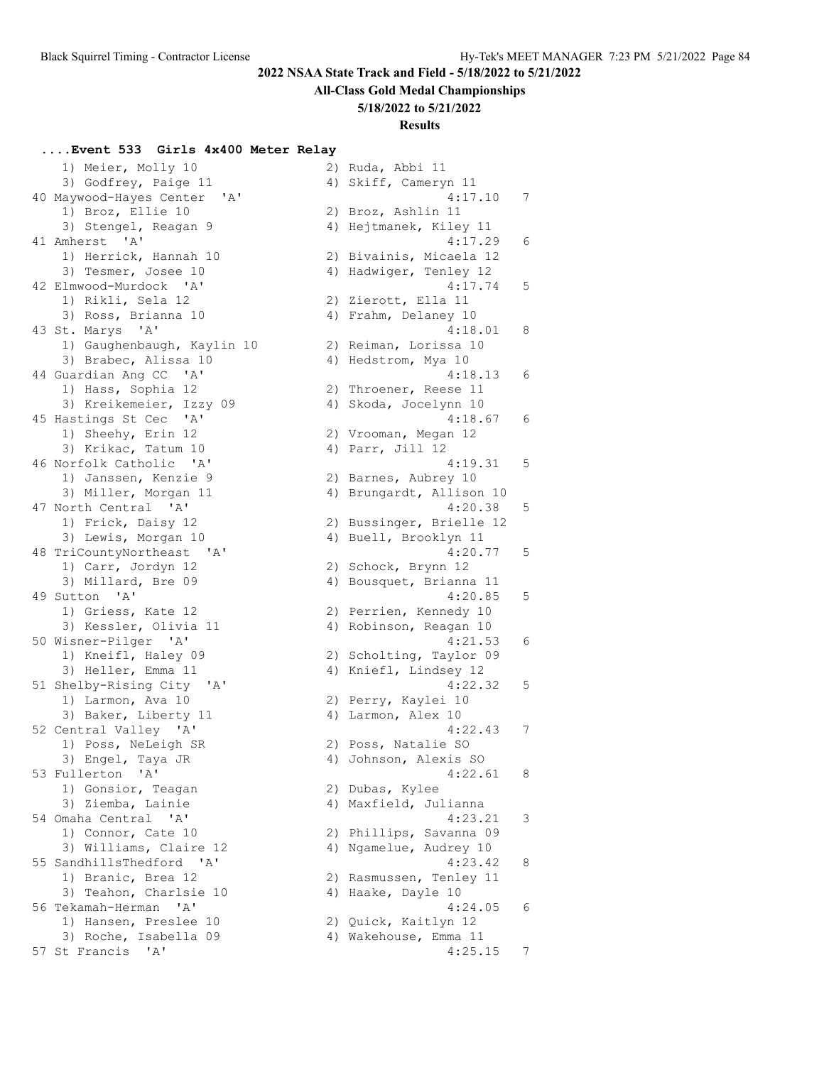## 2022 NSAA State Track and Field - 5/18/2022 to 5/21/2022

**All-Class Gold Medal Championships**

**5/18/2022 to 5/21/2022**

**Results**

### ....Event 533 Girls 4x400 Meter Relay

```
    1) Meier, Molly 10                2) Ruda, Abbi 11
    3) Godfrey, Paige 11              4) Skiff, Cameryn 11
40 Maywood-Hayes Center  'A'                  4:17.10   7
    1) Broz, Ellie 10                 2) Broz, Ashlin 11
    3) Stengel, Reagan 9              4) Hejtmanek, Kiley 11
41 Amherst  'A'                               4:17.29   6
    1) Herrick, Hannah 10             2) Bivainis, Micaela 12
    3) Tesmer, Josee 10               4) Hadwiger, Tenley 12
42 Elmwood-Murdock  'A'                       4:17.74   5
    1) Rikli, Sela 12                 2) Zierott, Ella 11
    3) Ross, Brianna 10               4) Frahm, Delaney 10
43 St. Marys  'A'                             4:18.01   8
    1) Gaughenbaugh, Kaylin 10        2) Reiman, Lorissa 10
    3) Brabec, Alissa 10              4) Hedstrom, Mya 10
44 Guardian Ang CC  'A'                       4:18.13   6
    1) Hass, Sophia 12                2) Throener, Reese 11
    3) Kreikemeier, Izzy 09           4) Skoda, Jocelynn 10
45 Hastings St Cec  'A'                       4:18.67   6
    1) Sheehy, Erin 12                2) Vrooman, Megan 12
    3) Krikac, Tatum 10               4) Parr, Jill 12
46 Norfolk Catholic  'A'                      4:19.31   5
    1) Janssen, Kenzie 9              2) Barnes, Aubrey 10
    3) Miller, Morgan 11              4) Brungardt, Allison 10
47 North Central  'A'                         4:20.38   5
    1) Frick, Daisy 12                2) Bussinger, Brielle 12
    3) Lewis, Morgan 10               4) Buell, Brooklyn 11
48 TriCountyNortheast  'A'                    4:20.77   5
    1) Carr, Jordyn 12                2) Schock, Brynn 12
    3) Millard, Bre 09                4) Bousquet, Brianna 11
49 Sutton  'A'                                4:20.85   5
    1) Griess, Kate 12                2) Perrien, Kennedy 10
    3) Kessler, Olivia 11             4) Robinson, Reagan 10
50 Wisner-Pilger  'A'                         4:21.53   6
    1) Kneifl, Haley 09               2) Scholting, Taylor 09
    3) Heller, Emma 11                4) Kniefl, Lindsey 12
51 Shelby-Rising City  'A'                    4:22.32   5
    1) Larmon, Ava 10                 2) Perry, Kaylei 10
    3) Baker, Liberty 11              4) Larmon, Alex 10
52 Central Valley  'A'                        4:22.43   7
    1) Poss, NeLeigh SR               2) Poss, Natalie SO
    3) Engel, Taya JR                 4) Johnson, Alexis SO
53 Fullerton  'A'                             4:22.61   8
    1) Gonsior, Teagan                2) Dubas, Kylee
    3) Ziemba, Lainie                 4) Maxfield, Julianna
54 Omaha Central  'A'                         4:23.21   3
    1) Connor, Cate 10                2) Phillips, Savanna 09
    3) Williams, Claire 12            4) Ngamelue, Audrey 10
55 SandhillsThedford  'A'                     4:23.42   8
    1) Branic, Brea 12                2) Rasmussen, Tenley 11
    3) Teahon, Charlsie 10            4) Haake, Dayle 10
56 Tekamah-Herman  'A'                        4:24.05   6
    1) Hansen, Preslee 10             2) Quick, Kaitlyn 12
    3) Roche, Isabella 09             4) Wakehouse, Emma 11
57 St Francis  'A'                            4:25.15   7
```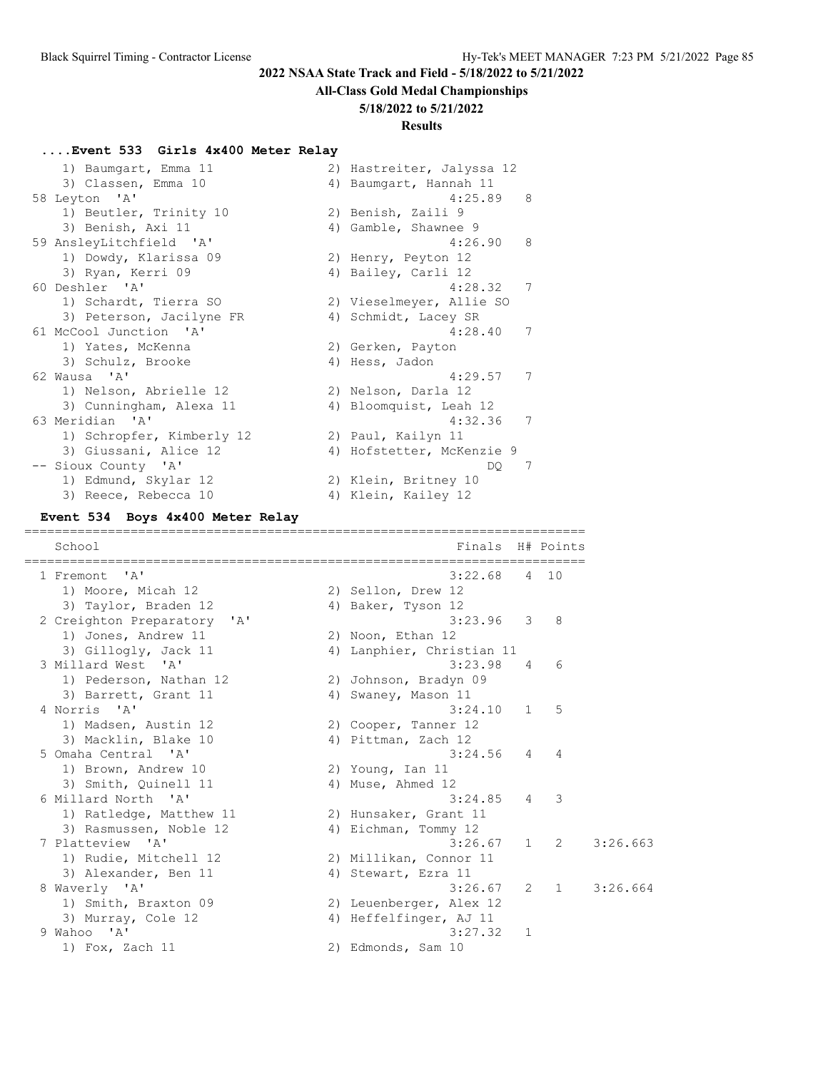2022 NSAA State Track and Field - 5/18/2022 to 5/21/2022

All-Class Gold Medal Championships

5/18/2022 to 5/21/2022

Results

### ....Event 533 Girls 4x400 Meter Relay

| Place | School | Finals | H# | Points |
|---|---|---|---|---|
| | 1) Baumgart, Emma 11; 2) Hastreiter, Jalyssa 12; 3) Classen, Emma 10; 4) Baumgart, Hannah 11 | | | |
| 58 | Leyton 'A' | 4:25.89 | 8 | |
| | 1) Beutler, Trinity 10; 2) Benish, Zaili 9; 3) Benish, Axi 11; 4) Gamble, Shawnee 9 | | | |
| 59 | AnsleyLitchfield 'A' | 4:26.90 | 8 | |
| | 1) Dowdy, Klarissa 09; 2) Henry, Peyton 12; 3) Ryan, Kerri 09; 4) Bailey, Carli 12 | | | |
| 60 | Deshler 'A' | 4:28.32 | 7 | |
| | 1) Schardt, Tierra SO; 2) Vieselmeyer, Allie SO; 3) Peterson, Jacilyne FR; 4) Schmidt, Lacey SR | | | |
| 61 | McCool Junction 'A' | 4:28.40 | 7 | |
| | 1) Yates, McKenna; 2) Gerken, Payton; 3) Schulz, Brooke; 4) Hess, Jadon | | | |
| 62 | Wausa 'A' | 4:29.57 | 7 | |
| | 1) Nelson, Abrielle 12; 2) Nelson, Darla 12; 3) Cunningham, Alexa 11; 4) Bloomquist, Leah 12 | | | |
| 63 | Meridian 'A' | 4:32.36 | 7 | |
| | 1) Schropfer, Kimberly 12; 2) Paul, Kailyn 11; 3) Giussani, Alice 12; 4) Hofstetter, McKenzie 9 | | | |
| -- | Sioux County 'A' | DQ | 7 | |
| | 1) Edmund, Skylar 12; 2) Klein, Britney 10; 3) Reece, Rebecca 10; 4) Klein, Kailey 12 | | | |

### Event 534 Boys 4x400 Meter Relay

| Place | School | Finals | H# | Points | |
|---|---|---|---|---|---|
| 1 | Fremont 'A' | 3:22.68 | 4 | 10 | |
| | 1) Moore, Micah 12; 2) Sellon, Drew 12; 3) Taylor, Braden 12; 4) Baker, Tyson 12 | | | | |
| 2 | Creighton Preparatory 'A' | 3:23.96 | 3 | 8 | |
| | 1) Jones, Andrew 11; 2) Noon, Ethan 12; 3) Gillogly, Jack 11; 4) Lanphier, Christian 11 | | | | |
| 3 | Millard West 'A' | 3:23.98 | 4 | 6 | |
| | 1) Pederson, Nathan 12; 2) Johnson, Bradyn 09; 3) Barrett, Grant 11; 4) Swaney, Mason 11 | | | | |
| 4 | Norris 'A' | 3:24.10 | 1 | 5 | |
| | 1) Madsen, Austin 12; 2) Cooper, Tanner 12; 3) Macklin, Blake 10; 4) Pittman, Zach 12 | | | | |
| 5 | Omaha Central 'A' | 3:24.56 | 4 | 4 | |
| | 1) Brown, Andrew 10; 2) Young, Ian 11; 3) Smith, Quinell 11; 4) Muse, Ahmed 12 | | | | |
| 6 | Millard North 'A' | 3:24.85 | 4 | 3 | |
| | 1) Ratledge, Matthew 11; 2) Hunsaker, Grant 11; 3) Rasmussen, Noble 12; 4) Eichman, Tommy 12 | | | | |
| 7 | Platteview 'A' | 3:26.67 | 1 | 2 | 3:26.663 |
| | 1) Rudie, Mitchell 12; 2) Millikan, Connor 11; 3) Alexander, Ben 11; 4) Stewart, Ezra 11 | | | | |
| 8 | Waverly 'A' | 3:26.67 | 2 | 1 | 3:26.664 |
| | 1) Smith, Braxton 09; 2) Leuenberger, Alex 12; 3) Murray, Cole 12; 4) Heffelfinger, AJ 11 | | | | |
| 9 | Wahoo 'A' | 3:27.32 | 1 | | |
| | 1) Fox, Zach 11; 2) Edmonds, Sam 10 | | | | |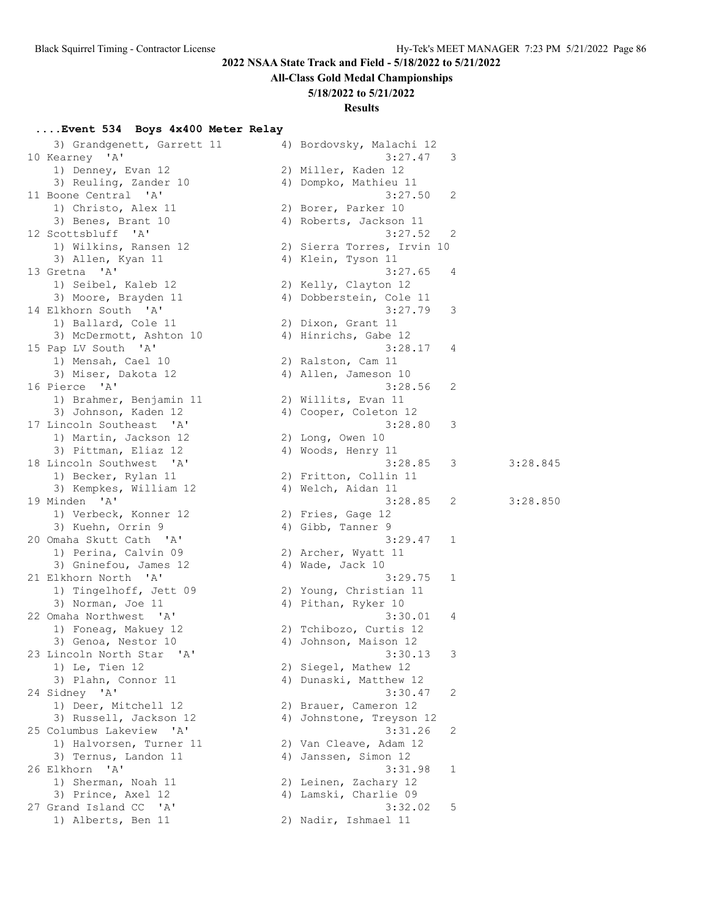**2022 NSAA State Track and Field - 5/18/2022 to 5/21/2022**

**All-Class Gold Medal Championships**

**5/18/2022 to 5/21/2022**

**Results**

### ....Event 534 Boys 4x400 Meter Relay

```
   3) Grandgenett, Garrett 11         4) Bordovsky, Malachi 12
10 Kearney  'A'                               3:27.47   3
   1) Denney, Evan 12                 2) Miller, Kaden 12
   3) Reuling, Zander 10              4) Dompko, Mathieu 11
11 Boone Central  'A'                         3:27.50   2
   1) Christo, Alex 11                2) Borer, Parker 10
   3) Benes, Brant 10                 4) Roberts, Jackson 11
12 Scottsbluff  'A'                           3:27.52   2
   1) Wilkins, Ransen 12              2) Sierra Torres, Irvin 10
   3) Allen, Kyan 11                  4) Klein, Tyson 11
13 Gretna  'A'                                3:27.65   4
   1) Seibel, Kaleb 12                2) Kelly, Clayton 12
   3) Moore, Brayden 11               4) Dobberstein, Cole 11
14 Elkhorn South  'A'                         3:27.79   3
   1) Ballard, Cole 11                2) Dixon, Grant 11
   3) McDermott, Ashton 10            4) Hinrichs, Gabe 12
15 Pap LV South  'A'                          3:28.17   4
   1) Mensah, Cael 10                 2) Ralston, Cam 11
   3) Miser, Dakota 12                4) Allen, Jameson 10
16 Pierce  'A'                                3:28.56   2
   1) Brahmer, Benjamin 11            2) Willits, Evan 11
   3) Johnson, Kaden 12               4) Cooper, Coleton 12
17 Lincoln Southeast  'A'                     3:28.80   3
   1) Martin, Jackson 12              2) Long, Owen 10
   3) Pittman, Eliaz 12               4) Woods, Henry 11
18 Lincoln Southwest  'A'                     3:28.85   3        3:28.845
   1) Becker, Rylan 11                2) Fritton, Collin 11
   3) Kempkes, William 12             4) Welch, Aidan 11
19 Minden  'A'                                3:28.85   2        3:28.850
   1) Verbeck, Konner 12              2) Fries, Gage 12
   3) Kuehn, Orrin 9                  4) Gibb, Tanner 9
20 Omaha Skutt Cath  'A'                      3:29.47   1
   1) Perina, Calvin 09               2) Archer, Wyatt 11
   3) Gninefou, James 12              4) Wade, Jack 10
21 Elkhorn North  'A'                         3:29.75   1
   1) Tingelhoff, Jett 09             2) Young, Christian 11
   3) Norman, Joe 11                  4) Pithan, Ryker 10
22 Omaha Northwest  'A'                       3:30.01   4
   1) Foneag, Makuey 12               2) Tchibozo, Curtis 12
   3) Genoa, Nestor 10                4) Johnson, Maison 12
23 Lincoln North Star  'A'                    3:30.13   3
   1) Le, Tien 12                     2) Siegel, Mathew 12
   3) Plahn, Connor 11                4) Dunaski, Matthew 12
24 Sidney  'A'                                3:30.47   2
   1) Deer, Mitchell 12               2) Brauer, Cameron 12
   3) Russell, Jackson 12             4) Johnstone, Treyson 12
25 Columbus Lakeview  'A'                     3:31.26   2
   1) Halvorsen, Turner 11            2) Van Cleave, Adam 12
   3) Ternus, Landon 11               4) Janssen, Simon 12
26 Elkhorn  'A'                               3:31.98   1
   1) Sherman, Noah 11                2) Leinen, Zachary 12
   3) Prince, Axel 12                 4) Lamski, Charlie 09
27 Grand Island CC  'A'                       3:32.02   5
   1) Alberts, Ben 11                 2) Nadir, Ishmael 11
```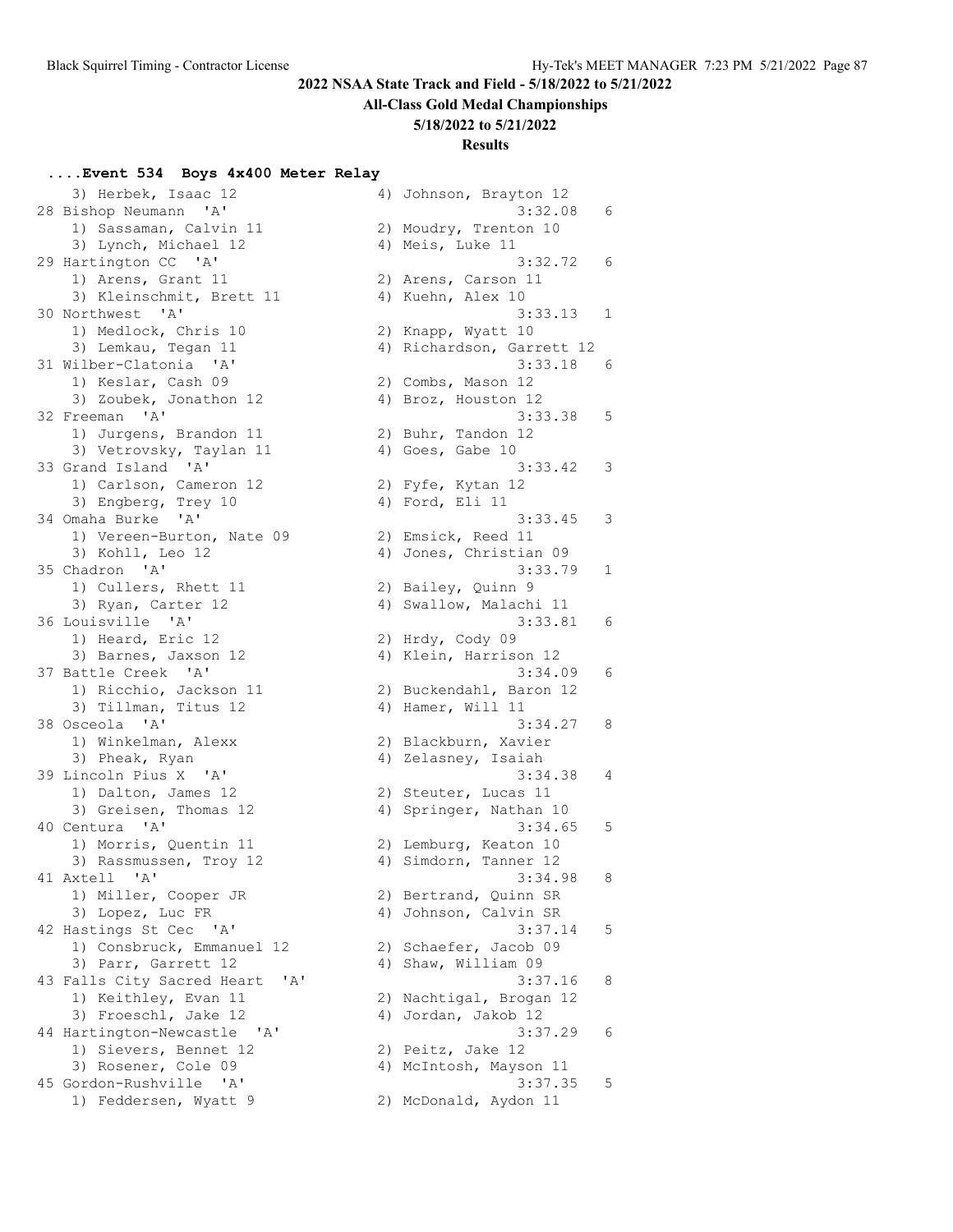## 2022 NSAA State Track and Field - 5/18/2022 to 5/21/2022

### All-Class Gold Medal Championships

### 5/18/2022 to 5/21/2022

### Results

#### ....Event 534 Boys 4x400 Meter Relay

```
    3) Herbek, Isaac 12                 4) Johnson, Brayton 12
28 Bishop Neumann  'A'                            3:32.08   6
    1) Sassaman, Calvin 11              2) Moudry, Trenton 10
    3) Lynch, Michael 12                4) Meis, Luke 11
29 Hartington CC  'A'                             3:32.72   6
    1) Arens, Grant 11                  2) Arens, Carson 11
    3) Kleinschmit, Brett 11            4) Kuehn, Alex 10
30 Northwest  'A'                                 3:33.13   1
    1) Medlock, Chris 10                2) Knapp, Wyatt 10
    3) Lemkau, Tegan 11                 4) Richardson, Garrett 12
31 Wilber-Clatonia  'A'                           3:33.18   6
    1) Keslar, Cash 09                  2) Combs, Mason 12
    3) Zoubek, Jonathon 12              4) Broz, Houston 12
32 Freeman  'A'                                   3:33.38   5
    1) Jurgens, Brandon 11              2) Buhr, Tandon 12
    3) Vetrovsky, Taylan 11             4) Goes, Gabe 10
33 Grand Island  'A'                              3:33.42   3
    1) Carlson, Cameron 12              2) Fyfe, Kytan 12
    3) Engberg, Trey 10                 4) Ford, Eli 11
34 Omaha Burke  'A'                               3:33.45   3
    1) Vereen-Burton, Nate 09           2) Emsick, Reed 11
    3) Kohll, Leo 12                    4) Jones, Christian 09
35 Chadron  'A'                                   3:33.79   1
    1) Cullers, Rhett 11                2) Bailey, Quinn 9
    3) Ryan, Carter 12                  4) Swallow, Malachi 11
36 Louisville  'A'                                3:33.81   6
    1) Heard, Eric 12                   2) Hrdy, Cody 09
    3) Barnes, Jaxson 12                4) Klein, Harrison 12
37 Battle Creek  'A'                              3:34.09   6
    1) Ricchio, Jackson 11              2) Buckendahl, Baron 12
    3) Tillman, Titus 12                4) Hamer, Will 11
38 Osceola  'A'                                   3:34.27   8
    1) Winkelman, Alexx                 2) Blackburn, Xavier
    3) Pheak, Ryan                      4) Zelasney, Isaiah
39 Lincoln Pius X  'A'                            3:34.38   4
    1) Dalton, James 12                 2) Steuter, Lucas 11
    3) Greisen, Thomas 12               4) Springer, Nathan 10
40 Centura  'A'                                   3:34.65   5
    1) Morris, Quentin 11               2) Lemburg, Keaton 10
    3) Rassmussen, Troy 12              4) Simdorn, Tanner 12
41 Axtell  'A'                                    3:34.98   8
    1) Miller, Cooper JR                2) Bertrand, Quinn SR
    3) Lopez, Luc FR                    4) Johnson, Calvin SR
42 Hastings St Cec  'A'                           3:37.14   5
    1) Consbruck, Emmanuel 12           2) Schaefer, Jacob 09
    3) Parr, Garrett 12                 4) Shaw, William 09
43 Falls City Sacred Heart  'A'                   3:37.16   8
    1) Keithley, Evan 11                2) Nachtigal, Brogan 12
    3) Froeschl, Jake 12                4) Jordan, Jakob 12
44 Hartington-Newcastle  'A'                      3:37.29   6
    1) Sievers, Bennet 12               2) Peitz, Jake 12
    3) Rosener, Cole 09                 4) McIntosh, Mayson 11
45 Gordon-Rushville  'A'                          3:37.35   5
    1) Feddersen, Wyatt 9               2) McDonald, Aydon 11
```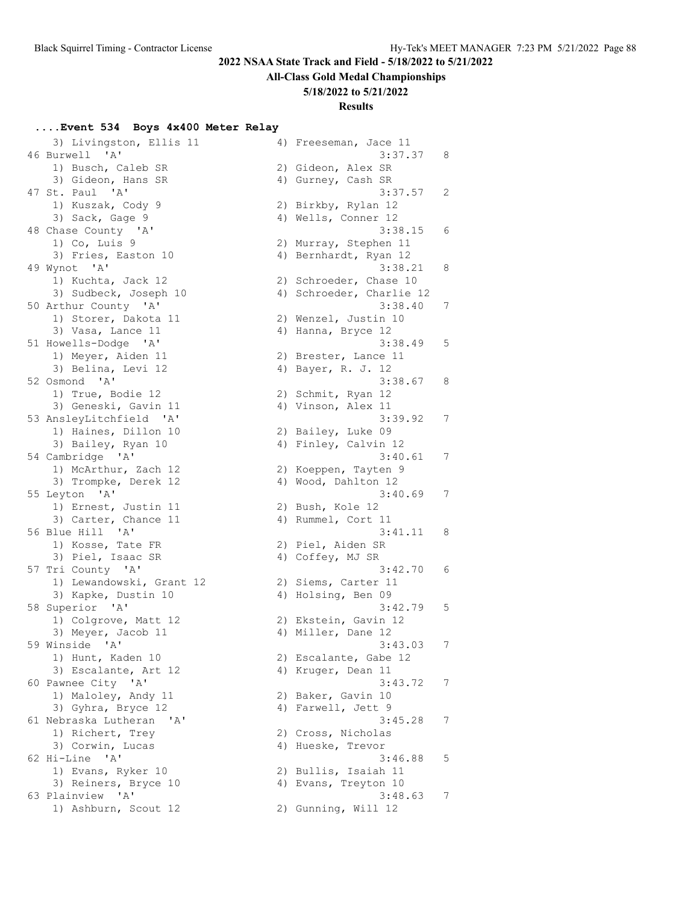## 2022 NSAA State Track and Field - 5/18/2022 to 5/21/2022

### All-Class Gold Medal Championships

### 5/18/2022 to 5/21/2022

### Results

#### ....Event 534 Boys 4x400 Meter Relay

```
    3) Livingston, Ellis 11            4) Freeseman, Jace 11
 46 Burwell  'A'                                   3:37.37   8
    1) Busch, Caleb SR                 2) Gideon, Alex SR
    3) Gideon, Hans SR                 4) Gurney, Cash SR
 47 St. Paul  'A'                                  3:37.57   2
    1) Kuszak, Cody 9                  2) Birkby, Rylan 12
    3) Sack, Gage 9                    4) Wells, Conner 12
 48 Chase County  'A'                              3:38.15   6
    1) Co, Luis 9                      2) Murray, Stephen 11
    3) Fries, Easton 10                4) Bernhardt, Ryan 12
 49 Wynot  'A'                                     3:38.21   8
    1) Kuchta, Jack 12                 2) Schroeder, Chase 10
    3) Sudbeck, Joseph 10              4) Schroeder, Charlie 12
 50 Arthur County  'A'                             3:38.40   7
    1) Storer, Dakota 11               2) Wenzel, Justin 10
    3) Vasa, Lance 11                  4) Hanna, Bryce 12
 51 Howells-Dodge  'A'                             3:38.49   5
    1) Meyer, Aiden 11                 2) Brester, Lance 11
    3) Belina, Levi 12                 4) Bayer, R. J. 12
 52 Osmond  'A'                                    3:38.67   8
    1) True, Bodie 12                  2) Schmit, Ryan 12
    3) Geneski, Gavin 11               4) Vinson, Alex 11
 53 AnsleyLitchfield  'A'                          3:39.92   7
    1) Haines, Dillon 10               2) Bailey, Luke 09
    3) Bailey, Ryan 10                 4) Finley, Calvin 12
 54 Cambridge  'A'                                 3:40.61   7
    1) McArthur, Zach 12               2) Koeppen, Tayten 9
    3) Trompke, Derek 12               4) Wood, Dahlton 12
 55 Leyton  'A'                                    3:40.69   7
    1) Ernest, Justin 11               2) Bush, Kole 12
    3) Carter, Chance 11               4) Rummel, Cort 11
 56 Blue Hill  'A'                                 3:41.11   8
    1) Kosse, Tate FR                  2) Piel, Aiden SR
    3) Piel, Isaac SR                  4) Coffey, MJ SR
 57 Tri County  'A'                                3:42.70   6
    1) Lewandowski, Grant 12           2) Siems, Carter 11
    3) Kapke, Dustin 10                4) Holsing, Ben 09
 58 Superior  'A'                                  3:42.79   5
    1) Colgrove, Matt 12               2) Ekstein, Gavin 12
    3) Meyer, Jacob 11                 4) Miller, Dane 12
 59 Winside  'A'                                   3:43.03   7
    1) Hunt, Kaden 10                  2) Escalante, Gabe 12
    3) Escalante, Art 12               4) Kruger, Dean 11
 60 Pawnee City  'A'                               3:43.72   7
    1) Maloley, Andy 11                2) Baker, Gavin 10
    3) Gyhra, Bryce 12                 4) Farwell, Jett 9
 61 Nebraska Lutheran  'A'                         3:45.28   7
    1) Richert, Trey                   2) Cross, Nicholas
    3) Corwin, Lucas                   4) Hueske, Trevor
 62 Hi-Line  'A'                                   3:46.88   5
    1) Evans, Ryker 10                 2) Bullis, Isaiah 11
    3) Reiners, Bryce 10               4) Evans, Treyton 10
 63 Plainview  'A'                                 3:48.63   7
    1) Ashburn, Scout 12               2) Gunning, Will 12
```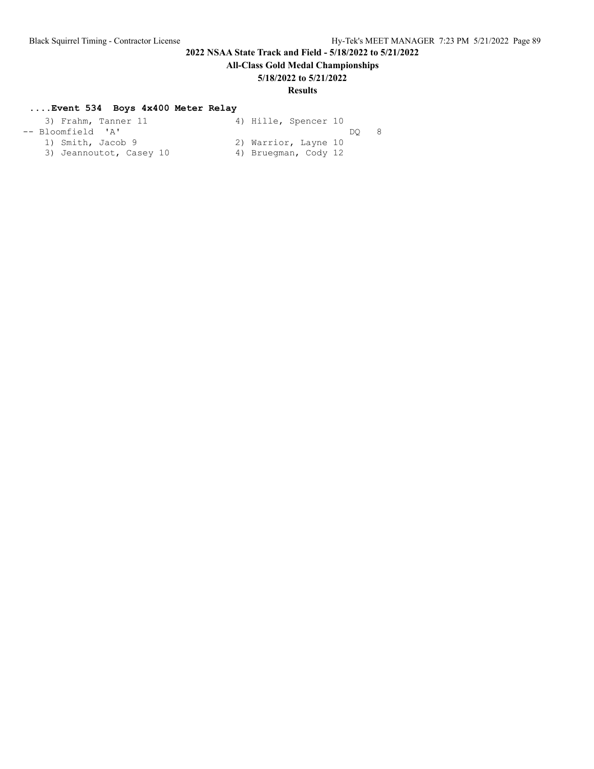#### ....Event 534 Boys 4x400 Meter Relay

```
    3) Frahm, Tanner 11              4) Hille, Spencer 10
-- Bloomfield  'A'                                         DQ   8
    1) Smith, Jacob 9                2) Warrior, Layne 10
    3) Jeannoutot, Casey 10          4) Bruegman, Cody 12
```